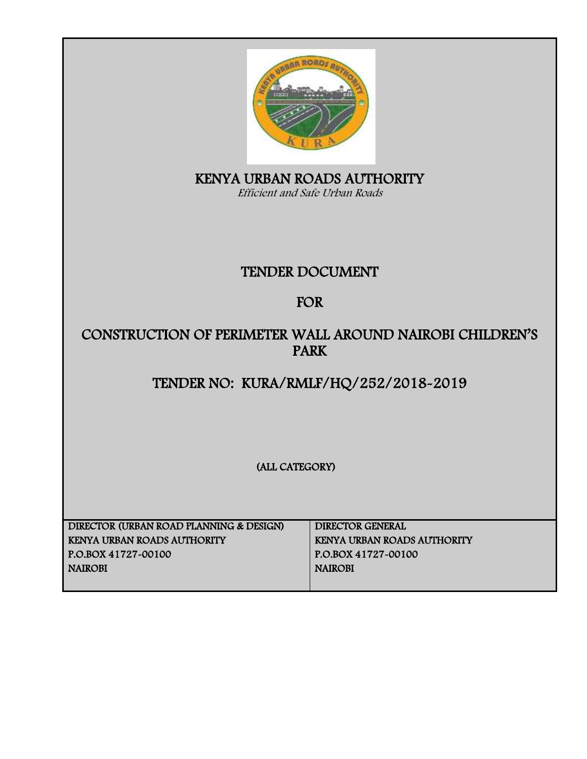# KENYA URBAN ROADS AUTHORITY

*Efficient and Safe Urban Roads*

## TENDER DOCUMENT

## FOR

## CONSTRUCTION OF PERIMETER WALL AROUND NAIROBI CHILDREN'S PARK

## TENDER NO: KURA/RMLF/HQ/252/2018-2019

(ALL CATEGORY)

| DIRECTOR (URBAN ROAD PLANNING & DESIGN)<br>KENYA URBAN ROADS AUTHORITY<br>P.O.BOX 41727-00100<br>NAIROBI | DIRECTOR GENERAL<br>KENYA URBAN ROADS AUTHORITY<br>P.O.BOX 41727-00100<br>NAIROBI |
|---|---|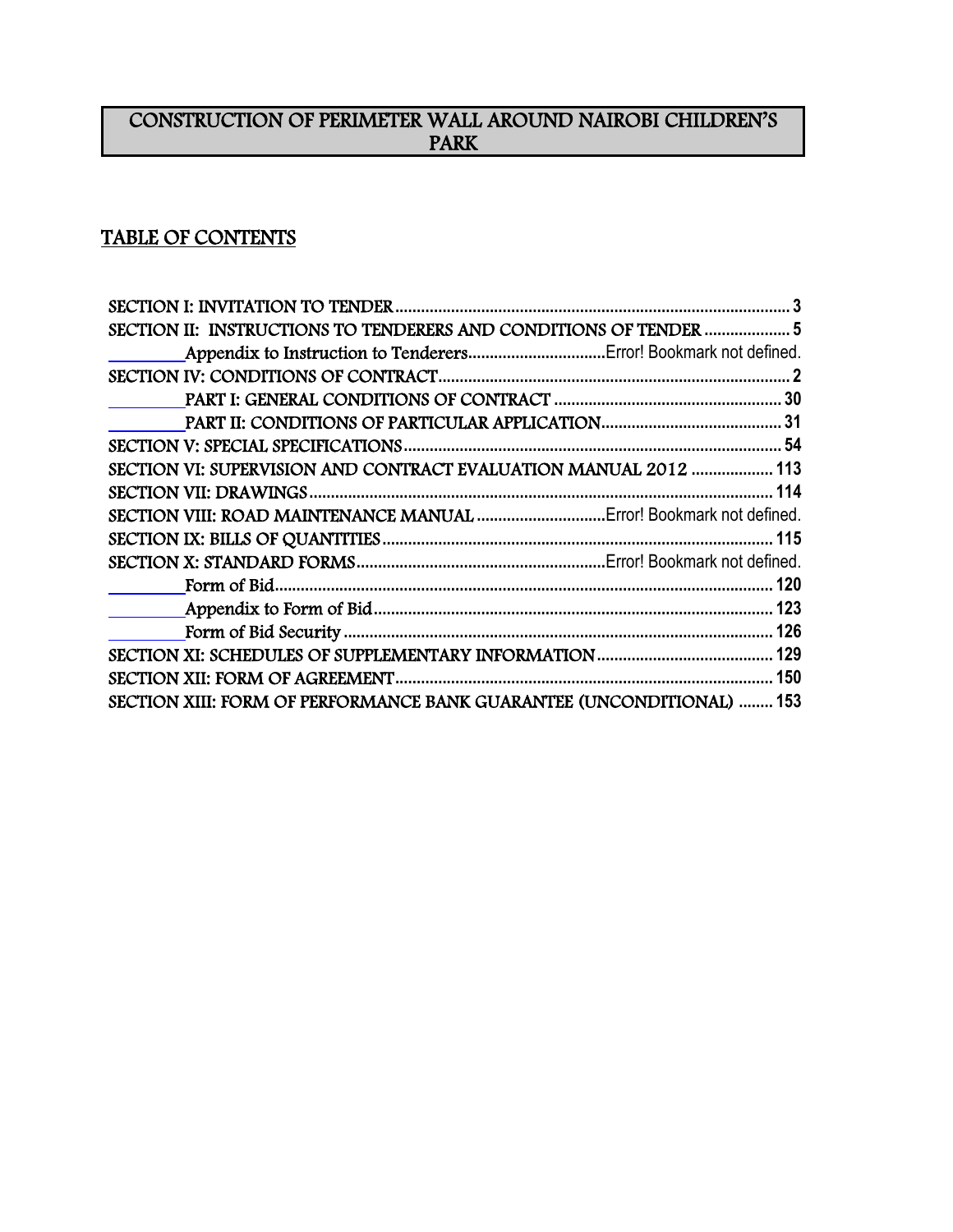# CONSTRUCTION OF PERIMETER WALL AROUND NAIROBI CHILDREN'S PARK

## TABLE OF CONTENTS

SECTION I: INVITATION TO TENDER .......... 3
SECTION II: INSTRUCTIONS TO TENDERERS AND CONDITIONS OF TENDER .......... 5
- Appendix to Instruction to Tenderers .......... Error! Bookmark not defined.

SECTION IV: CONDITIONS OF CONTRACT .......... 2
- PART I: GENERAL CONDITIONS OF CONTRACT .......... 30
- PART II: CONDITIONS OF PARTICULAR APPLICATION .......... 31

SECTION V: SPECIAL SPECIFICATIONS .......... 54
SECTION VI: SUPERVISION AND CONTRACT EVALUATION MANUAL 2012 .......... 113
SECTION VII: DRAWINGS .......... 114
SECTION VIII: ROAD MAINTENANCE MANUAL .......... Error! Bookmark not defined.
SECTION IX: BILLS OF QUANTITIES .......... 115
SECTION X: STANDARD FORMS .......... Error! Bookmark not defined.
- Form of Bid .......... 120
- Appendix to Form of Bid .......... 123
- Form of Bid Security .......... 126

SECTION XI: SCHEDULES OF SUPPLEMENTARY INFORMATION .......... 129
SECTION XII: FORM OF AGREEMENT .......... 150
SECTION XIII: FORM OF PERFORMANCE BANK GUARANTEE (UNCONDITIONAL) .......... 153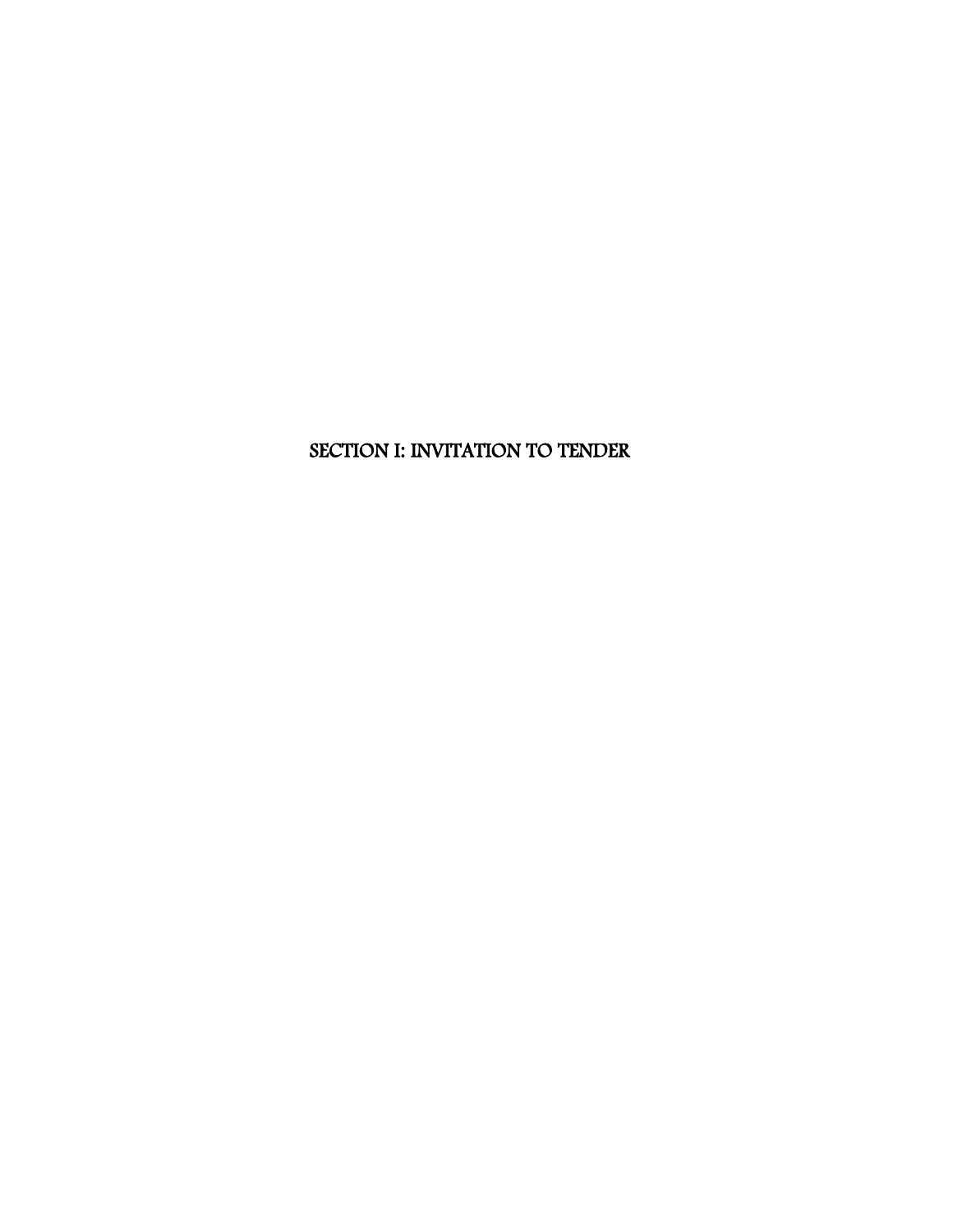# SECTION I: INVITATION TO TENDER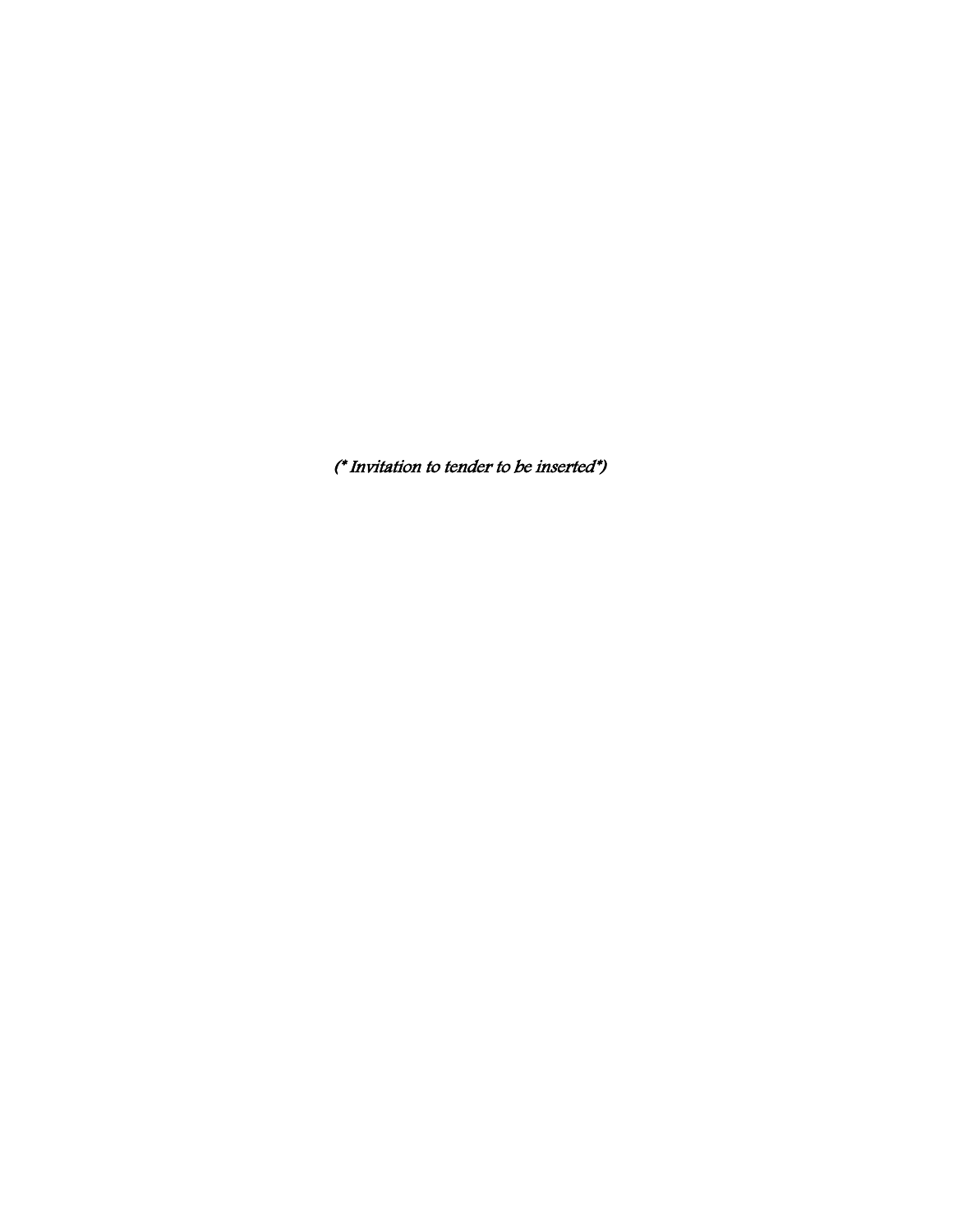*(\* Invitation to tender to be inserted\*)*

*(* Invitation to tender to be inserted*)*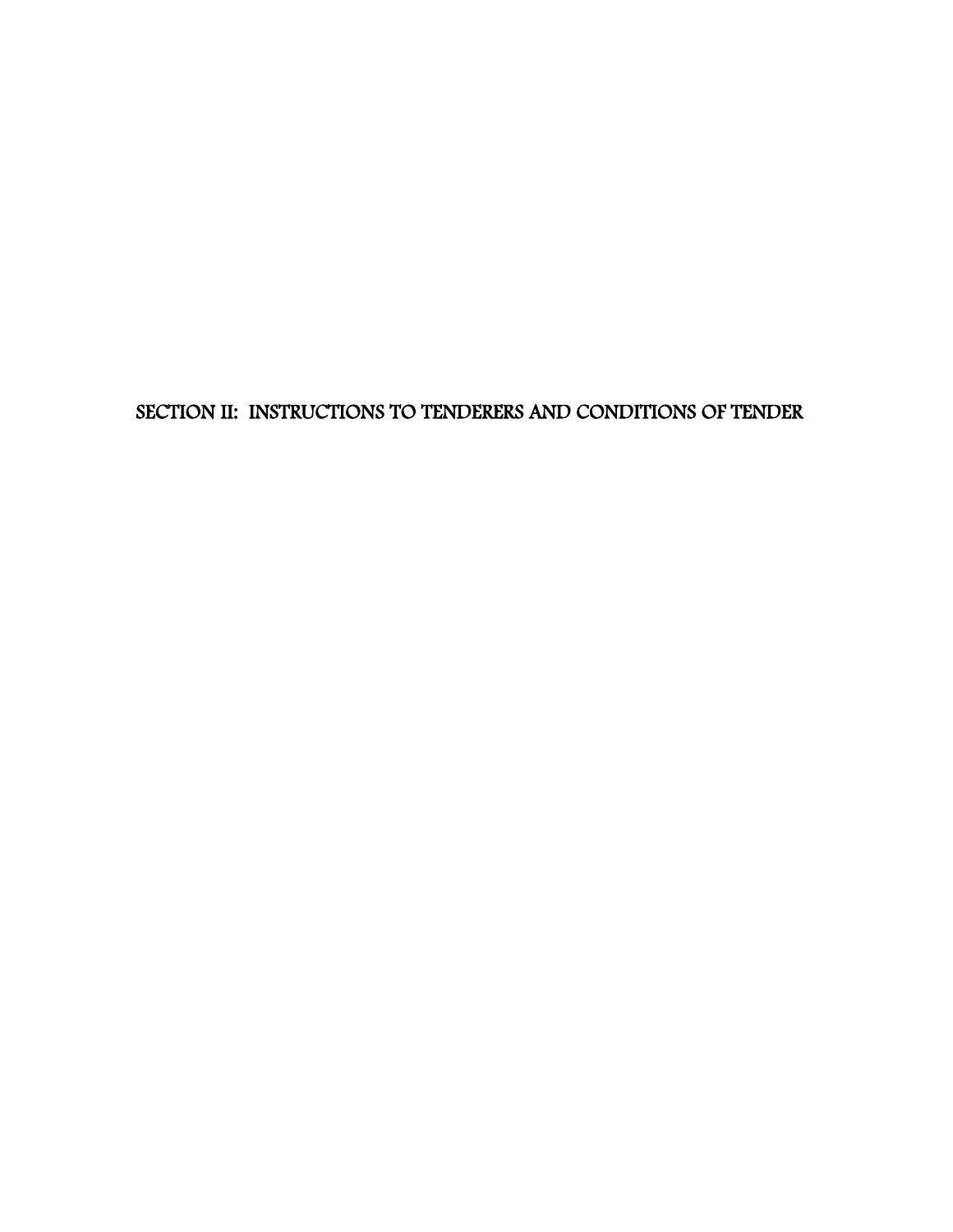# SECTION II: INSTRUCTIONS TO TENDERERS AND CONDITIONS OF TENDER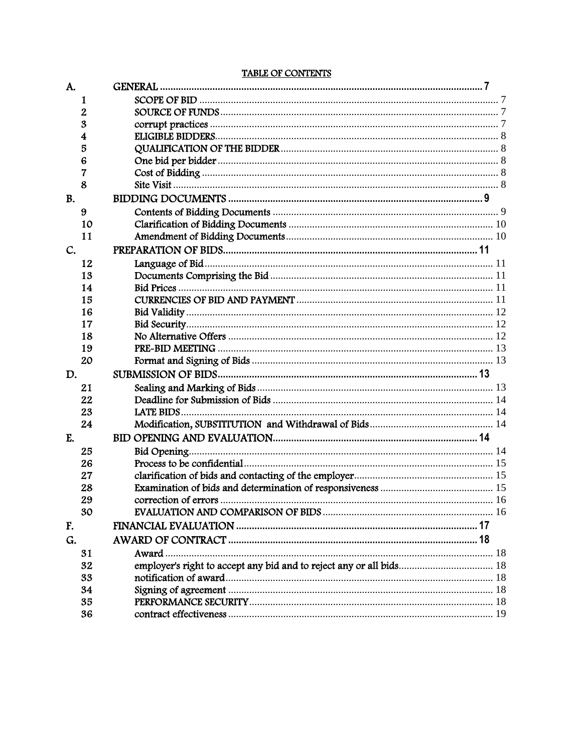## TABLE OF CONTENTS

| | | |
|---|---|---|
| **A.** | **GENERAL** | **7** |
| 1 | SCOPE OF BID | 7 |
| 2 | SOURCE OF FUNDS | 7 |
| 3 | corrupt practices | 7 |
| 4 | ELIGIBLE BIDDERS | 8 |
| 5 | QUALIFICATION OF THE BIDDER | 8 |
| 6 | One bid per bidder | 8 |
| 7 | Cost of Bidding | 8 |
| 8 | Site Visit | 8 |
| **B.** | **BIDDING DOCUMENTS** | **9** |
| 9 | Contents of Bidding Documents | 9 |
| 10 | Clarification of Bidding Documents | 10 |
| 11 | Amendment of Bidding Documents | 10 |
| **C.** | **PREPARATION OF BIDS** | **11** |
| 12 | Language of Bid | 11 |
| 13 | Documents Comprising the Bid | 11 |
| 14 | Bid Prices | 11 |
| 15 | CURRENCIES OF BID AND PAYMENT | 11 |
| 16 | Bid Validity | 12 |
| 17 | Bid Security | 12 |
| 18 | No Alternative Offers | 12 |
| 19 | PRE-BID MEETING | 13 |
| 20 | Format and Signing of Bids | 13 |
| **D.** | **SUBMISSION OF BIDS** | **13** |
| 21 | Sealing and Marking of Bids | 13 |
| 22 | Deadline for Submission of Bids | 14 |
| 23 | LATE BIDS | 14 |
| 24 | Modification, SUBSTITUTION and Withdrawal of Bids | 14 |
| **E.** | **BID OPENING AND EVALUATION** | **14** |
| 25 | Bid Opening | 14 |
| 26 | Process to be confidential | 15 |
| 27 | clarification of bids and contacting of the employer | 15 |
| 28 | Examination of bids and determination of responsiveness | 15 |
| 29 | correction of errors | 16 |
| 30 | EVALUATION AND COMPARISON OF BIDS | 16 |
| **F.** | **FINANCIAL EVALUATION** | **17** |
| **G.** | **AWARD OF CONTRACT** | **18** |
| 31 | Award | 18 |
| 32 | employer's right to accept any bid and to reject any or all bids | 18 |
| 33 | notification of award | 18 |
| 34 | Signing of agreement | 18 |
| 35 | PERFORMANCE SECURITY | 18 |
| 36 | contract effectiveness | 19 |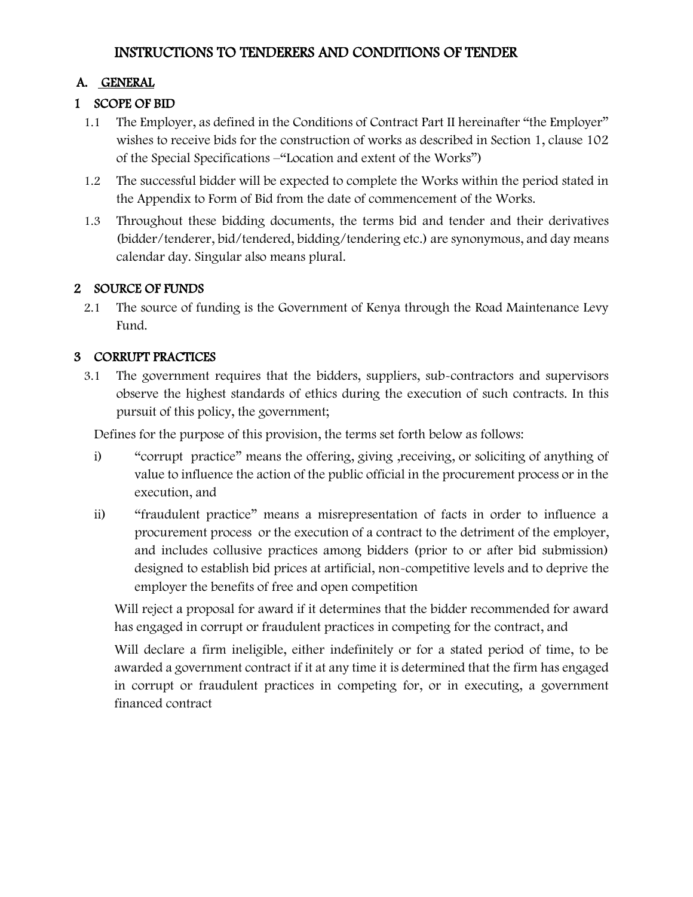# INSTRUCTIONS TO TENDERERS AND CONDITIONS OF TENDER

## A. GENERAL

### 1 SCOPE OF BID

1.1 The Employer, as defined in the Conditions of Contract Part II hereinafter "the Employer" wishes to receive bids for the construction of works as described in Section 1, clause 102 of the Special Specifications –"Location and extent of the Works")

1.2 The successful bidder will be expected to complete the Works within the period stated in the Appendix to Form of Bid from the date of commencement of the Works.

1.3 Throughout these bidding documents, the terms bid and tender and their derivatives (bidder/tenderer, bid/tendered, bidding/tendering etc.) are synonymous, and day means calendar day. Singular also means plural.

### 2 SOURCE OF FUNDS

2.1 The source of funding is the Government of Kenya through the Road Maintenance Levy Fund.

### 3 CORRUPT PRACTICES

3.1 The government requires that the bidders, suppliers, sub-contractors and supervisors observe the highest standards of ethics during the execution of such contracts. In this pursuit of this policy, the government;

Defines for the purpose of this provision, the terms set forth below as follows:

i) "corrupt practice" means the offering, giving ,receiving, or soliciting of anything of value to influence the action of the public official in the procurement process or in the execution, and

ii) "fraudulent practice" means a misrepresentation of facts in order to influence a procurement process or the execution of a contract to the detriment of the employer, and includes collusive practices among bidders (prior to or after bid submission) designed to establish bid prices at artificial, non-competitive levels and to deprive the employer the benefits of free and open competition

Will reject a proposal for award if it determines that the bidder recommended for award has engaged in corrupt or fraudulent practices in competing for the contract, and

Will declare a firm ineligible, either indefinitely or for a stated period of time, to be awarded a government contract if it at any time it is determined that the firm has engaged in corrupt or fraudulent practices in competing for, or in executing, a government financed contract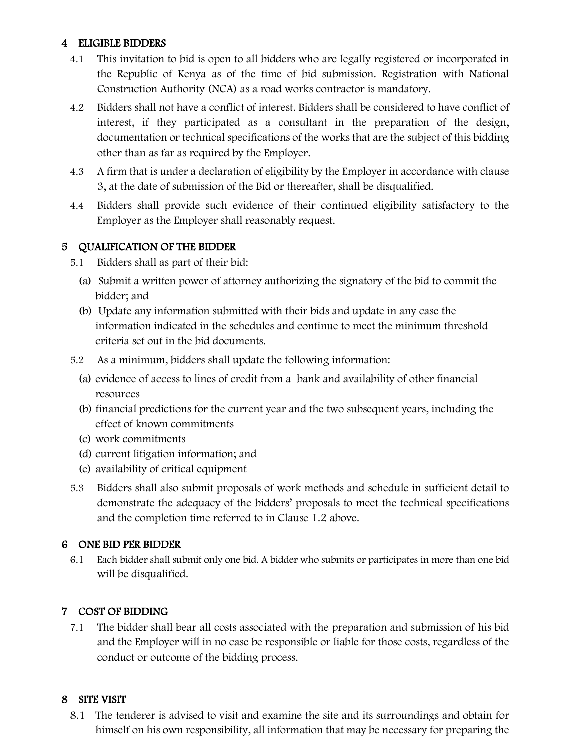## 4 ELIGIBLE BIDDERS

4.1 This invitation to bid is open to all bidders who are legally registered or incorporated in the Republic of Kenya as of the time of bid submission. Registration with National Construction Authority (NCA) as a road works contractor is mandatory.

4.2 Bidders shall not have a conflict of interest. Bidders shall be considered to have conflict of interest, if they participated as a consultant in the preparation of the design, documentation or technical specifications of the works that are the subject of this bidding other than as far as required by the Employer.

4.3 A firm that is under a declaration of eligibility by the Employer in accordance with clause 3, at the date of submission of the Bid or thereafter, shall be disqualified.

4.4 Bidders shall provide such evidence of their continued eligibility satisfactory to the Employer as the Employer shall reasonably request.

## 5 QUALIFICATION OF THE BIDDER

5.1 Bidders shall as part of their bid:

(a) Submit a written power of attorney authorizing the signatory of the bid to commit the bidder; and

(b) Update any information submitted with their bids and update in any case the information indicated in the schedules and continue to meet the minimum threshold criteria set out in the bid documents.

5.2 As a minimum, bidders shall update the following information:

(a) evidence of access to lines of credit from a bank and availability of other financial resources

(b) financial predictions for the current year and the two subsequent years, including the effect of known commitments

(c) work commitments

(d) current litigation information; and

(e) availability of critical equipment

5.3 Bidders shall also submit proposals of work methods and schedule in sufficient detail to demonstrate the adequacy of the bidders' proposals to meet the technical specifications and the completion time referred to in Clause 1.2 above.

## 6 ONE BID PER BIDDER

6.1 Each bidder shall submit only one bid. A bidder who submits or participates in more than one bid will be disqualified.

## 7 COST OF BIDDING

7.1 The bidder shall bear all costs associated with the preparation and submission of his bid and the Employer will in no case be responsible or liable for those costs, regardless of the conduct or outcome of the bidding process.

## 8 SITE VISIT

8.1 The tenderer is advised to visit and examine the site and its surroundings and obtain for himself on his own responsibility, all information that may be necessary for preparing the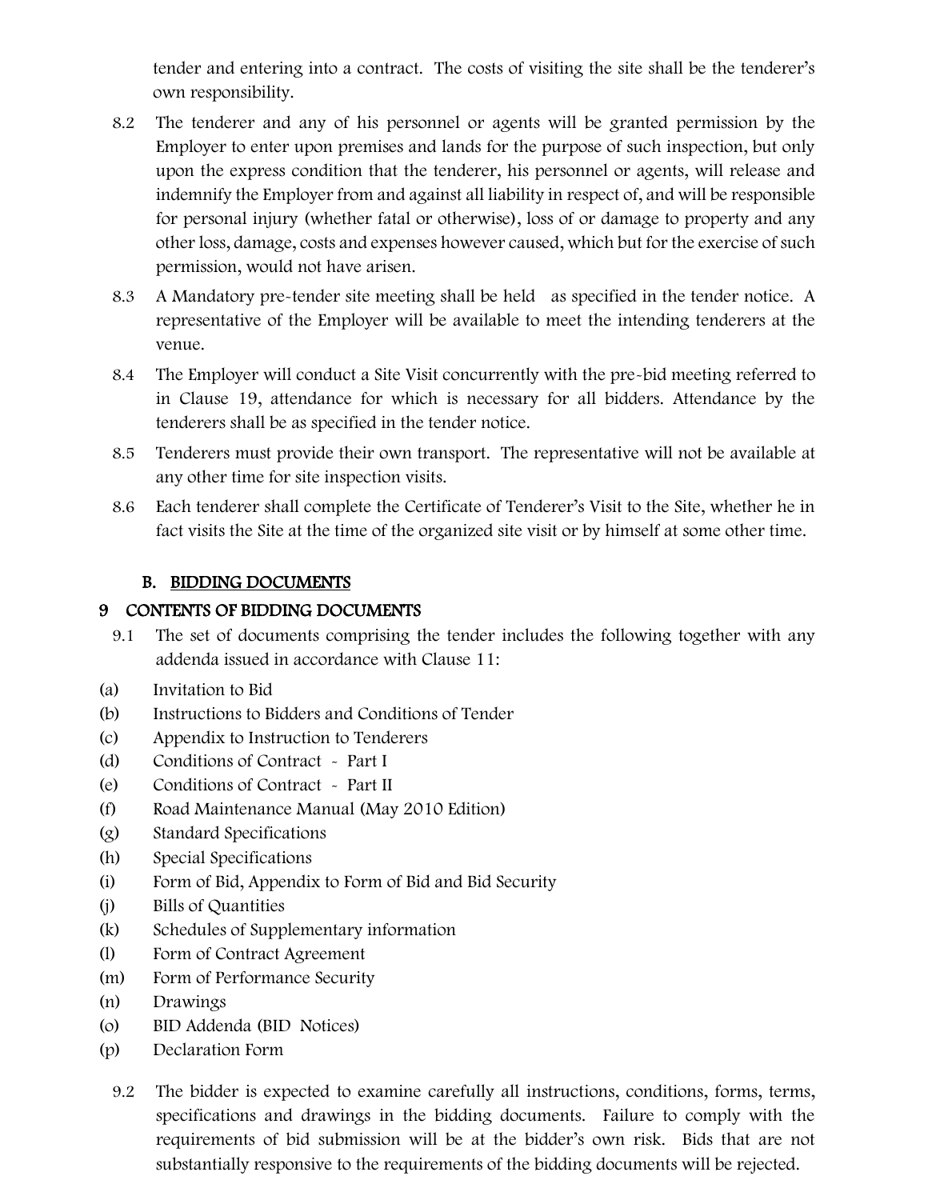tender and entering into a contract. The costs of visiting the site shall be the tenderer's own responsibility.

8.2 The tenderer and any of his personnel or agents will be granted permission by the Employer to enter upon premises and lands for the purpose of such inspection, but only upon the express condition that the tenderer, his personnel or agents, will release and indemnify the Employer from and against all liability in respect of, and will be responsible for personal injury (whether fatal or otherwise), loss of or damage to property and any other loss, damage, costs and expenses however caused, which but for the exercise of such permission, would not have arisen.

8.3 A Mandatory pre-tender site meeting shall be held as specified in the tender notice. A representative of the Employer will be available to meet the intending tenderers at the venue.

8.4 The Employer will conduct a Site Visit concurrently with the pre-bid meeting referred to in Clause 19, attendance for which is necessary for all bidders. Attendance by the tenderers shall be as specified in the tender notice.

8.5 Tenderers must provide their own transport. The representative will not be available at any other time for site inspection visits.

8.6 Each tenderer shall complete the Certificate of Tenderer's Visit to the Site, whether he in fact visits the Site at the time of the organized site visit or by himself at some other time.

## B. BIDDING DOCUMENTS

### 9 CONTENTS OF BIDDING DOCUMENTS

9.1 The set of documents comprising the tender includes the following together with any addenda issued in accordance with Clause 11:

(a) Invitation to Bid
(b) Instructions to Bidders and Conditions of Tender
(c) Appendix to Instruction to Tenderers
(d) Conditions of Contract - Part I
(e) Conditions of Contract - Part II
(f) Road Maintenance Manual (May 2010 Edition)
(g) Standard Specifications
(h) Special Specifications
(i) Form of Bid, Appendix to Form of Bid and Bid Security
(j) Bills of Quantities
(k) Schedules of Supplementary information
(l) Form of Contract Agreement
(m) Form of Performance Security
(n) Drawings
(o) BID Addenda (BID Notices)
(p) Declaration Form

9.2 The bidder is expected to examine carefully all instructions, conditions, forms, terms, specifications and drawings in the bidding documents. Failure to comply with the requirements of bid submission will be at the bidder's own risk. Bids that are not substantially responsive to the requirements of the bidding documents will be rejected.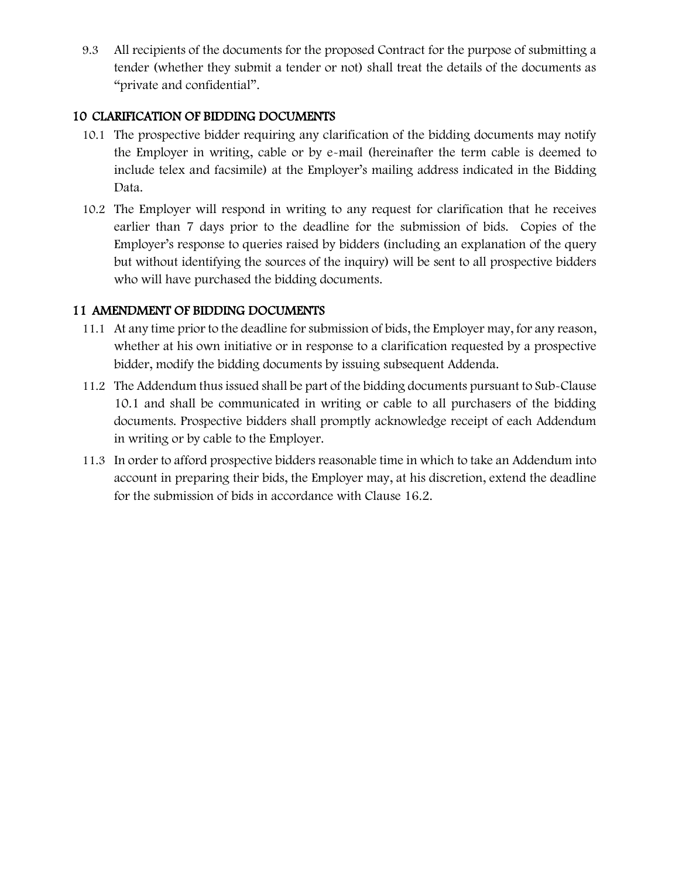9.3 All recipients of the documents for the proposed Contract for the purpose of submitting a tender (whether they submit a tender or not) shall treat the details of the documents as "private and confidential".

## 10 CLARIFICATION OF BIDDING DOCUMENTS

10.1 The prospective bidder requiring any clarification of the bidding documents may notify the Employer in writing, cable or by e-mail (hereinafter the term cable is deemed to include telex and facsimile) at the Employer's mailing address indicated in the Bidding Data.

10.2 The Employer will respond in writing to any request for clarification that he receives earlier than 7 days prior to the deadline for the submission of bids. Copies of the Employer's response to queries raised by bidders (including an explanation of the query but without identifying the sources of the inquiry) will be sent to all prospective bidders who will have purchased the bidding documents.

## 11 AMENDMENT OF BIDDING DOCUMENTS

11.1 At any time prior to the deadline for submission of bids, the Employer may, for any reason, whether at his own initiative or in response to a clarification requested by a prospective bidder, modify the bidding documents by issuing subsequent Addenda.

11.2 The Addendum thus issued shall be part of the bidding documents pursuant to Sub-Clause 10.1 and shall be communicated in writing or cable to all purchasers of the bidding documents. Prospective bidders shall promptly acknowledge receipt of each Addendum in writing or by cable to the Employer.

11.3 In order to afford prospective bidders reasonable time in which to take an Addendum into account in preparing their bids, the Employer may, at his discretion, extend the deadline for the submission of bids in accordance with Clause 16.2.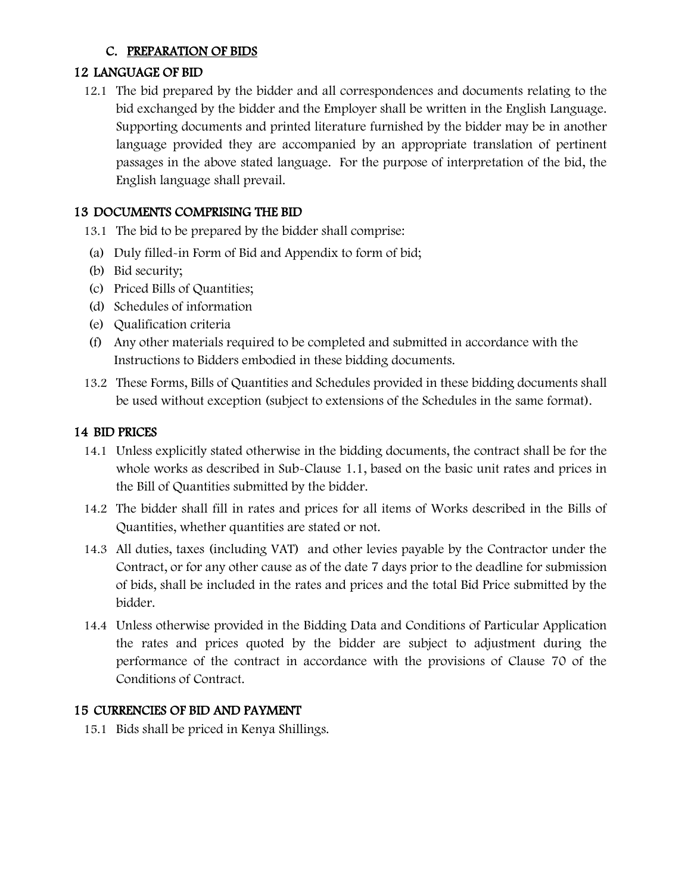## C. PREPARATION OF BIDS

### 12 LANGUAGE OF BID

12.1 The bid prepared by the bidder and all correspondences and documents relating to the bid exchanged by the bidder and the Employer shall be written in the English Language. Supporting documents and printed literature furnished by the bidder may be in another language provided they are accompanied by an appropriate translation of pertinent passages in the above stated language. For the purpose of interpretation of the bid, the English language shall prevail.

### 13 DOCUMENTS COMPRISING THE BID

13.1 The bid to be prepared by the bidder shall comprise:

(a) Duly filled-in Form of Bid and Appendix to form of bid;
(b) Bid security;
(c) Priced Bills of Quantities;
(d) Schedules of information
(e) Qualification criteria
(f) Any other materials required to be completed and submitted in accordance with the Instructions to Bidders embodied in these bidding documents.

13.2 These Forms, Bills of Quantities and Schedules provided in these bidding documents shall be used without exception (subject to extensions of the Schedules in the same format).

### 14 BID PRICES

14.1 Unless explicitly stated otherwise in the bidding documents, the contract shall be for the whole works as described in Sub-Clause 1.1, based on the basic unit rates and prices in the Bill of Quantities submitted by the bidder.

14.2 The bidder shall fill in rates and prices for all items of Works described in the Bills of Quantities, whether quantities are stated or not.

14.3 All duties, taxes (including VAT) and other levies payable by the Contractor under the Contract, or for any other cause as of the date 7 days prior to the deadline for submission of bids, shall be included in the rates and prices and the total Bid Price submitted by the bidder.

14.4 Unless otherwise provided in the Bidding Data and Conditions of Particular Application the rates and prices quoted by the bidder are subject to adjustment during the performance of the contract in accordance with the provisions of Clause 70 of the Conditions of Contract.

### 15 CURRENCIES OF BID AND PAYMENT

15.1 Bids shall be priced in Kenya Shillings.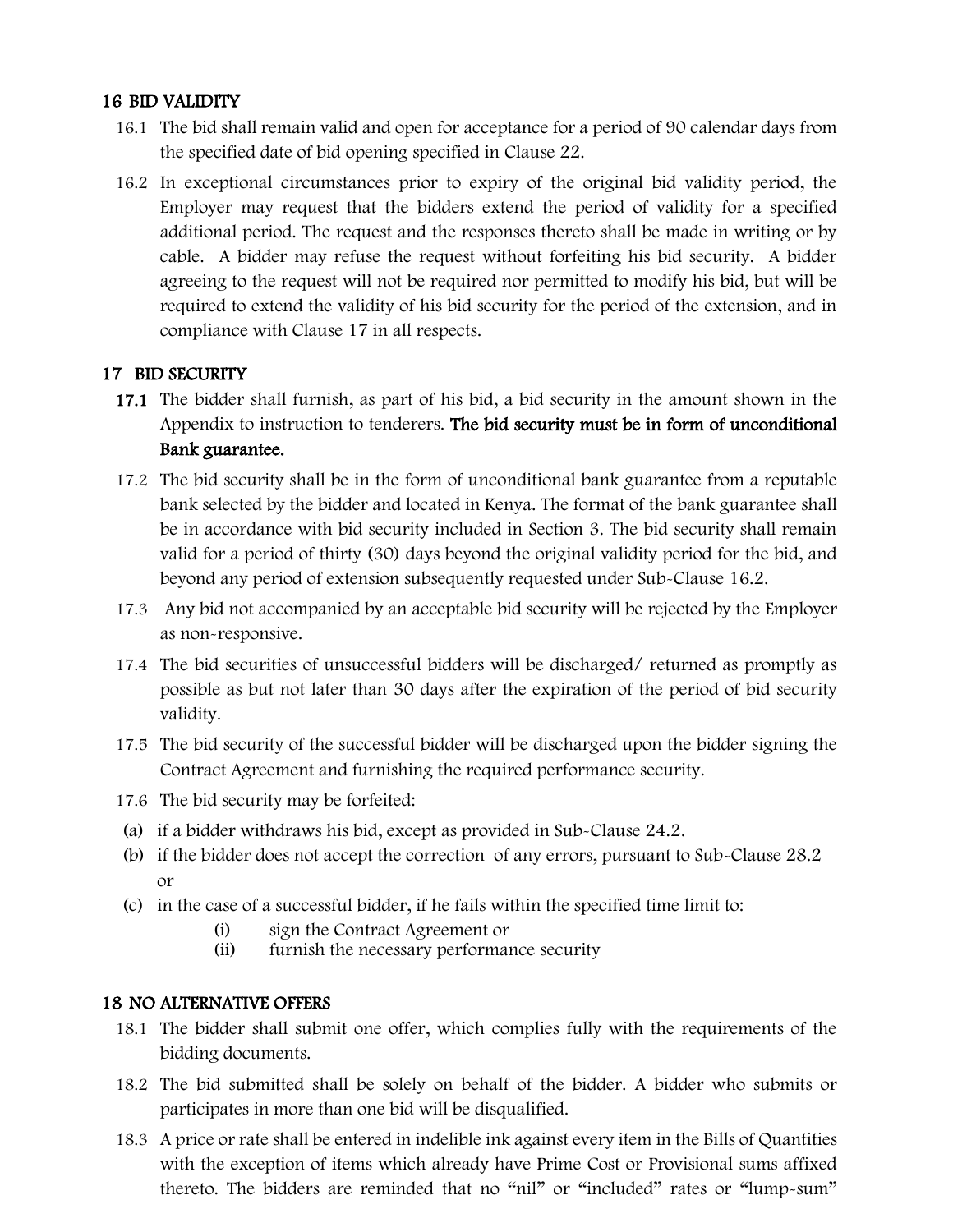## 16 BID VALIDITY

16.1 The bid shall remain valid and open for acceptance for a period of 90 calendar days from the specified date of bid opening specified in Clause 22.

16.2 In exceptional circumstances prior to expiry of the original bid validity period, the Employer may request that the bidders extend the period of validity for a specified additional period. The request and the responses thereto shall be made in writing or by cable. A bidder may refuse the request without forfeiting his bid security. A bidder agreeing to the request will not be required nor permitted to modify his bid, but will be required to extend the validity of his bid security for the period of the extension, and in compliance with Clause 17 in all respects.

## 17 BID SECURITY

**17.1** The bidder shall furnish, as part of his bid, a bid security in the amount shown in the Appendix to instruction to tenderers. **The bid security must be in form of unconditional Bank guarantee.**

17.2 The bid security shall be in the form of unconditional bank guarantee from a reputable bank selected by the bidder and located in Kenya. The format of the bank guarantee shall be in accordance with bid security included in Section 3. The bid security shall remain valid for a period of thirty (30) days beyond the original validity period for the bid, and beyond any period of extension subsequently requested under Sub-Clause 16.2.

17.3 Any bid not accompanied by an acceptable bid security will be rejected by the Employer as non-responsive.

17.4 The bid securities of unsuccessful bidders will be discharged/ returned as promptly as possible as but not later than 30 days after the expiration of the period of bid security validity.

17.5 The bid security of the successful bidder will be discharged upon the bidder signing the Contract Agreement and furnishing the required performance security.

17.6 The bid security may be forfeited:

(a) if a bidder withdraws his bid, except as provided in Sub-Clause 24.2.

(b) if the bidder does not accept the correction of any errors, pursuant to Sub-Clause 28.2 or

(c) in the case of a successful bidder, if he fails within the specified time limit to:

  (i) sign the Contract Agreement or

  (ii) furnish the necessary performance security

## 18 NO ALTERNATIVE OFFERS

18.1 The bidder shall submit one offer, which complies fully with the requirements of the bidding documents.

18.2 The bid submitted shall be solely on behalf of the bidder. A bidder who submits or participates in more than one bid will be disqualified.

18.3 A price or rate shall be entered in indelible ink against every item in the Bills of Quantities with the exception of items which already have Prime Cost or Provisional sums affixed thereto. The bidders are reminded that no "nil" or "included" rates or "lump-sum"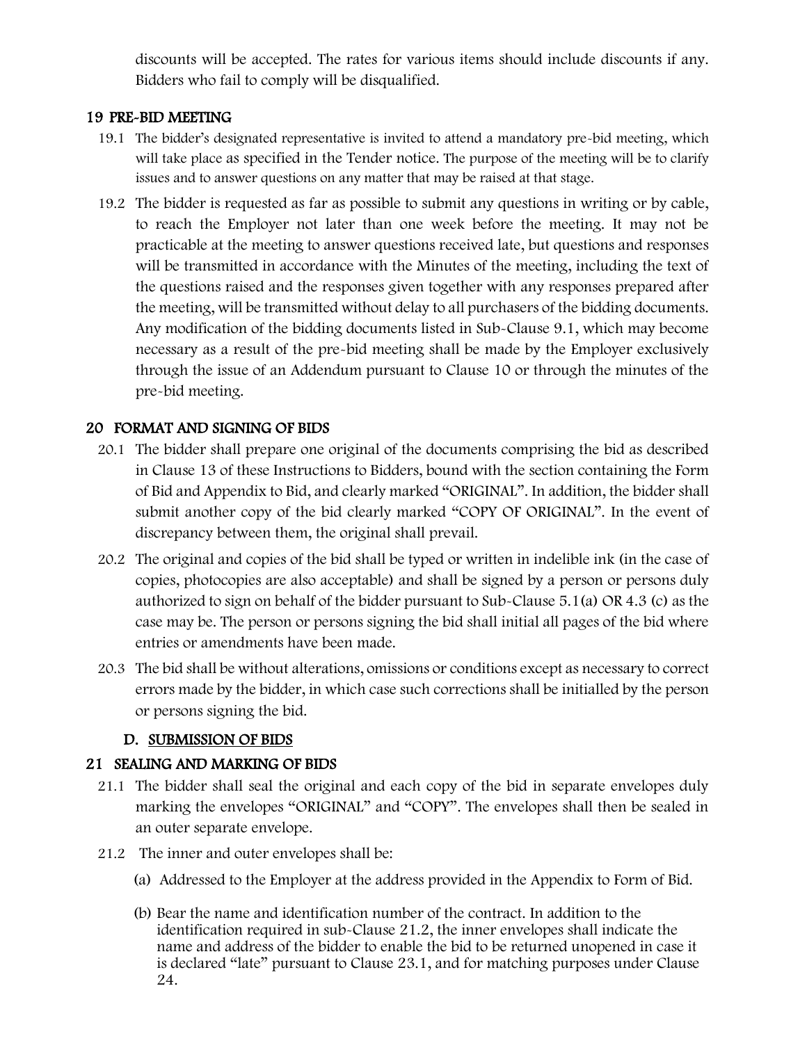discounts will be accepted. The rates for various items should include discounts if any. Bidders who fail to comply will be disqualified.

## 19 PRE-BID MEETING

19.1 The bidder's designated representative is invited to attend a mandatory pre-bid meeting, which will take place as specified in the Tender notice. The purpose of the meeting will be to clarify issues and to answer questions on any matter that may be raised at that stage.

19.2 The bidder is requested as far as possible to submit any questions in writing or by cable, to reach the Employer not later than one week before the meeting. It may not be practicable at the meeting to answer questions received late, but questions and responses will be transmitted in accordance with the Minutes of the meeting, including the text of the questions raised and the responses given together with any responses prepared after the meeting, will be transmitted without delay to all purchasers of the bidding documents. Any modification of the bidding documents listed in Sub-Clause 9.1, which may become necessary as a result of the pre-bid meeting shall be made by the Employer exclusively through the issue of an Addendum pursuant to Clause 10 or through the minutes of the pre-bid meeting.

## 20 FORMAT AND SIGNING OF BIDS

20.1 The bidder shall prepare one original of the documents comprising the bid as described in Clause 13 of these Instructions to Bidders, bound with the section containing the Form of Bid and Appendix to Bid, and clearly marked "ORIGINAL". In addition, the bidder shall submit another copy of the bid clearly marked "COPY OF ORIGINAL". In the event of discrepancy between them, the original shall prevail.

20.2 The original and copies of the bid shall be typed or written in indelible ink (in the case of copies, photocopies are also acceptable) and shall be signed by a person or persons duly authorized to sign on behalf of the bidder pursuant to Sub-Clause 5.1(a) OR 4.3 (c) as the case may be. The person or persons signing the bid shall initial all pages of the bid where entries or amendments have been made.

20.3 The bid shall be without alterations, omissions or conditions except as necessary to correct errors made by the bidder, in which case such corrections shall be initialled by the person or persons signing the bid.

## D. SUBMISSION OF BIDS

## 21 SEALING AND MARKING OF BIDS

21.1 The bidder shall seal the original and each copy of the bid in separate envelopes duly marking the envelopes "ORIGINAL" and "COPY". The envelopes shall then be sealed in an outer separate envelope.

21.2 The inner and outer envelopes shall be:

(a) Addressed to the Employer at the address provided in the Appendix to Form of Bid.

(b) Bear the name and identification number of the contract. In addition to the identification required in sub-Clause 21.2, the inner envelopes shall indicate the name and address of the bidder to enable the bid to be returned unopened in case it is declared "late" pursuant to Clause 23.1, and for matching purposes under Clause 24.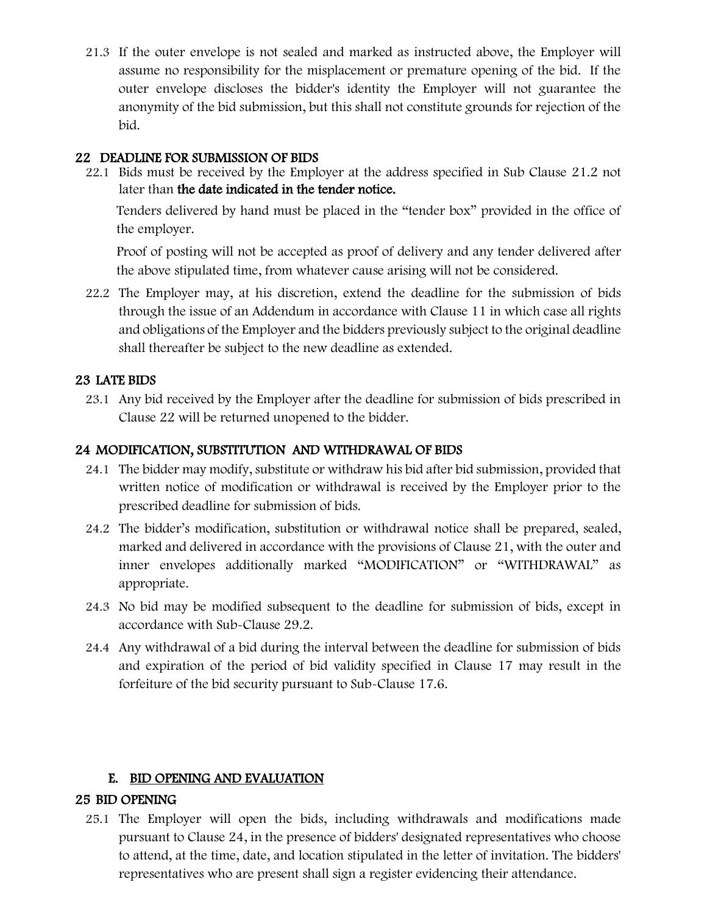21.3 If the outer envelope is not sealed and marked as instructed above, the Employer will assume no responsibility for the misplacement or premature opening of the bid. If the outer envelope discloses the bidder's identity the Employer will not guarantee the anonymity of the bid submission, but this shall not constitute grounds for rejection of the bid.

## 22 DEADLINE FOR SUBMISSION OF BIDS

22.1 Bids must be received by the Employer at the address specified in Sub Clause 21.2 not later than **the date indicated in the tender notice.**

Tenders delivered by hand must be placed in the "tender box" provided in the office of the employer.

Proof of posting will not be accepted as proof of delivery and any tender delivered after the above stipulated time, from whatever cause arising will not be considered.

22.2 The Employer may, at his discretion, extend the deadline for the submission of bids through the issue of an Addendum in accordance with Clause 11 in which case all rights and obligations of the Employer and the bidders previously subject to the original deadline shall thereafter be subject to the new deadline as extended.

## 23 LATE BIDS

23.1 Any bid received by the Employer after the deadline for submission of bids prescribed in Clause 22 will be returned unopened to the bidder.

## 24 MODIFICATION, SUBSTITUTION AND WITHDRAWAL OF BIDS

24.1 The bidder may modify, substitute or withdraw his bid after bid submission, provided that written notice of modification or withdrawal is received by the Employer prior to the prescribed deadline for submission of bids.

24.2 The bidder's modification, substitution or withdrawal notice shall be prepared, sealed, marked and delivered in accordance with the provisions of Clause 21, with the outer and inner envelopes additionally marked "MODIFICATION" or "WITHDRAWAL" as appropriate.

24.3 No bid may be modified subsequent to the deadline for submission of bids, except in accordance with Sub-Clause 29.2.

24.4 Any withdrawal of a bid during the interval between the deadline for submission of bids and expiration of the period of bid validity specified in Clause 17 may result in the forfeiture of the bid security pursuant to Sub-Clause 17.6.

# E. BID OPENING AND EVALUATION

## 25 BID OPENING

25.1 The Employer will open the bids, including withdrawals and modifications made pursuant to Clause 24, in the presence of bidders' designated representatives who choose to attend, at the time, date, and location stipulated in the letter of invitation. The bidders' representatives who are present shall sign a register evidencing their attendance.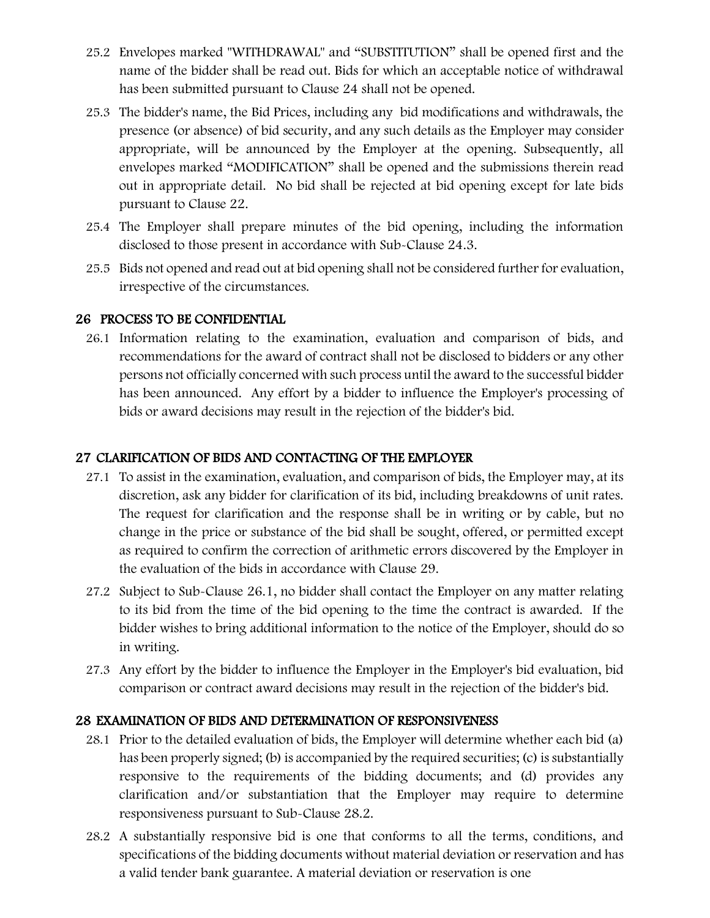25.2 Envelopes marked "WITHDRAWAL" and "SUBSTITUTION" shall be opened first and the name of the bidder shall be read out. Bids for which an acceptable notice of withdrawal has been submitted pursuant to Clause 24 shall not be opened.

25.3 The bidder's name, the Bid Prices, including any bid modifications and withdrawals, the presence (or absence) of bid security, and any such details as the Employer may consider appropriate, will be announced by the Employer at the opening. Subsequently, all envelopes marked "MODIFICATION" shall be opened and the submissions therein read out in appropriate detail. No bid shall be rejected at bid opening except for late bids pursuant to Clause 22.

25.4 The Employer shall prepare minutes of the bid opening, including the information disclosed to those present in accordance with Sub-Clause 24.3.

25.5 Bids not opened and read out at bid opening shall not be considered further for evaluation, irrespective of the circumstances.

## 26 PROCESS TO BE CONFIDENTIAL

26.1 Information relating to the examination, evaluation and comparison of bids, and recommendations for the award of contract shall not be disclosed to bidders or any other persons not officially concerned with such process until the award to the successful bidder has been announced. Any effort by a bidder to influence the Employer's processing of bids or award decisions may result in the rejection of the bidder's bid.

## 27 CLARIFICATION OF BIDS AND CONTACTING OF THE EMPLOYER

27.1 To assist in the examination, evaluation, and comparison of bids, the Employer may, at its discretion, ask any bidder for clarification of its bid, including breakdowns of unit rates. The request for clarification and the response shall be in writing or by cable, but no change in the price or substance of the bid shall be sought, offered, or permitted except as required to confirm the correction of arithmetic errors discovered by the Employer in the evaluation of the bids in accordance with Clause 29.

27.2 Subject to Sub-Clause 26.1, no bidder shall contact the Employer on any matter relating to its bid from the time of the bid opening to the time the contract is awarded. If the bidder wishes to bring additional information to the notice of the Employer, should do so in writing.

27.3 Any effort by the bidder to influence the Employer in the Employer's bid evaluation, bid comparison or contract award decisions may result in the rejection of the bidder's bid.

## 28 EXAMINATION OF BIDS AND DETERMINATION OF RESPONSIVENESS

28.1 Prior to the detailed evaluation of bids, the Employer will determine whether each bid (a) has been properly signed; (b) is accompanied by the required securities; (c) is substantially responsive to the requirements of the bidding documents; and (d) provides any clarification and/or substantiation that the Employer may require to determine responsiveness pursuant to Sub-Clause 28.2.

28.2 A substantially responsive bid is one that conforms to all the terms, conditions, and specifications of the bidding documents without material deviation or reservation and has a valid tender bank guarantee. A material deviation or reservation is one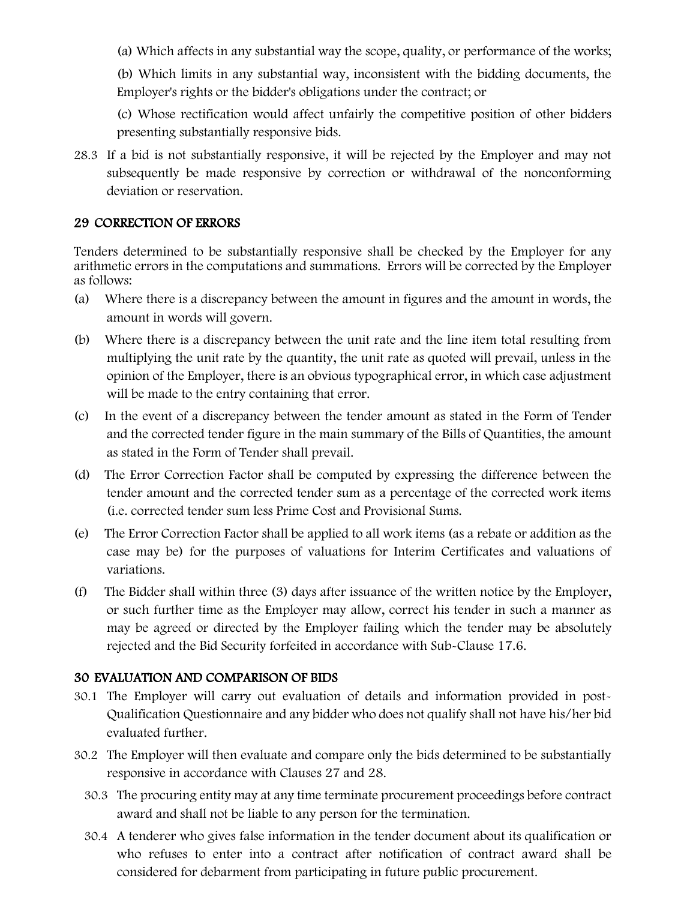(a) Which affects in any substantial way the scope, quality, or performance of the works;

(b) Which limits in any substantial way, inconsistent with the bidding documents, the Employer's rights or the bidder's obligations under the contract; or

(c) Whose rectification would affect unfairly the competitive position of other bidders presenting substantially responsive bids.

28.3 If a bid is not substantially responsive, it will be rejected by the Employer and may not subsequently be made responsive by correction or withdrawal of the nonconforming deviation or reservation.

## 29 CORRECTION OF ERRORS

Tenders determined to be substantially responsive shall be checked by the Employer for any arithmetic errors in the computations and summations. Errors will be corrected by the Employer as follows:

(a) Where there is a discrepancy between the amount in figures and the amount in words, the amount in words will govern.

(b) Where there is a discrepancy between the unit rate and the line item total resulting from multiplying the unit rate by the quantity, the unit rate as quoted will prevail, unless in the opinion of the Employer, there is an obvious typographical error, in which case adjustment will be made to the entry containing that error.

(c) In the event of a discrepancy between the tender amount as stated in the Form of Tender and the corrected tender figure in the main summary of the Bills of Quantities, the amount as stated in the Form of Tender shall prevail.

(d) The Error Correction Factor shall be computed by expressing the difference between the tender amount and the corrected tender sum as a percentage of the corrected work items (i.e. corrected tender sum less Prime Cost and Provisional Sums.

(e) The Error Correction Factor shall be applied to all work items (as a rebate or addition as the case may be) for the purposes of valuations for Interim Certificates and valuations of variations.

(f) The Bidder shall within three (3) days after issuance of the written notice by the Employer, or such further time as the Employer may allow, correct his tender in such a manner as may be agreed or directed by the Employer failing which the tender may be absolutely rejected and the Bid Security forfeited in accordance with Sub-Clause 17.6.

## 30 EVALUATION AND COMPARISON OF BIDS

30.1 The Employer will carry out evaluation of details and information provided in post-Qualification Questionnaire and any bidder who does not qualify shall not have his/her bid evaluated further.

30.2 The Employer will then evaluate and compare only the bids determined to be substantially responsive in accordance with Clauses 27 and 28.

30.3 The procuring entity may at any time terminate procurement proceedings before contract award and shall not be liable to any person for the termination.

30.4 A tenderer who gives false information in the tender document about its qualification or who refuses to enter into a contract after notification of contract award shall be considered for debarment from participating in future public procurement.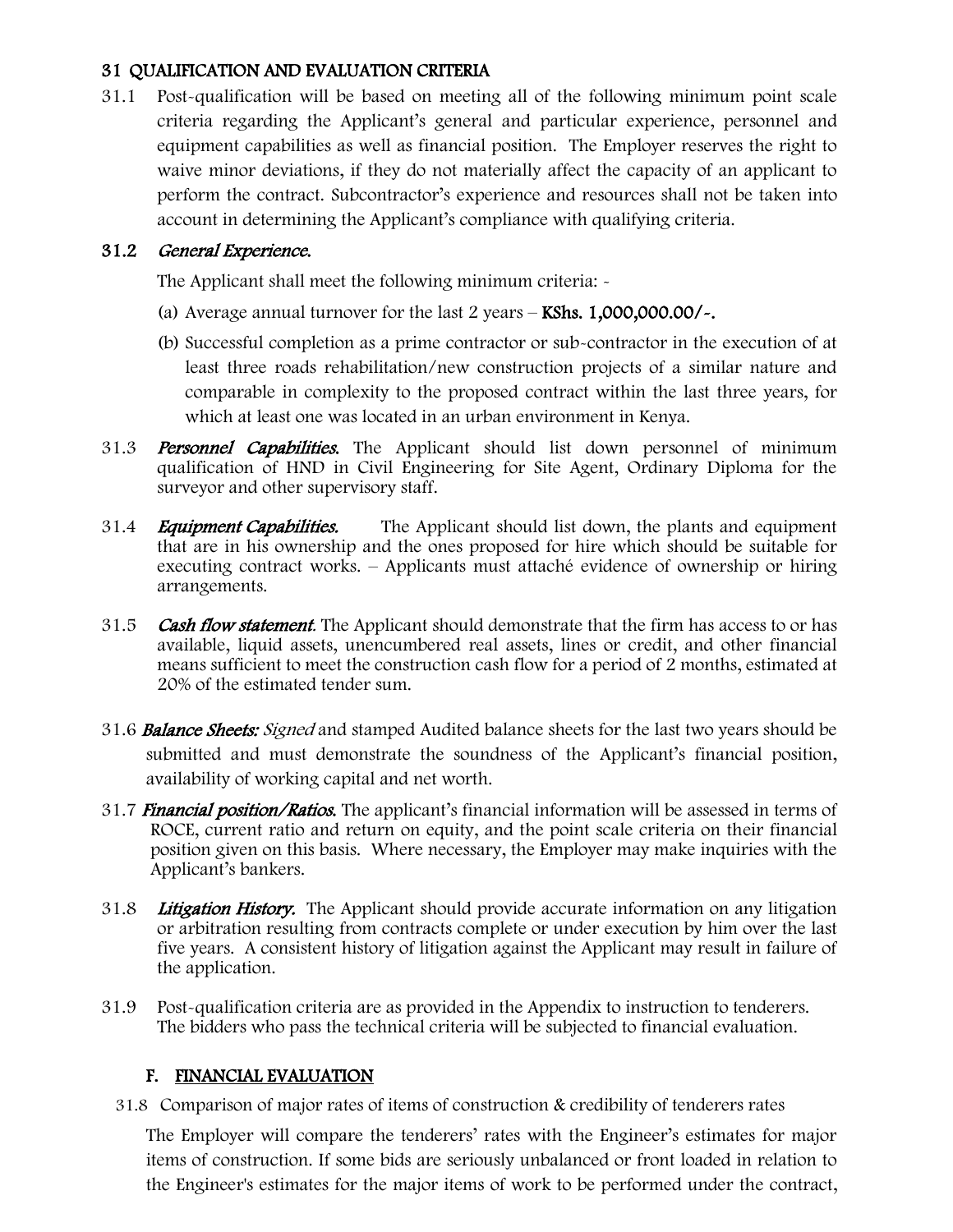## 31 QUALIFICATION AND EVALUATION CRITERIA

31.1 Post-qualification will be based on meeting all of the following minimum point scale criteria regarding the Applicant's general and particular experience, personnel and equipment capabilities as well as financial position. The Employer reserves the right to waive minor deviations, if they do not materially affect the capacity of an applicant to perform the contract. Subcontractor's experience and resources shall not be taken into account in determining the Applicant's compliance with qualifying criteria.

### 31.2 *General Experience.*

The Applicant shall meet the following minimum criteria: -

(a) Average annual turnover for the last 2 years – **KShs. 1,000,000.00/-.**

(b) Successful completion as a prime contractor or sub-contractor in the execution of at least three roads rehabilitation/new construction projects of a similar nature and comparable in complexity to the proposed contract within the last three years, for which at least one was located in an urban environment in Kenya.

31.3 ***Personnel Capabilities.*** The Applicant should list down personnel of minimum qualification of HND in Civil Engineering for Site Agent, Ordinary Diploma for the surveyor and other supervisory staff.

31.4 ***Equipment Capabilities.*** The Applicant should list down, the plants and equipment that are in his ownership and the ones proposed for hire which should be suitable for executing contract works. – Applicants must attaché evidence of ownership or hiring arrangements.

31.5 ***Cash flow statement.*** The Applicant should demonstrate that the firm has access to or has available, liquid assets, unencumbered real assets, lines or credit, and other financial means sufficient to meet the construction cash flow for a period of 2 months, estimated at 20% of the estimated tender sum.

31.6 ***Balance Sheets:*** *Signed* and stamped Audited balance sheets for the last two years should be submitted and must demonstrate the soundness of the Applicant's financial position, availability of working capital and net worth.

31.7 ***Financial position/Ratios.*** The applicant's financial information will be assessed in terms of ROCE, current ratio and return on equity, and the point scale criteria on their financial position given on this basis. Where necessary, the Employer may make inquiries with the Applicant's bankers.

31.8 ***Litigation History.*** The Applicant should provide accurate information on any litigation or arbitration resulting from contracts complete or under execution by him over the last five years. A consistent history of litigation against the Applicant may result in failure of the application.

31.9 Post-qualification criteria are as provided in the Appendix to instruction to tenderers. The bidders who pass the technical criteria will be subjected to financial evaluation.

## F. FINANCIAL EVALUATION

31.8 Comparison of major rates of items of construction & credibility of tenderers rates

The Employer will compare the tenderers' rates with the Engineer's estimates for major items of construction. If some bids are seriously unbalanced or front loaded in relation to the Engineer's estimates for the major items of work to be performed under the contract,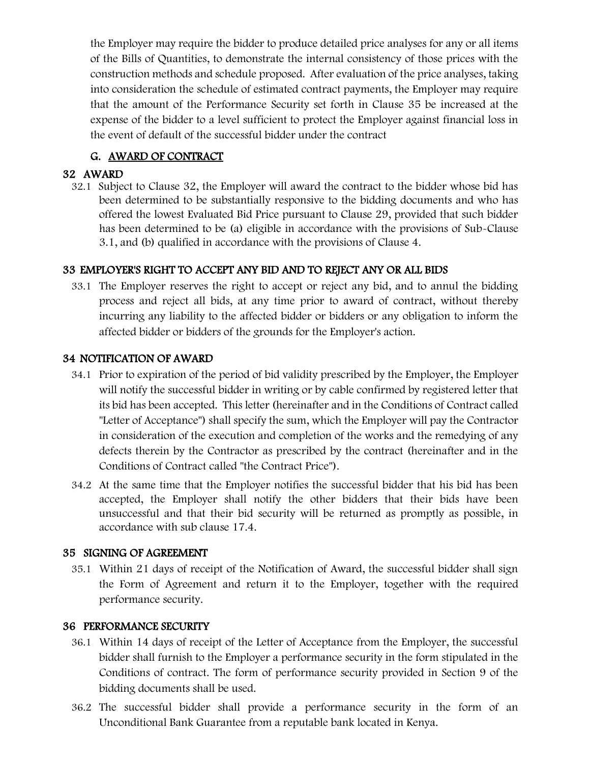the Employer may require the bidder to produce detailed price analyses for any or all items of the Bills of Quantities, to demonstrate the internal consistency of those prices with the construction methods and schedule proposed. After evaluation of the price analyses, taking into consideration the schedule of estimated contract payments, the Employer may require that the amount of the Performance Security set forth in Clause 35 be increased at the expense of the bidder to a level sufficient to protect the Employer against financial loss in the event of default of the successful bidder under the contract

## G. AWARD OF CONTRACT

### 32 AWARD

32.1 Subject to Clause 32, the Employer will award the contract to the bidder whose bid has been determined to be substantially responsive to the bidding documents and who has offered the lowest Evaluated Bid Price pursuant to Clause 29, provided that such bidder has been determined to be (a) eligible in accordance with the provisions of Sub-Clause 3.1, and (b) qualified in accordance with the provisions of Clause 4.

### 33 EMPLOYER'S RIGHT TO ACCEPT ANY BID AND TO REJECT ANY OR ALL BIDS

33.1 The Employer reserves the right to accept or reject any bid, and to annul the bidding process and reject all bids, at any time prior to award of contract, without thereby incurring any liability to the affected bidder or bidders or any obligation to inform the affected bidder or bidders of the grounds for the Employer's action.

### 34 NOTIFICATION OF AWARD

34.1 Prior to expiration of the period of bid validity prescribed by the Employer, the Employer will notify the successful bidder in writing or by cable confirmed by registered letter that its bid has been accepted. This letter (hereinafter and in the Conditions of Contract called "Letter of Acceptance") shall specify the sum, which the Employer will pay the Contractor in consideration of the execution and completion of the works and the remedying of any defects therein by the Contractor as prescribed by the contract (hereinafter and in the Conditions of Contract called "the Contract Price").

34.2 At the same time that the Employer notifies the successful bidder that his bid has been accepted, the Employer shall notify the other bidders that their bids have been unsuccessful and that their bid security will be returned as promptly as possible, in accordance with sub clause 17.4.

### 35 SIGNING OF AGREEMENT

35.1 Within 21 days of receipt of the Notification of Award, the successful bidder shall sign the Form of Agreement and return it to the Employer, together with the required performance security.

### 36 PERFORMANCE SECURITY

36.1 Within 14 days of receipt of the Letter of Acceptance from the Employer, the successful bidder shall furnish to the Employer a performance security in the form stipulated in the Conditions of contract. The form of performance security provided in Section 9 of the bidding documents shall be used.

36.2 The successful bidder shall provide a performance security in the form of an Unconditional Bank Guarantee from a reputable bank located in Kenya.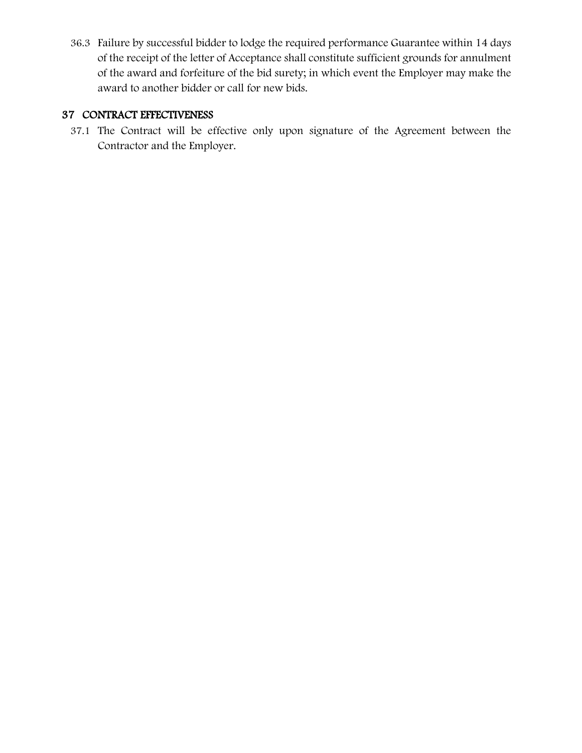36.3 Failure by successful bidder to lodge the required performance Guarantee within 14 days of the receipt of the letter of Acceptance shall constitute sufficient grounds for annulment of the award and forfeiture of the bid surety; in which event the Employer may make the award to another bidder or call for new bids.

## 37 CONTRACT EFFECTIVENESS

37.1 The Contract will be effective only upon signature of the Agreement between the Contractor and the Employer.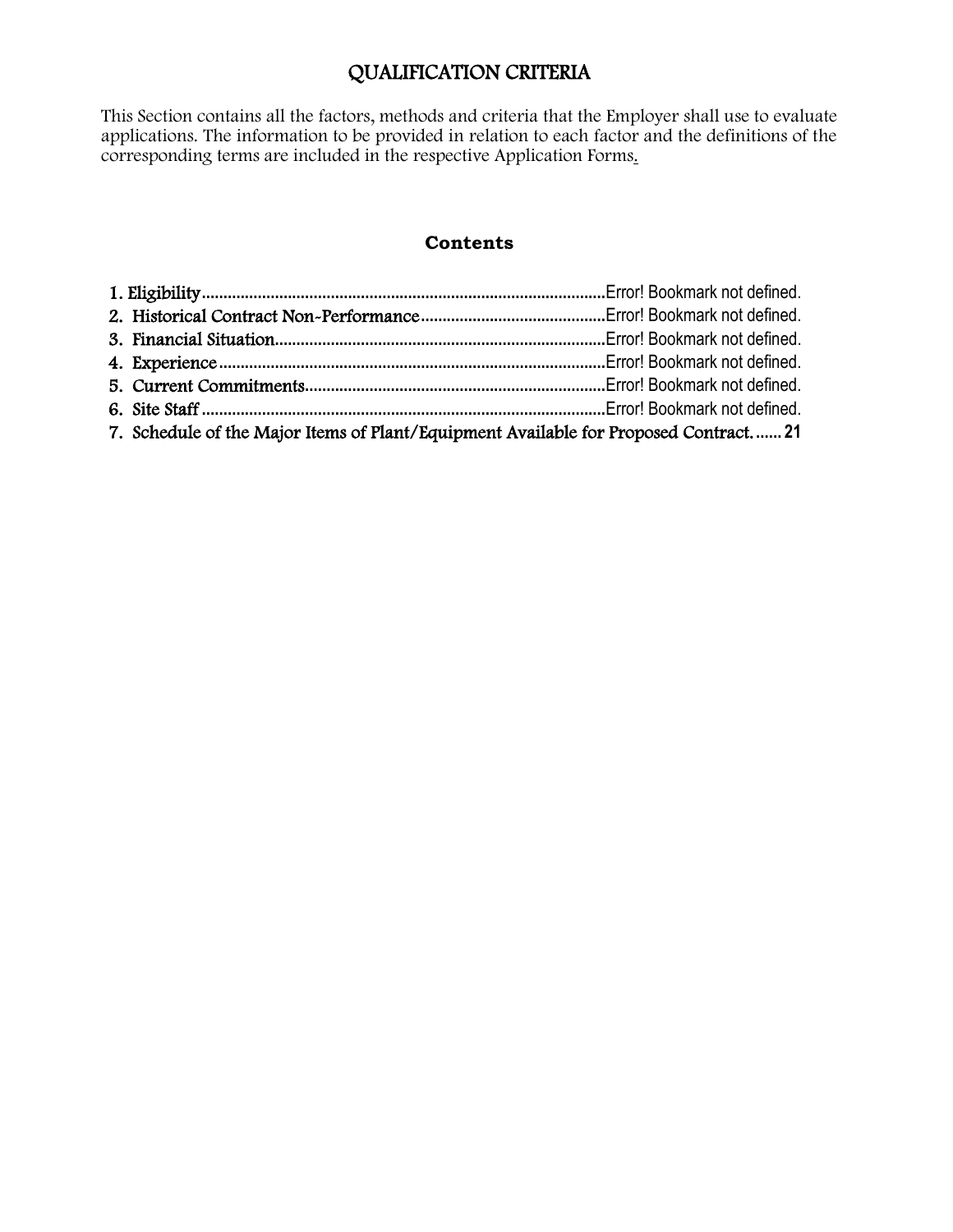# QUALIFICATION CRITERIA

This Section contains all the factors, methods and criteria that the Employer shall use to evaluate applications. The information to be provided in relation to each factor and the definitions of the corresponding terms are included in the respective Application Forms.

## Contents

1. Eligibility............................................................................................Error! Bookmark not defined.
2. Historical Contract Non-Performance...........................................Error! Bookmark not defined.
3. Financial Situation............................................................................Error! Bookmark not defined.
4. Experience..........................................................................................Error! Bookmark not defined.
5. Current Commitments......................................................................Error! Bookmark not defined.
6. Site Staff.............................................................................................Error! Bookmark not defined.
7. Schedule of the Major Items of Plant/Equipment Available for Proposed Contract.......21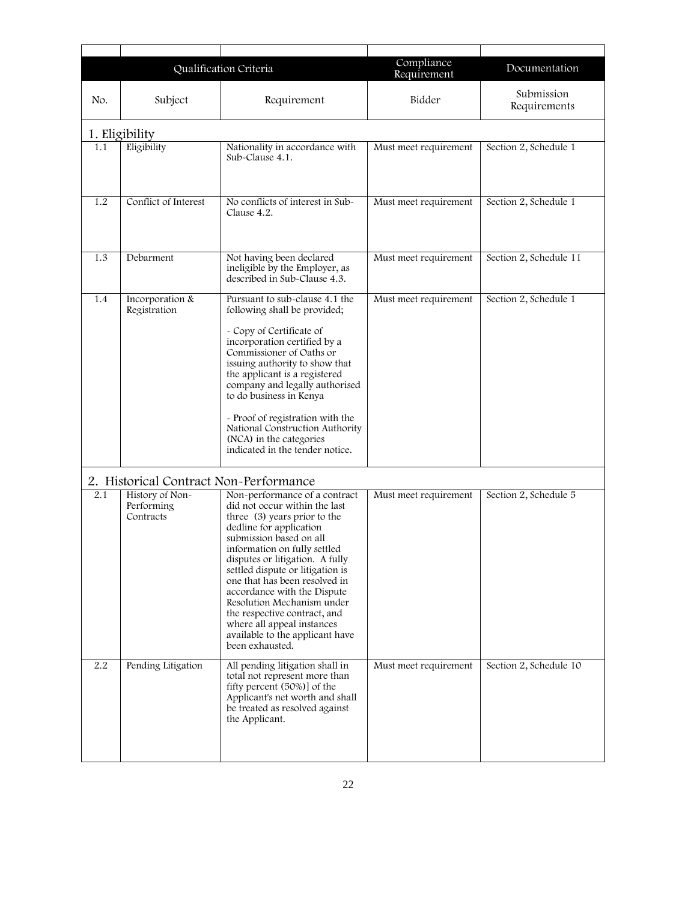| | | | | |
|---|---|---|---|---|
| Qualification Criteria | | | Compliance Requirement | Documentation |
| No. | Subject | Requirement | Bidder | Submission Requirements |
| **1. Eligibility** | | | | |
| 1.1 | Eligibility | Nationality in accordance with Sub-Clause 4.1. | Must meet requirement | Section 2, Schedule 1 |
| 1.2 | Conflict of Interest | No conflicts of interest in Sub-Clause 4.2. | Must meet requirement | Section 2, Schedule 1 |
| 1.3 | Debarment | Not having been declared ineligible by the Employer, as described in Sub-Clause 4.3. | Must meet requirement | Section 2, Schedule 11 |
| 1.4 | Incorporation & Registration | Pursuant to sub-clause 4.1 the following shall be provided;<br><br>- Copy of Certificate of incorporation certified by a Commissioner of Oaths or issuing authority to show that the applicant is a registered company and legally authorised to do business in Kenya<br><br>- Proof of registration with the National Construction Authority (NCA) in the categories indicated in the tender notice. | Must meet requirement | Section 2, Schedule 1 |
| **2. Historical Contract Non-Performance** | | | | |
| 2.1 | History of Non-Performing Contracts | Non-performance of a contract did not occur within the last three (3) years prior to the dedline for application submission based on all information on fully settled disputes or litigation. A fully settled dispute or litigation is one that has been resolved in accordance with the Dispute Resolution Mechanism under the respective contract, and where all appeal instances available to the applicant have been exhausted. | Must meet requirement | Section 2, Schedule 5 |
| 2.2 | Pending Litigation | All pending litigation shall in total not represent more than fifty percent (50%)] of the Applicant's net worth and shall be treated as resolved against the Applicant. | Must meet requirement | Section 2, Schedule 10 |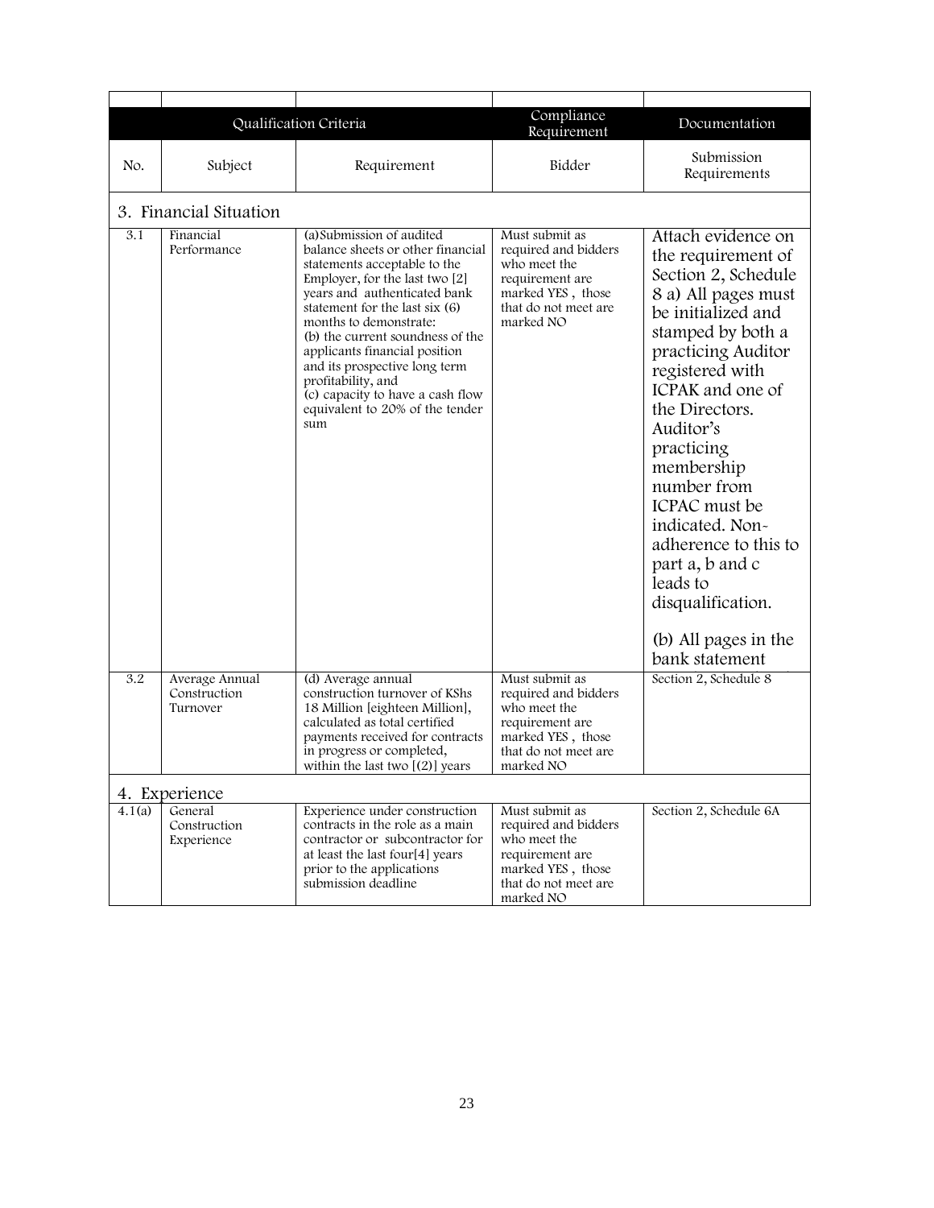| | | | | |
|---|---|---|---|---|
| | Qualification Criteria | | Compliance Requirement | Documentation |
| No. | Subject | Requirement | Bidder | Submission Requirements |
| 3. Financial Situation | | | | |
| 3.1 | Financial Performance | (a)Submission of audited balance sheets or other financial statements acceptable to the Employer, for the last two [2] years and authenticated bank statement for the last six (6) months to demonstrate:<br>(b) the current soundness of the applicants financial position and its prospective long term profitability, and<br>(c) capacity to have a cash flow equivalent to 20% of the tender sum | Must submit as required and bidders who meet the requirement are marked YES , those that do not meet are marked NO | Attach evidence on the requirement of Section 2, Schedule 8 a) All pages must be initialized and stamped by both a practicing Auditor registered with ICPAK and one of the Directors. Auditor's practicing membership number from ICPAC must be indicated. Non-adherence to this to part a, b and c leads to disqualification.<br><br>(b) All pages in the bank statement |
| 3.2 | Average Annual Construction Turnover | (d) Average annual construction turnover of KShs 18 Million [eighteen Million], calculated as total certified payments received for contracts in progress or completed, within the last two [(2)] years | Must submit as required and bidders who meet the requirement are marked YES , those that do not meet are marked NO | Section 2, Schedule 8 |
| 4. Experience | | | | |
| 4.1(a) | General Construction Experience | Experience under construction contracts in the role as a main contractor or subcontractor for at least the last four[4] years prior to the applications submission deadline | Must submit as required and bidders who meet the requirement are marked YES , those that do not meet are marked NO | Section 2, Schedule 6A |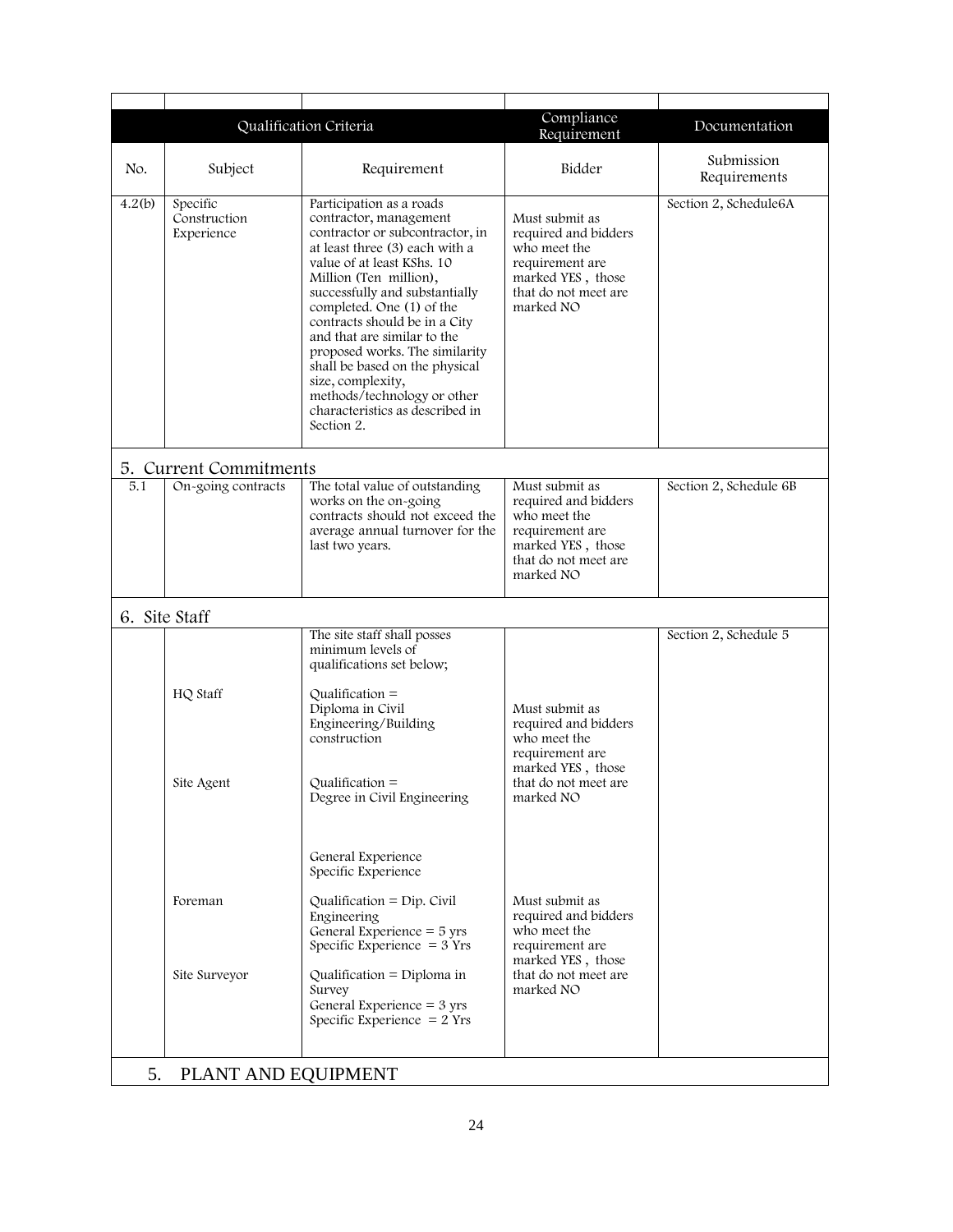| | Qualification Criteria | | Compliance Requirement | Documentation |
|---|---|---|---|---|
| No. | Subject | Requirement | Bidder | Submission Requirements |
| 4.2(b) | Specific Construction Experience | Participation as a roads contractor, management contractor or subcontractor, in at least three (3) each with a value of at least KShs. 10 Million (Ten million), successfully and substantially completed. One (1) of the contracts should be in a City and that are similar to the proposed works. The similarity shall be based on the physical size, complexity, methods/technology or other characteristics as described in Section 2. | Must submit as required and bidders who meet the requirement are marked YES , those that do not meet are marked NO | Section 2, Schedule6A |
| **5. Current Commitments** | | | | |
| 5.1 | On-going contracts | The total value of outstanding works on the on-going contracts should not exceed the average annual turnover for the last two years. | Must submit as required and bidders who meet the requirement are marked YES , those that do not meet are marked NO | Section 2, Schedule 6B |
| **6. Site Staff** | | | | |
| | | The site staff shall posses minimum levels of qualifications set below; | | Section 2, Schedule 5 |
| | HQ Staff | Qualification = Diploma in Civil Engineering/Building construction | Must submit as required and bidders who meet the requirement are marked YES , those that do not meet are marked NO | |
| | Site Agent | Qualification = Degree in Civil Engineering<br><br>General Experience<br>Specific Experience | | |
| | Foreman | Qualification = Dip. Civil Engineering<br>General Experience = 5 yrs<br>Specific Experience = 3 Yrs | Must submit as required and bidders who meet the requirement are marked YES , those that do not meet are marked NO | |
| | Site Surveyor | Qualification = Diploma in Survey<br>General Experience = 3 yrs<br>Specific Experience = 2 Yrs | | |
| **5. PLANT AND EQUIPMENT** | | | | |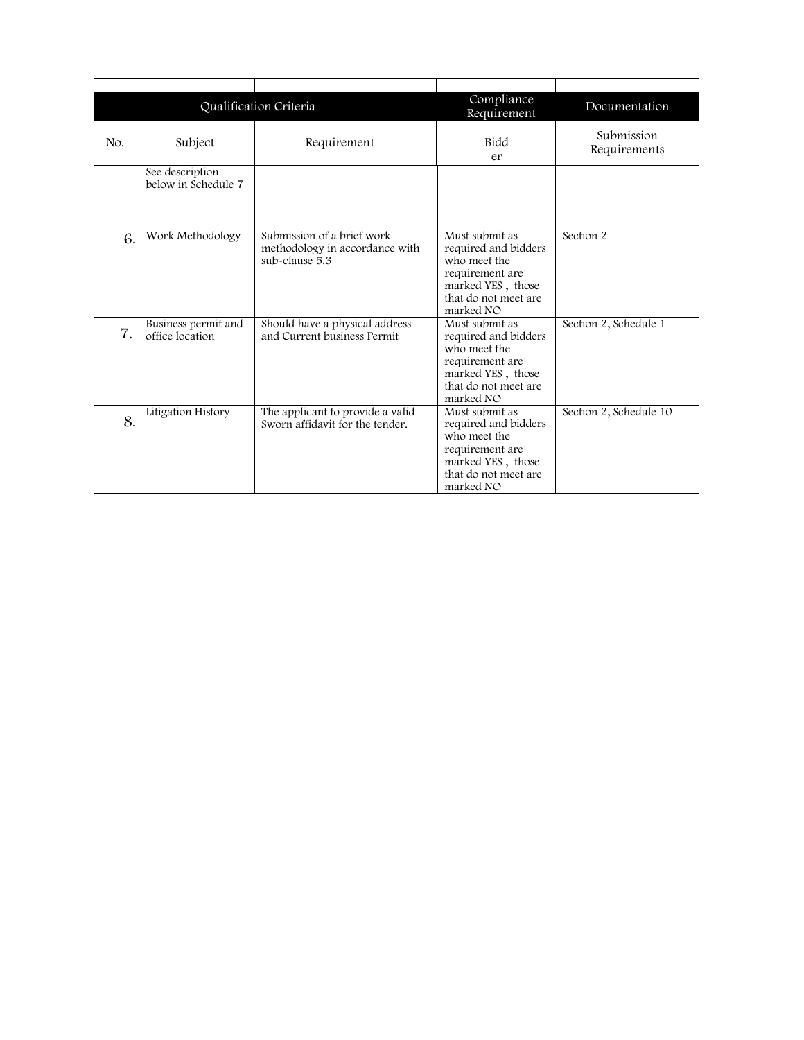| | | | | |
|---|---|---|---|---|
| Qualification Criteria | | | Compliance Requirement | Documentation |
| No. | Subject | Requirement | Bidder | Submission Requirements |
| | See description below in Schedule 7 | | | |
| 6. | Work Methodology | Submission of a brief work methodology in accordance with sub-clause 5.3 | Must submit as required and bidders who meet the requirement are marked YES , those that do not meet are marked NO | Section 2 |
| 7. | Business permit and office location | Should have a physical address and Current business Permit | Must submit as required and bidders who meet the requirement are marked YES , those that do not meet are marked NO | Section 2, Schedule 1 |
| 8. | Litigation History | The applicant to provide a valid Sworn affidavit for the tender. | Must submit as required and bidders who meet the requirement are marked YES , those that do not meet are marked NO | Section 2, Schedule 10 |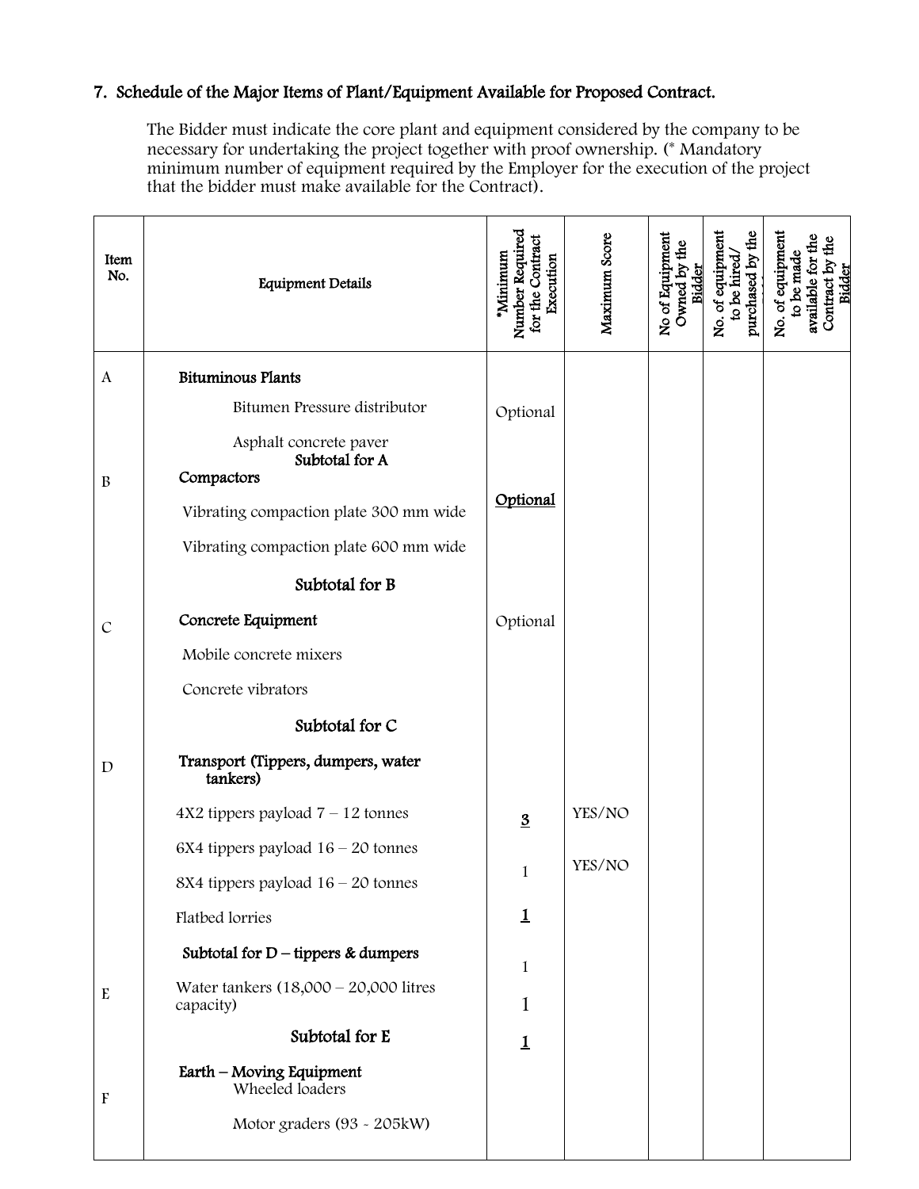## 7. Schedule of the Major Items of Plant/Equipment Available for Proposed Contract.

The Bidder must indicate the core plant and equipment considered by the company to be necessary for undertaking the project together with proof ownership. (* Mandatory minimum number of equipment required by the Employer for the execution of the project that the bidder must make available for the Contract).

| Item No. | Equipment Details | *Minimum Number Required for the Contract Execution | Maximum Score | No of Equipment Owned by the Bidder | No. of equipment to be hired/ purchased by the Bidder | No. of equipment to be made available for the Contract by the Bidder |
|---|---|---|---|---|---|---|
| A | **Bituminous Plants** | | | | | |
| | Bitumen Pressure distributor | Optional | | | | |
| | Asphalt concrete paver | | | | | |
| | **Subtotal for A** | | | | | |
| B | **Compactors** | **Optional** | | | | |
| | Vibrating compaction plate 300 mm wide | | | | | |
| | Vibrating compaction plate 600 mm wide | | | | | |
| | **Subtotal for B** | | | | | |
| C | **Concrete Equipment** | Optional | | | | |
| | Mobile concrete mixers | | | | | |
| | Concrete vibrators | | | | | |
| | **Subtotal for C** | | | | | |
| D | **Transport (Tippers, dumpers, water tankers)** | | | | | |
| | 4X2 tippers payload 7 – 12 tonnes | **3** | YES/NO | | | |
| | 6X4 tippers payload 16 – 20 tonnes | 1 | YES/NO | | | |
| | 8X4 tippers payload 16 – 20 tonnes | **1** | | | | |
| | Flatbed lorries | 1 | | | | |
| | **Subtotal for D – tippers & dumpers** | 1 | | | | |
| E | Water tankers (18,000 – 20,000 litres capacity) | **1** | | | | |
| | **Subtotal for E** | | | | | |
| F | **Earth – Moving Equipment** | | | | | |
| | Wheeled loaders | | | | | |
| | Motor graders (93 - 205kW) | | | | | |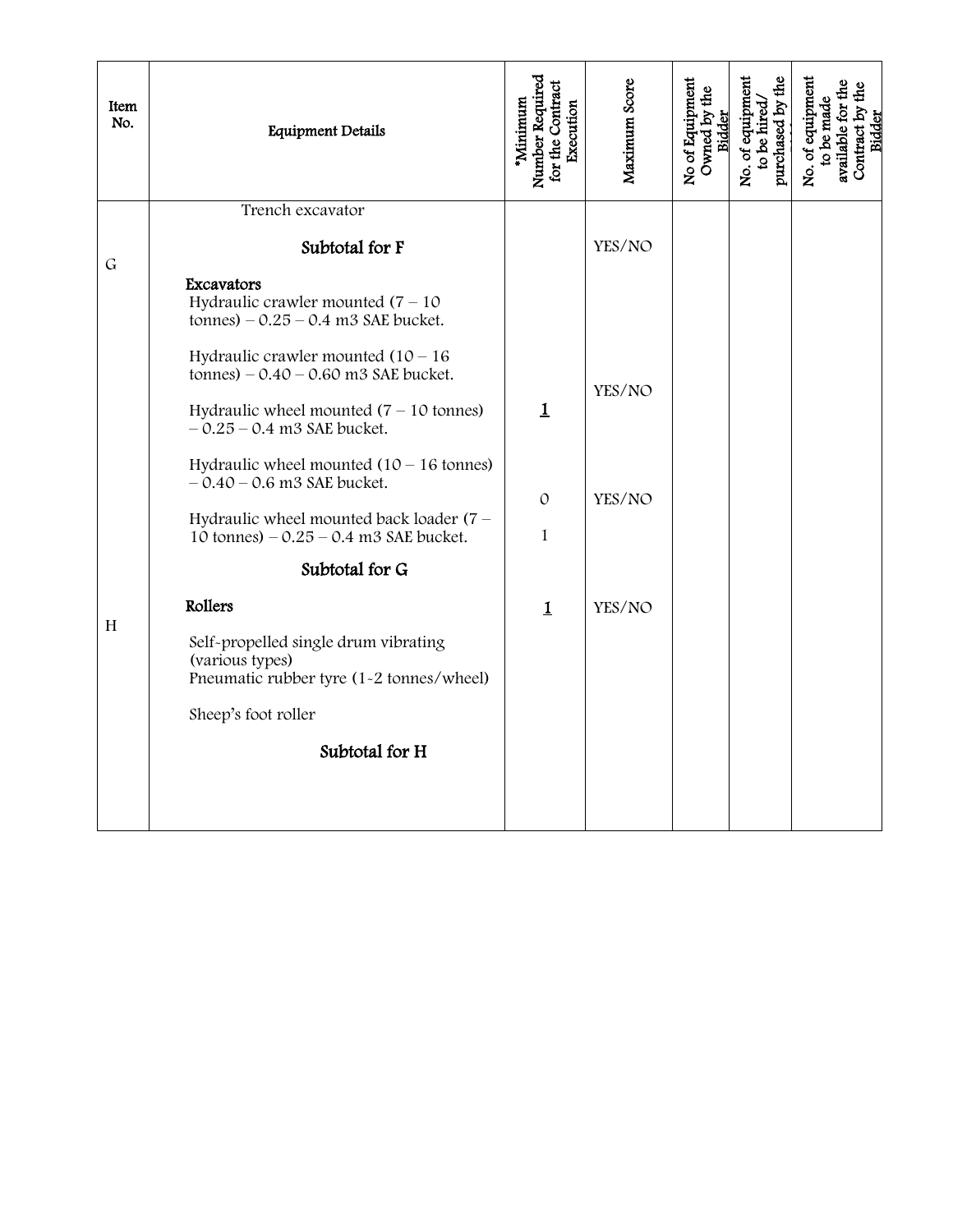| Item No. | Equipment Details | *Minimum Number Required for the Contract Execution | Maximum Score | No of Equipment Owned by the Bidder | No. of equipment to be hired/ purchased by the | No. of equipment to be made available for the Contract by the Bidder |
|---|---|---|---|---|---|---|
| | Trench excavator | | | | | |
| | **Subtotal for F** | | YES/NO | | | |
| G | **Excavators** | | | | | |
| | Hydraulic crawler mounted (7 – 10 tonnes) – 0.25 – 0.4 m3 SAE bucket. | | | | | |
| | Hydraulic crawler mounted (10 – 16 tonnes) – 0.40 – 0.60 m3 SAE bucket. | | YES/NO | | | |
| | Hydraulic wheel mounted (7 – 10 tonnes) – 0.25 – 0.4 m3 SAE bucket. | **1** | | | | |
| | Hydraulic wheel mounted (10 – 16 tonnes) – 0.40 – 0.6 m3 SAE bucket. | 0 | YES/NO | | | |
| | Hydraulic wheel mounted back loader (7 – 10 tonnes) – 0.25 – 0.4 m3 SAE bucket. | 1 | | | | |
| | **Subtotal for G** | | | | | |
| H | **Rollers** | **1** | YES/NO | | | |
| | Self-propelled single drum vibrating (various types) | | | | | |
| | Pneumatic rubber tyre (1-2 tonnes/wheel) | | | | | |
| | Sheep's foot roller | | | | | |
| | **Subtotal for H** | | | | | |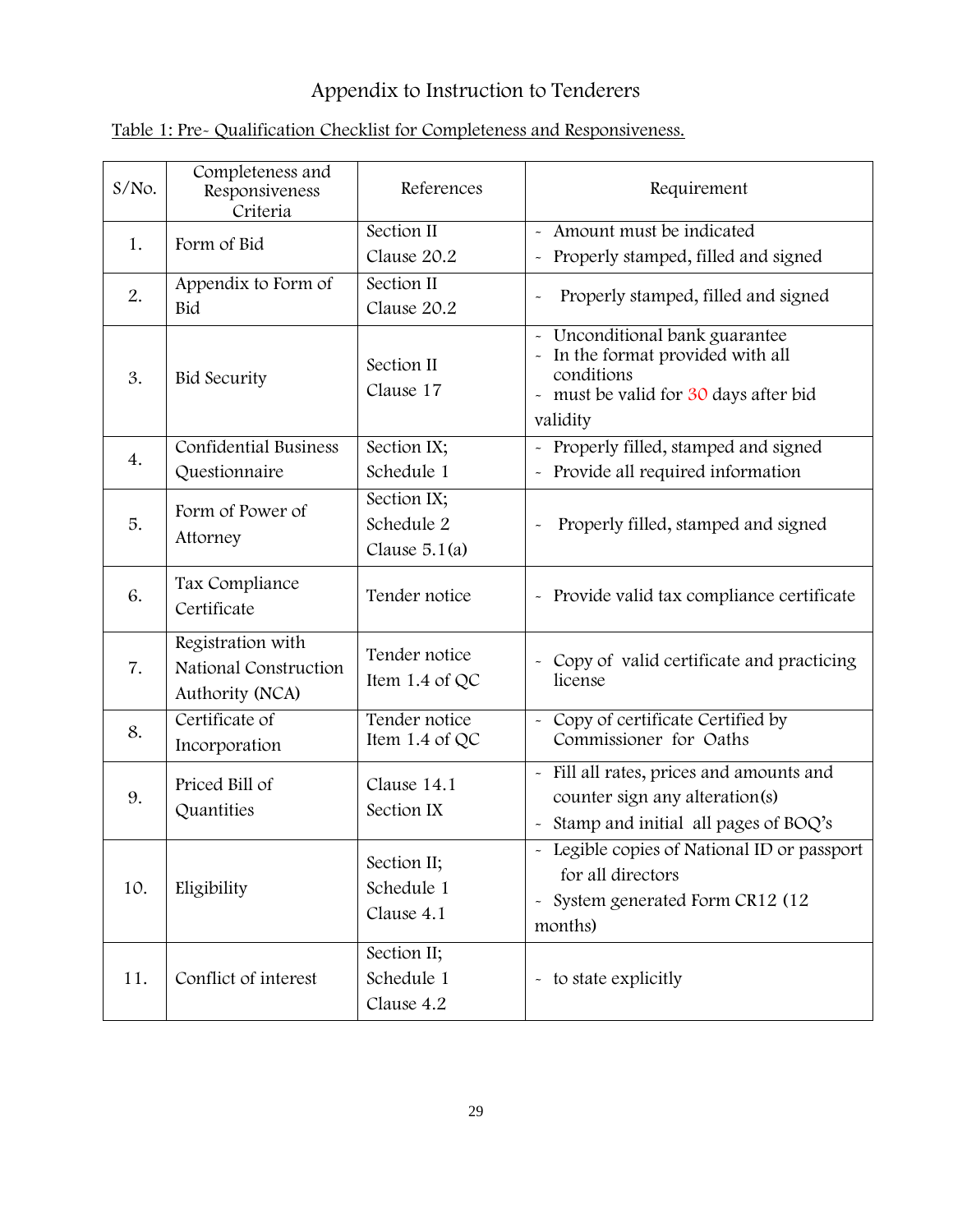# Appendix to Instruction to Tenderers

Table 1: Pre- Qualification Checklist for Completeness and Responsiveness.

| S/No. | Completeness and Responsiveness Criteria | References | Requirement |
|---|---|---|---|
| 1. | Form of Bid | Section II<br>Clause 20.2 | - Amount must be indicated<br>- Properly stamped, filled and signed |
| 2. | Appendix to Form of Bid | Section II<br>Clause 20.2 | - Properly stamped, filled and signed |
| 3. | Bid Security | Section II<br>Clause 17 | - Unconditional bank guarantee<br>- In the format provided with all conditions<br>- must be valid for 30 days after bid validity |
| 4. | Confidential Business Questionnaire | Section IX;<br>Schedule 1 | - Properly filled, stamped and signed<br>- Provide all required information |
| 5. | Form of Power of Attorney | Section IX;<br>Schedule 2<br>Clause 5.1(a) | - Properly filled, stamped and signed |
| 6. | Tax Compliance Certificate | Tender notice | - Provide valid tax compliance certificate |
| 7. | Registration with National Construction Authority (NCA) | Tender notice<br>Item 1.4 of QC | - Copy of valid certificate and practicing license |
| 8. | Certificate of Incorporation | Tender notice<br>Item 1.4 of QC | - Copy of certificate Certified by Commissioner for Oaths |
| 9. | Priced Bill of Quantities | Clause 14.1<br>Section IX | - Fill all rates, prices and amounts and counter sign any alteration(s)<br>- Stamp and initial all pages of BOQ's |
| 10. | Eligibility | Section II;<br>Schedule 1<br>Clause 4.1 | - Legible copies of National ID or passport for all directors<br>- System generated Form CR12 (12 months) |
| 11. | Conflict of interest | Section II;<br>Schedule 1<br>Clause 4.2 | - to state explicitly |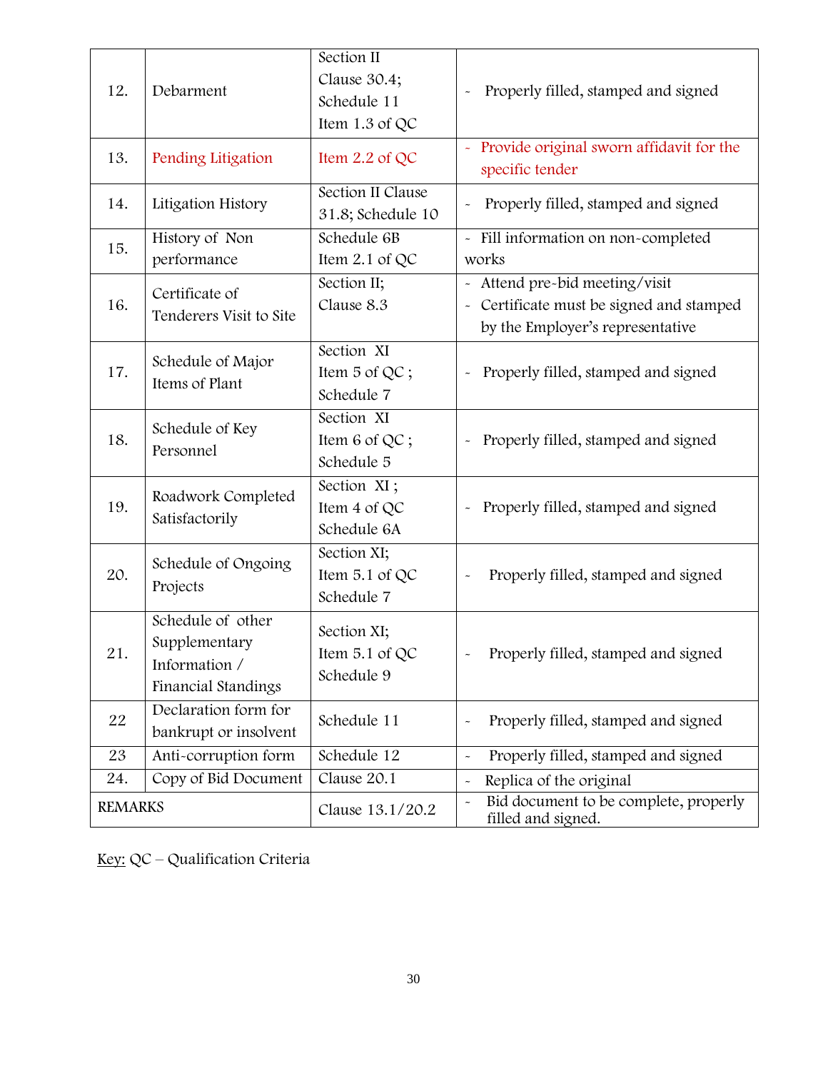| 12. | Debarment | Section II Clause 30.4; Schedule 11 Item 1.3 of QC | - Properly filled, stamped and signed |
|---|---|---|---|
| 13. | Pending Litigation | Item 2.2 of QC | - Provide original sworn affidavit for the specific tender |
| 14. | Litigation History | Section II Clause 31.8; Schedule 10 | - Properly filled, stamped and signed |
| 15. | History of Non performance | Schedule 6B Item 2.1 of QC | - Fill information on non-completed works |
| 16. | Certificate of Tenderers Visit to Site | Section II; Clause 8.3 | - Attend pre-bid meeting/visit<br>- Certificate must be signed and stamped by the Employer's representative |
| 17. | Schedule of Major Items of Plant | Section XI Item 5 of QC ; Schedule 7 | - Properly filled, stamped and signed |
| 18. | Schedule of Key Personnel | Section XI Item 6 of QC ; Schedule 5 | - Properly filled, stamped and signed |
| 19. | Roadwork Completed Satisfactorily | Section XI ; Item 4 of QC Schedule 6A | - Properly filled, stamped and signed |
| 20. | Schedule of Ongoing Projects | Section XI; Item 5.1 of QC Schedule 7 | - Properly filled, stamped and signed |
| 21. | Schedule of other Supplementary Information / Financial Standings | Section XI; Item 5.1 of QC Schedule 9 | - Properly filled, stamped and signed |
| 22 | Declaration form for bankrupt or insolvent | Schedule 11 | - Properly filled, stamped and signed |
| 23 | Anti-corruption form | Schedule 12 | - Properly filled, stamped and signed |
| 24. | Copy of Bid Document | Clause 20.1 | - Replica of the original |
| REMARKS | | Clause 13.1/20.2 | - Bid document to be complete, properly filled and signed. |

Key: QC – Qualification Criteria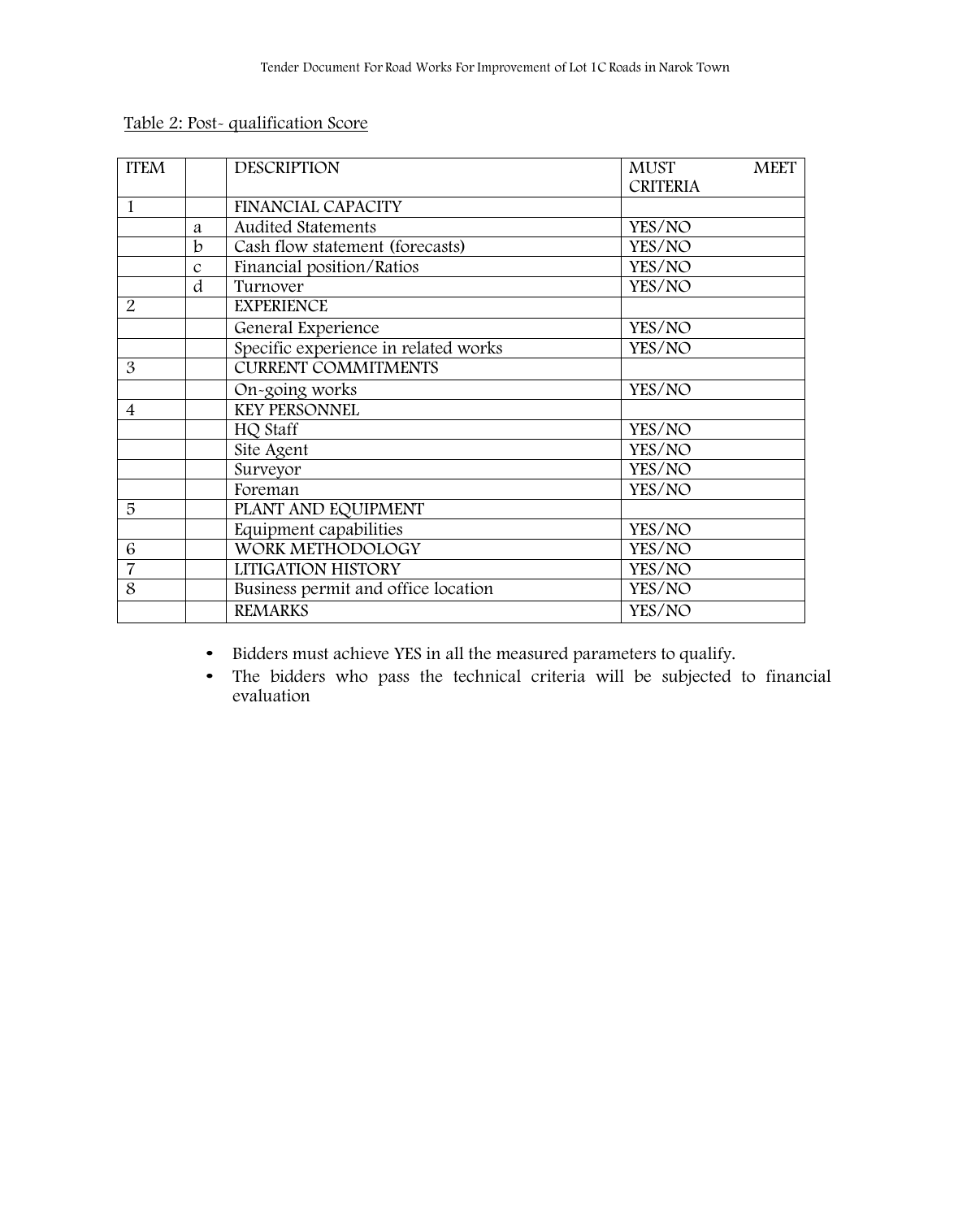Table 2: Post- qualification Score

| ITEM | | DESCRIPTION | MUST MEET CRITERIA |
|---|---|---|---|
| 1 | | FINANCIAL CAPACITY | |
| | a | Audited Statements | YES/NO |
| | b | Cash flow statement (forecasts) | YES/NO |
| | c | Financial position/Ratios | YES/NO |
| | d | Turnover | YES/NO |
| 2 | | EXPERIENCE | |
| | | General Experience | YES/NO |
| | | Specific experience in related works | YES/NO |
| 3 | | CURRENT COMMITMENTS | |
| | | On-going works | YES/NO |
| 4 | | KEY PERSONNEL | |
| | | HQ Staff | YES/NO |
| | | Site Agent | YES/NO |
| | | Surveyor | YES/NO |
| | | Foreman | YES/NO |
| 5 | | PLANT AND EQUIPMENT | |
| | | Equipment capabilities | YES/NO |
| 6 | | WORK METHODOLOGY | YES/NO |
| 7 | | LITIGATION HISTORY | YES/NO |
| 8 | | Business permit and office location | YES/NO |
| | | REMARKS | YES/NO |

- Bidders must achieve YES in all the measured parameters to qualify.
- The bidders who pass the technical criteria will be subjected to financial evaluation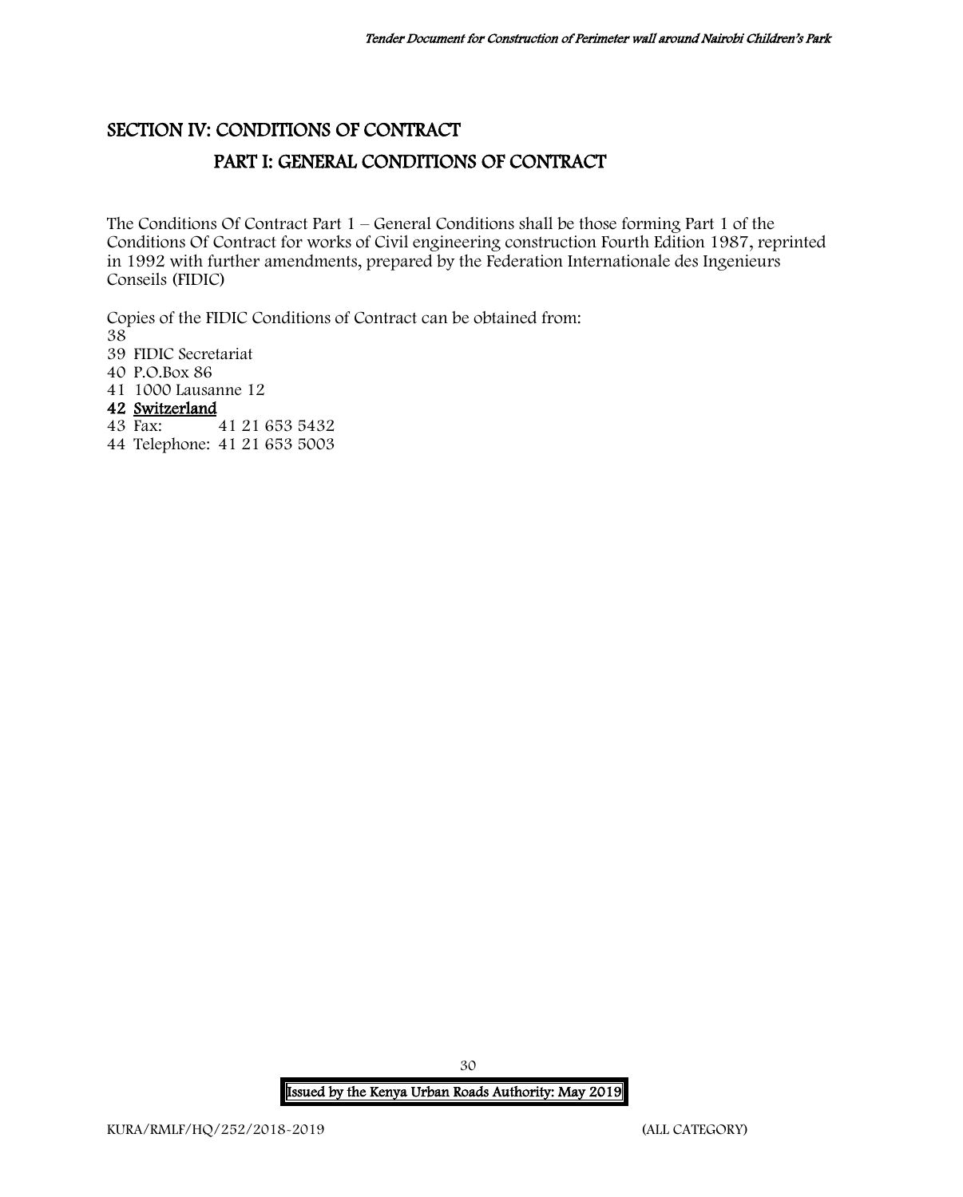## SECTION IV: CONDITIONS OF CONTRACT

### PART I: GENERAL CONDITIONS OF CONTRACT

The Conditions Of Contract Part 1 – General Conditions shall be those forming Part 1 of the Conditions Of Contract for works of Civil engineering construction Fourth Edition 1987, reprinted in 1992 with further amendments, prepared by the Federation Internationale des Ingenieurs Conseils (FIDIC)

Copies of the FIDIC Conditions of Contract can be obtained from:

38
39 FIDIC Secretariat
40 P.O.Box 86
41 1000 Lausanne 12
42 **Switzerland**
43 Fax: 41 21 653 5432
44 Telephone: 41 21 653 5003

**Issued by the Kenya Urban Roads Authority: May 2019**

KURA/RMLF/HQ/252/2018-2019 (ALL CATEGORY)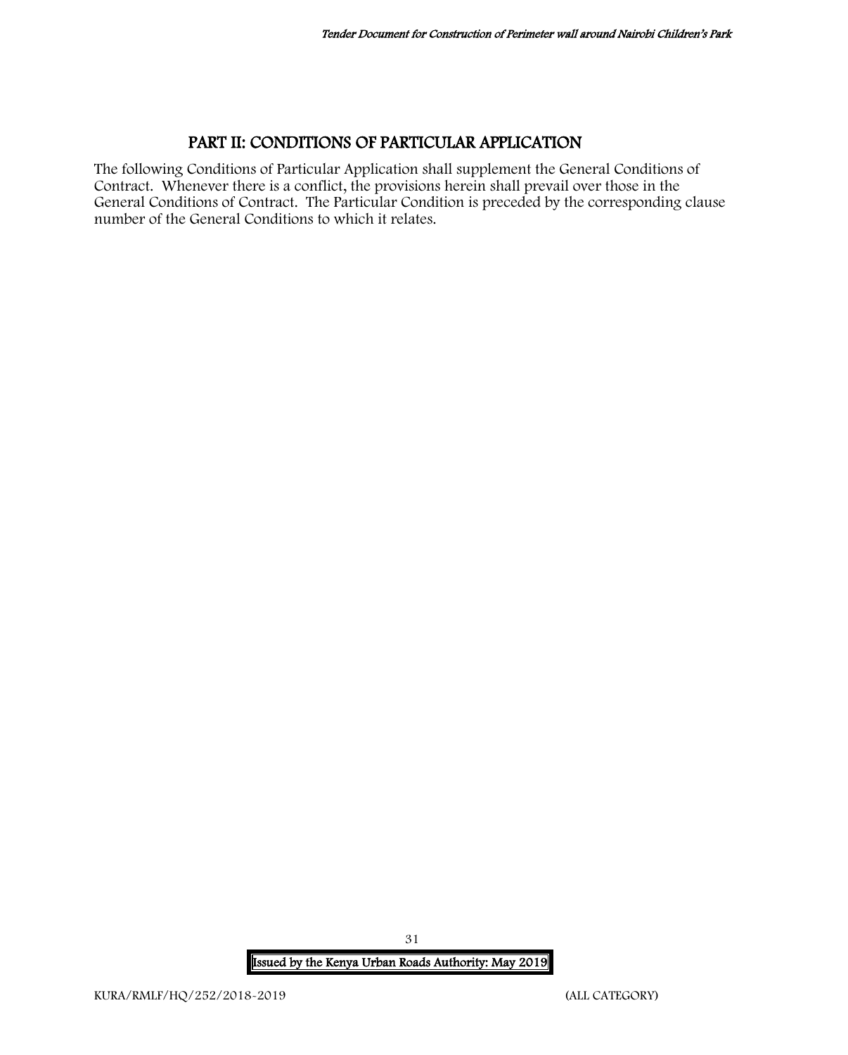## PART II: CONDITIONS OF PARTICULAR APPLICATION

The following Conditions of Particular Application shall supplement the General Conditions of Contract. Whenever there is a conflict, the provisions herein shall prevail over those in the General Conditions of Contract. The Particular Condition is preceded by the corresponding clause number of the General Conditions to which it relates.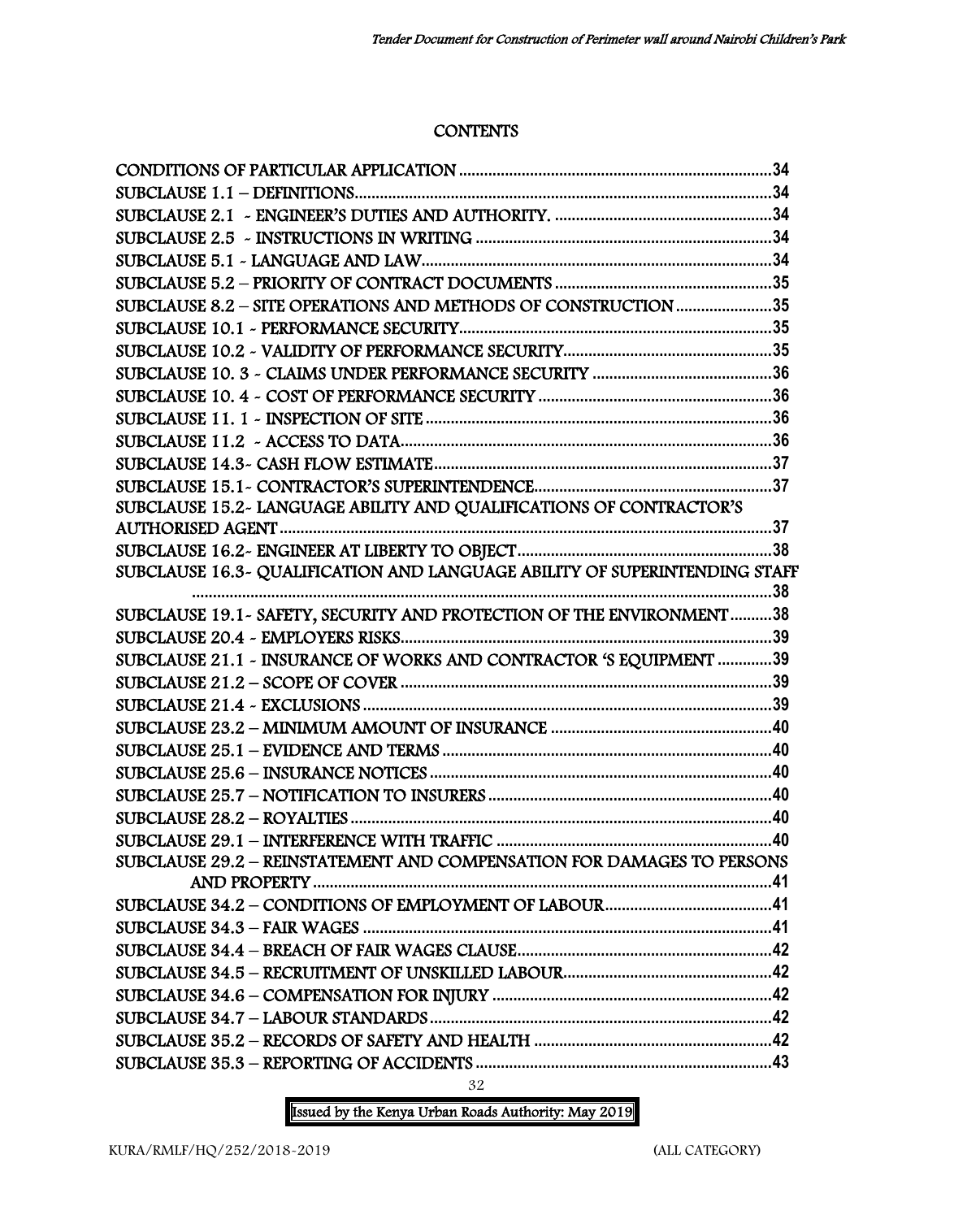## CONTENTS

CONDITIONS OF PARTICULAR APPLICATION ..... 34
SUBCLAUSE 1.1 – DEFINITIONS ..... 34
SUBCLAUSE 2.1 - ENGINEER'S DUTIES AND AUTHORITY. ..... 34
SUBCLAUSE 2.5 - INSTRUCTIONS IN WRITING ..... 34
SUBCLAUSE 5.1 - LANGUAGE AND LAW ..... 34
SUBCLAUSE 5.2 – PRIORITY OF CONTRACT DOCUMENTS ..... 35
SUBCLAUSE 8.2 – SITE OPERATIONS AND METHODS OF CONSTRUCTION ..... 35
SUBCLAUSE 10.1 - PERFORMANCE SECURITY ..... 35
SUBCLAUSE 10.2 - VALIDITY OF PERFORMANCE SECURITY ..... 35
SUBCLAUSE 10. 3 - CLAIMS UNDER PERFORMANCE SECURITY ..... 36
SUBCLAUSE 10. 4 - COST OF PERFORMANCE SECURITY ..... 36
SUBCLAUSE 11. 1 - INSPECTION OF SITE ..... 36
SUBCLAUSE 11.2 - ACCESS TO DATA ..... 36
SUBCLAUSE 14.3- CASH FLOW ESTIMATE ..... 37
SUBCLAUSE 15.1- CONTRACTOR'S SUPERINTENDENCE ..... 37
SUBCLAUSE 15.2- LANGUAGE ABILITY AND QUALIFICATIONS OF CONTRACTOR'S AUTHORISED AGENT ..... 37
SUBCLAUSE 16.2- ENGINEER AT LIBERTY TO OBJECT ..... 38
SUBCLAUSE 16.3- QUALIFICATION AND LANGUAGE ABILITY OF SUPERINTENDING STAFF ..... 38
SUBCLAUSE 19.1- SAFETY, SECURITY AND PROTECTION OF THE ENVIRONMENT ..... 38
SUBCLAUSE 20.4 - EMPLOYERS RISKS ..... 39
SUBCLAUSE 21.1 - INSURANCE OF WORKS AND CONTRACTOR 'S EQUIPMENT ..... 39
SUBCLAUSE 21.2 – SCOPE OF COVER ..... 39
SUBCLAUSE 21.4 - EXCLUSIONS ..... 39
SUBCLAUSE 23.2 – MINIMUM AMOUNT OF INSURANCE ..... 40
SUBCLAUSE 25.1 – EVIDENCE AND TERMS ..... 40
SUBCLAUSE 25.6 – INSURANCE NOTICES ..... 40
SUBCLAUSE 25.7 – NOTIFICATION TO INSURERS ..... 40
SUBCLAUSE 28.2 – ROYALTIES ..... 40
SUBCLAUSE 29.1 – INTERFERENCE WITH TRAFFIC ..... 40
SUBCLAUSE 29.2 – REINSTATEMENT AND COMPENSATION FOR DAMAGES TO PERSONS AND PROPERTY ..... 41
SUBCLAUSE 34.2 – CONDITIONS OF EMPLOYMENT OF LABOUR ..... 41
SUBCLAUSE 34.3 – FAIR WAGES ..... 41
SUBCLAUSE 34.4 – BREACH OF FAIR WAGES CLAUSE ..... 42
SUBCLAUSE 34.5 – RECRUITMENT OF UNSKILLED LABOUR ..... 42
SUBCLAUSE 34.6 – COMPENSATION FOR INJURY ..... 42
SUBCLAUSE 34.7 – LABOUR STANDARDS ..... 42
SUBCLAUSE 35.2 – RECORDS OF SAFETY AND HEALTH ..... 42
SUBCLAUSE 35.3 – REPORTING OF ACCIDENTS ..... 43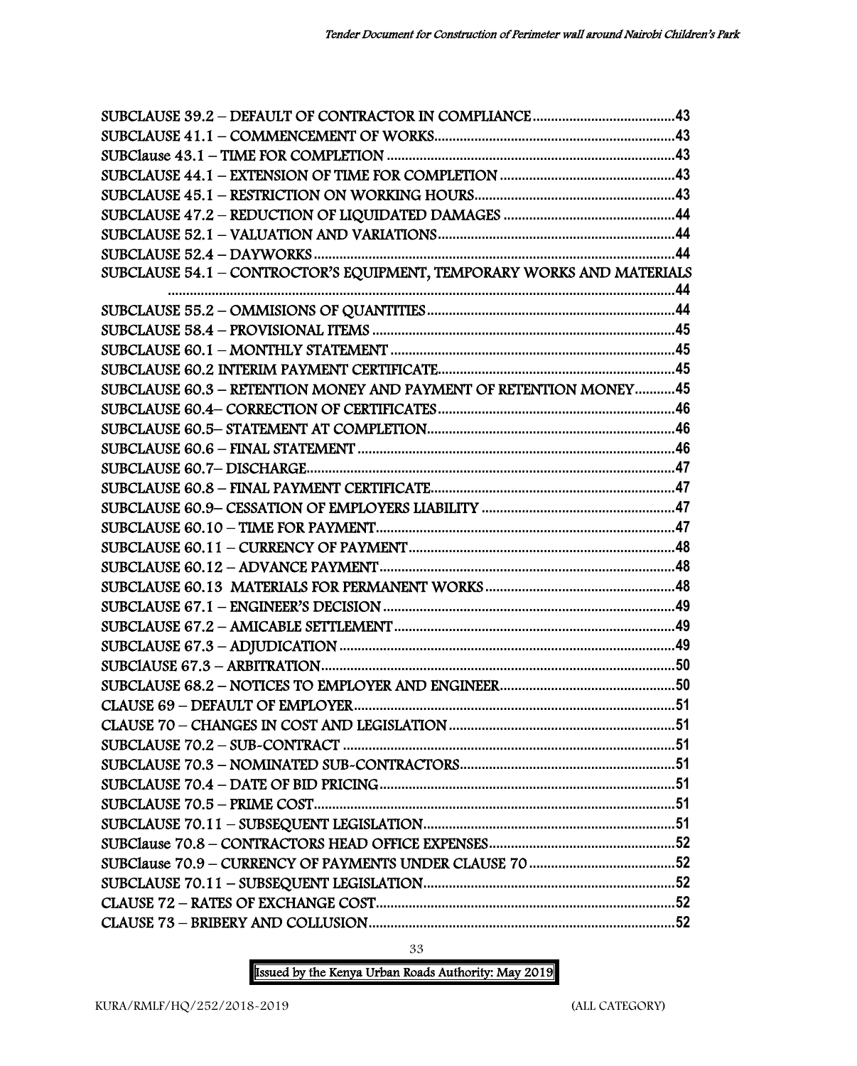SUBCLAUSE 39.2 – DEFAULT OF CONTRACTOR IN COMPLIANCE .......................................43
SUBCLAUSE 41.1 – COMMENCEMENT OF WORKS.................................................................43
SUBClause 43.1 – TIME FOR COMPLETION ...............................................................................43
SUBCLAUSE 44.1 – EXTENSION OF TIME FOR COMPLETION .................................................43
SUBCLAUSE 45.1 – RESTRICTION ON WORKING HOURS.......................................................43
SUBCLAUSE 47.2 – REDUCTION OF LIQUIDATED DAMAGES ...............................................44
SUBCLAUSE 52.1 – VALUATION AND VARIATIONS.................................................................44
SUBCLAUSE 52.4 – DAYWORKS..................................................................................................44
SUBCLAUSE 54.1 – CONTROCTOR'S EQUIPMENT, TEMPORARY WORKS AND MATERIALS .......................................................................................................................................44
SUBCLAUSE 55.2 – OMMISIONS OF QUANTITIES...................................................................44
SUBCLAUSE 58.4 – PROVISIONAL ITEMS ..................................................................................45
SUBCLAUSE 60.1 – MONTHLY STATEMENT .............................................................................45
SUBCLAUSE 60.2 INTERIM PAYMENT CERTIFICATE.................................................................45
SUBCLAUSE 60.3 – RETENTION MONEY AND PAYMENT OF RETENTION MONEY...........45
SUBCLAUSE 60.4– CORRECTION OF CERTIFICATES................................................................46
SUBCLAUSE 60.5– STATEMENT AT COMPLETION...................................................................46
SUBCLAUSE 60.6 – FINAL STATEMENT ......................................................................................46
SUBCLAUSE 60.7– DISCHARGE....................................................................................................47
SUBCLAUSE 60.8 – FINAL PAYMENT CERTIFICATE..................................................................47
SUBCLAUSE 60.9– CESSATION OF EMPLOYERS LIABILITY .....................................................47
SUBCLAUSE 60.10 – TIME FOR PAYMENT.................................................................................47
SUBCLAUSE 60.11 – CURRENCY OF PAYMENT.........................................................................48
SUBCLAUSE 60.12 – ADVANCE PAYMENT................................................................................48
SUBCLAUSE 60.13 MATERIALS FOR PERMANENT WORKS ....................................................48
SUBCLAUSE 67.1 – ENGINEER'S DECISION ..............................................................................49
SUBCLAUSE 67.2 – AMICABLE SETTLEMENT ............................................................................49
SUBCLAUSE 67.3 – ADJUDICATION ...........................................................................................49
SUBClAUSE 67.3 – ARBITRATION................................................................................................50
SUBCLAUSE 68.2 – NOTICES TO EMPLOYER AND ENGINEER................................................50
CLAUSE 69 – DEFAULT OF EMPLOYER.......................................................................................51
CLAUSE 70 – CHANGES IN COST AND LEGISLATION.............................................................51
SUBCLAUSE 70.2 – SUB-CONTRACT ..........................................................................................51
SUBCLAUSE 70.3 – NOMINATED SUB-CONTRACTORS...........................................................51
SUBCLAUSE 70.4 – DATE OF BID PRICING................................................................................51
SUBCLAUSE 70.5 – PRIME COST..................................................................................................51
SUBCLAUSE 70.11 – SUBSEQUENT LEGISLATION.....................................................................51
SUBClause 70.8 – CONTRACTORS HEAD OFFICE EXPENSES...................................................52
SUBClause 70.9 – CURRENCY OF PAYMENTS UNDER CLAUSE 70 .........................................52
SUBCLAUSE 70.11 – SUBSEQUENT LEGISLATION.....................................................................52
CLAUSE 72 – RATES OF EXCHANGE COST.................................................................................52
CLAUSE 73 – BRIBERY AND COLLUSION...................................................................................52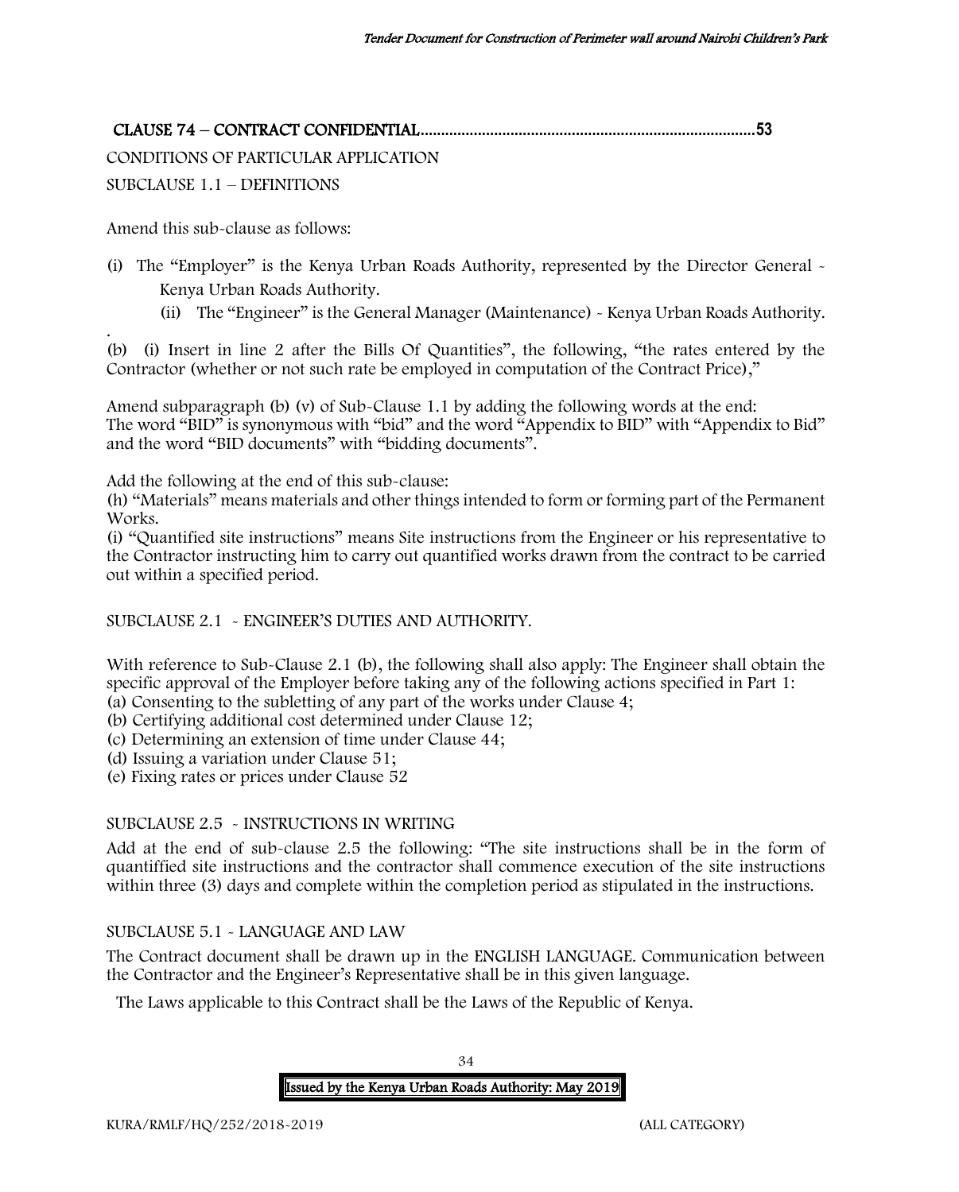**CLAUSE 74 – CONTRACT CONFIDENTIAL..................................................................................53**

CONDITIONS OF PARTICULAR APPLICATION

SUBCLAUSE 1.1 – DEFINITIONS

Amend this sub-clause as follows:

(i) The "Employer" is the Kenya Urban Roads Authority, represented by the Director General - Kenya Urban Roads Authority.

(ii) The "Engineer" is the General Manager (Maintenance) - Kenya Urban Roads Authority.

.

(b) (i) Insert in line 2 after the Bills Of Quantities", the following, "the rates entered by the Contractor (whether or not such rate be employed in computation of the Contract Price),"

Amend subparagraph (b) (v) of Sub-Clause 1.1 by adding the following words at the end:
The word "BID" is synonymous with "bid" and the word "Appendix to BID" with "Appendix to Bid" and the word "BID documents" with "bidding documents".

Add the following at the end of this sub-clause:
(h) "Materials" means materials and other things intended to form or forming part of the Permanent Works.
(i) "Quantified site instructions" means Site instructions from the Engineer or his representative to the Contractor instructing him to carry out quantified works drawn from the contract to be carried out within a specified period.

SUBCLAUSE 2.1 - ENGINEER'S DUTIES AND AUTHORITY.

With reference to Sub-Clause 2.1 (b), the following shall also apply: The Engineer shall obtain the specific approval of the Employer before taking any of the following actions specified in Part 1:
(a) Consenting to the subletting of any part of the works under Clause 4;
(b) Certifying additional cost determined under Clause 12;
(c) Determining an extension of time under Clause 44;
(d) Issuing a variation under Clause 51;
(e) Fixing rates or prices under Clause 52

SUBCLAUSE 2.5 - INSTRUCTIONS IN WRITING

Add at the end of sub-clause 2.5 the following: "The site instructions shall be in the form of quantiffied site instructions and the contractor shall commence execution of the site instructions within three (3) days and complete within the completion period as stipulated in the instructions.

SUBCLAUSE 5.1 - LANGUAGE AND LAW

The Contract document shall be drawn up in the ENGLISH LANGUAGE. Communication between the Contractor and the Engineer's Representative shall be in this given language.

The Laws applicable to this Contract shall be the Laws of the Republic of Kenya.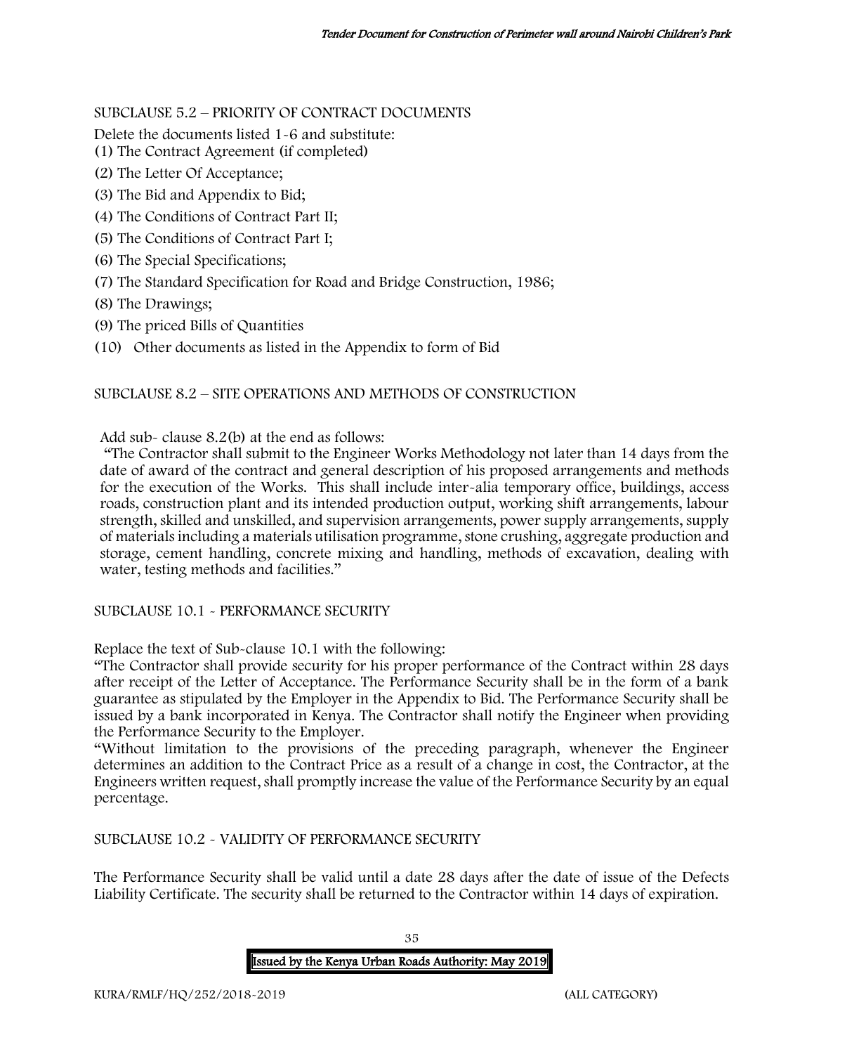SUBCLAUSE 5.2 – PRIORITY OF CONTRACT DOCUMENTS

Delete the documents listed 1-6 and substitute:

(1) The Contract Agreement (if completed)

(2) The Letter Of Acceptance;

(3) The Bid and Appendix to Bid;

(4) The Conditions of Contract Part II;

(5) The Conditions of Contract Part I;

(6) The Special Specifications;

(7) The Standard Specification for Road and Bridge Construction, 1986;

(8) The Drawings;

(9) The priced Bills of Quantities

(10) Other documents as listed in the Appendix to form of Bid

SUBCLAUSE 8.2 – SITE OPERATIONS AND METHODS OF CONSTRUCTION

Add sub- clause 8.2(b) at the end as follows:

"The Contractor shall submit to the Engineer Works Methodology not later than 14 days from the date of award of the contract and general description of his proposed arrangements and methods for the execution of the Works. This shall include inter-alia temporary office, buildings, access roads, construction plant and its intended production output, working shift arrangements, labour strength, skilled and unskilled, and supervision arrangements, power supply arrangements, supply of materials including a materials utilisation programme, stone crushing, aggregate production and storage, cement handling, concrete mixing and handling, methods of excavation, dealing with water, testing methods and facilities."

SUBCLAUSE 10.1 - PERFORMANCE SECURITY

Replace the text of Sub-clause 10.1 with the following:

"The Contractor shall provide security for his proper performance of the Contract within 28 days after receipt of the Letter of Acceptance. The Performance Security shall be in the form of a bank guarantee as stipulated by the Employer in the Appendix to Bid. The Performance Security shall be issued by a bank incorporated in Kenya. The Contractor shall notify the Engineer when providing the Performance Security to the Employer.

"Without limitation to the provisions of the preceding paragraph, whenever the Engineer determines an addition to the Contract Price as a result of a change in cost, the Contractor, at the Engineers written request, shall promptly increase the value of the Performance Security by an equal percentage.

SUBCLAUSE 10.2 - VALIDITY OF PERFORMANCE SECURITY

The Performance Security shall be valid until a date 28 days after the date of issue of the Defects Liability Certificate. The security shall be returned to the Contractor within 14 days of expiration.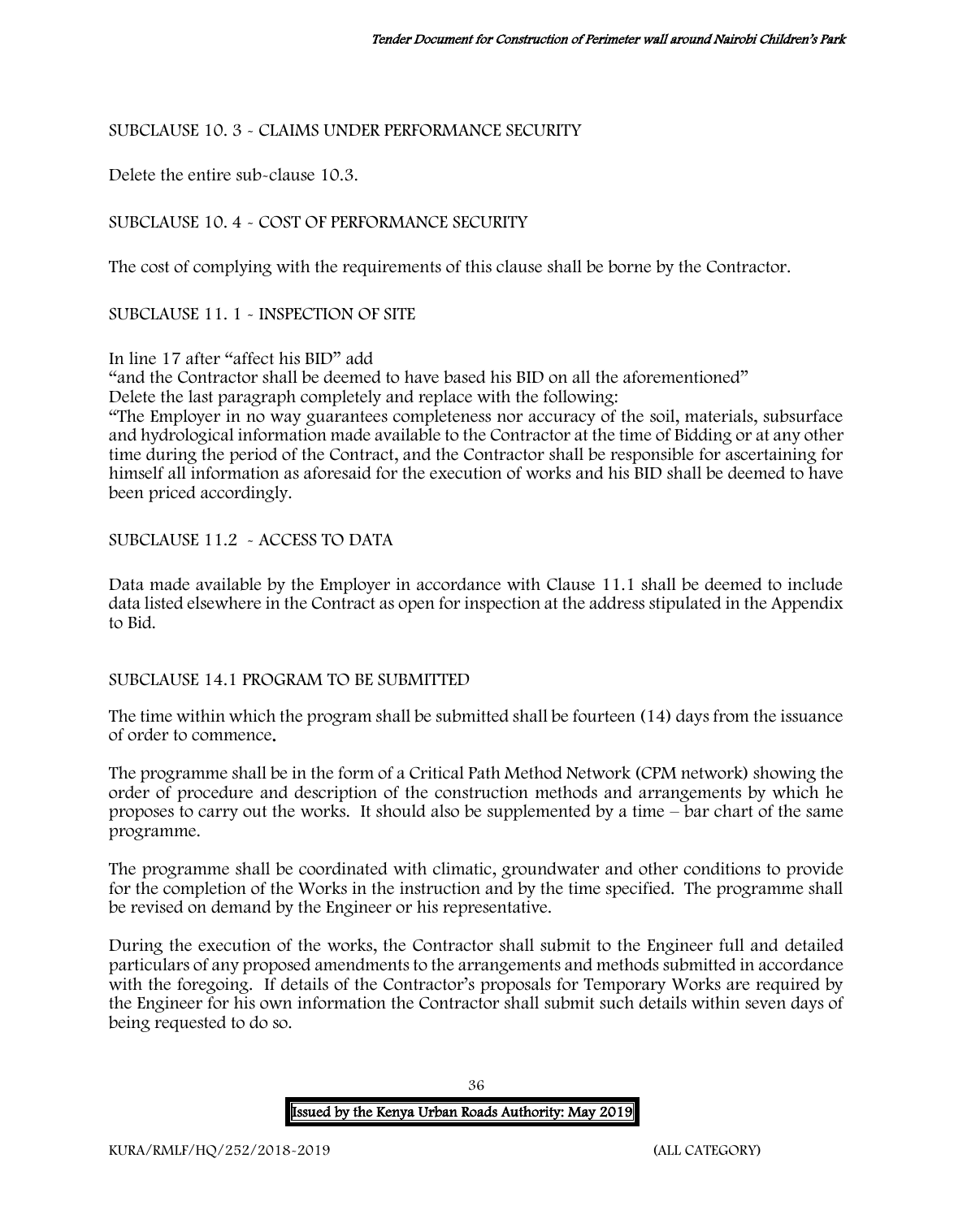SUBCLAUSE 10. 3 - CLAIMS UNDER PERFORMANCE SECURITY

Delete the entire sub-clause 10.3.

SUBCLAUSE 10. 4 - COST OF PERFORMANCE SECURITY

The cost of complying with the requirements of this clause shall be borne by the Contractor.

SUBCLAUSE 11. 1 - INSPECTION OF SITE

In line 17 after "affect his BID" add

"and the Contractor shall be deemed to have based his BID on all the aforementioned"

Delete the last paragraph completely and replace with the following:

"The Employer in no way guarantees completeness nor accuracy of the soil, materials, subsurface and hydrological information made available to the Contractor at the time of Bidding or at any other time during the period of the Contract, and the Contractor shall be responsible for ascertaining for himself all information as aforesaid for the execution of works and his BID shall be deemed to have been priced accordingly.

SUBCLAUSE 11.2 - ACCESS TO DATA

Data made available by the Employer in accordance with Clause 11.1 shall be deemed to include data listed elsewhere in the Contract as open for inspection at the address stipulated in the Appendix to Bid.

SUBCLAUSE 14.1 PROGRAM TO BE SUBMITTED

The time within which the program shall be submitted shall be fourteen (14) days from the issuance of order to commence.

The programme shall be in the form of a Critical Path Method Network (CPM network) showing the order of procedure and description of the construction methods and arrangements by which he proposes to carry out the works. It should also be supplemented by a time – bar chart of the same programme.

The programme shall be coordinated with climatic, groundwater and other conditions to provide for the completion of the Works in the instruction and by the time specified. The programme shall be revised on demand by the Engineer or his representative.

During the execution of the works, the Contractor shall submit to the Engineer full and detailed particulars of any proposed amendments to the arrangements and methods submitted in accordance with the foregoing. If details of the Contractor's proposals for Temporary Works are required by the Engineer for his own information the Contractor shall submit such details within seven days of being requested to do so.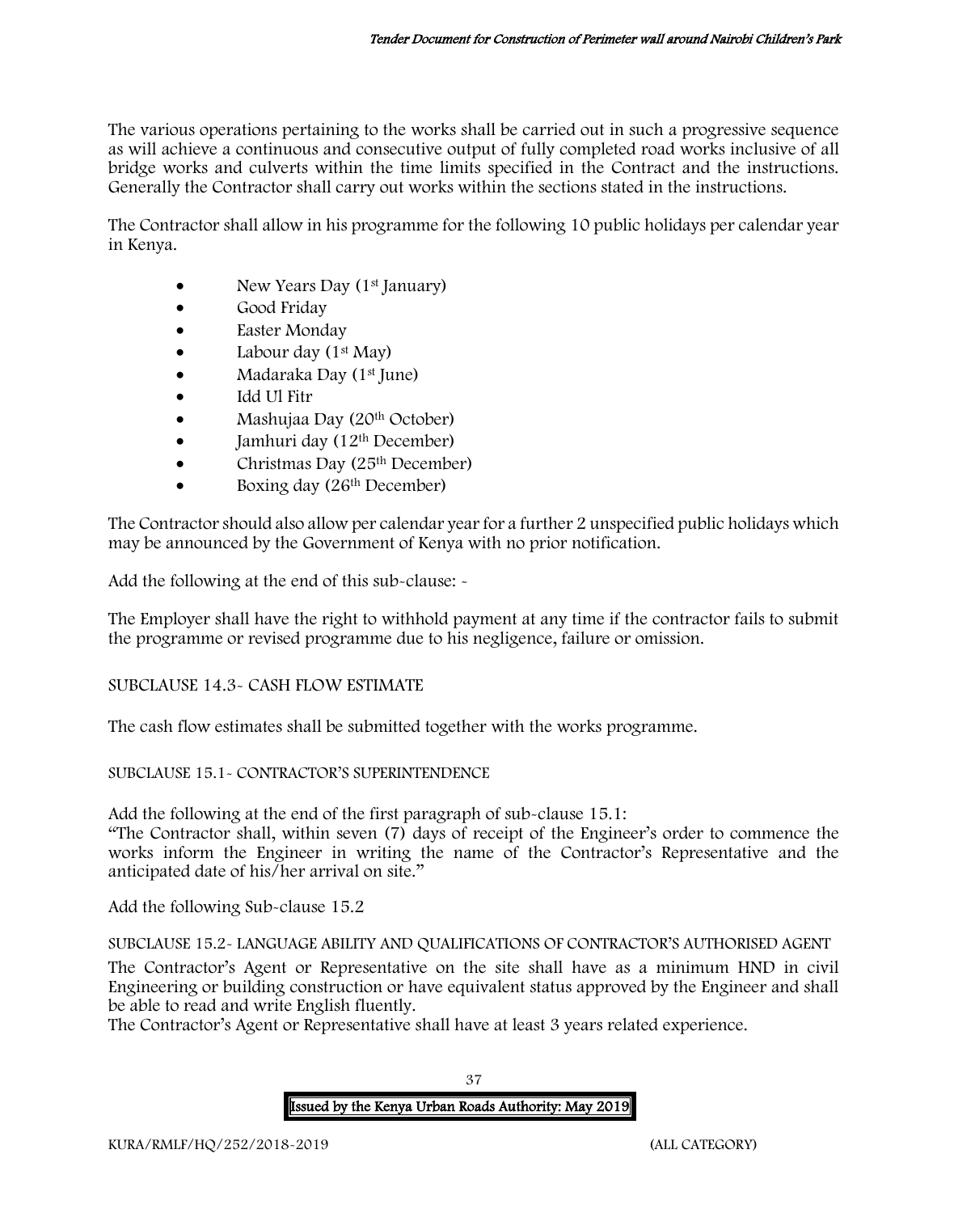The various operations pertaining to the works shall be carried out in such a progressive sequence as will achieve a continuous and consecutive output of fully completed road works inclusive of all bridge works and culverts within the time limits specified in the Contract and the instructions. Generally the Contractor shall carry out works within the sections stated in the instructions.

The Contractor shall allow in his programme for the following 10 public holidays per calendar year in Kenya.

- New Years Day (1st January)
- Good Friday
- Easter Monday
- Labour day (1st May)
- Madaraka Day (1st June)
- Idd Ul Fitr
- Mashujaa Day (20th October)
- Jamhuri day (12th December)
- Christmas Day (25th December)
- Boxing day (26th December)

The Contractor should also allow per calendar year for a further 2 unspecified public holidays which may be announced by the Government of Kenya with no prior notification.

Add the following at the end of this sub-clause: -

The Employer shall have the right to withhold payment at any time if the contractor fails to submit the programme or revised programme due to his negligence, failure or omission.

SUBCLAUSE 14.3- CASH FLOW ESTIMATE

The cash flow estimates shall be submitted together with the works programme.

SUBCLAUSE 15.1- CONTRACTOR'S SUPERINTENDENCE

Add the following at the end of the first paragraph of sub-clause 15.1:
"The Contractor shall, within seven (7) days of receipt of the Engineer's order to commence the works inform the Engineer in writing the name of the Contractor's Representative and the anticipated date of his/her arrival on site."

Add the following Sub-clause 15.2

SUBCLAUSE 15.2- LANGUAGE ABILITY AND QUALIFICATIONS OF CONTRACTOR'S AUTHORISED AGENT

The Contractor's Agent or Representative on the site shall have as a minimum HND in civil Engineering or building construction or have equivalent status approved by the Engineer and shall be able to read and write English fluently.
The Contractor's Agent or Representative shall have at least 3 years related experience.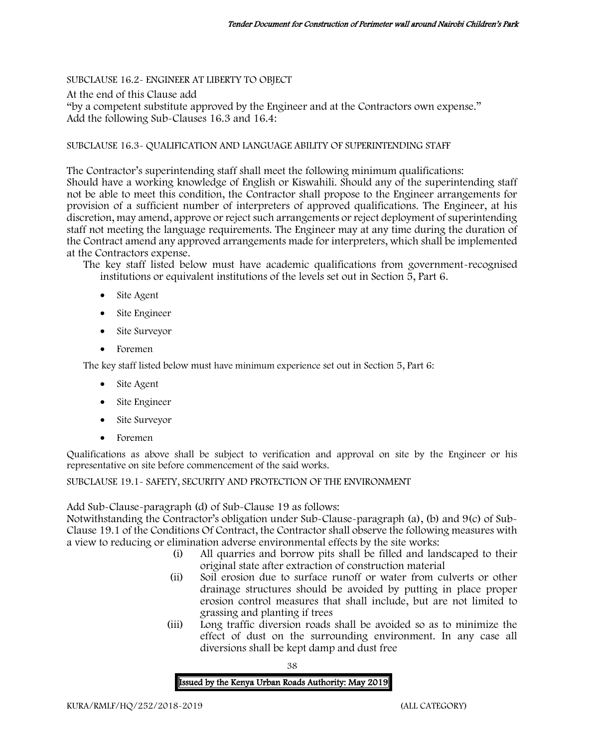SUBCLAUSE 16.2- ENGINEER AT LIBERTY TO OBJECT

At the end of this Clause add

"by a competent substitute approved by the Engineer and at the Contractors own expense."

Add the following Sub-Clauses 16.3 and 16.4:

SUBCLAUSE 16.3- QUALIFICATION AND LANGUAGE ABILITY OF SUPERINTENDING STAFF

The Contractor's superintending staff shall meet the following minimum qualifications:

Should have a working knowledge of English or Kiswahili. Should any of the superintending staff not be able to meet this condition, the Contractor shall propose to the Engineer arrangements for provision of a sufficient number of interpreters of approved qualifications. The Engineer, at his discretion, may amend, approve or reject such arrangements or reject deployment of superintending staff not meeting the language requirements. The Engineer may at any time during the duration of the Contract amend any approved arrangements made for interpreters, which shall be implemented at the Contractors expense.

The key staff listed below must have academic qualifications from government-recognised institutions or equivalent institutions of the levels set out in Section 5, Part 6.

- Site Agent
- Site Engineer
- Site Surveyor
- Foremen

The key staff listed below must have minimum experience set out in Section 5, Part 6:

- Site Agent
- Site Engineer
- Site Surveyor
- Foremen

Qualifications as above shall be subject to verification and approval on site by the Engineer or his representative on site before commencement of the said works.

SUBCLAUSE 19.1- SAFETY, SECURITY AND PROTECTION OF THE ENVIRONMENT

Add Sub-Clause-paragraph (d) of Sub-Clause 19 as follows:

Notwithstanding the Contractor's obligation under Sub-Clause-paragraph (a), (b) and 9(c) of Sub-Clause 19.1 of the Conditions Of Contract, the Contractor shall observe the following measures with a view to reducing or elimination adverse environmental effects by the site works:

(i) All quarries and borrow pits shall be filled and landscaped to their original state after extraction of construction material

(ii) Soil erosion due to surface runoff or water from culverts or other drainage structures should be avoided by putting in place proper erosion control measures that shall include, but are not limited to grassing and planting if trees

(iii) Long traffic diversion roads shall be avoided so as to minimize the effect of dust on the surrounding environment. In any case all diversions shall be kept damp and dust free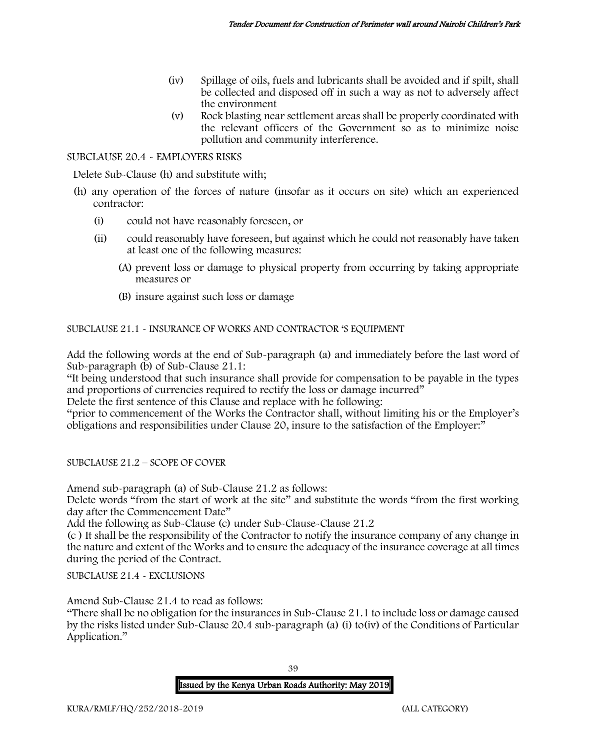(iv) Spillage of oils, fuels and lubricants shall be avoided and if spilt, shall be collected and disposed off in such a way as not to adversely affect the environment

(v) Rock blasting near settlement areas shall be properly coordinated with the relevant officers of the Government so as to minimize noise pollution and community interference.

SUBCLAUSE 20.4 - EMPLOYERS RISKS

Delete Sub-Clause (h) and substitute with;

(h) any operation of the forces of nature (insofar as it occurs on site) which an experienced contractor:

(i) could not have reasonably foreseen, or

(ii) could reasonably have foreseen, but against which he could not reasonably have taken at least one of the following measures:

(A) prevent loss or damage to physical property from occurring by taking appropriate measures or

(B) insure against such loss or damage

SUBCLAUSE 21.1 - INSURANCE OF WORKS AND CONTRACTOR 'S EQUIPMENT

Add the following words at the end of Sub-paragraph (a) and immediately before the last word of Sub-paragraph (b) of Sub-Clause 21.1:

"It being understood that such insurance shall provide for compensation to be payable in the types and proportions of currencies required to rectify the loss or damage incurred"

Delete the first sentence of this Clause and replace with he following:

"prior to commencement of the Works the Contractor shall, without limiting his or the Employer's obligations and responsibilities under Clause 20, insure to the satisfaction of the Employer:"

SUBCLAUSE 21.2 – SCOPE OF COVER

Amend sub-paragraph (a) of Sub-Clause 21.2 as follows:

Delete words "from the start of work at the site" and substitute the words "from the first working day after the Commencement Date"

Add the following as Sub-Clause (c) under Sub-Clause-Clause 21.2

(c ) It shall be the responsibility of the Contractor to notify the insurance company of any change in the nature and extent of the Works and to ensure the adequacy of the insurance coverage at all times during the period of the Contract.

SUBCLAUSE 21.4 - EXCLUSIONS

Amend Sub-Clause 21.4 to read as follows:

"There shall be no obligation for the insurances in Sub-Clause 21.1 to include loss or damage caused by the risks listed under Sub-Clause 20.4 sub-paragraph (a) (i) to(iv) of the Conditions of Particular Application."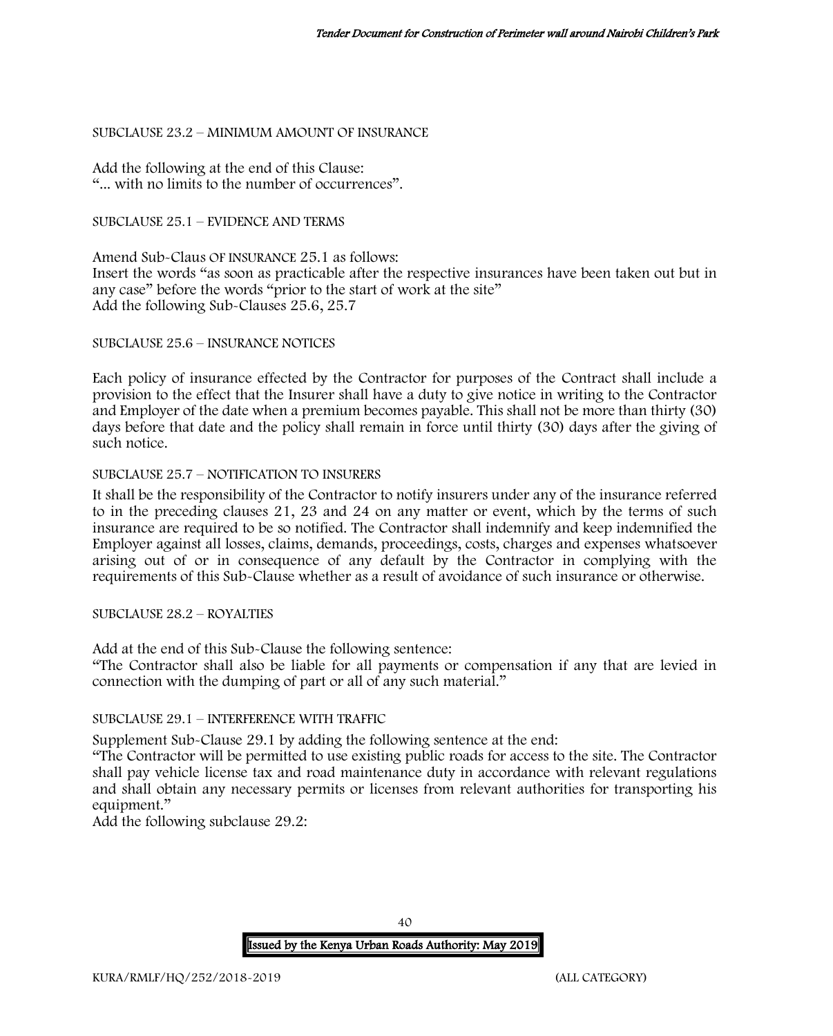SUBCLAUSE 23.2 – MINIMUM AMOUNT OF INSURANCE

Add the following at the end of this Clause:
"... with no limits to the number of occurrences".

SUBCLAUSE 25.1 – EVIDENCE AND TERMS

Amend Sub-Claus OF INSURANCE 25.1 as follows:
Insert the words "as soon as practicable after the respective insurances have been taken out but in any case" before the words "prior to the start of work at the site"
Add the following Sub-Clauses 25.6, 25.7

SUBCLAUSE 25.6 – INSURANCE NOTICES

Each policy of insurance effected by the Contractor for purposes of the Contract shall include a provision to the effect that the Insurer shall have a duty to give notice in writing to the Contractor and Employer of the date when a premium becomes payable. This shall not be more than thirty (30) days before that date and the policy shall remain in force until thirty (30) days after the giving of such notice.

SUBCLAUSE 25.7 – NOTIFICATION TO INSURERS

It shall be the responsibility of the Contractor to notify insurers under any of the insurance referred to in the preceding clauses 21, 23 and 24 on any matter or event, which by the terms of such insurance are required to be so notified. The Contractor shall indemnify and keep indemnified the Employer against all losses, claims, demands, proceedings, costs, charges and expenses whatsoever arising out of or in consequence of any default by the Contractor in complying with the requirements of this Sub-Clause whether as a result of avoidance of such insurance or otherwise.

SUBCLAUSE 28.2 – ROYALTIES

Add at the end of this Sub-Clause the following sentence:
"The Contractor shall also be liable for all payments or compensation if any that are levied in connection with the dumping of part or all of any such material."

SUBCLAUSE 29.1 – INTERFERENCE WITH TRAFFIC

Supplement Sub-Clause 29.1 by adding the following sentence at the end:
"The Contractor will be permitted to use existing public roads for access to the site. The Contractor shall pay vehicle license tax and road maintenance duty in accordance with relevant regulations and shall obtain any necessary permits or licenses from relevant authorities for transporting his equipment."
Add the following subclause 29.2: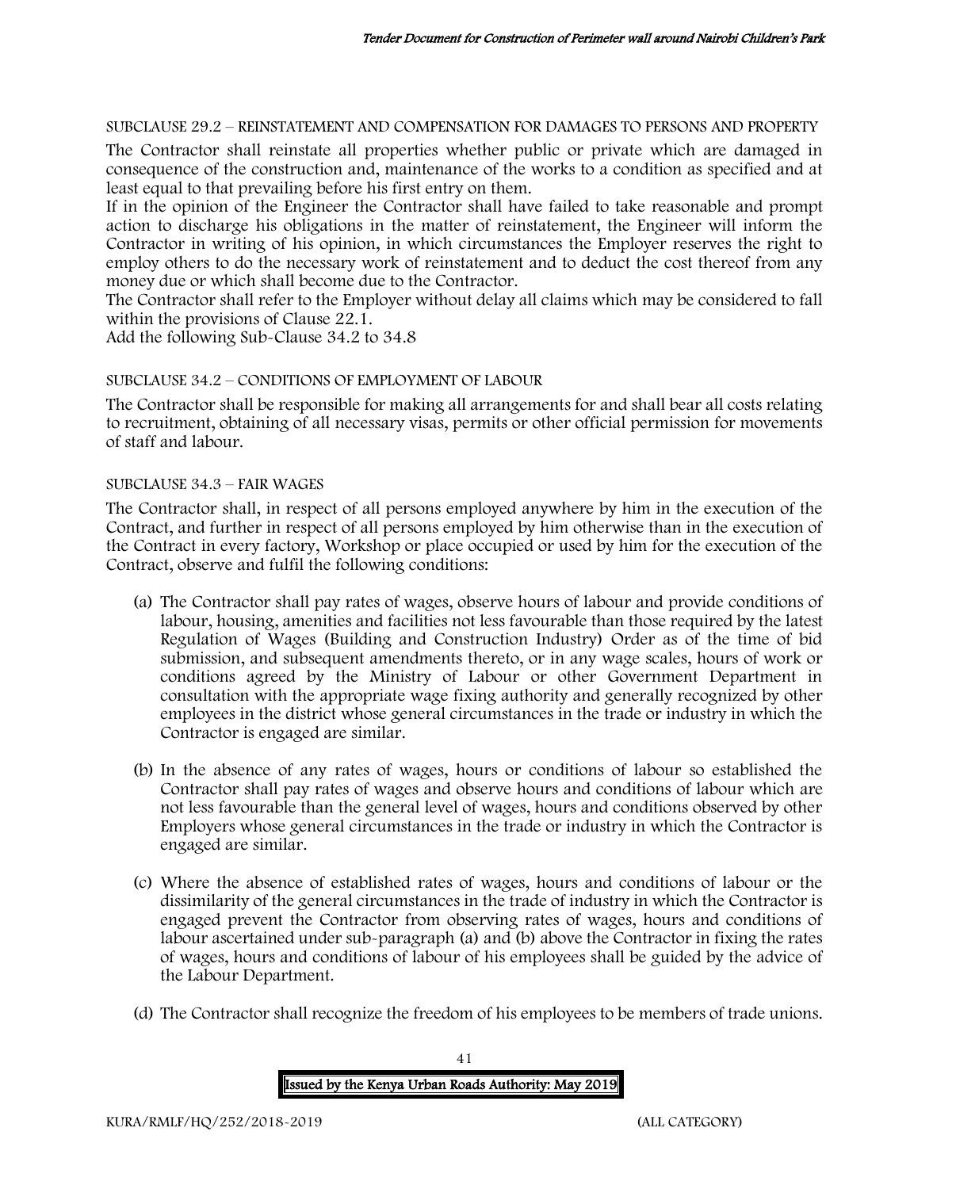SUBCLAUSE 29.2 – REINSTATEMENT AND COMPENSATION FOR DAMAGES TO PERSONS AND PROPERTY

The Contractor shall reinstate all properties whether public or private which are damaged in consequence of the construction and, maintenance of the works to a condition as specified and at least equal to that prevailing before his first entry on them.

If in the opinion of the Engineer the Contractor shall have failed to take reasonable and prompt action to discharge his obligations in the matter of reinstatement, the Engineer will inform the Contractor in writing of his opinion, in which circumstances the Employer reserves the right to employ others to do the necessary work of reinstatement and to deduct the cost thereof from any money due or which shall become due to the Contractor.

The Contractor shall refer to the Employer without delay all claims which may be considered to fall within the provisions of Clause 22.1.

Add the following Sub-Clause 34.2 to 34.8

SUBCLAUSE 34.2 – CONDITIONS OF EMPLOYMENT OF LABOUR

The Contractor shall be responsible for making all arrangements for and shall bear all costs relating to recruitment, obtaining of all necessary visas, permits or other official permission for movements of staff and labour.

SUBCLAUSE 34.3 – FAIR WAGES

The Contractor shall, in respect of all persons employed anywhere by him in the execution of the Contract, and further in respect of all persons employed by him otherwise than in the execution of the Contract in every factory, Workshop or place occupied or used by him for the execution of the Contract, observe and fulfil the following conditions:

(a) The Contractor shall pay rates of wages, observe hours of labour and provide conditions of labour, housing, amenities and facilities not less favourable than those required by the latest Regulation of Wages (Building and Construction Industry) Order as of the time of bid submission, and subsequent amendments thereto, or in any wage scales, hours of work or conditions agreed by the Ministry of Labour or other Government Department in consultation with the appropriate wage fixing authority and generally recognized by other employees in the district whose general circumstances in the trade or industry in which the Contractor is engaged are similar.

(b) In the absence of any rates of wages, hours or conditions of labour so established the Contractor shall pay rates of wages and observe hours and conditions of labour which are not less favourable than the general level of wages, hours and conditions observed by other Employers whose general circumstances in the trade or industry in which the Contractor is engaged are similar.

(c) Where the absence of established rates of wages, hours and conditions of labour or the dissimilarity of the general circumstances in the trade of industry in which the Contractor is engaged prevent the Contractor from observing rates of wages, hours and conditions of labour ascertained under sub-paragraph (a) and (b) above the Contractor in fixing the rates of wages, hours and conditions of labour of his employees shall be guided by the advice of the Labour Department.

(d) The Contractor shall recognize the freedom of his employees to be members of trade unions.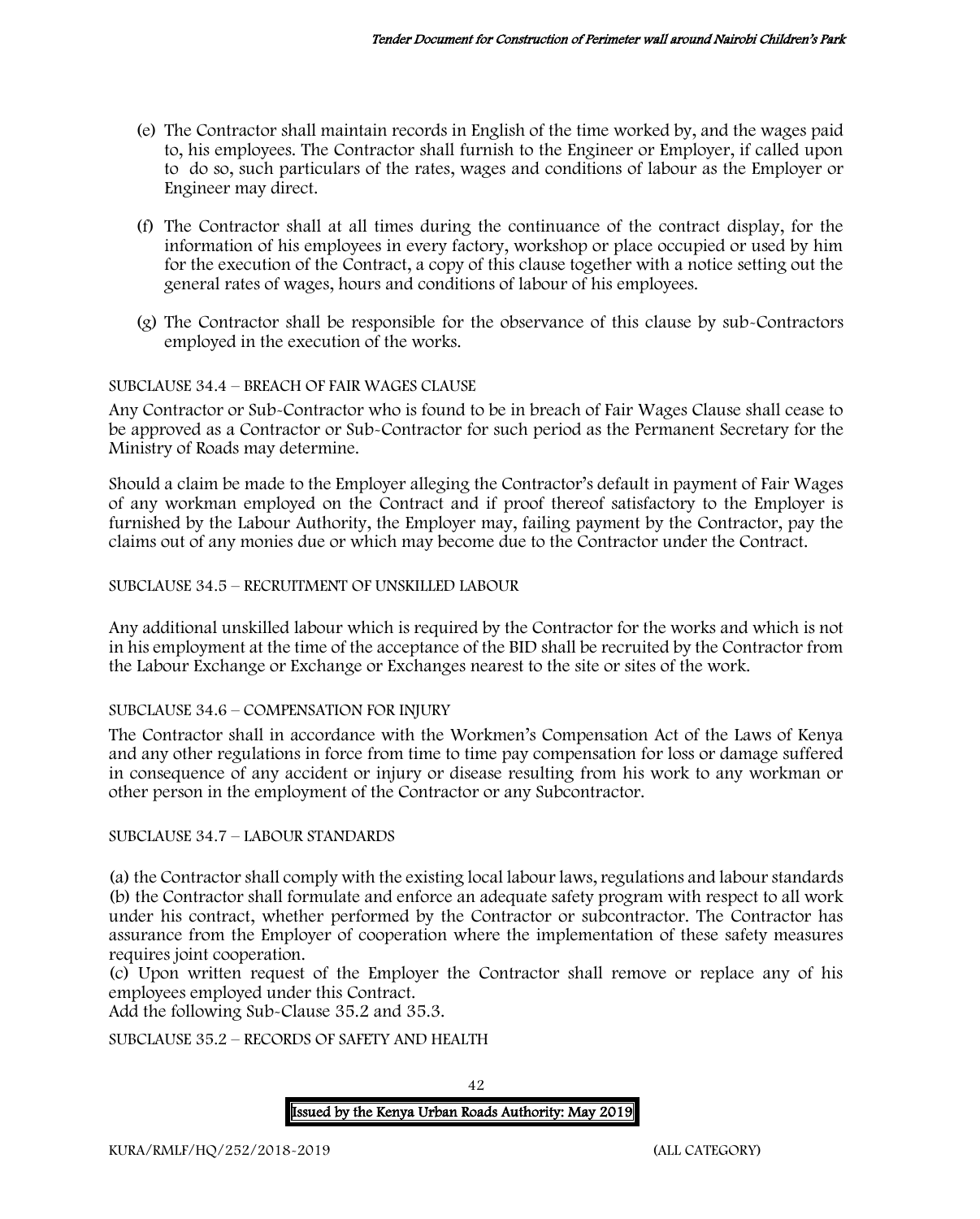(e) The Contractor shall maintain records in English of the time worked by, and the wages paid to, his employees. The Contractor shall furnish to the Engineer or Employer, if called upon to do so, such particulars of the rates, wages and conditions of labour as the Employer or Engineer may direct.

(f) The Contractor shall at all times during the continuance of the contract display, for the information of his employees in every factory, workshop or place occupied or used by him for the execution of the Contract, a copy of this clause together with a notice setting out the general rates of wages, hours and conditions of labour of his employees.

(g) The Contractor shall be responsible for the observance of this clause by sub-Contractors employed in the execution of the works.

SUBCLAUSE 34.4 – BREACH OF FAIR WAGES CLAUSE

Any Contractor or Sub-Contractor who is found to be in breach of Fair Wages Clause shall cease to be approved as a Contractor or Sub-Contractor for such period as the Permanent Secretary for the Ministry of Roads may determine.

Should a claim be made to the Employer alleging the Contractor's default in payment of Fair Wages of any workman employed on the Contract and if proof thereof satisfactory to the Employer is furnished by the Labour Authority, the Employer may, failing payment by the Contractor, pay the claims out of any monies due or which may become due to the Contractor under the Contract.

SUBCLAUSE 34.5 – RECRUITMENT OF UNSKILLED LABOUR

Any additional unskilled labour which is required by the Contractor for the works and which is not in his employment at the time of the acceptance of the BID shall be recruited by the Contractor from the Labour Exchange or Exchange or Exchanges nearest to the site or sites of the work.

SUBCLAUSE 34.6 – COMPENSATION FOR INJURY

The Contractor shall in accordance with the Workmen's Compensation Act of the Laws of Kenya and any other regulations in force from time to time pay compensation for loss or damage suffered in consequence of any accident or injury or disease resulting from his work to any workman or other person in the employment of the Contractor or any Subcontractor.

SUBCLAUSE 34.7 – LABOUR STANDARDS

(a) the Contractor shall comply with the existing local labour laws, regulations and labour standards
(b) the Contractor shall formulate and enforce an adequate safety program with respect to all work under his contract, whether performed by the Contractor or subcontractor. The Contractor has assurance from the Employer of cooperation where the implementation of these safety measures requires joint cooperation.
(c) Upon written request of the Employer the Contractor shall remove or replace any of his employees employed under this Contract.
Add the following Sub-Clause 35.2 and 35.3.

SUBCLAUSE 35.2 – RECORDS OF SAFETY AND HEALTH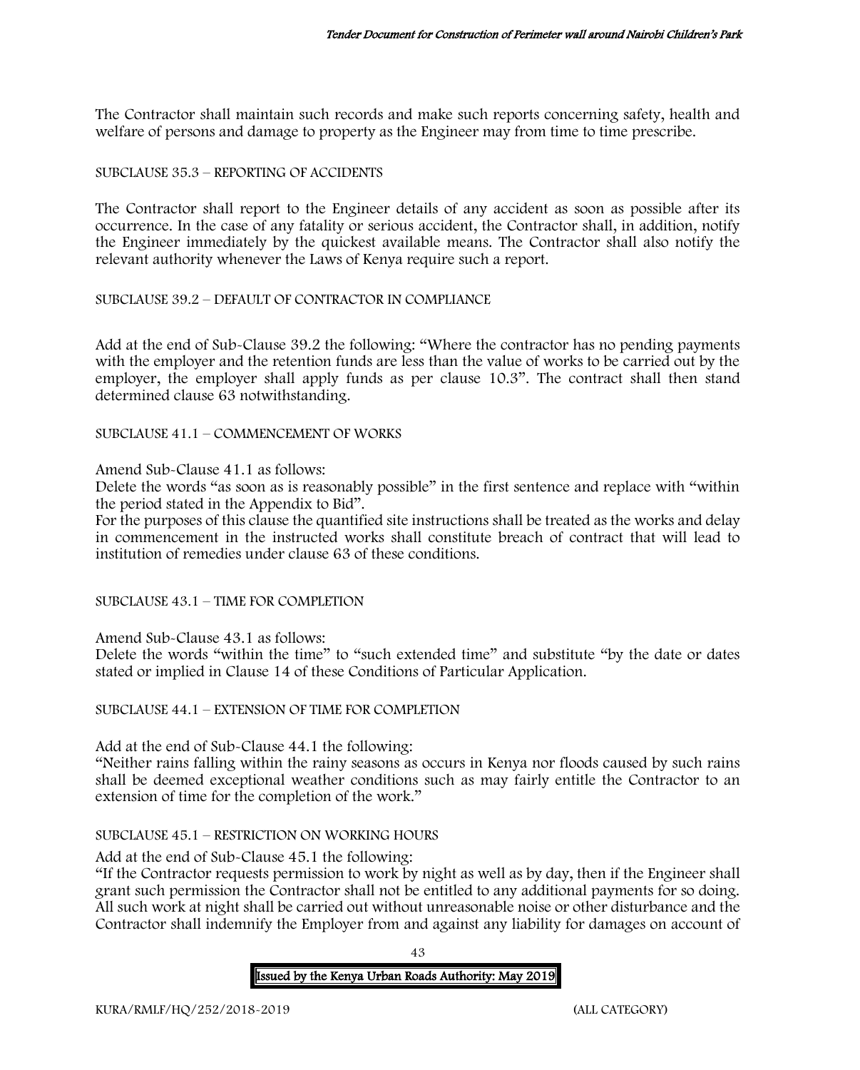The Contractor shall maintain such records and make such reports concerning safety, health and welfare of persons and damage to property as the Engineer may from time to time prescribe.

SUBCLAUSE 35.3 – REPORTING OF ACCIDENTS

The Contractor shall report to the Engineer details of any accident as soon as possible after its occurrence. In the case of any fatality or serious accident, the Contractor shall, in addition, notify the Engineer immediately by the quickest available means. The Contractor shall also notify the relevant authority whenever the Laws of Kenya require such a report.

SUBCLAUSE 39.2 – DEFAULT OF CONTRACTOR IN COMPLIANCE

Add at the end of Sub-Clause 39.2 the following: "Where the contractor has no pending payments with the employer and the retention funds are less than the value of works to be carried out by the employer, the employer shall apply funds as per clause 10.3". The contract shall then stand determined clause 63 notwithstanding.

SUBCLAUSE 41.1 – COMMENCEMENT OF WORKS

Amend Sub-Clause 41.1 as follows:

Delete the words "as soon as is reasonably possible" in the first sentence and replace with "within the period stated in the Appendix to Bid".

For the purposes of this clause the quantified site instructions shall be treated as the works and delay in commencement in the instructed works shall constitute breach of contract that will lead to institution of remedies under clause 63 of these conditions.

SUBCLAUSE 43.1 – TIME FOR COMPLETION

Amend Sub-Clause 43.1 as follows:

Delete the words "within the time" to "such extended time" and substitute "by the date or dates stated or implied in Clause 14 of these Conditions of Particular Application.

SUBCLAUSE 44.1 – EXTENSION OF TIME FOR COMPLETION

Add at the end of Sub-Clause 44.1 the following:

"Neither rains falling within the rainy seasons as occurs in Kenya nor floods caused by such rains shall be deemed exceptional weather conditions such as may fairly entitle the Contractor to an extension of time for the completion of the work."

SUBCLAUSE 45.1 – RESTRICTION ON WORKING HOURS

Add at the end of Sub-Clause 45.1 the following:

"If the Contractor requests permission to work by night as well as by day, then if the Engineer shall grant such permission the Contractor shall not be entitled to any additional payments for so doing. All such work at night shall be carried out without unreasonable noise or other disturbance and the Contractor shall indemnify the Employer from and against any liability for damages on account of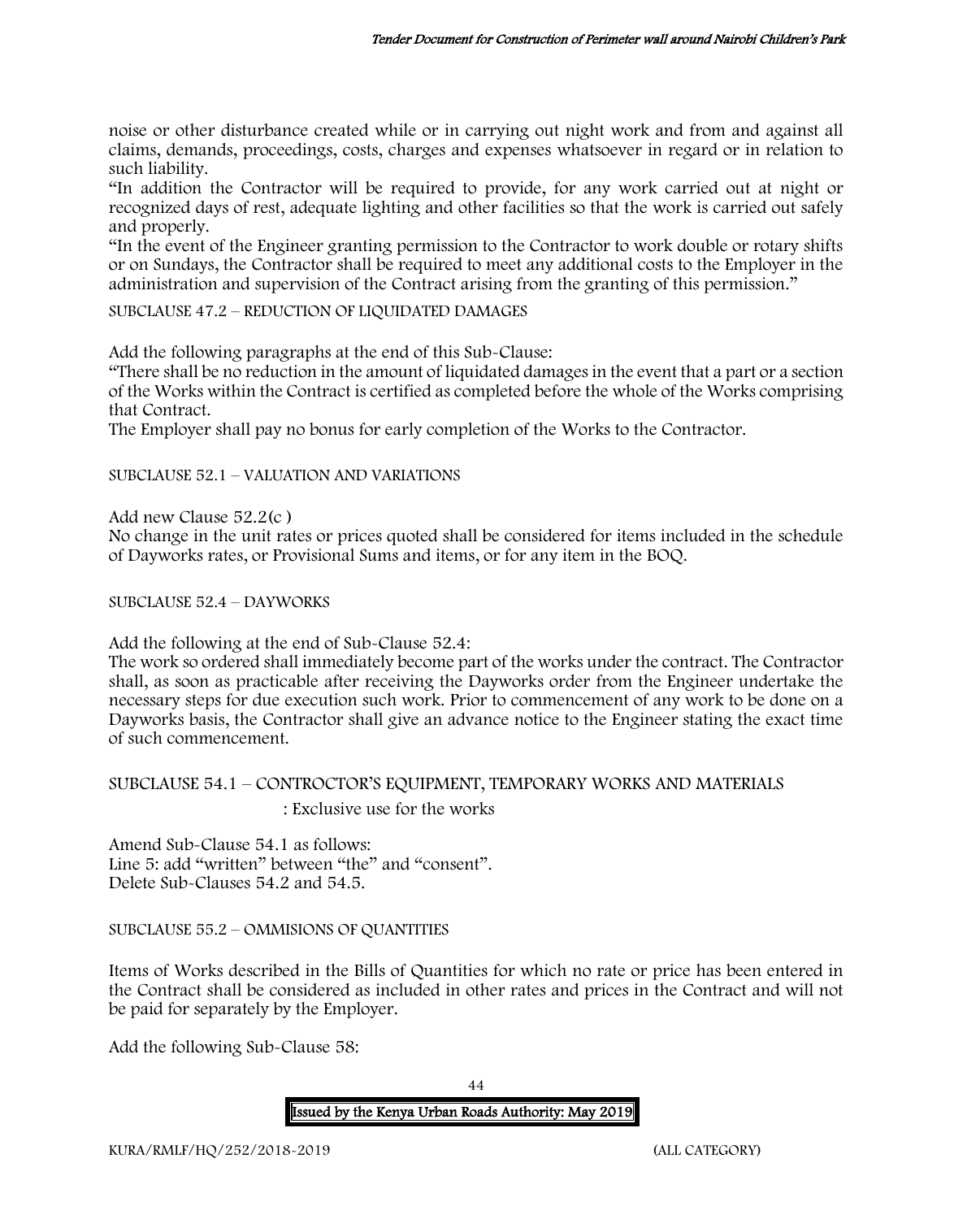noise or other disturbance created while or in carrying out night work and from and against all claims, demands, proceedings, costs, charges and expenses whatsoever in regard or in relation to such liability.

"In addition the Contractor will be required to provide, for any work carried out at night or recognized days of rest, adequate lighting and other facilities so that the work is carried out safely and properly.

"In the event of the Engineer granting permission to the Contractor to work double or rotary shifts or on Sundays, the Contractor shall be required to meet any additional costs to the Employer in the administration and supervision of the Contract arising from the granting of this permission."

SUBCLAUSE 47.2 – REDUCTION OF LIQUIDATED DAMAGES

Add the following paragraphs at the end of this Sub-Clause:

"There shall be no reduction in the amount of liquidated damages in the event that a part or a section of the Works within the Contract is certified as completed before the whole of the Works comprising that Contract.

The Employer shall pay no bonus for early completion of the Works to the Contractor.

SUBCLAUSE 52.1 – VALUATION AND VARIATIONS

Add new Clause 52.2(c )

No change in the unit rates or prices quoted shall be considered for items included in the schedule of Dayworks rates, or Provisional Sums and items, or for any item in the BOQ.

SUBCLAUSE 52.4 – DAYWORKS

Add the following at the end of Sub-Clause 52.4:

The work so ordered shall immediately become part of the works under the contract. The Contractor shall, as soon as practicable after receiving the Dayworks order from the Engineer undertake the necessary steps for due execution such work. Prior to commencement of any work to be done on a Dayworks basis, the Contractor shall give an advance notice to the Engineer stating the exact time of such commencement.

SUBCLAUSE 54.1 – CONTROCTOR'S EQUIPMENT, TEMPORARY WORKS AND MATERIALS

: Exclusive use for the works

Amend Sub-Clause 54.1 as follows:
Line 5: add "written" between "the" and "consent".
Delete Sub-Clauses 54.2 and 54.5.

SUBCLAUSE 55.2 – OMMISIONS OF QUANTITIES

Items of Works described in the Bills of Quantities for which no rate or price has been entered in the Contract shall be considered as included in other rates and prices in the Contract and will not be paid for separately by the Employer.

Add the following Sub-Clause 58: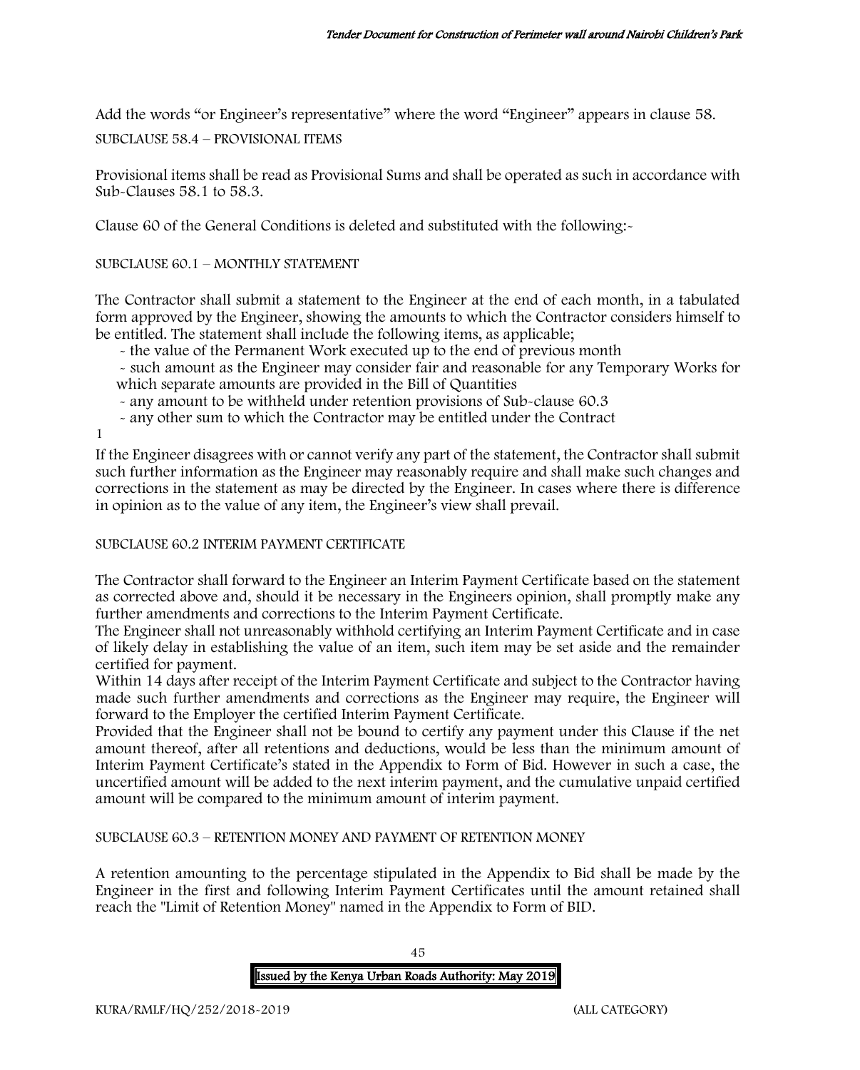Add the words "or Engineer's representative" where the word "Engineer" appears in clause 58.

SUBCLAUSE 58.4 – PROVISIONAL ITEMS

Provisional items shall be read as Provisional Sums and shall be operated as such in accordance with Sub-Clauses 58.1 to 58.3.

Clause 60 of the General Conditions is deleted and substituted with the following:-

SUBCLAUSE 60.1 – MONTHLY STATEMENT

The Contractor shall submit a statement to the Engineer at the end of each month, in a tabulated form approved by the Engineer, showing the amounts to which the Contractor considers himself to be entitled. The statement shall include the following items, as applicable;

- the value of the Permanent Work executed up to the end of previous month
- such amount as the Engineer may consider fair and reasonable for any Temporary Works for which separate amounts are provided in the Bill of Quantities
- any amount to be withheld under retention provisions of Sub-clause 60.3
- any other sum to which the Contractor may be entitled under the Contract

1

If the Engineer disagrees with or cannot verify any part of the statement, the Contractor shall submit such further information as the Engineer may reasonably require and shall make such changes and corrections in the statement as may be directed by the Engineer. In cases where there is difference in opinion as to the value of any item, the Engineer's view shall prevail.

SUBCLAUSE 60.2 INTERIM PAYMENT CERTIFICATE

The Contractor shall forward to the Engineer an Interim Payment Certificate based on the statement as corrected above and, should it be necessary in the Engineers opinion, shall promptly make any further amendments and corrections to the Interim Payment Certificate.

The Engineer shall not unreasonably withhold certifying an Interim Payment Certificate and in case of likely delay in establishing the value of an item, such item may be set aside and the remainder certified for payment.

Within 14 days after receipt of the Interim Payment Certificate and subject to the Contractor having made such further amendments and corrections as the Engineer may require, the Engineer will forward to the Employer the certified Interim Payment Certificate.

Provided that the Engineer shall not be bound to certify any payment under this Clause if the net amount thereof, after all retentions and deductions, would be less than the minimum amount of Interim Payment Certificate's stated in the Appendix to Form of Bid. However in such a case, the uncertified amount will be added to the next interim payment, and the cumulative unpaid certified amount will be compared to the minimum amount of interim payment.

SUBCLAUSE 60.3 – RETENTION MONEY AND PAYMENT OF RETENTION MONEY

A retention amounting to the percentage stipulated in the Appendix to Bid shall be made by the Engineer in the first and following Interim Payment Certificates until the amount retained shall reach the "Limit of Retention Money" named in the Appendix to Form of BID.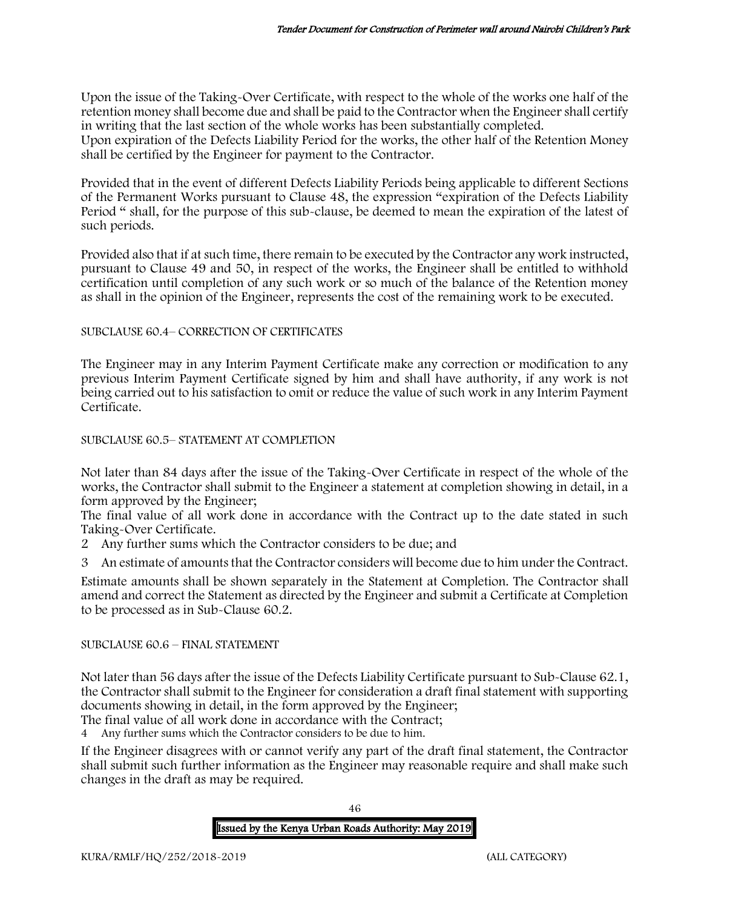Upon the issue of the Taking-Over Certificate, with respect to the whole of the works one half of the retention money shall become due and shall be paid to the Contractor when the Engineer shall certify in writing that the last section of the whole works has been substantially completed.

Upon expiration of the Defects Liability Period for the works, the other half of the Retention Money shall be certified by the Engineer for payment to the Contractor.

Provided that in the event of different Defects Liability Periods being applicable to different Sections of the Permanent Works pursuant to Clause 48, the expression "expiration of the Defects Liability Period " shall, for the purpose of this sub-clause, be deemed to mean the expiration of the latest of such periods.

Provided also that if at such time, there remain to be executed by the Contractor any work instructed, pursuant to Clause 49 and 50, in respect of the works, the Engineer shall be entitled to withhold certification until completion of any such work or so much of the balance of the Retention money as shall in the opinion of the Engineer, represents the cost of the remaining work to be executed.

SUBCLAUSE 60.4– CORRECTION OF CERTIFICATES

The Engineer may in any Interim Payment Certificate make any correction or modification to any previous Interim Payment Certificate signed by him and shall have authority, if any work is not being carried out to his satisfaction to omit or reduce the value of such work in any Interim Payment Certificate.

SUBCLAUSE 60.5– STATEMENT AT COMPLETION

Not later than 84 days after the issue of the Taking-Over Certificate in respect of the whole of the works, the Contractor shall submit to the Engineer a statement at completion showing in detail, in a form approved by the Engineer;

The final value of all work done in accordance with the Contract up to the date stated in such Taking-Over Certificate.

2 Any further sums which the Contractor considers to be due; and

3 An estimate of amounts that the Contractor considers will become due to him under the Contract.

Estimate amounts shall be shown separately in the Statement at Completion. The Contractor shall amend and correct the Statement as directed by the Engineer and submit a Certificate at Completion to be processed as in Sub-Clause 60.2.

SUBCLAUSE 60.6 – FINAL STATEMENT

Not later than 56 days after the issue of the Defects Liability Certificate pursuant to Sub-Clause 62.1, the Contractor shall submit to the Engineer for consideration a draft final statement with supporting documents showing in detail, in the form approved by the Engineer;

The final value of all work done in accordance with the Contract;

4 Any further sums which the Contractor considers to be due to him.

If the Engineer disagrees with or cannot verify any part of the draft final statement, the Contractor shall submit such further information as the Engineer may reasonable require and shall make such changes in the draft as may be required.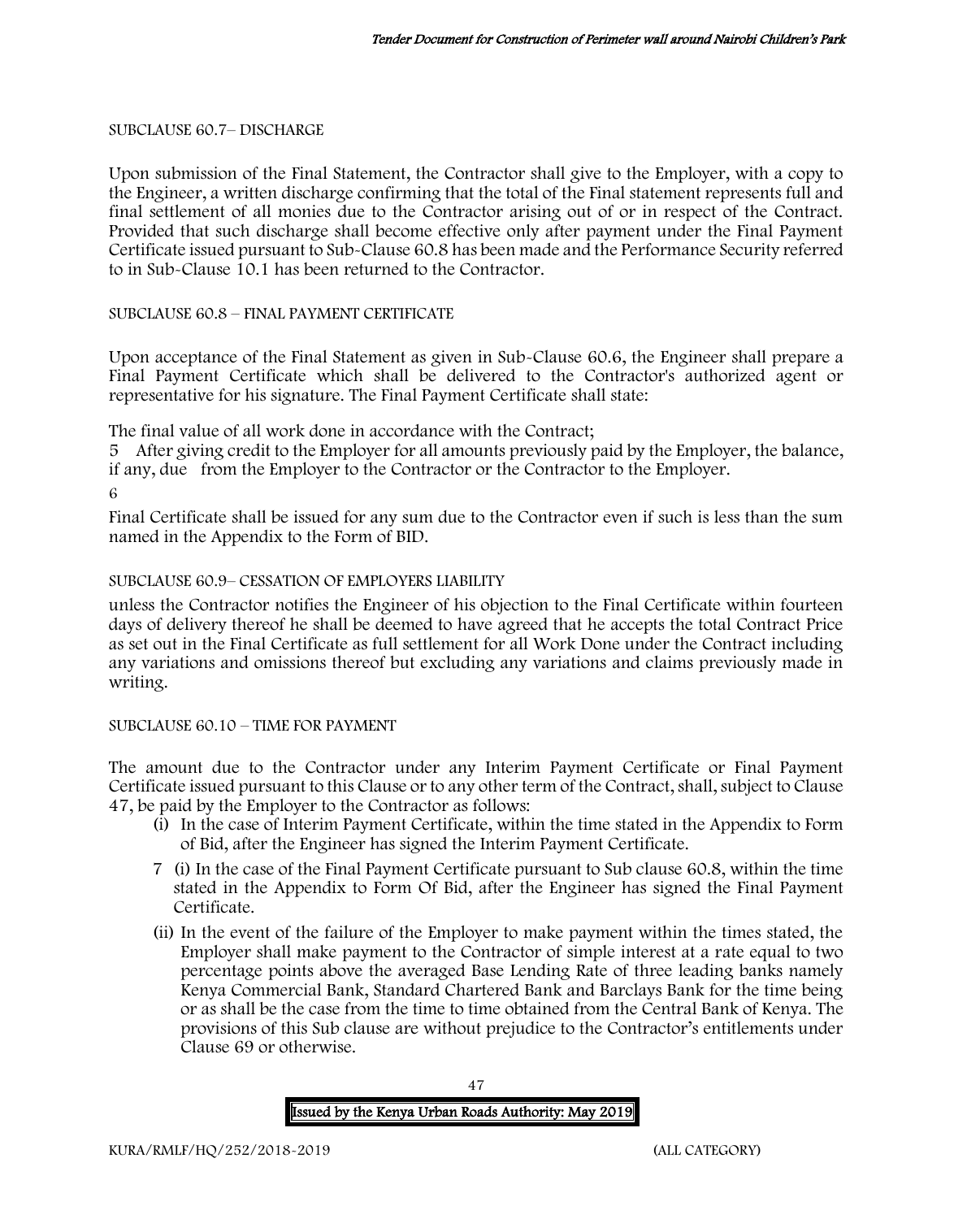SUBCLAUSE 60.7– DISCHARGE

Upon submission of the Final Statement, the Contractor shall give to the Employer, with a copy to the Engineer, a written discharge confirming that the total of the Final statement represents full and final settlement of all monies due to the Contractor arising out of or in respect of the Contract. Provided that such discharge shall become effective only after payment under the Final Payment Certificate issued pursuant to Sub-Clause 60.8 has been made and the Performance Security referred to in Sub-Clause 10.1 has been returned to the Contractor.

SUBCLAUSE 60.8 – FINAL PAYMENT CERTIFICATE

Upon acceptance of the Final Statement as given in Sub-Clause 60.6, the Engineer shall prepare a Final Payment Certificate which shall be delivered to the Contractor's authorized agent or representative for his signature. The Final Payment Certificate shall state:

The final value of all work done in accordance with the Contract;

5 After giving credit to the Employer for all amounts previously paid by the Employer, the balance, if any, due from the Employer to the Contractor or the Contractor to the Employer.

6

Final Certificate shall be issued for any sum due to the Contractor even if such is less than the sum named in the Appendix to the Form of BID.

SUBCLAUSE 60.9– CESSATION OF EMPLOYERS LIABILITY

unless the Contractor notifies the Engineer of his objection to the Final Certificate within fourteen days of delivery thereof he shall be deemed to have agreed that he accepts the total Contract Price as set out in the Final Certificate as full settlement for all Work Done under the Contract including any variations and omissions thereof but excluding any variations and claims previously made in writing.

SUBCLAUSE 60.10 – TIME FOR PAYMENT

The amount due to the Contractor under any Interim Payment Certificate or Final Payment Certificate issued pursuant to this Clause or to any other term of the Contract, shall, subject to Clause 47, be paid by the Employer to the Contractor as follows:

(i) In the case of Interim Payment Certificate, within the time stated in the Appendix to Form of Bid, after the Engineer has signed the Interim Payment Certificate.

7 (i) In the case of the Final Payment Certificate pursuant to Sub clause 60.8, within the time stated in the Appendix to Form Of Bid, after the Engineer has signed the Final Payment Certificate.

(ii) In the event of the failure of the Employer to make payment within the times stated, the Employer shall make payment to the Contractor of simple interest at a rate equal to two percentage points above the averaged Base Lending Rate of three leading banks namely Kenya Commercial Bank, Standard Chartered Bank and Barclays Bank for the time being or as shall be the case from the time to time obtained from the Central Bank of Kenya. The provisions of this Sub clause are without prejudice to the Contractor's entitlements under Clause 69 or otherwise.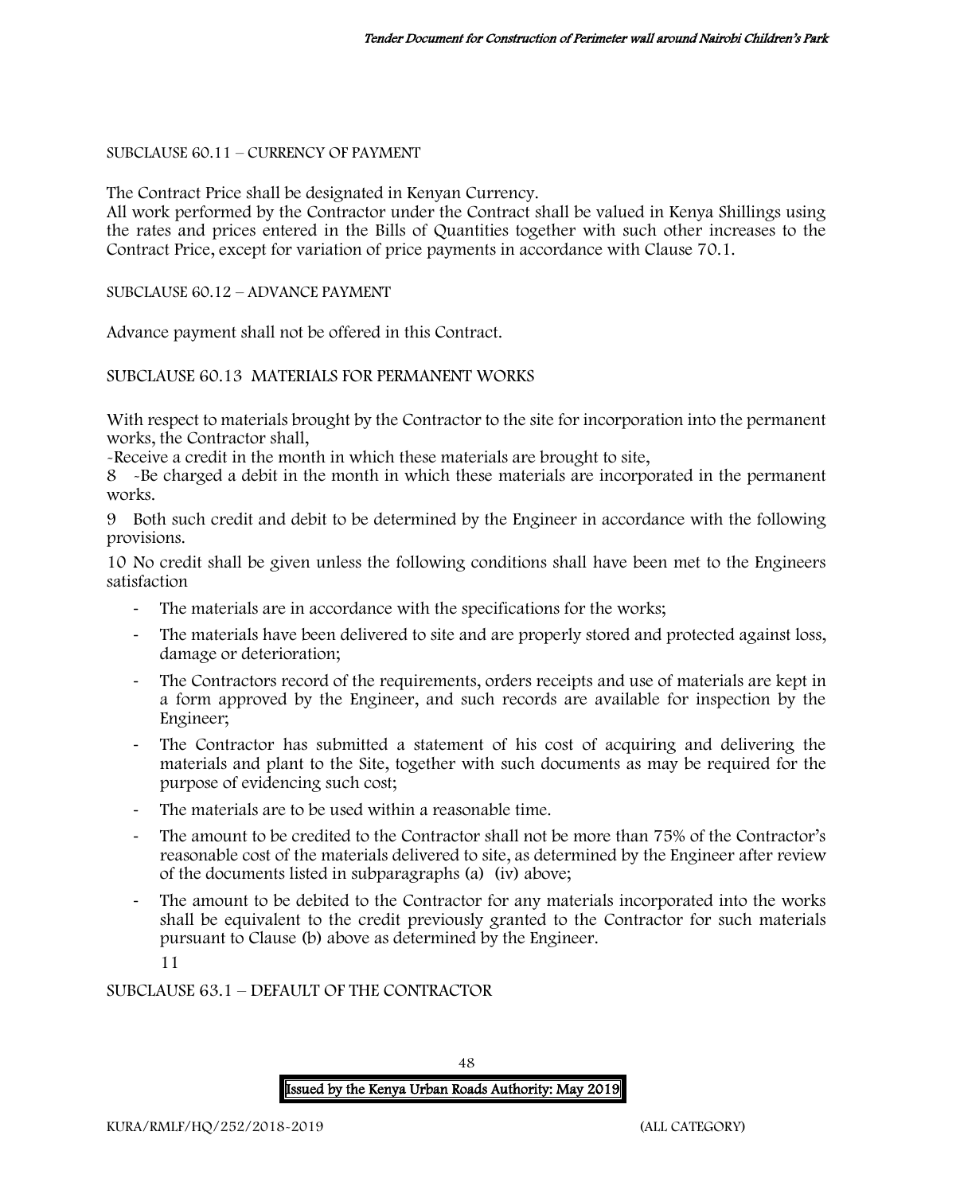SUBCLAUSE 60.11 – CURRENCY OF PAYMENT

The Contract Price shall be designated in Kenyan Currency.
All work performed by the Contractor under the Contract shall be valued in Kenya Shillings using the rates and prices entered in the Bills of Quantities together with such other increases to the Contract Price, except for variation of price payments in accordance with Clause 70.1.

SUBCLAUSE 60.12 – ADVANCE PAYMENT

Advance payment shall not be offered in this Contract.

SUBCLAUSE 60.13 MATERIALS FOR PERMANENT WORKS

With respect to materials brought by the Contractor to the site for incorporation into the permanent works, the Contractor shall,

-Receive a credit in the month in which these materials are brought to site,

8 -Be charged a debit in the month in which these materials are incorporated in the permanent works.

9 Both such credit and debit to be determined by the Engineer in accordance with the following provisions.

10 No credit shall be given unless the following conditions shall have been met to the Engineers satisfaction

- The materials are in accordance with the specifications for the works;
- The materials have been delivered to site and are properly stored and protected against loss, damage or deterioration;
- The Contractors record of the requirements, orders receipts and use of materials are kept in a form approved by the Engineer, and such records are available for inspection by the Engineer;
- The Contractor has submitted a statement of his cost of acquiring and delivering the materials and plant to the Site, together with such documents as may be required for the purpose of evidencing such cost;
- The materials are to be used within a reasonable time.
- The amount to be credited to the Contractor shall not be more than 75% of the Contractor's reasonable cost of the materials delivered to site, as determined by the Engineer after review of the documents listed in subparagraphs (a) (iv) above;
- The amount to be debited to the Contractor for any materials incorporated into the works shall be equivalent to the credit previously granted to the Contractor for such materials pursuant to Clause (b) above as determined by the Engineer.

11

SUBCLAUSE 63.1 – DEFAULT OF THE CONTRACTOR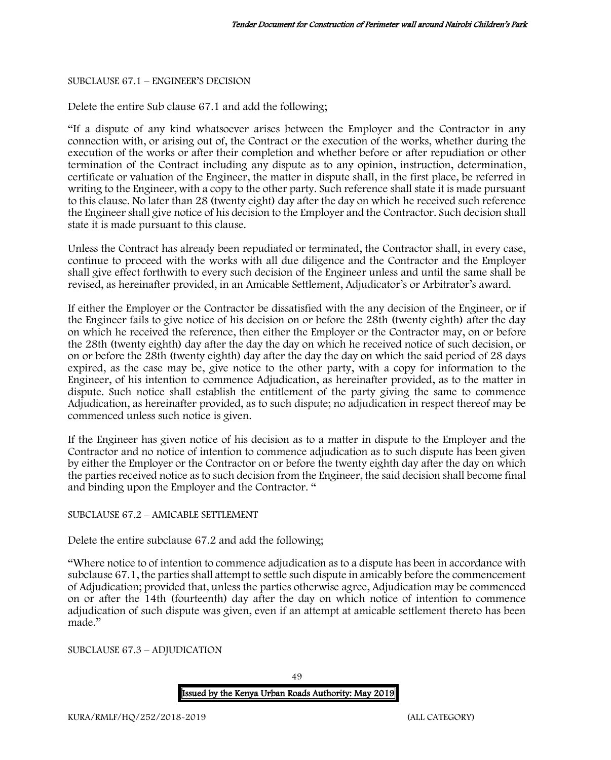SUBCLAUSE 67.1 – ENGINEER'S DECISION

Delete the entire Sub clause 67.1 and add the following;

"If a dispute of any kind whatsoever arises between the Employer and the Contractor in any connection with, or arising out of, the Contract or the execution of the works, whether during the execution of the works or after their completion and whether before or after repudiation or other termination of the Contract including any dispute as to any opinion, instruction, determination, certificate or valuation of the Engineer, the matter in dispute shall, in the first place, be referred in writing to the Engineer, with a copy to the other party. Such reference shall state it is made pursuant to this clause. No later than 28 (twenty eight) day after the day on which he received such reference the Engineer shall give notice of his decision to the Employer and the Contractor. Such decision shall state it is made pursuant to this clause.

Unless the Contract has already been repudiated or terminated, the Contractor shall, in every case, continue to proceed with the works with all due diligence and the Contractor and the Employer shall give effect forthwith to every such decision of the Engineer unless and until the same shall be revised, as hereinafter provided, in an Amicable Settlement, Adjudicator's or Arbitrator's award.

If either the Employer or the Contractor be dissatisfied with the any decision of the Engineer, or if the Engineer fails to give notice of his decision on or before the 28th (twenty eighth) after the day on which he received the reference, then either the Employer or the Contractor may, on or before the 28th (twenty eighth) day after the day the day on which he received notice of such decision, or on or before the 28th (twenty eighth) day after the day the day on which the said period of 28 days expired, as the case may be, give notice to the other party, with a copy for information to the Engineer, of his intention to commence Adjudication, as hereinafter provided, as to the matter in dispute. Such notice shall establish the entitlement of the party giving the same to commence Adjudication, as hereinafter provided, as to such dispute; no adjudication in respect thereof may be commenced unless such notice is given.

If the Engineer has given notice of his decision as to a matter in dispute to the Employer and the Contractor and no notice of intention to commence adjudication as to such dispute has been given by either the Employer or the Contractor on or before the twenty eighth day after the day on which the parties received notice as to such decision from the Engineer, the said decision shall become final and binding upon the Employer and the Contractor. "

SUBCLAUSE 67.2 – AMICABLE SETTLEMENT

Delete the entire subclause 67.2 and add the following;

"Where notice to of intention to commence adjudication as to a dispute has been in accordance with subclause 67.1, the parties shall attempt to settle such dispute in amicably before the commencement of Adjudication; provided that, unless the parties otherwise agree, Adjudication may be commenced on or after the 14th (fourteenth) day after the day on which notice of intention to commence adjudication of such dispute was given, even if an attempt at amicable settlement thereto has been made."

SUBCLAUSE 67.3 – ADJUDICATION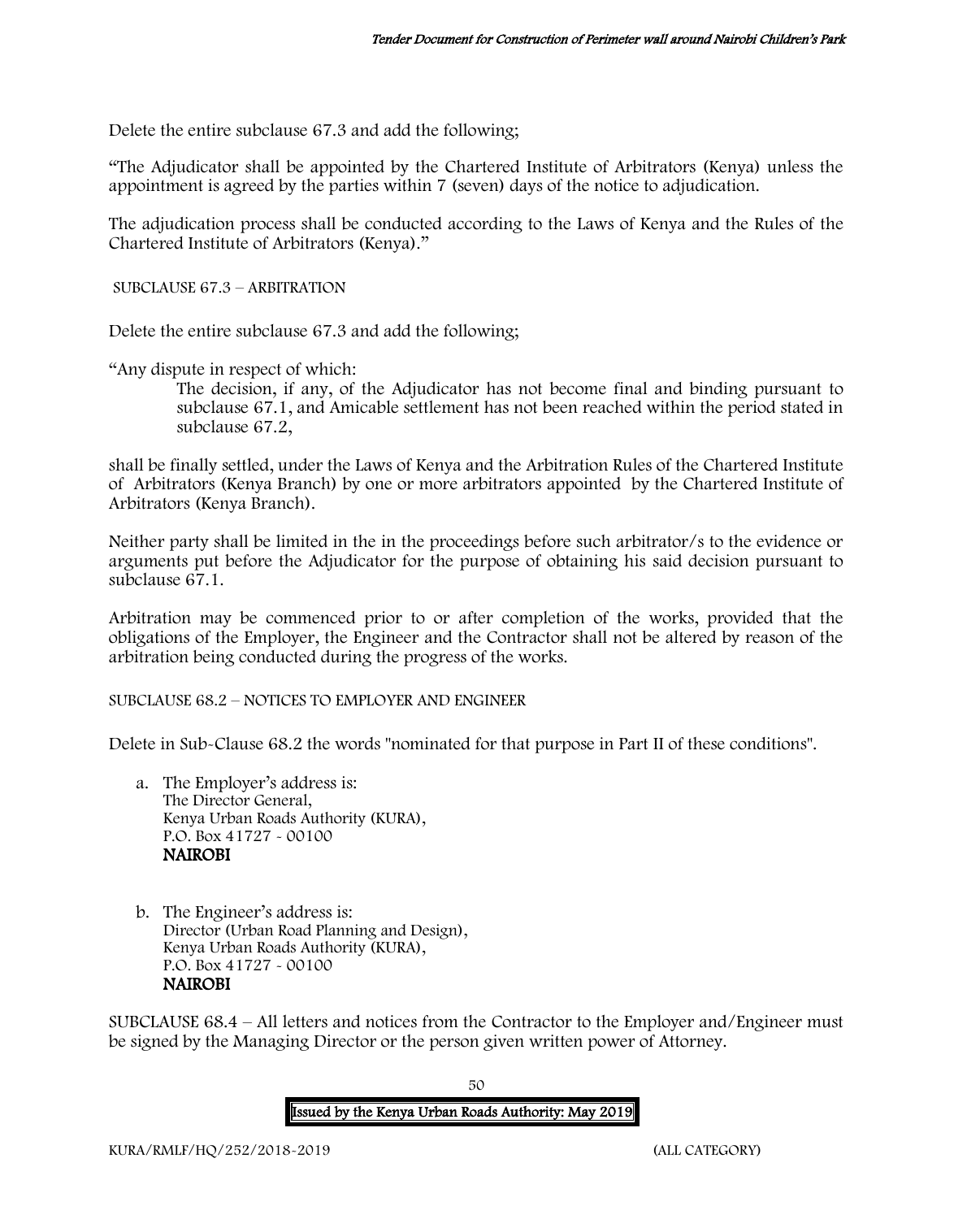Delete the entire subclause 67.3 and add the following;

"The Adjudicator shall be appointed by the Chartered Institute of Arbitrators (Kenya) unless the appointment is agreed by the parties within 7 (seven) days of the notice to adjudication.

The adjudication process shall be conducted according to the Laws of Kenya and the Rules of the Chartered Institute of Arbitrators (Kenya)."

SUBCLAUSE 67.3 – ARBITRATION

Delete the entire subclause 67.3 and add the following;

"Any dispute in respect of which:

> The decision, if any, of the Adjudicator has not become final and binding pursuant to subclause 67.1, and Amicable settlement has not been reached within the period stated in subclause 67.2,

shall be finally settled, under the Laws of Kenya and the Arbitration Rules of the Chartered Institute of Arbitrators (Kenya Branch) by one or more arbitrators appointed by the Chartered Institute of Arbitrators (Kenya Branch).

Neither party shall be limited in the in the proceedings before such arbitrator/s to the evidence or arguments put before the Adjudicator for the purpose of obtaining his said decision pursuant to subclause 67.1.

Arbitration may be commenced prior to or after completion of the works, provided that the obligations of the Employer, the Engineer and the Contractor shall not be altered by reason of the arbitration being conducted during the progress of the works.

SUBCLAUSE 68.2 – NOTICES TO EMPLOYER AND ENGINEER

Delete in Sub-Clause 68.2 the words "nominated for that purpose in Part II of these conditions".

a. The Employer's address is:
   The Director General,
   Kenya Urban Roads Authority (KURA),
   P.O. Box 41727 - 00100
   **NAIROBI**

b. The Engineer's address is:
   Director (Urban Road Planning and Design),
   Kenya Urban Roads Authority (KURA),
   P.O. Box 41727 - 00100
   **NAIROBI**

SUBCLAUSE 68.4 – All letters and notices from the Contractor to the Employer and/Engineer must be signed by the Managing Director or the person given written power of Attorney.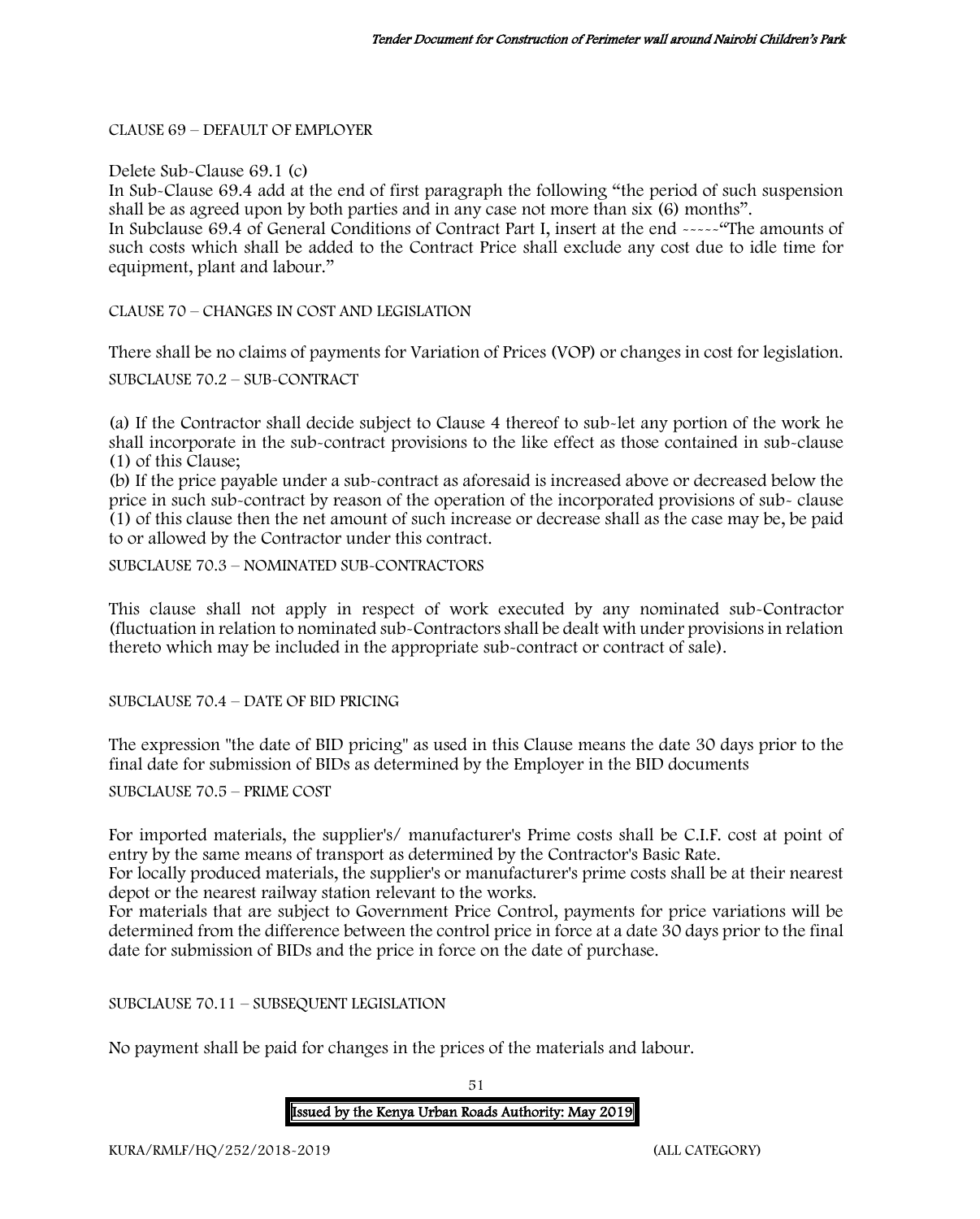CLAUSE 69 – DEFAULT OF EMPLOYER

Delete Sub-Clause 69.1 (c)

In Sub-Clause 69.4 add at the end of first paragraph the following "the period of such suspension shall be as agreed upon by both parties and in any case not more than six (6) months".

In Subclause 69.4 of General Conditions of Contract Part I, insert at the end -----"The amounts of such costs which shall be added to the Contract Price shall exclude any cost due to idle time for equipment, plant and labour."

CLAUSE 70 – CHANGES IN COST AND LEGISLATION

There shall be no claims of payments for Variation of Prices (VOP) or changes in cost for legislation.

SUBCLAUSE 70.2 – SUB-CONTRACT

(a) If the Contractor shall decide subject to Clause 4 thereof to sub-let any portion of the work he shall incorporate in the sub-contract provisions to the like effect as those contained in sub-clause (1) of this Clause;

(b) If the price payable under a sub-contract as aforesaid is increased above or decreased below the price in such sub-contract by reason of the operation of the incorporated provisions of sub- clause (1) of this clause then the net amount of such increase or decrease shall as the case may be, be paid to or allowed by the Contractor under this contract.

SUBCLAUSE 70.3 – NOMINATED SUB-CONTRACTORS

This clause shall not apply in respect of work executed by any nominated sub-Contractor (fluctuation in relation to nominated sub-Contractors shall be dealt with under provisions in relation thereto which may be included in the appropriate sub-contract or contract of sale).

SUBCLAUSE 70.4 – DATE OF BID PRICING

The expression "the date of BID pricing" as used in this Clause means the date 30 days prior to the final date for submission of BIDs as determined by the Employer in the BID documents

SUBCLAUSE 70.5 – PRIME COST

For imported materials, the supplier's/ manufacturer's Prime costs shall be C.I.F. cost at point of entry by the same means of transport as determined by the Contractor's Basic Rate.

For locally produced materials, the supplier's or manufacturer's prime costs shall be at their nearest depot or the nearest railway station relevant to the works.

For materials that are subject to Government Price Control, payments for price variations will be determined from the difference between the control price in force at a date 30 days prior to the final date for submission of BIDs and the price in force on the date of purchase.

SUBCLAUSE 70.11 – SUBSEQUENT LEGISLATION

No payment shall be paid for changes in the prices of the materials and labour.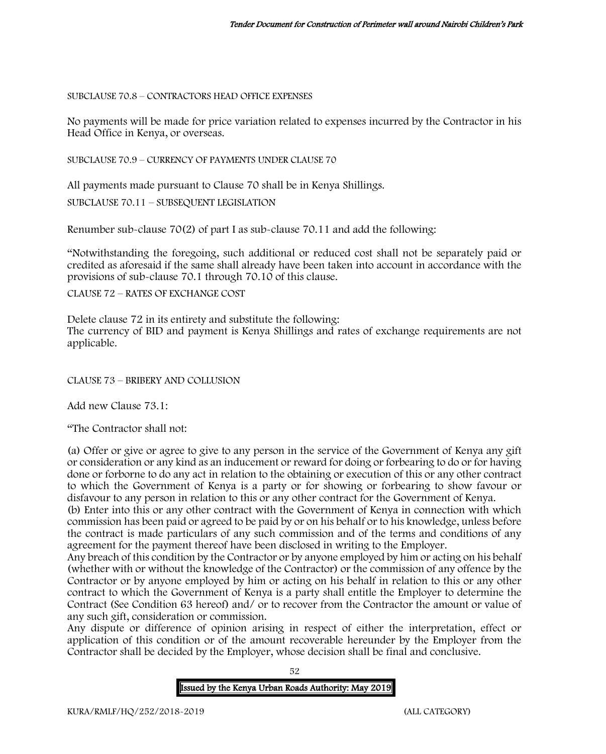SUBCLAUSE 70.8 – CONTRACTORS HEAD OFFICE EXPENSES

No payments will be made for price variation related to expenses incurred by the Contractor in his Head Office in Kenya, or overseas.

SUBCLAUSE 70.9 – CURRENCY OF PAYMENTS UNDER CLAUSE 70

All payments made pursuant to Clause 70 shall be in Kenya Shillings.

SUBCLAUSE 70.11 – SUBSEQUENT LEGISLATION

Renumber sub-clause 70(2) of part I as sub-clause 70.11 and add the following:

"Notwithstanding the foregoing, such additional or reduced cost shall not be separately paid or credited as aforesaid if the same shall already have been taken into account in accordance with the provisions of sub-clause 70.1 through 70.10 of this clause.

CLAUSE 72 – RATES OF EXCHANGE COST

Delete clause 72 in its entirety and substitute the following:
The currency of BID and payment is Kenya Shillings and rates of exchange requirements are not applicable.

CLAUSE 73 – BRIBERY AND COLLUSION

Add new Clause 73.1:

"The Contractor shall not:

(a) Offer or give or agree to give to any person in the service of the Government of Kenya any gift or consideration or any kind as an inducement or reward for doing or forbearing to do or for having done or forborne to do any act in relation to the obtaining or execution of this or any other contract to which the Government of Kenya is a party or for showing or forbearing to show favour or disfavour to any person in relation to this or any other contract for the Government of Kenya.
(b) Enter into this or any other contract with the Government of Kenya in connection with which commission has been paid or agreed to be paid by or on his behalf or to his knowledge, unless before the contract is made particulars of any such commission and of the terms and conditions of any agreement for the payment thereof have been disclosed in writing to the Employer.
Any breach of this condition by the Contractor or by anyone employed by him or acting on his behalf (whether with or without the knowledge of the Contractor) or the commission of any offence by the Contractor or by anyone employed by him or acting on his behalf in relation to this or any other contract to which the Government of Kenya is a party shall entitle the Employer to determine the Contract (See Condition 63 hereof) and/ or to recover from the Contractor the amount or value of any such gift, consideration or commission.
Any dispute or difference of opinion arising in respect of either the interpretation, effect or application of this condition or of the amount recoverable hereunder by the Employer from the Contractor shall be decided by the Employer, whose decision shall be final and conclusive.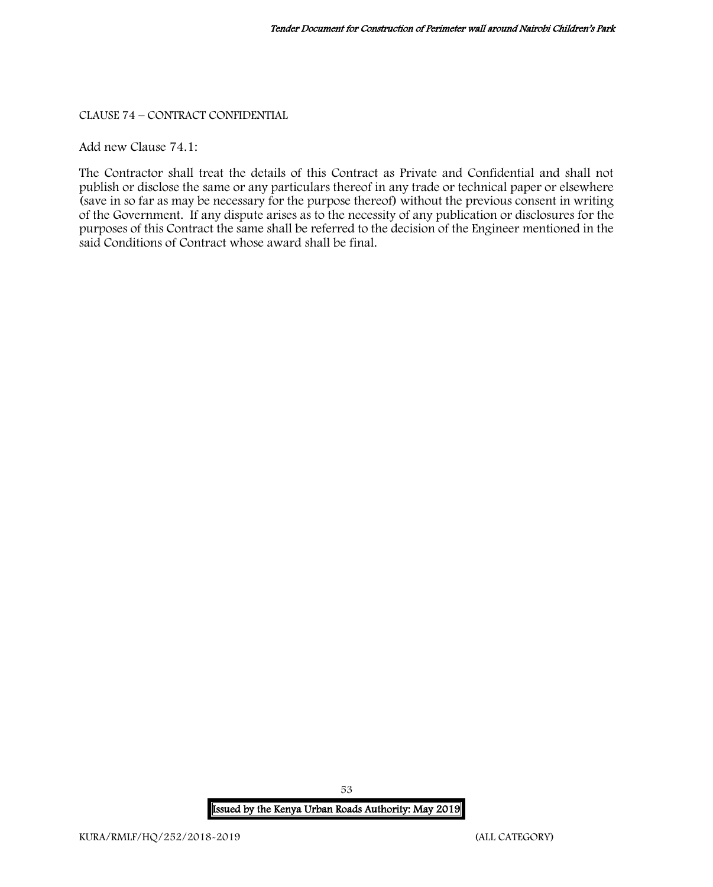CLAUSE 74 – CONTRACT CONFIDENTIAL

Add new Clause 74.1:

The Contractor shall treat the details of this Contract as Private and Confidential and shall not publish or disclose the same or any particulars thereof in any trade or technical paper or elsewhere (save in so far as may be necessary for the purpose thereof) without the previous consent in writing of the Government. If any dispute arises as to the necessity of any publication or disclosures for the purposes of this Contract the same shall be referred to the decision of the Engineer mentioned in the said Conditions of Contract whose award shall be final.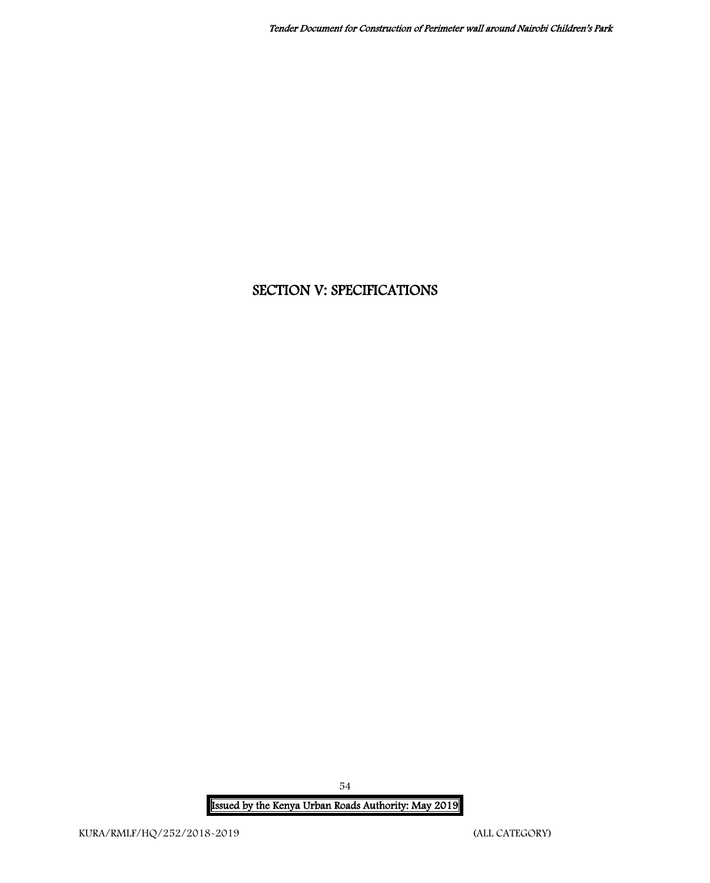# SECTION V: SPECIFICATIONS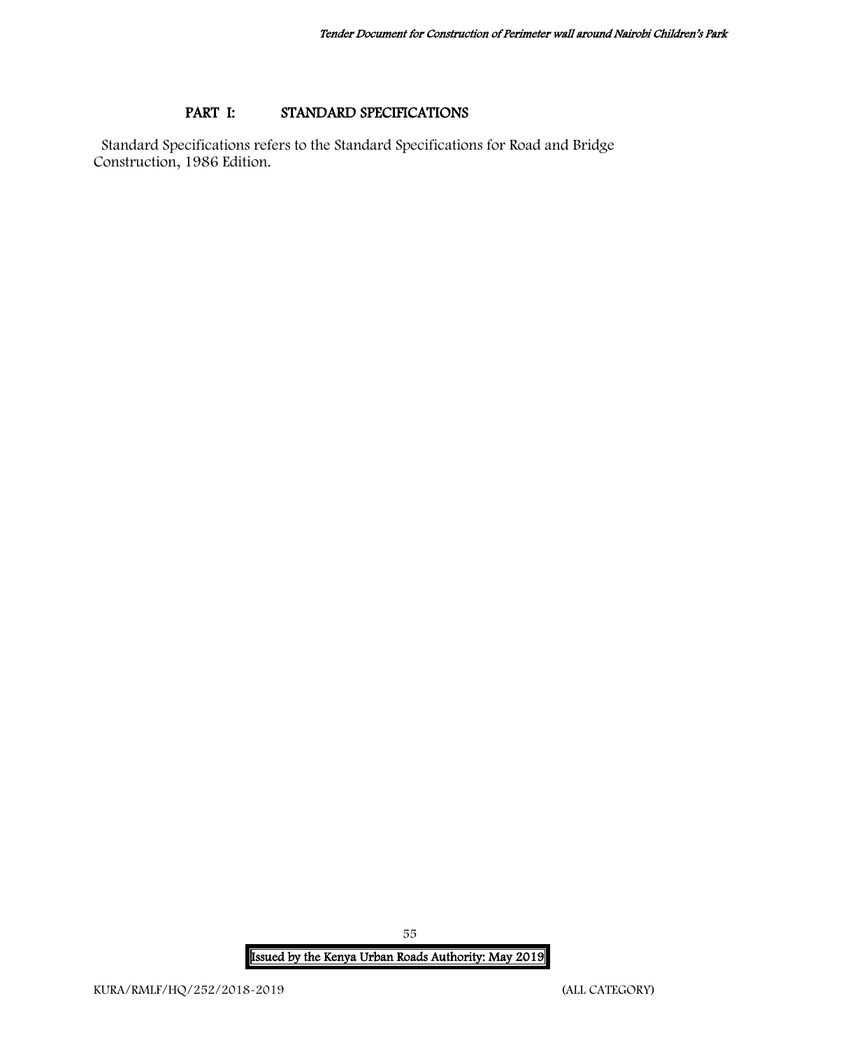## PART I: STANDARD SPECIFICATIONS

Standard Specifications refers to the Standard Specifications for Road and Bridge Construction, 1986 Edition.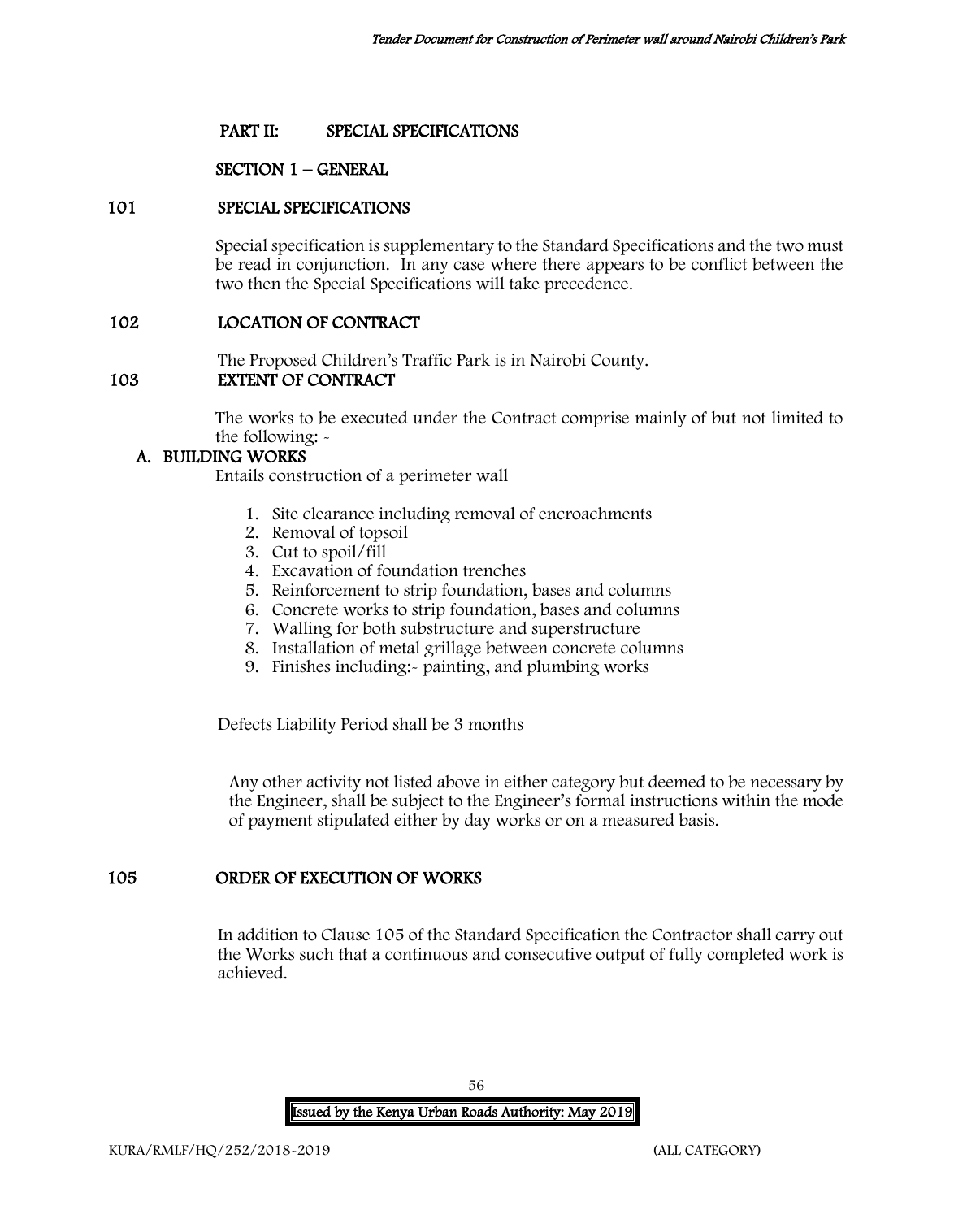## PART II: SPECIAL SPECIFICATIONS

### SECTION 1 – GENERAL

### 101 SPECIAL SPECIFICATIONS

Special specification is supplementary to the Standard Specifications and the two must be read in conjunction. In any case where there appears to be conflict between the two then the Special Specifications will take precedence.

### 102 LOCATION OF CONTRACT

The Proposed Children's Traffic Park is in Nairobi County.

### 103 EXTENT OF CONTRACT

The works to be executed under the Contract comprise mainly of but not limited to the following: -

**A. BUILDING WORKS**

Entails construction of a perimeter wall

1. Site clearance including removal of encroachments
2. Removal of topsoil
3. Cut to spoil/fill
4. Excavation of foundation trenches
5. Reinforcement to strip foundation, bases and columns
6. Concrete works to strip foundation, bases and columns
7. Walling for both substructure and superstructure
8. Installation of metal grillage between concrete columns
9. Finishes including:- painting, and plumbing works

Defects Liability Period shall be 3 months

Any other activity not listed above in either category but deemed to be necessary by the Engineer, shall be subject to the Engineer's formal instructions within the mode of payment stipulated either by day works or on a measured basis.

### 105 ORDER OF EXECUTION OF WORKS

In addition to Clause 105 of the Standard Specification the Contractor shall carry out the Works such that a continuous and consecutive output of fully completed work is achieved.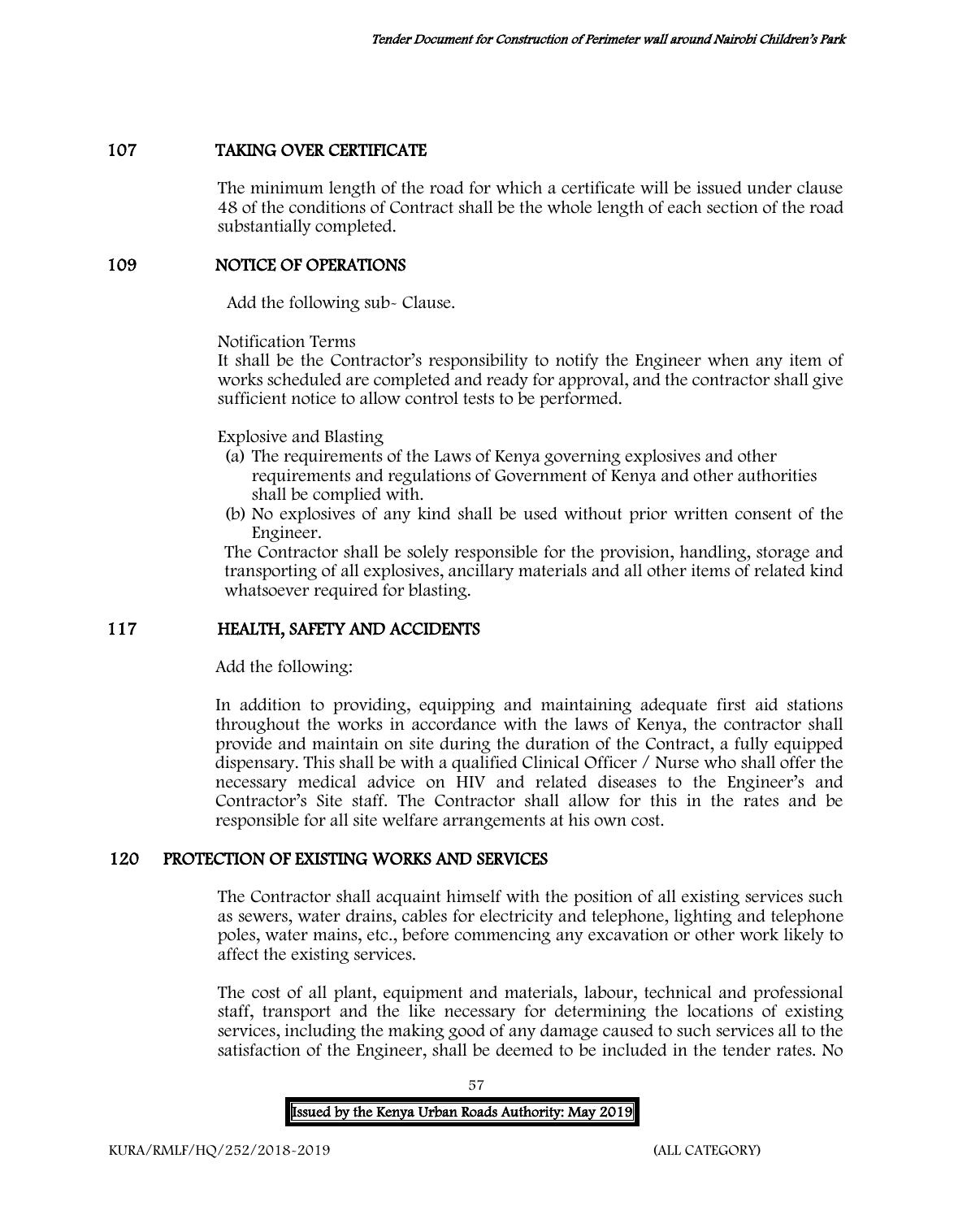## 107 TAKING OVER CERTIFICATE

The minimum length of the road for which a certificate will be issued under clause 48 of the conditions of Contract shall be the whole length of each section of the road substantially completed.

## 109 NOTICE OF OPERATIONS

Add the following sub- Clause.

Notification Terms

It shall be the Contractor's responsibility to notify the Engineer when any item of works scheduled are completed and ready for approval, and the contractor shall give sufficient notice to allow control tests to be performed.

Explosive and Blasting

(a) The requirements of the Laws of Kenya governing explosives and other requirements and regulations of Government of Kenya and other authorities shall be complied with.
(b) No explosives of any kind shall be used without prior written consent of the Engineer.

The Contractor shall be solely responsible for the provision, handling, storage and transporting of all explosives, ancillary materials and all other items of related kind whatsoever required for blasting.

## 117 HEALTH, SAFETY AND ACCIDENTS

Add the following:

In addition to providing, equipping and maintaining adequate first aid stations throughout the works in accordance with the laws of Kenya, the contractor shall provide and maintain on site during the duration of the Contract, a fully equipped dispensary. This shall be with a qualified Clinical Officer / Nurse who shall offer the necessary medical advice on HIV and related diseases to the Engineer's and Contractor's Site staff. The Contractor shall allow for this in the rates and be responsible for all site welfare arrangements at his own cost.

## 120 PROTECTION OF EXISTING WORKS AND SERVICES

The Contractor shall acquaint himself with the position of all existing services such as sewers, water drains, cables for electricity and telephone, lighting and telephone poles, water mains, etc., before commencing any excavation or other work likely to affect the existing services.

The cost of all plant, equipment and materials, labour, technical and professional staff, transport and the like necessary for determining the locations of existing services, including the making good of any damage caused to such services all to the satisfaction of the Engineer, shall be deemed to be included in the tender rates. No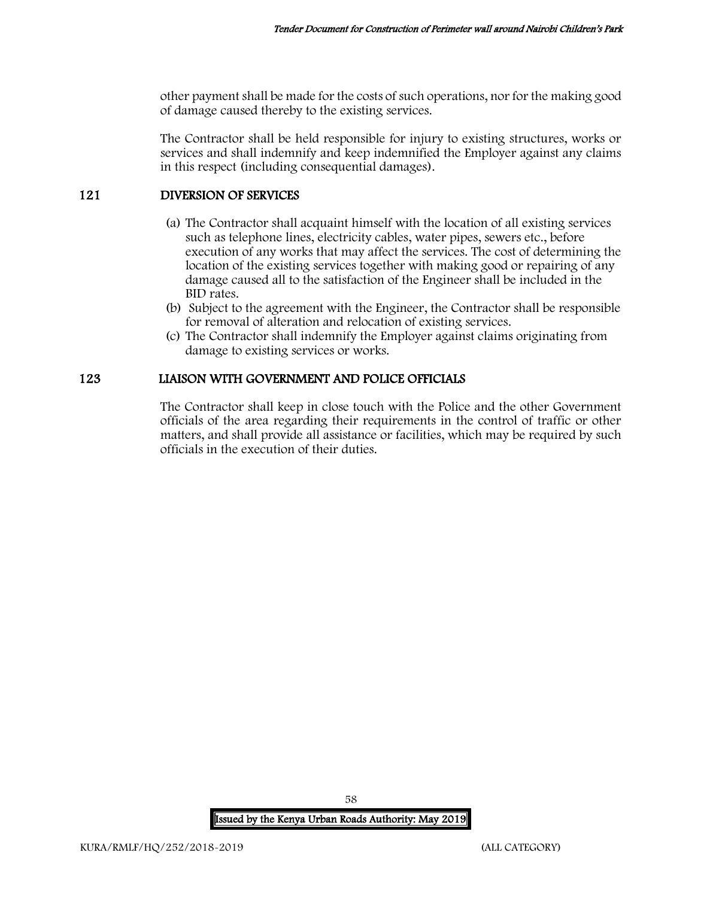other payment shall be made for the costs of such operations, nor for the making good of damage caused thereby to the existing services.

The Contractor shall be held responsible for injury to existing structures, works or services and shall indemnify and keep indemnified the Employer against any claims in this respect (including consequential damages).

## 121 DIVERSION OF SERVICES

(a) The Contractor shall acquaint himself with the location of all existing services such as telephone lines, electricity cables, water pipes, sewers etc., before execution of any works that may affect the services. The cost of determining the location of the existing services together with making good or repairing of any damage caused all to the satisfaction of the Engineer shall be included in the BID rates.

(b) Subject to the agreement with the Engineer, the Contractor shall be responsible for removal of alteration and relocation of existing services.

(c) The Contractor shall indemnify the Employer against claims originating from damage to existing services or works.

## 123 LIAISON WITH GOVERNMENT AND POLICE OFFICIALS

The Contractor shall keep in close touch with the Police and the other Government officials of the area regarding their requirements in the control of traffic or other matters, and shall provide all assistance or facilities, which may be required by such officials in the execution of their duties.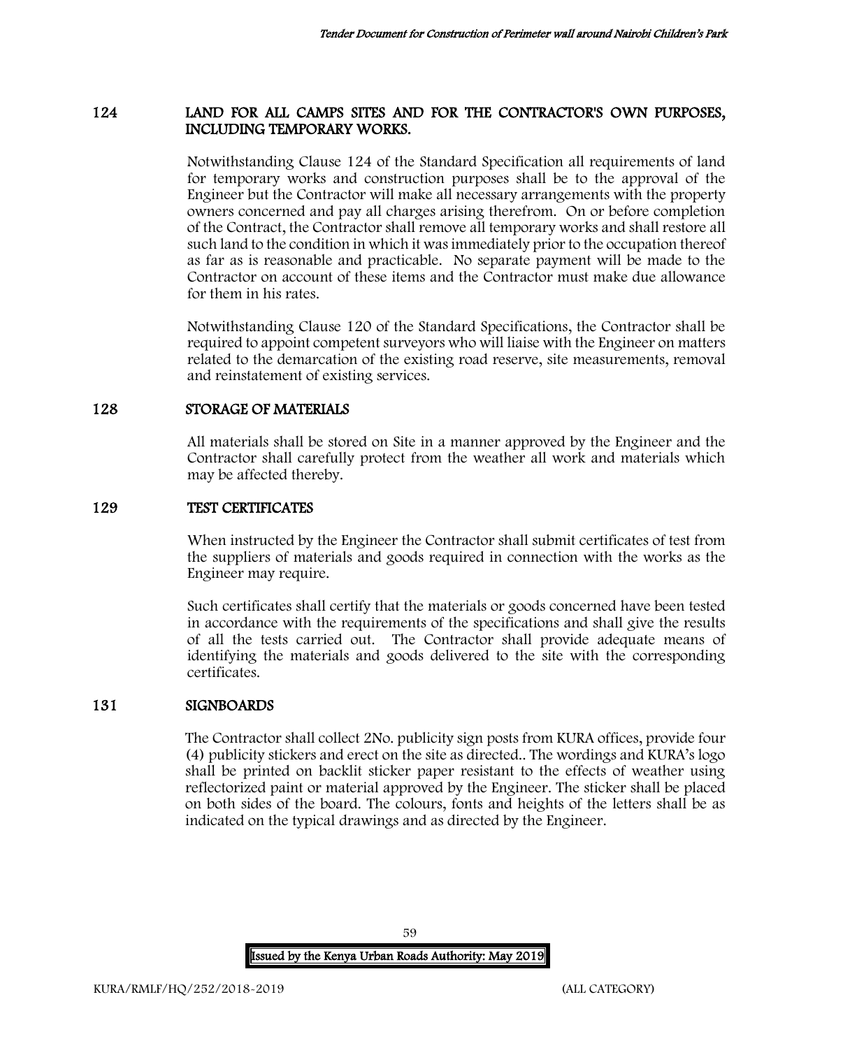## 124 LAND FOR ALL CAMPS SITES AND FOR THE CONTRACTOR'S OWN PURPOSES, INCLUDING TEMPORARY WORKS.

Notwithstanding Clause 124 of the Standard Specification all requirements of land for temporary works and construction purposes shall be to the approval of the Engineer but the Contractor will make all necessary arrangements with the property owners concerned and pay all charges arising therefrom. On or before completion of the Contract, the Contractor shall remove all temporary works and shall restore all such land to the condition in which it was immediately prior to the occupation thereof as far as is reasonable and practicable. No separate payment will be made to the Contractor on account of these items and the Contractor must make due allowance for them in his rates.

Notwithstanding Clause 120 of the Standard Specifications, the Contractor shall be required to appoint competent surveyors who will liaise with the Engineer on matters related to the demarcation of the existing road reserve, site measurements, removal and reinstatement of existing services.

## 128 STORAGE OF MATERIALS

All materials shall be stored on Site in a manner approved by the Engineer and the Contractor shall carefully protect from the weather all work and materials which may be affected thereby.

## 129 TEST CERTIFICATES

When instructed by the Engineer the Contractor shall submit certificates of test from the suppliers of materials and goods required in connection with the works as the Engineer may require.

Such certificates shall certify that the materials or goods concerned have been tested in accordance with the requirements of the specifications and shall give the results of all the tests carried out. The Contractor shall provide adequate means of identifying the materials and goods delivered to the site with the corresponding certificates.

## 131 SIGNBOARDS

The Contractor shall collect 2No. publicity sign posts from KURA offices, provide four (4) publicity stickers and erect on the site as directed.. The wordings and KURA's logo shall be printed on backlit sticker paper resistant to the effects of weather using reflectorized paint or material approved by the Engineer. The sticker shall be placed on both sides of the board. The colours, fonts and heights of the letters shall be as indicated on the typical drawings and as directed by the Engineer.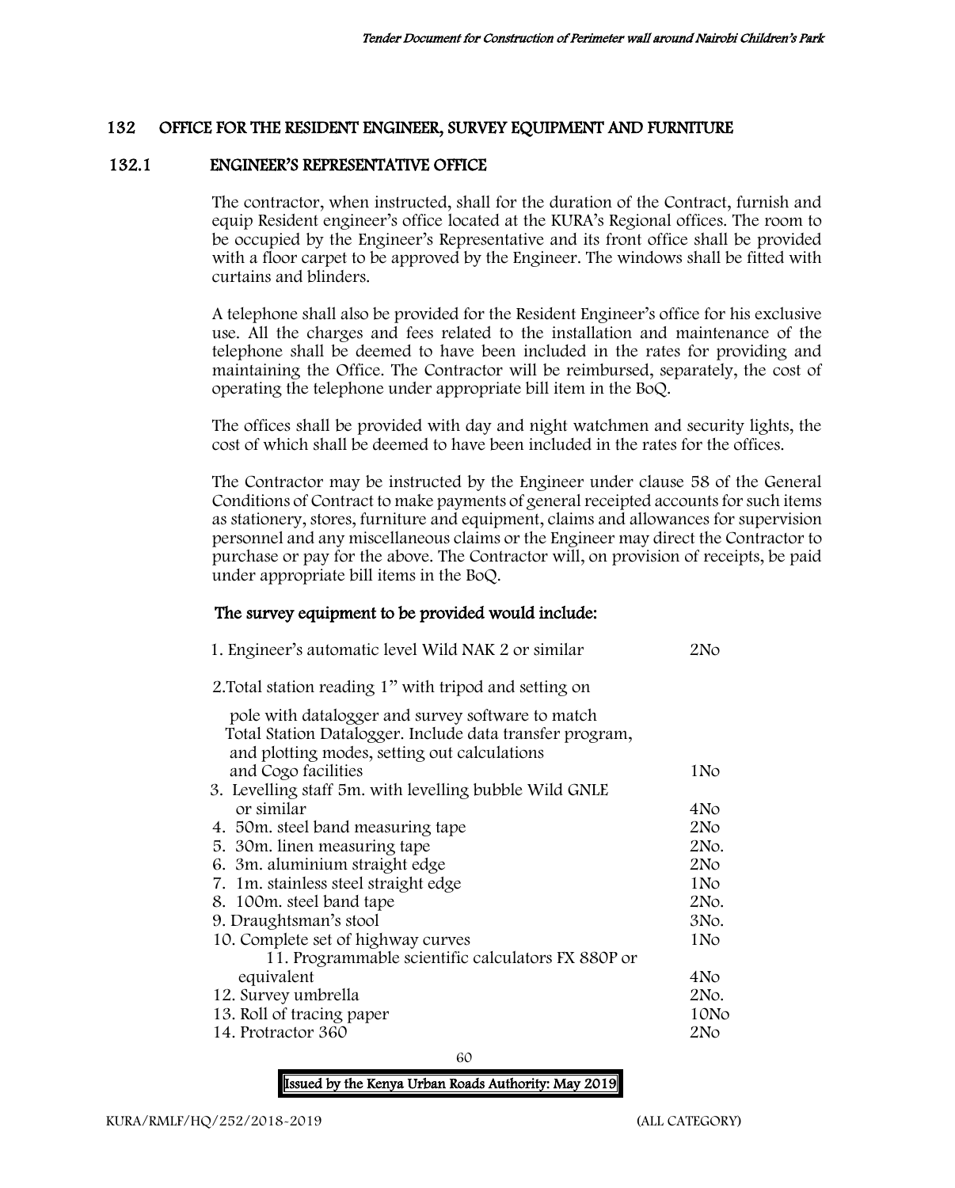## 132 OFFICE FOR THE RESIDENT ENGINEER, SURVEY EQUIPMENT AND FURNITURE

### 132.1 ENGINEER'S REPRESENTATIVE OFFICE

The contractor, when instructed, shall for the duration of the Contract, furnish and equip Resident engineer's office located at the KURA's Regional offices. The room to be occupied by the Engineer's Representative and its front office shall be provided with a floor carpet to be approved by the Engineer. The windows shall be fitted with curtains and blinders.

A telephone shall also be provided for the Resident Engineer's office for his exclusive use. All the charges and fees related to the installation and maintenance of the telephone shall be deemed to have been included in the rates for providing and maintaining the Office. The Contractor will be reimbursed, separately, the cost of operating the telephone under appropriate bill item in the BoQ.

The offices shall be provided with day and night watchmen and security lights, the cost of which shall be deemed to have been included in the rates for the offices.

The Contractor may be instructed by the Engineer under clause 58 of the General Conditions of Contract to make payments of general receipted accounts for such items as stationery, stores, furniture and equipment, claims and allowances for supervision personnel and any miscellaneous claims or the Engineer may direct the Contractor to purchase or pay for the above. The Contractor will, on provision of receipts, be paid under appropriate bill items in the BoQ.

**The survey equipment to be provided would include:**

| Item | Quantity |
|---|---|
| 1. Engineer's automatic level Wild NAK 2 or similar | 2No |
| 2. Total station reading 1" with tripod and setting on pole with datalogger and survey software to match Total Station Datalogger. Include data transfer program, and plotting modes, setting out calculations and Cogo facilities | 1No |
| 3. Levelling staff 5m. with levelling bubble Wild GNLE or similar | 4No |
| 4. 50m. steel band measuring tape | 2No |
| 5. 30m. linen measuring tape | 2No. |
| 6. 3m. aluminium straight edge | 2No |
| 7. 1m. stainless steel straight edge | 1No |
| 8. 100m. steel band tape | 2No. |
| 9. Draughtsman's stool | 3No. |
| 10. Complete set of highway curves | 1No |
| 11. Programmable scientific calculators FX 880P or equivalent | 4No |
| 12. Survey umbrella | 2No. |
| 13. Roll of tracing paper | 10No |
| 14. Protractor 360 | 2No |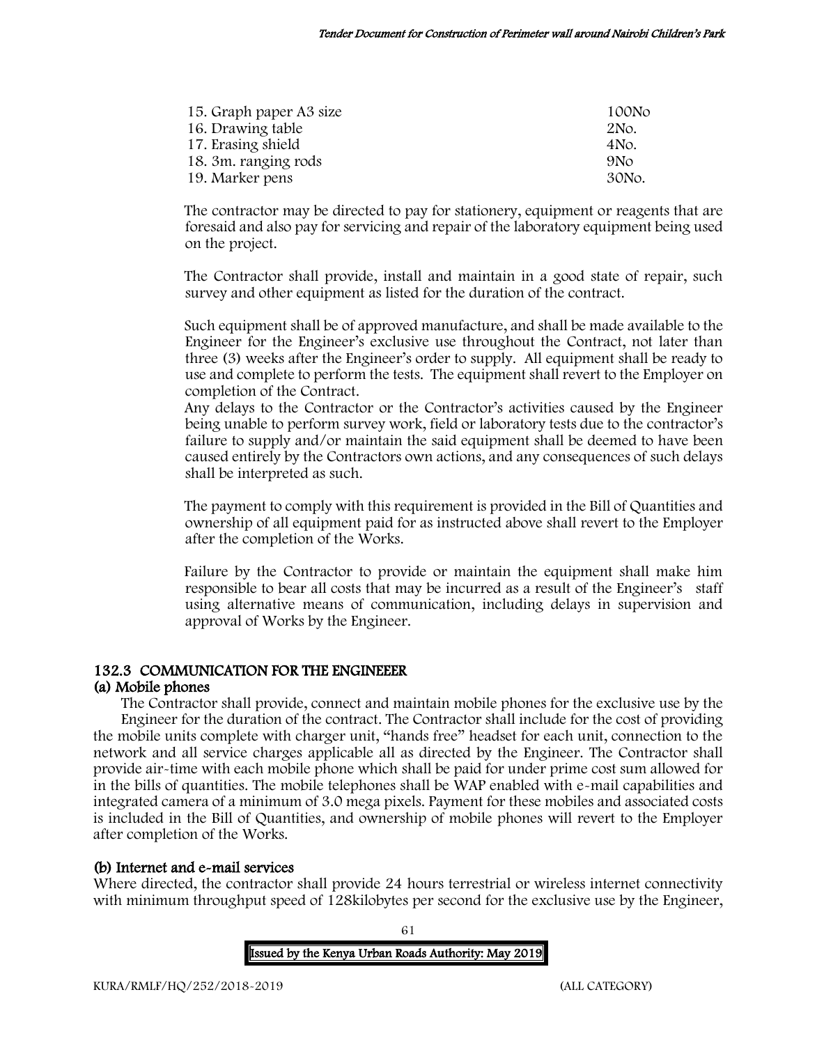| | |
|---|---|
| 15. Graph paper A3 size | 100No |
| 16. Drawing table | 2No. |
| 17. Erasing shield | 4No. |
| 18. 3m. ranging rods | 9No |
| 19. Marker pens | 30No. |

The contractor may be directed to pay for stationery, equipment or reagents that are foresaid and also pay for servicing and repair of the laboratory equipment being used on the project.

The Contractor shall provide, install and maintain in a good state of repair, such survey and other equipment as listed for the duration of the contract.

Such equipment shall be of approved manufacture, and shall be made available to the Engineer for the Engineer's exclusive use throughout the Contract, not later than three (3) weeks after the Engineer's order to supply. All equipment shall be ready to use and complete to perform the tests. The equipment shall revert to the Employer on completion of the Contract.

Any delays to the Contractor or the Contractor's activities caused by the Engineer being unable to perform survey work, field or laboratory tests due to the contractor's failure to supply and/or maintain the said equipment shall be deemed to have been caused entirely by the Contractors own actions, and any consequences of such delays shall be interpreted as such.

The payment to comply with this requirement is provided in the Bill of Quantities and ownership of all equipment paid for as instructed above shall revert to the Employer after the completion of the Works.

Failure by the Contractor to provide or maintain the equipment shall make him responsible to bear all costs that may be incurred as a result of the Engineer's staff using alternative means of communication, including delays in supervision and approval of Works by the Engineer.

## 132.3 COMMUNICATION FOR THE ENGINEEER

### (a) Mobile phones

The Contractor shall provide, connect and maintain mobile phones for the exclusive use by the Engineer for the duration of the contract. The Contractor shall include for the cost of providing the mobile units complete with charger unit, "hands free" headset for each unit, connection to the network and all service charges applicable all as directed by the Engineer. The Contractor shall provide air-time with each mobile phone which shall be paid for under prime cost sum allowed for in the bills of quantities. The mobile telephones shall be WAP enabled with e-mail capabilities and integrated camera of a minimum of 3.0 mega pixels. Payment for these mobiles and associated costs is included in the Bill of Quantities, and ownership of mobile phones will revert to the Employer after completion of the Works.

### (b) Internet and e-mail services

Where directed, the contractor shall provide 24 hours terrestrial or wireless internet connectivity with minimum throughput speed of 128kilobytes per second for the exclusive use by the Engineer,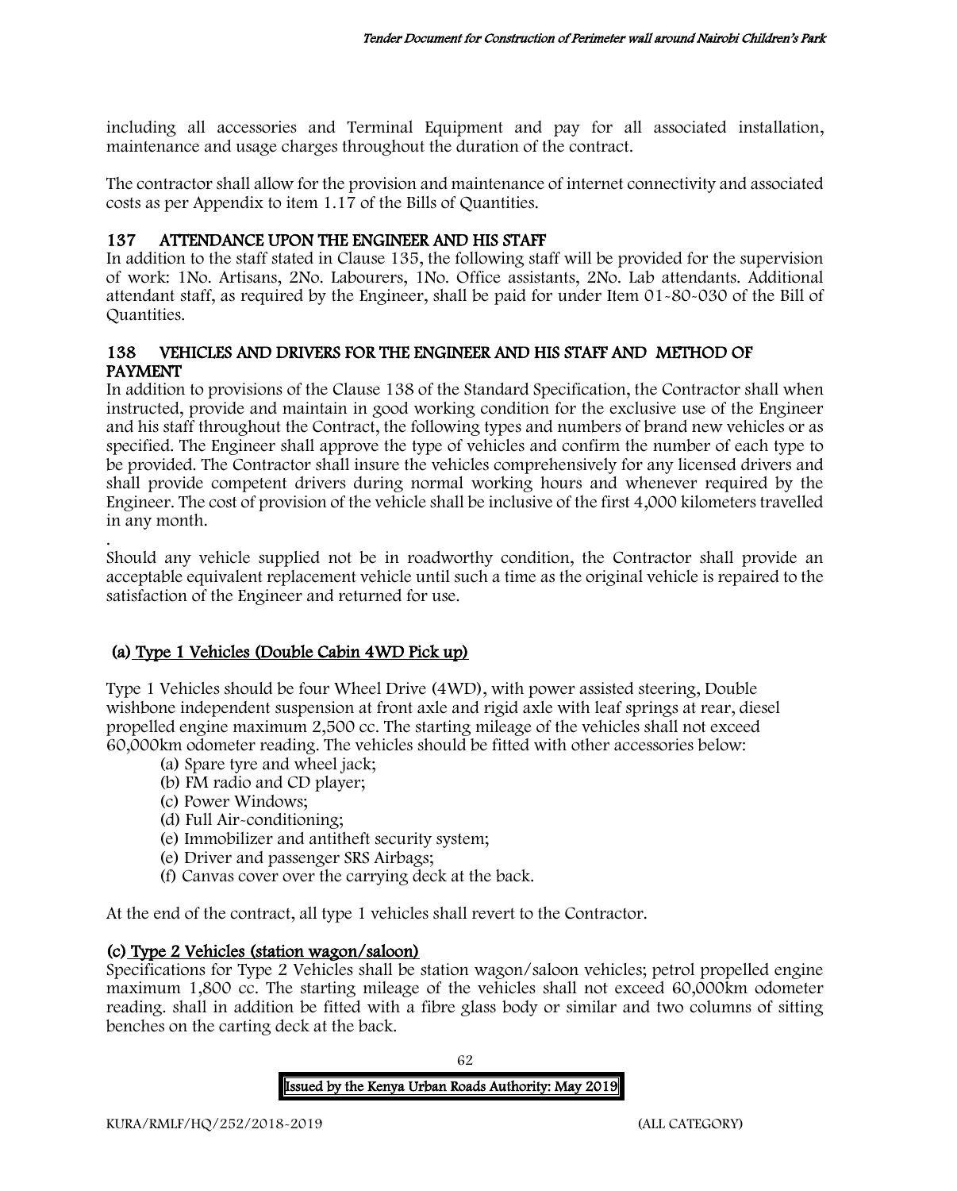including all accessories and Terminal Equipment and pay for all associated installation, maintenance and usage charges throughout the duration of the contract.

The contractor shall allow for the provision and maintenance of internet connectivity and associated costs as per Appendix to item 1.17 of the Bills of Quantities.

## 137 ATTENDANCE UPON THE ENGINEER AND HIS STAFF

In addition to the staff stated in Clause 135, the following staff will be provided for the supervision of work: 1No. Artisans, 2No. Labourers, 1No. Office assistants, 2No. Lab attendants. Additional attendant staff, as required by the Engineer, shall be paid for under Item 01-80-030 of the Bill of Quantities.

## 138 VEHICLES AND DRIVERS FOR THE ENGINEER AND HIS STAFF AND METHOD OF PAYMENT

In addition to provisions of the Clause 138 of the Standard Specification, the Contractor shall when instructed, provide and maintain in good working condition for the exclusive use of the Engineer and his staff throughout the Contract, the following types and numbers of brand new vehicles or as specified. The Engineer shall approve the type of vehicles and confirm the number of each type to be provided. The Contractor shall insure the vehicles comprehensively for any licensed drivers and shall provide competent drivers during normal working hours and whenever required by the Engineer. The cost of provision of the vehicle shall be inclusive of the first 4,000 kilometers travelled in any month.

.

Should any vehicle supplied not be in roadworthy condition, the Contractor shall provide an acceptable equivalent replacement vehicle until such a time as the original vehicle is repaired to the satisfaction of the Engineer and returned for use.

### (a) Type 1 Vehicles (Double Cabin 4WD Pick up)

Type 1 Vehicles should be four Wheel Drive (4WD), with power assisted steering, Double wishbone independent suspension at front axle and rigid axle with leaf springs at rear, diesel propelled engine maximum 2,500 cc. The starting mileage of the vehicles shall not exceed 60,000km odometer reading. The vehicles should be fitted with other accessories below:

(a) Spare tyre and wheel jack;
(b) FM radio and CD player;
(c) Power Windows;
(d) Full Air-conditioning;
(e) Immobilizer and antitheft security system;
(e) Driver and passenger SRS Airbags;
(f) Canvas cover over the carrying deck at the back.

At the end of the contract, all type 1 vehicles shall revert to the Contractor.

### (c) Type 2 Vehicles (station wagon/saloon)

Specifications for Type 2 Vehicles shall be station wagon/saloon vehicles; petrol propelled engine maximum 1,800 cc. The starting mileage of the vehicles shall not exceed 60,000km odometer reading. shall in addition be fitted with a fibre glass body or similar and two columns of sitting benches on the carting deck at the back.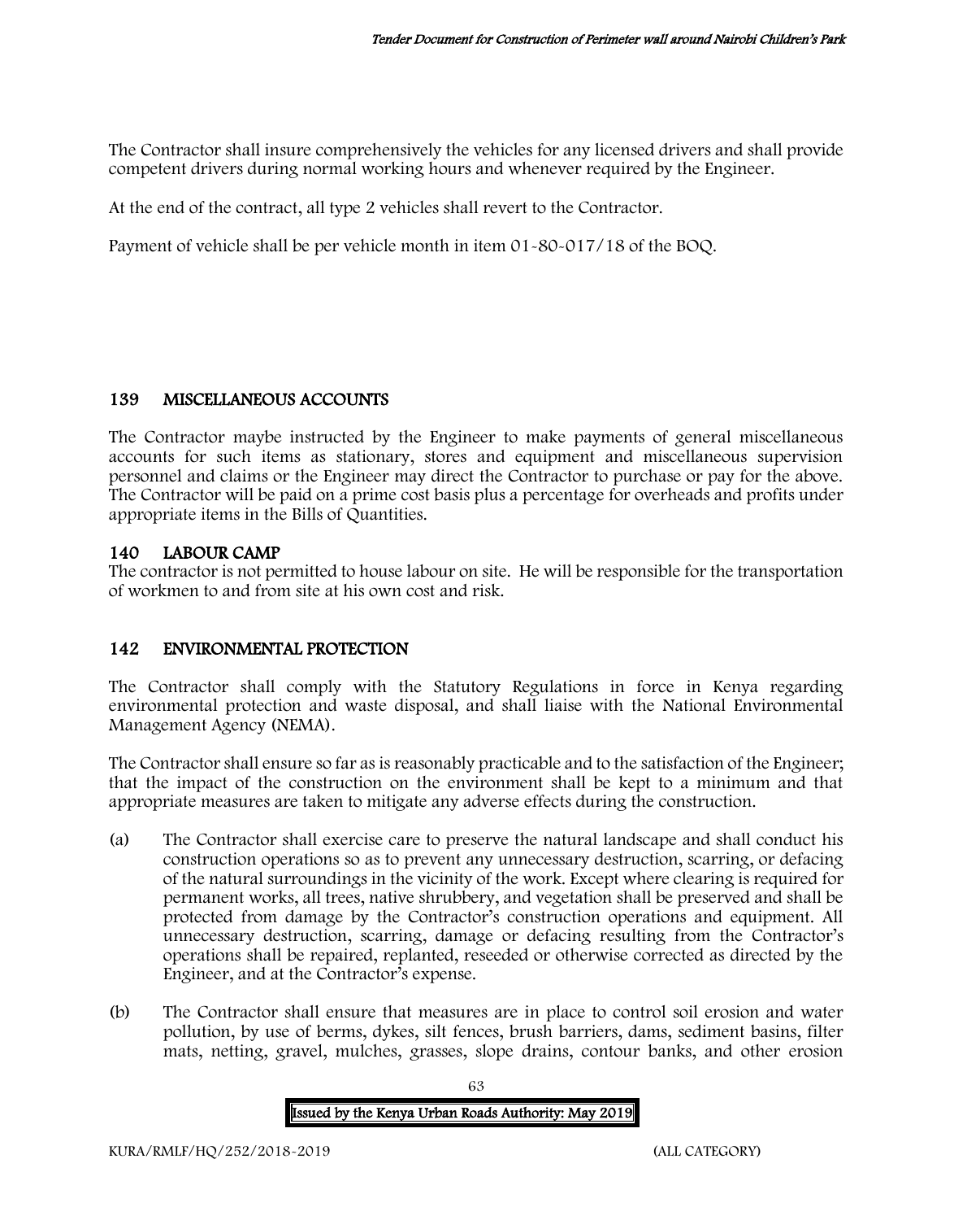The Contractor shall insure comprehensively the vehicles for any licensed drivers and shall provide competent drivers during normal working hours and whenever required by the Engineer.

At the end of the contract, all type 2 vehicles shall revert to the Contractor.

Payment of vehicle shall be per vehicle month in item 01-80-017/18 of the BOQ.

## 139 MISCELLANEOUS ACCOUNTS

The Contractor maybe instructed by the Engineer to make payments of general miscellaneous accounts for such items as stationary, stores and equipment and miscellaneous supervision personnel and claims or the Engineer may direct the Contractor to purchase or pay for the above. The Contractor will be paid on a prime cost basis plus a percentage for overheads and profits under appropriate items in the Bills of Quantities.

## 140 LABOUR CAMP

The contractor is not permitted to house labour on site. He will be responsible for the transportation of workmen to and from site at his own cost and risk.

## 142 ENVIRONMENTAL PROTECTION

The Contractor shall comply with the Statutory Regulations in force in Kenya regarding environmental protection and waste disposal, and shall liaise with the National Environmental Management Agency (NEMA).

The Contractor shall ensure so far as is reasonably practicable and to the satisfaction of the Engineer; that the impact of the construction on the environment shall be kept to a minimum and that appropriate measures are taken to mitigate any adverse effects during the construction.

(a) The Contractor shall exercise care to preserve the natural landscape and shall conduct his construction operations so as to prevent any unnecessary destruction, scarring, or defacing of the natural surroundings in the vicinity of the work. Except where clearing is required for permanent works, all trees, native shrubbery, and vegetation shall be preserved and shall be protected from damage by the Contractor's construction operations and equipment. All unnecessary destruction, scarring, damage or defacing resulting from the Contractor's operations shall be repaired, replanted, reseeded or otherwise corrected as directed by the Engineer, and at the Contractor's expense.

(b) The Contractor shall ensure that measures are in place to control soil erosion and water pollution, by use of berms, dykes, silt fences, brush barriers, dams, sediment basins, filter mats, netting, gravel, mulches, grasses, slope drains, contour banks, and other erosion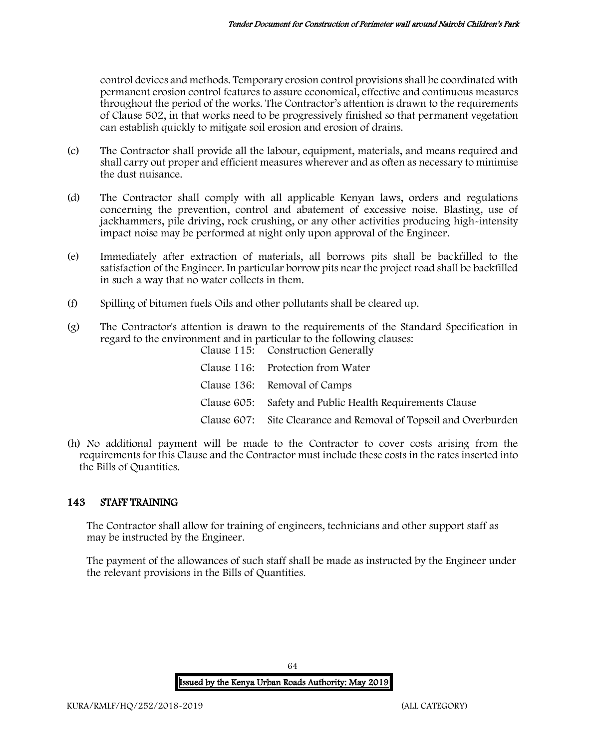control devices and methods. Temporary erosion control provisions shall be coordinated with permanent erosion control features to assure economical, effective and continuous measures throughout the period of the works. The Contractor's attention is drawn to the requirements of Clause 502, in that works need to be progressively finished so that permanent vegetation can establish quickly to mitigate soil erosion and erosion of drains.

(c) The Contractor shall provide all the labour, equipment, materials, and means required and shall carry out proper and efficient measures wherever and as often as necessary to minimise the dust nuisance.

(d) The Contractor shall comply with all applicable Kenyan laws, orders and regulations concerning the prevention, control and abatement of excessive noise. Blasting, use of jackhammers, pile driving, rock crushing, or any other activities producing high-intensity impact noise may be performed at night only upon approval of the Engineer.

(e) Immediately after extraction of materials, all borrows pits shall be backfilled to the satisfaction of the Engineer. In particular borrow pits near the project road shall be backfilled in such a way that no water collects in them.

(f) Spilling of bitumen fuels Oils and other pollutants shall be cleared up.

(g) The Contractor's attention is drawn to the requirements of the Standard Specification in regard to the environment and in particular to the following clauses:

Clause 115: Construction Generally

Clause 116: Protection from Water

Clause 136: Removal of Camps

Clause 605: Safety and Public Health Requirements Clause

Clause 607: Site Clearance and Removal of Topsoil and Overburden

(h) No additional payment will be made to the Contractor to cover costs arising from the requirements for this Clause and the Contractor must include these costs in the rates inserted into the Bills of Quantities.

## 143 STAFF TRAINING

The Contractor shall allow for training of engineers, technicians and other support staff as may be instructed by the Engineer.

The payment of the allowances of such staff shall be made as instructed by the Engineer under the relevant provisions in the Bills of Quantities.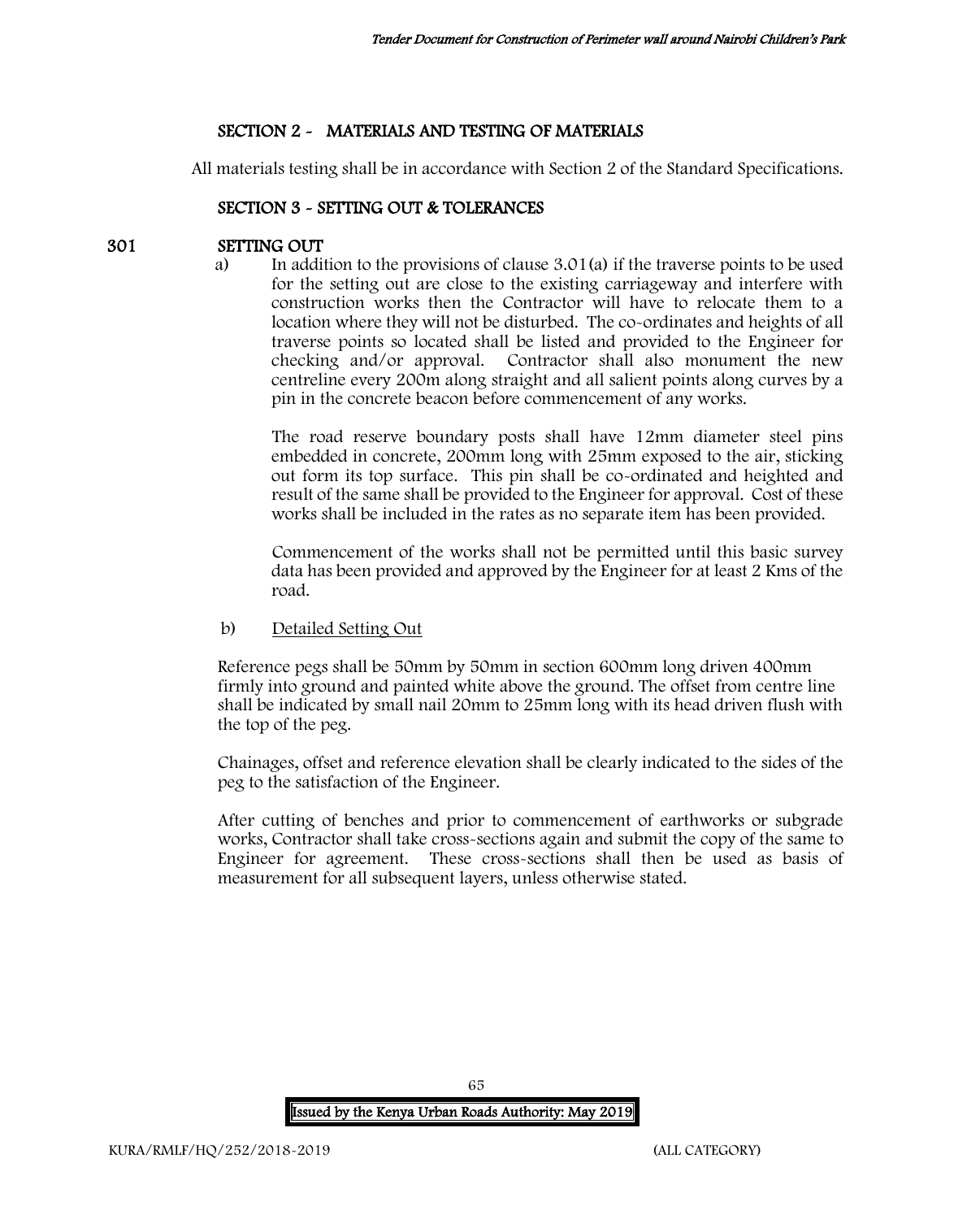## SECTION 2 - MATERIALS AND TESTING OF MATERIALS

All materials testing shall be in accordance with Section 2 of the Standard Specifications.

## SECTION 3 - SETTING OUT & TOLERANCES

### 301 SETTING OUT

a) In addition to the provisions of clause 3.01(a) if the traverse points to be used for the setting out are close to the existing carriageway and interfere with construction works then the Contractor will have to relocate them to a location where they will not be disturbed. The co-ordinates and heights of all traverse points so located shall be listed and provided to the Engineer for checking and/or approval. Contractor shall also monument the new centreline every 200m along straight and all salient points along curves by a pin in the concrete beacon before commencement of any works.

The road reserve boundary posts shall have 12mm diameter steel pins embedded in concrete, 200mm long with 25mm exposed to the air, sticking out form its top surface. This pin shall be co-ordinated and heighted and result of the same shall be provided to the Engineer for approval. Cost of these works shall be included in the rates as no separate item has been provided.

Commencement of the works shall not be permitted until this basic survey data has been provided and approved by the Engineer for at least 2 Kms of the road.

b) Detailed Setting Out

Reference pegs shall be 50mm by 50mm in section 600mm long driven 400mm firmly into ground and painted white above the ground. The offset from centre line shall be indicated by small nail 20mm to 25mm long with its head driven flush with the top of the peg.

Chainages, offset and reference elevation shall be clearly indicated to the sides of the peg to the satisfaction of the Engineer.

After cutting of benches and prior to commencement of earthworks or subgrade works, Contractor shall take cross-sections again and submit the copy of the same to Engineer for agreement. These cross-sections shall then be used as basis of measurement for all subsequent layers, unless otherwise stated.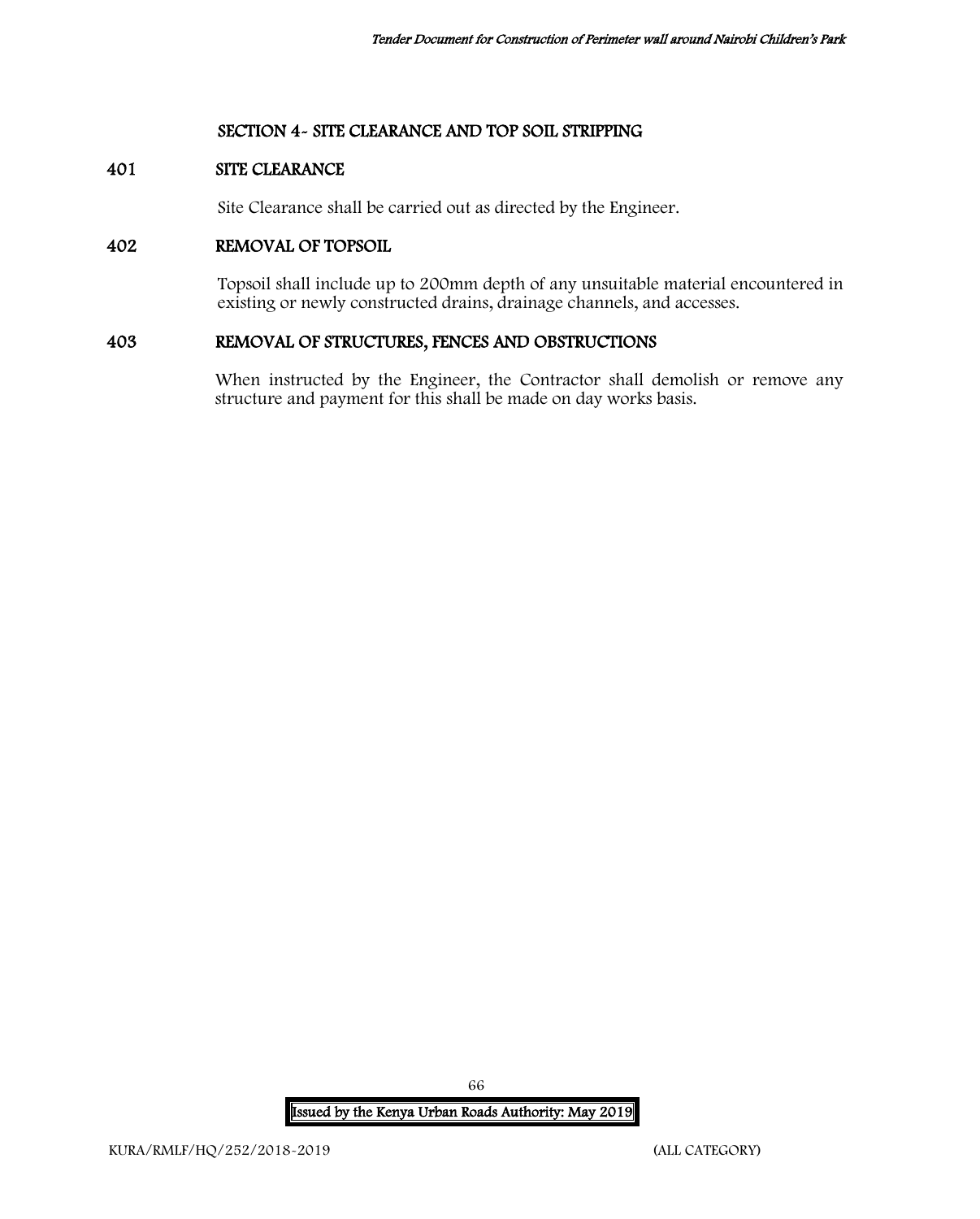## SECTION 4- SITE CLEARANCE AND TOP SOIL STRIPPING

### 401 SITE CLEARANCE

Site Clearance shall be carried out as directed by the Engineer.

### 402 REMOVAL OF TOPSOIL

Topsoil shall include up to 200mm depth of any unsuitable material encountered in existing or newly constructed drains, drainage channels, and accesses.

### 403 REMOVAL OF STRUCTURES, FENCES AND OBSTRUCTIONS

When instructed by the Engineer, the Contractor shall demolish or remove any structure and payment for this shall be made on day works basis.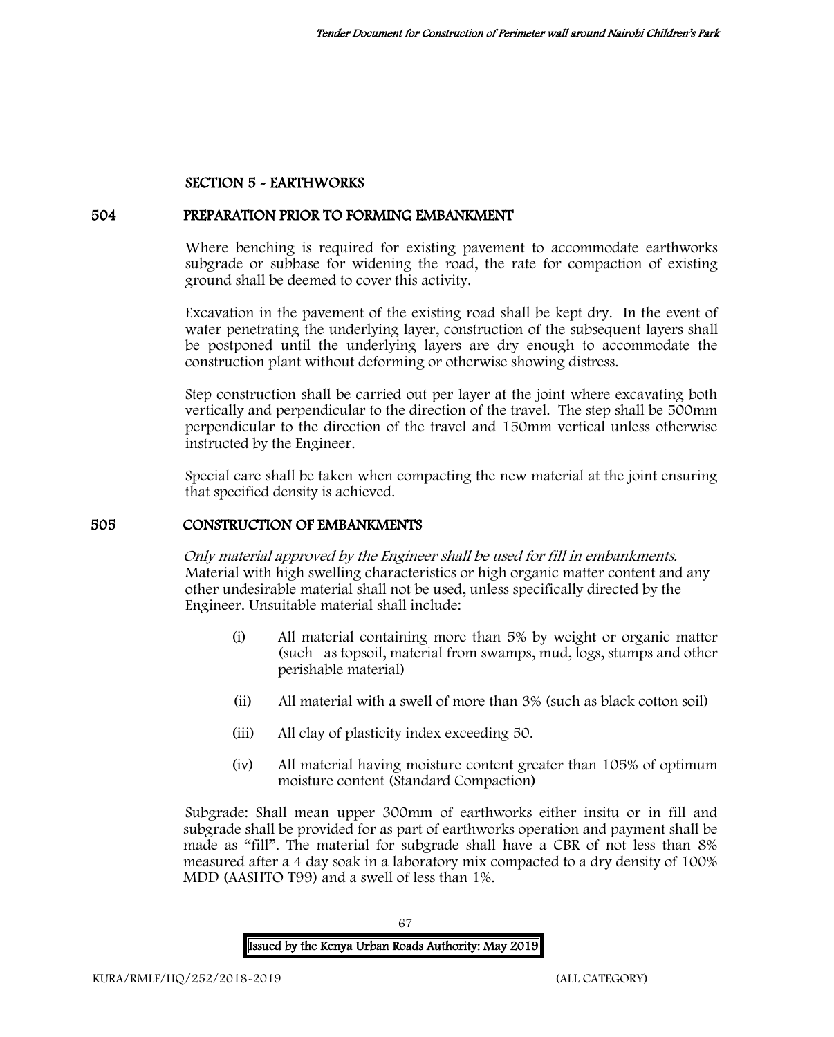## SECTION 5 - EARTHWORKS

### 504 PREPARATION PRIOR TO FORMING EMBANKMENT

Where benching is required for existing pavement to accommodate earthworks subgrade or subbase for widening the road, the rate for compaction of existing ground shall be deemed to cover this activity.

Excavation in the pavement of the existing road shall be kept dry. In the event of water penetrating the underlying layer, construction of the subsequent layers shall be postponed until the underlying layers are dry enough to accommodate the construction plant without deforming or otherwise showing distress.

Step construction shall be carried out per layer at the joint where excavating both vertically and perpendicular to the direction of the travel. The step shall be 500mm perpendicular to the direction of the travel and 150mm vertical unless otherwise instructed by the Engineer.

Special care shall be taken when compacting the new material at the joint ensuring that specified density is achieved.

### 505 CONSTRUCTION OF EMBANKMENTS

*Only material approved by the Engineer shall be used for fill in embankments.* Material with high swelling characteristics or high organic matter content and any other undesirable material shall not be used, unless specifically directed by the Engineer. Unsuitable material shall include:

(i) All material containing more than 5% by weight or organic matter (such as topsoil, material from swamps, mud, logs, stumps and other perishable material)

(ii) All material with a swell of more than 3% (such as black cotton soil)

(iii) All clay of plasticity index exceeding 50.

(iv) All material having moisture content greater than 105% of optimum moisture content (Standard Compaction)

Subgrade: Shall mean upper 300mm of earthworks either insitu or in fill and subgrade shall be provided for as part of earthworks operation and payment shall be made as "fill". The material for subgrade shall have a CBR of not less than 8% measured after a 4 day soak in a laboratory mix compacted to a dry density of 100% MDD (AASHTO T99) and a swell of less than 1%.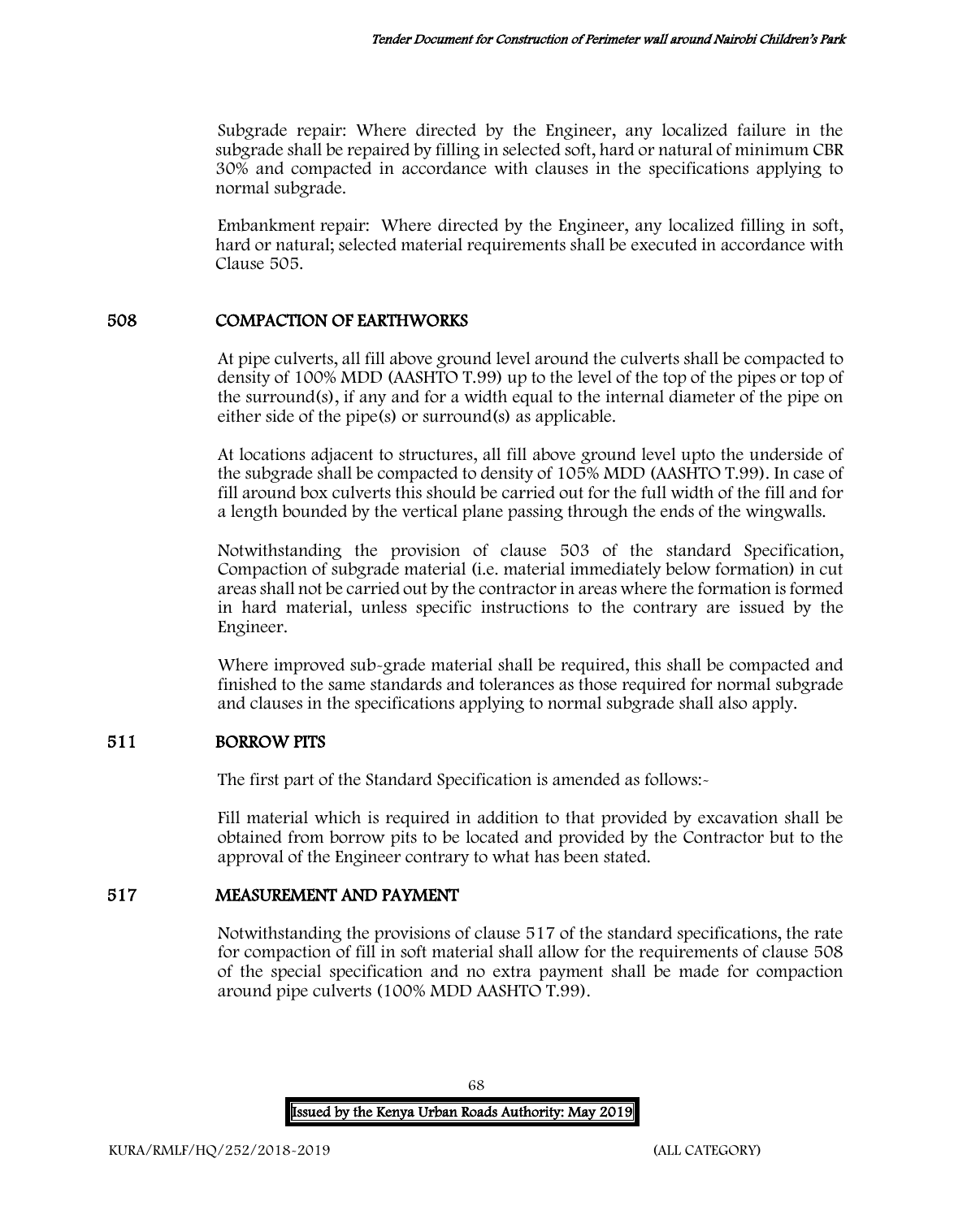Subgrade repair: Where directed by the Engineer, any localized failure in the subgrade shall be repaired by filling in selected soft, hard or natural of minimum CBR 30% and compacted in accordance with clauses in the specifications applying to normal subgrade.

Embankment repair: Where directed by the Engineer, any localized filling in soft, hard or natural; selected material requirements shall be executed in accordance with Clause 505.

## 508 COMPACTION OF EARTHWORKS

At pipe culverts, all fill above ground level around the culverts shall be compacted to density of 100% MDD (AASHTO T.99) up to the level of the top of the pipes or top of the surround(s), if any and for a width equal to the internal diameter of the pipe on either side of the pipe(s) or surround(s) as applicable.

At locations adjacent to structures, all fill above ground level upto the underside of the subgrade shall be compacted to density of 105% MDD (AASHTO T.99). In case of fill around box culverts this should be carried out for the full width of the fill and for a length bounded by the vertical plane passing through the ends of the wingwalls.

Notwithstanding the provision of clause 503 of the standard Specification, Compaction of subgrade material (i.e. material immediately below formation) in cut areas shall not be carried out by the contractor in areas where the formation is formed in hard material, unless specific instructions to the contrary are issued by the Engineer.

Where improved sub-grade material shall be required, this shall be compacted and finished to the same standards and tolerances as those required for normal subgrade and clauses in the specifications applying to normal subgrade shall also apply.

## 511 BORROW PITS

The first part of the Standard Specification is amended as follows:-

Fill material which is required in addition to that provided by excavation shall be obtained from borrow pits to be located and provided by the Contractor but to the approval of the Engineer contrary to what has been stated.

## 517 MEASUREMENT AND PAYMENT

Notwithstanding the provisions of clause 517 of the standard specifications, the rate for compaction of fill in soft material shall allow for the requirements of clause 508 of the special specification and no extra payment shall be made for compaction around pipe culverts (100% MDD AASHTO T.99).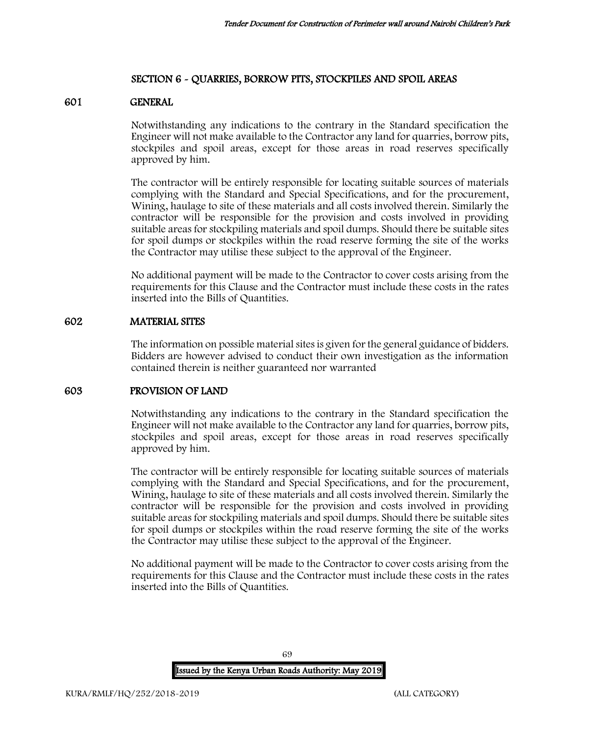## SECTION 6 - QUARRIES, BORROW PITS, STOCKPILES AND SPOIL AREAS

### 601 GENERAL

Notwithstanding any indications to the contrary in the Standard specification the Engineer will not make available to the Contractor any land for quarries, borrow pits, stockpiles and spoil areas, except for those areas in road reserves specifically approved by him.

The contractor will be entirely responsible for locating suitable sources of materials complying with the Standard and Special Specifications, and for the procurement, Wining, haulage to site of these materials and all costs involved therein. Similarly the contractor will be responsible for the provision and costs involved in providing suitable areas for stockpiling materials and spoil dumps. Should there be suitable sites for spoil dumps or stockpiles within the road reserve forming the site of the works the Contractor may utilise these subject to the approval of the Engineer.

No additional payment will be made to the Contractor to cover costs arising from the requirements for this Clause and the Contractor must include these costs in the rates inserted into the Bills of Quantities.

### 602 MATERIAL SITES

The information on possible material sites is given for the general guidance of bidders. Bidders are however advised to conduct their own investigation as the information contained therein is neither guaranteed nor warranted

### 603 PROVISION OF LAND

Notwithstanding any indications to the contrary in the Standard specification the Engineer will not make available to the Contractor any land for quarries, borrow pits, stockpiles and spoil areas, except for those areas in road reserves specifically approved by him.

The contractor will be entirely responsible for locating suitable sources of materials complying with the Standard and Special Specifications, and for the procurement, Wining, haulage to site of these materials and all costs involved therein. Similarly the contractor will be responsible for the provision and costs involved in providing suitable areas for stockpiling materials and spoil dumps. Should there be suitable sites for spoil dumps or stockpiles within the road reserve forming the site of the works the Contractor may utilise these subject to the approval of the Engineer.

No additional payment will be made to the Contractor to cover costs arising from the requirements for this Clause and the Contractor must include these costs in the rates inserted into the Bills of Quantities.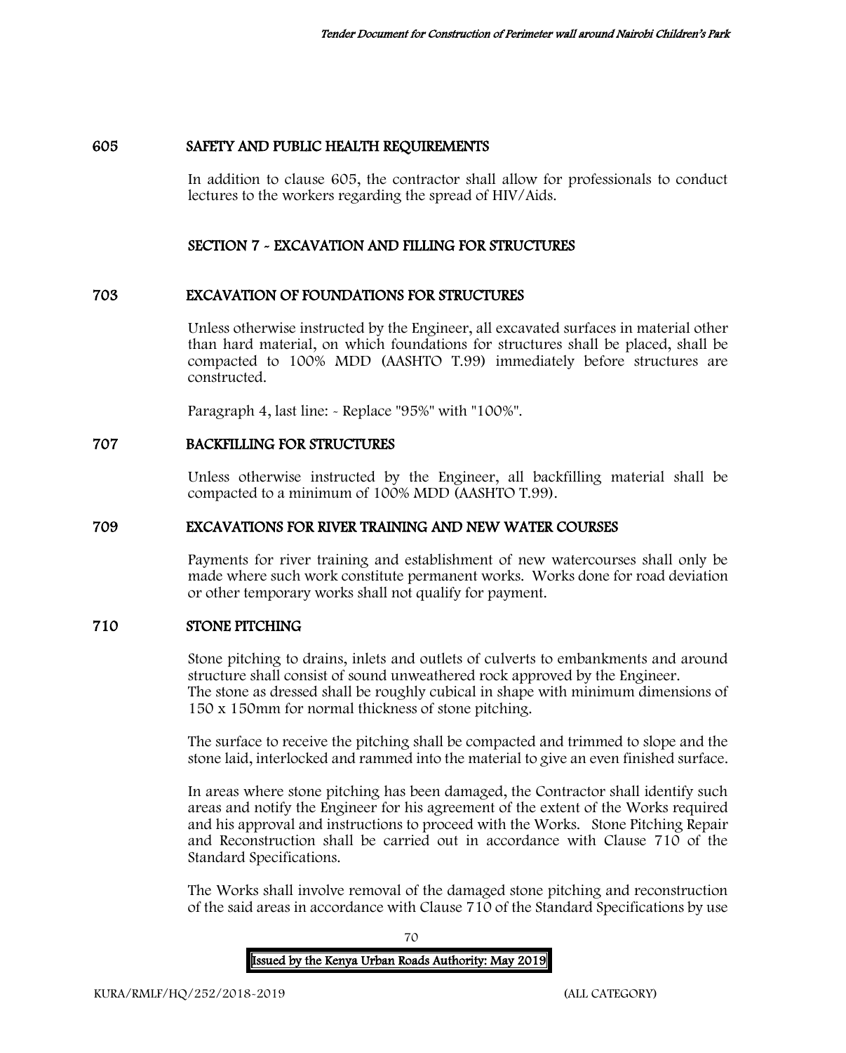## 605 SAFETY AND PUBLIC HEALTH REQUIREMENTS

In addition to clause 605, the contractor shall allow for professionals to conduct lectures to the workers regarding the spread of HIV/Aids.

## SECTION 7 - EXCAVATION AND FILLING FOR STRUCTURES

## 703 EXCAVATION OF FOUNDATIONS FOR STRUCTURES

Unless otherwise instructed by the Engineer, all excavated surfaces in material other than hard material, on which foundations for structures shall be placed, shall be compacted to 100% MDD (AASHTO T.99) immediately before structures are constructed.

Paragraph 4, last line: - Replace "95%" with "100%".

## 707 BACKFILLING FOR STRUCTURES

Unless otherwise instructed by the Engineer, all backfilling material shall be compacted to a minimum of 100% MDD (AASHTO T.99).

## 709 EXCAVATIONS FOR RIVER TRAINING AND NEW WATER COURSES

Payments for river training and establishment of new watercourses shall only be made where such work constitute permanent works. Works done for road deviation or other temporary works shall not qualify for payment.

## 710 STONE PITCHING

Stone pitching to drains, inlets and outlets of culverts to embankments and around structure shall consist of sound unweathered rock approved by the Engineer.
The stone as dressed shall be roughly cubical in shape with minimum dimensions of 150 x 150mm for normal thickness of stone pitching.

The surface to receive the pitching shall be compacted and trimmed to slope and the stone laid, interlocked and rammed into the material to give an even finished surface.

In areas where stone pitching has been damaged, the Contractor shall identify such areas and notify the Engineer for his agreement of the extent of the Works required and his approval and instructions to proceed with the Works. Stone Pitching Repair and Reconstruction shall be carried out in accordance with Clause 710 of the Standard Specifications.

The Works shall involve removal of the damaged stone pitching and reconstruction of the said areas in accordance with Clause 710 of the Standard Specifications by use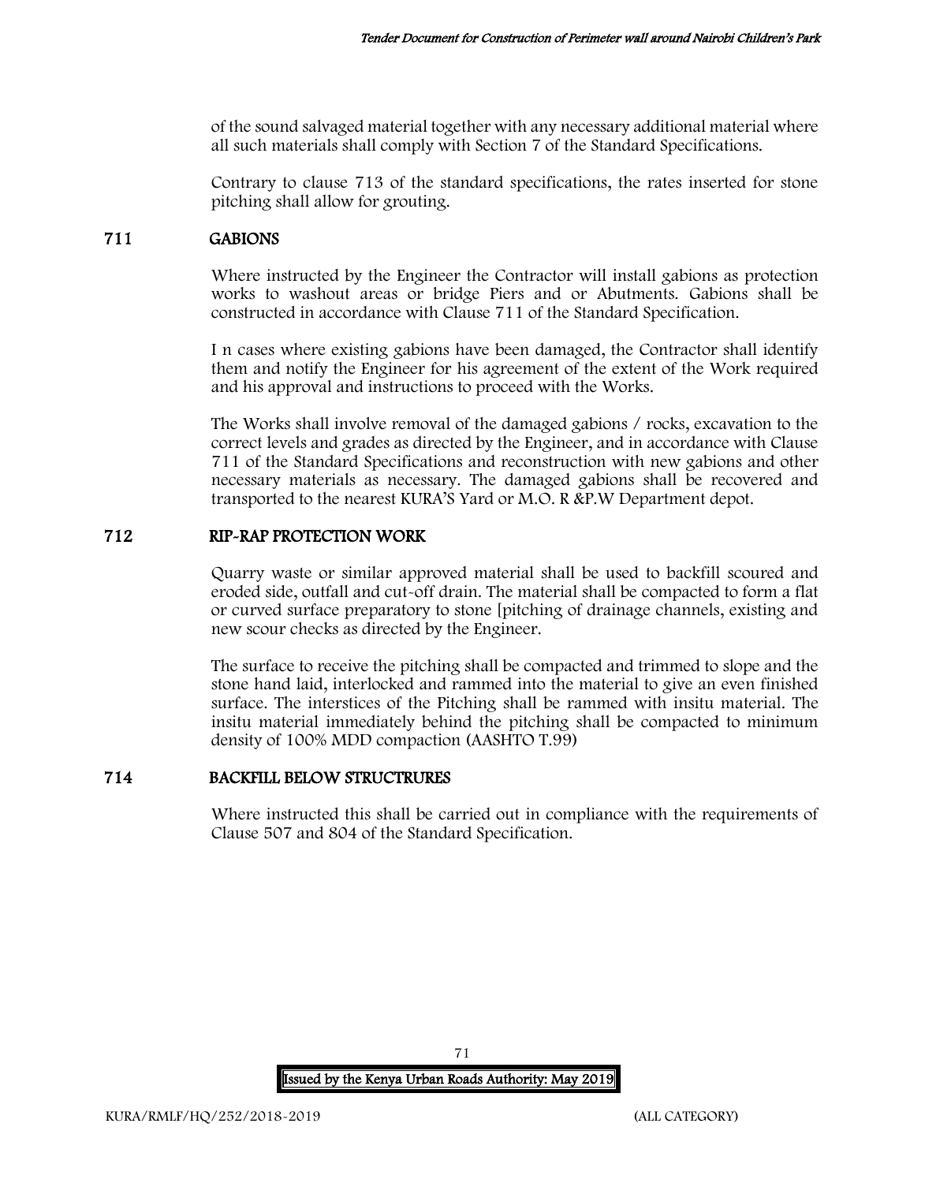of the sound salvaged material together with any necessary additional material where all such materials shall comply with Section 7 of the Standard Specifications.

Contrary to clause 713 of the standard specifications, the rates inserted for stone pitching shall allow for grouting.

## 711 GABIONS

Where instructed by the Engineer the Contractor will install gabions as protection works to washout areas or bridge Piers and or Abutments. Gabions shall be constructed in accordance with Clause 711 of the Standard Specification.

I n cases where existing gabions have been damaged, the Contractor shall identify them and notify the Engineer for his agreement of the extent of the Work required and his approval and instructions to proceed with the Works.

The Works shall involve removal of the damaged gabions / rocks, excavation to the correct levels and grades as directed by the Engineer, and in accordance with Clause 711 of the Standard Specifications and reconstruction with new gabions and other necessary materials as necessary. The damaged gabions shall be recovered and transported to the nearest KURA'S Yard or M.O. R &P.W Department depot.

## 712 RIP-RAP PROTECTION WORK

Quarry waste or similar approved material shall be used to backfill scoured and eroded side, outfall and cut-off drain. The material shall be compacted to form a flat or curved surface preparatory to stone [pitching of drainage channels, existing and new scour checks as directed by the Engineer.

The surface to receive the pitching shall be compacted and trimmed to slope and the stone hand laid, interlocked and rammed into the material to give an even finished surface. The interstices of the Pitching shall be rammed with insitu material. The insitu material immediately behind the pitching shall be compacted to minimum density of 100% MDD compaction (AASHTO T.99)

## 714 BACKFILL BELOW STRUCTRURES

Where instructed this shall be carried out in compliance with the requirements of Clause 507 and 804 of the Standard Specification.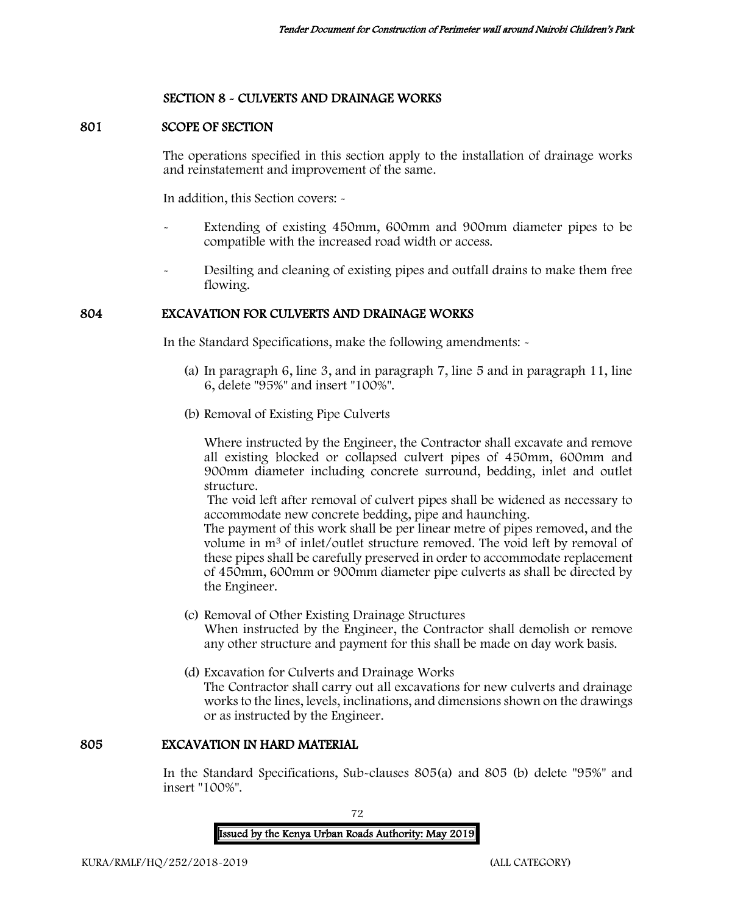## SECTION 8 - CULVERTS AND DRAINAGE WORKS

### 801 SCOPE OF SECTION

The operations specified in this section apply to the installation of drainage works and reinstatement and improvement of the same.

In addition, this Section covers: -

- Extending of existing 450mm, 600mm and 900mm diameter pipes to be compatible with the increased road width or access.
- Desilting and cleaning of existing pipes and outfall drains to make them free flowing.

### 804 EXCAVATION FOR CULVERTS AND DRAINAGE WORKS

In the Standard Specifications, make the following amendments: -

(a) In paragraph 6, line 3, and in paragraph 7, line 5 and in paragraph 11, line 6, delete "95%" and insert "100%".

(b) Removal of Existing Pipe Culverts

Where instructed by the Engineer, the Contractor shall excavate and remove all existing blocked or collapsed culvert pipes of 450mm, 600mm and 900mm diameter including concrete surround, bedding, inlet and outlet structure.

The void left after removal of culvert pipes shall be widened as necessary to accommodate new concrete bedding, pipe and haunching.

The payment of this work shall be per linear metre of pipes removed, and the volume in $m^3$ of inlet/outlet structure removed. The void left by removal of these pipes shall be carefully preserved in order to accommodate replacement of 450mm, 600mm or 900mm diameter pipe culverts as shall be directed by the Engineer.

(c) Removal of Other Existing Drainage Structures

When instructed by the Engineer, the Contractor shall demolish or remove any other structure and payment for this shall be made on day work basis.

(d) Excavation for Culverts and Drainage Works

The Contractor shall carry out all excavations for new culverts and drainage works to the lines, levels, inclinations, and dimensions shown on the drawings or as instructed by the Engineer.

### 805 EXCAVATION IN HARD MATERIAL

In the Standard Specifications, Sub-clauses 805(a) and 805 (b) delete "95%" and insert "100%".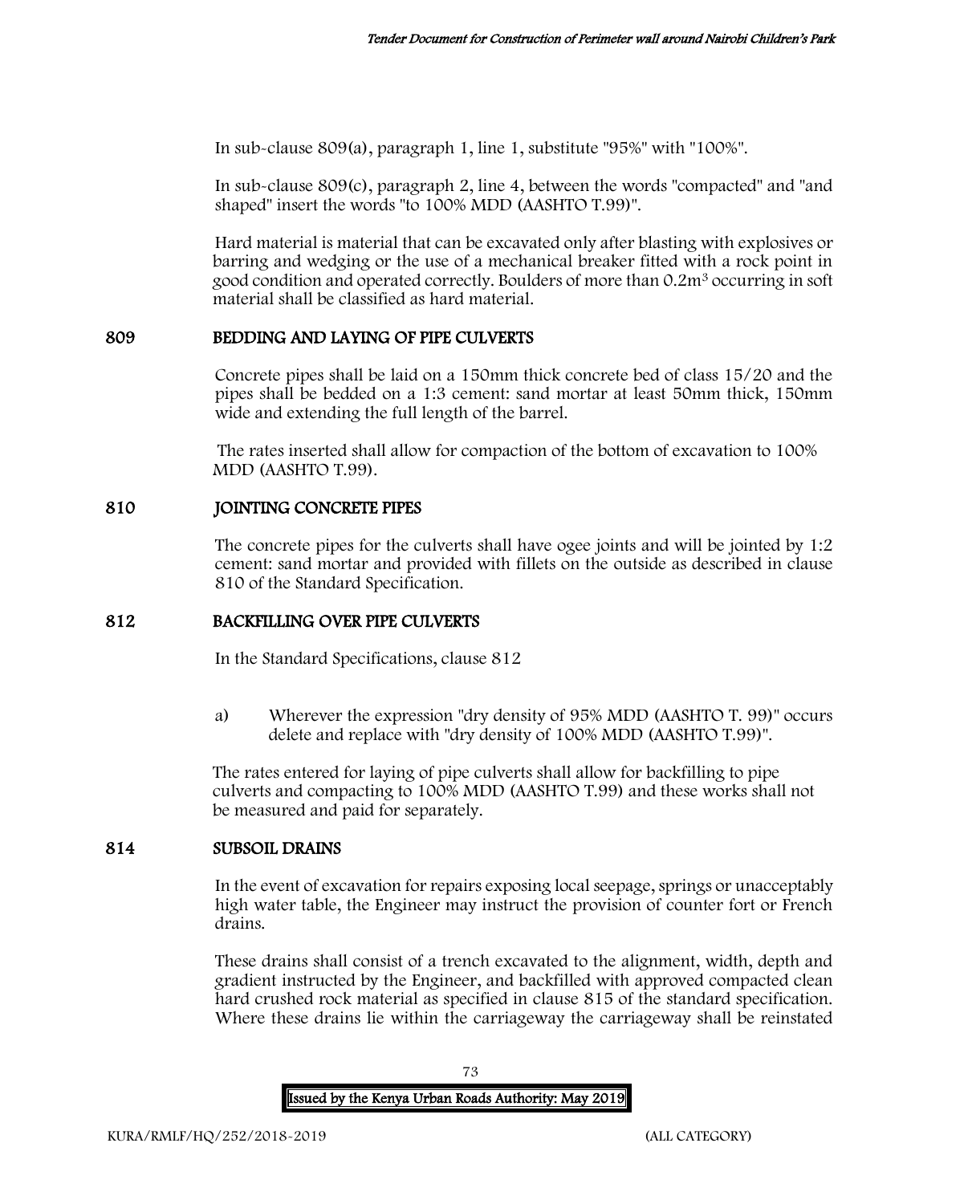In sub-clause 809(a), paragraph 1, line 1, substitute "95%" with "100%".

In sub-clause 809(c), paragraph 2, line 4, between the words "compacted" and "and shaped" insert the words "to 100% MDD (AASHTO T.99)".

Hard material is material that can be excavated only after blasting with explosives or barring and wedging or the use of a mechanical breaker fitted with a rock point in good condition and operated correctly. Boulders of more than $0.2m^3$ occurring in soft material shall be classified as hard material.

## 809 BEDDING AND LAYING OF PIPE CULVERTS

Concrete pipes shall be laid on a 150mm thick concrete bed of class 15/20 and the pipes shall be bedded on a 1:3 cement: sand mortar at least 50mm thick, 150mm wide and extending the full length of the barrel.

The rates inserted shall allow for compaction of the bottom of excavation to 100% MDD (AASHTO T.99).

## 810 JOINTING CONCRETE PIPES

The concrete pipes for the culverts shall have ogee joints and will be jointed by 1:2 cement: sand mortar and provided with fillets on the outside as described in clause 810 of the Standard Specification.

## 812 BACKFILLING OVER PIPE CULVERTS

In the Standard Specifications, clause 812

a) Wherever the expression "dry density of 95% MDD (AASHTO T. 99)" occurs delete and replace with "dry density of 100% MDD (AASHTO T.99)".

The rates entered for laying of pipe culverts shall allow for backfilling to pipe culverts and compacting to 100% MDD (AASHTO T.99) and these works shall not be measured and paid for separately.

## 814 SUBSOIL DRAINS

In the event of excavation for repairs exposing local seepage, springs or unacceptably high water table, the Engineer may instruct the provision of counter fort or French drains.

These drains shall consist of a trench excavated to the alignment, width, depth and gradient instructed by the Engineer, and backfilled with approved compacted clean hard crushed rock material as specified in clause 815 of the standard specification. Where these drains lie within the carriageway the carriageway shall be reinstated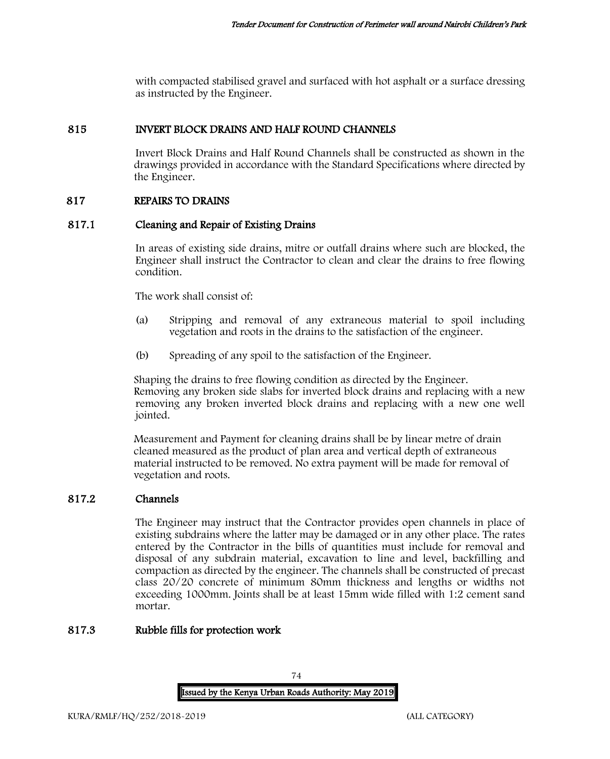with compacted stabilised gravel and surfaced with hot asphalt or a surface dressing as instructed by the Engineer.

## 815 INVERT BLOCK DRAINS AND HALF ROUND CHANNELS

Invert Block Drains and Half Round Channels shall be constructed as shown in the drawings provided in accordance with the Standard Specifications where directed by the Engineer.

## 817 REPAIRS TO DRAINS

### 817.1 Cleaning and Repair of Existing Drains

In areas of existing side drains, mitre or outfall drains where such are blocked, the Engineer shall instruct the Contractor to clean and clear the drains to free flowing condition.

The work shall consist of:

(a) Stripping and removal of any extraneous material to spoil including vegetation and roots in the drains to the satisfaction of the engineer.

(b) Spreading of any spoil to the satisfaction of the Engineer.

Shaping the drains to free flowing condition as directed by the Engineer.
Removing any broken side slabs for inverted block drains and replacing with a new removing any broken inverted block drains and replacing with a new one well jointed.

Measurement and Payment for cleaning drains shall be by linear metre of drain cleaned measured as the product of plan area and vertical depth of extraneous material instructed to be removed. No extra payment will be made for removal of vegetation and roots.

### 817.2 Channels

The Engineer may instruct that the Contractor provides open channels in place of existing subdrains where the latter may be damaged or in any other place. The rates entered by the Contractor in the bills of quantities must include for removal and disposal of any subdrain material, excavation to line and level, backfilling and compaction as directed by the engineer. The channels shall be constructed of precast class 20/20 concrete of minimum 80mm thickness and lengths or widths not exceeding 1000mm. Joints shall be at least 15mm wide filled with 1:2 cement sand mortar.

### 817.3 Rubble fills for protection work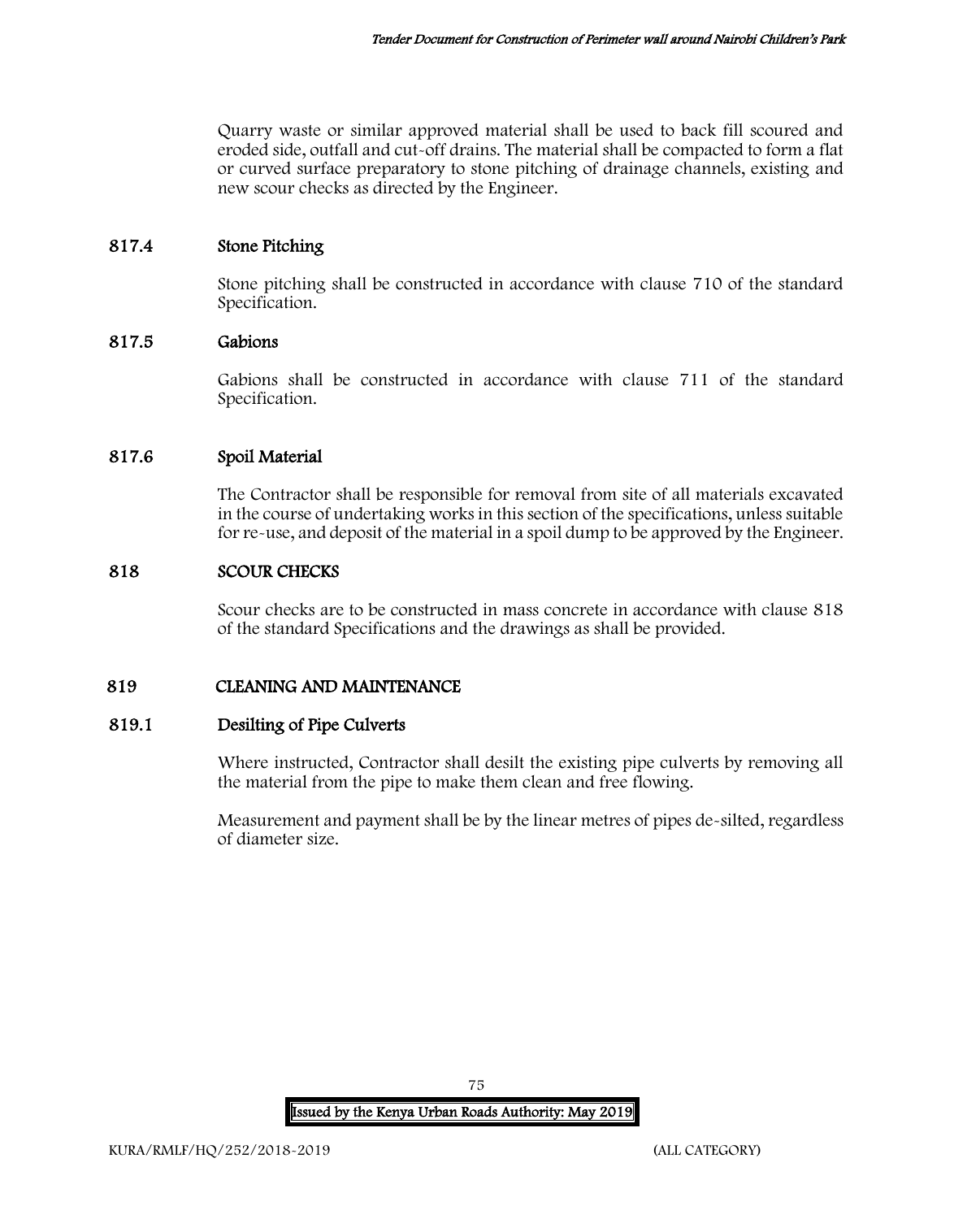Quarry waste or similar approved material shall be used to back fill scoured and eroded side, outfall and cut-off drains. The material shall be compacted to form a flat or curved surface preparatory to stone pitching of drainage channels, existing and new scour checks as directed by the Engineer.

### 817.4 Stone Pitching

Stone pitching shall be constructed in accordance with clause 710 of the standard Specification.

### 817.5 Gabions

Gabions shall be constructed in accordance with clause 711 of the standard Specification.

### 817.6 Spoil Material

The Contractor shall be responsible for removal from site of all materials excavated in the course of undertaking works in this section of the specifications, unless suitable for re-use, and deposit of the material in a spoil dump to be approved by the Engineer.

## 818 SCOUR CHECKS

Scour checks are to be constructed in mass concrete in accordance with clause 818 of the standard Specifications and the drawings as shall be provided.

## 819 CLEANING AND MAINTENANCE

### 819.1 Desilting of Pipe Culverts

Where instructed, Contractor shall desilt the existing pipe culverts by removing all the material from the pipe to make them clean and free flowing.

Measurement and payment shall be by the linear metres of pipes de-silted, regardless of diameter size.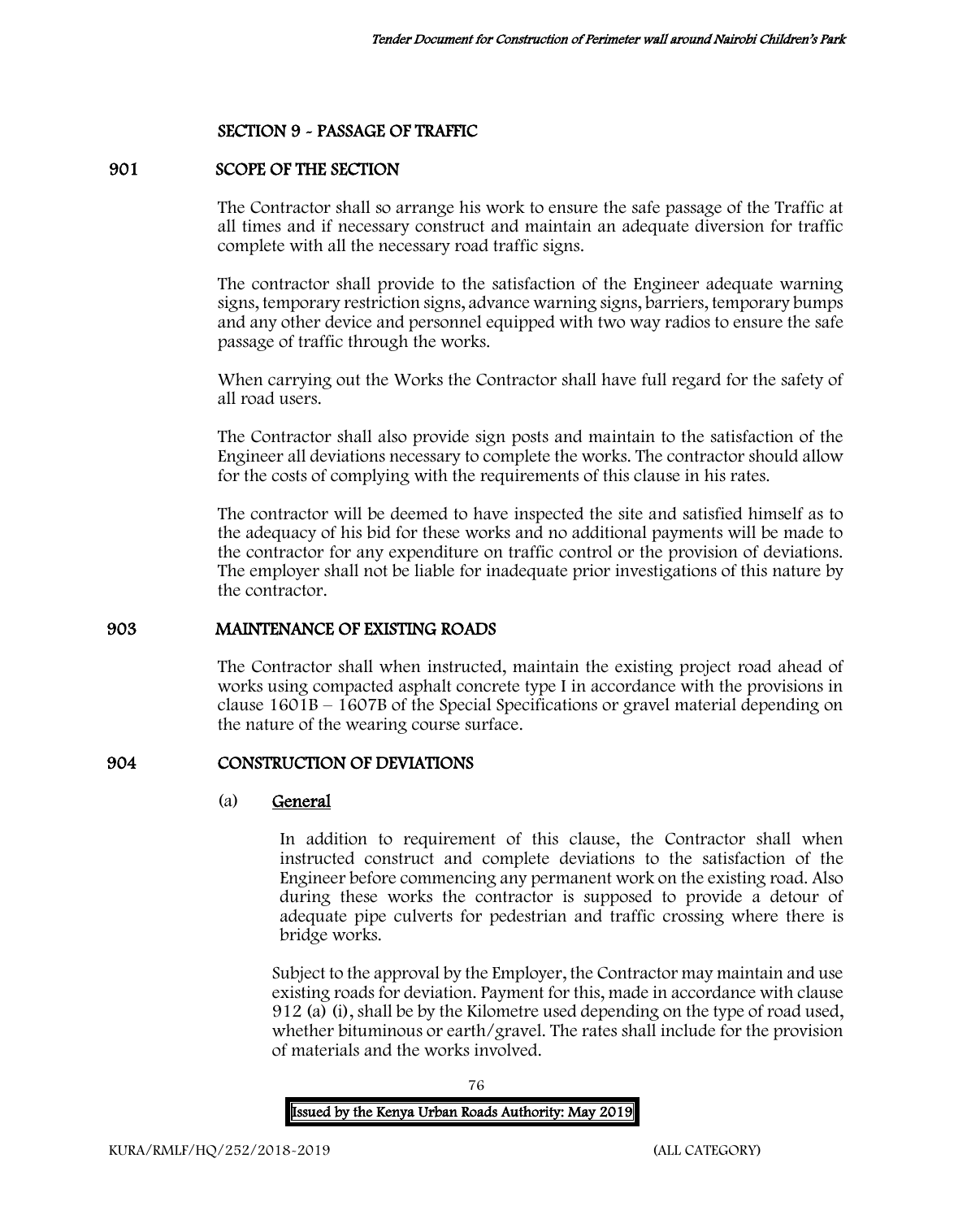## SECTION 9 - PASSAGE OF TRAFFIC

### 901 SCOPE OF THE SECTION

The Contractor shall so arrange his work to ensure the safe passage of the Traffic at all times and if necessary construct and maintain an adequate diversion for traffic complete with all the necessary road traffic signs.

The contractor shall provide to the satisfaction of the Engineer adequate warning signs, temporary restriction signs, advance warning signs, barriers, temporary bumps and any other device and personnel equipped with two way radios to ensure the safe passage of traffic through the works.

When carrying out the Works the Contractor shall have full regard for the safety of all road users.

The Contractor shall also provide sign posts and maintain to the satisfaction of the Engineer all deviations necessary to complete the works. The contractor should allow for the costs of complying with the requirements of this clause in his rates.

The contractor will be deemed to have inspected the site and satisfied himself as to the adequacy of his bid for these works and no additional payments will be made to the contractor for any expenditure on traffic control or the provision of deviations. The employer shall not be liable for inadequate prior investigations of this nature by the contractor.

### 903 MAINTENANCE OF EXISTING ROADS

The Contractor shall when instructed, maintain the existing project road ahead of works using compacted asphalt concrete type I in accordance with the provisions in clause 1601B – 1607B of the Special Specifications or gravel material depending on the nature of the wearing course surface.

### 904 CONSTRUCTION OF DEVIATIONS

(a) **General**

In addition to requirement of this clause, the Contractor shall when instructed construct and complete deviations to the satisfaction of the Engineer before commencing any permanent work on the existing road. Also during these works the contractor is supposed to provide a detour of adequate pipe culverts for pedestrian and traffic crossing where there is bridge works.

Subject to the approval by the Employer, the Contractor may maintain and use existing roads for deviation. Payment for this, made in accordance with clause 912 (a) (i), shall be by the Kilometre used depending on the type of road used, whether bituminous or earth/gravel. The rates shall include for the provision of materials and the works involved.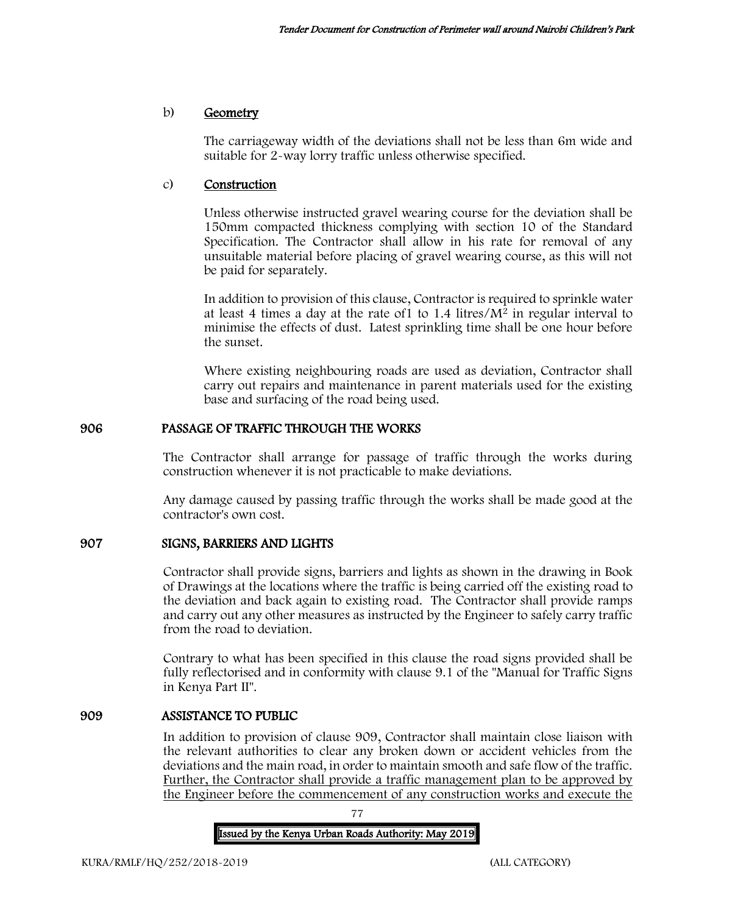b) **Geometry**

The carriageway width of the deviations shall not be less than 6m wide and suitable for 2-way lorry traffic unless otherwise specified.

c) **Construction**

Unless otherwise instructed gravel wearing course for the deviation shall be 150mm compacted thickness complying with section 10 of the Standard Specification. The Contractor shall allow in his rate for removal of any unsuitable material before placing of gravel wearing course, as this will not be paid for separately.

In addition to provision of this clause, Contractor is required to sprinkle water at least 4 times a day at the rate of1 to 1.4 litres/$M^2$ in regular interval to minimise the effects of dust. Latest sprinkling time shall be one hour before the sunset.

Where existing neighbouring roads are used as deviation, Contractor shall carry out repairs and maintenance in parent materials used for the existing base and surfacing of the road being used.

## 906 PASSAGE OF TRAFFIC THROUGH THE WORKS

The Contractor shall arrange for passage of traffic through the works during construction whenever it is not practicable to make deviations.

Any damage caused by passing traffic through the works shall be made good at the contractor's own cost.

## 907 SIGNS, BARRIERS AND LIGHTS

Contractor shall provide signs, barriers and lights as shown in the drawing in Book of Drawings at the locations where the traffic is being carried off the existing road to the deviation and back again to existing road. The Contractor shall provide ramps and carry out any other measures as instructed by the Engineer to safely carry traffic from the road to deviation.

Contrary to what has been specified in this clause the road signs provided shall be fully reflectorised and in conformity with clause 9.1 of the "Manual for Traffic Signs in Kenya Part II".

## 909 ASSISTANCE TO PUBLIC

In addition to provision of clause 909, Contractor shall maintain close liaison with the relevant authorities to clear any broken down or accident vehicles from the deviations and the main road, in order to maintain smooth and safe flow of the traffic. Further, the Contractor shall provide a traffic management plan to be approved by the Engineer before the commencement of any construction works and execute the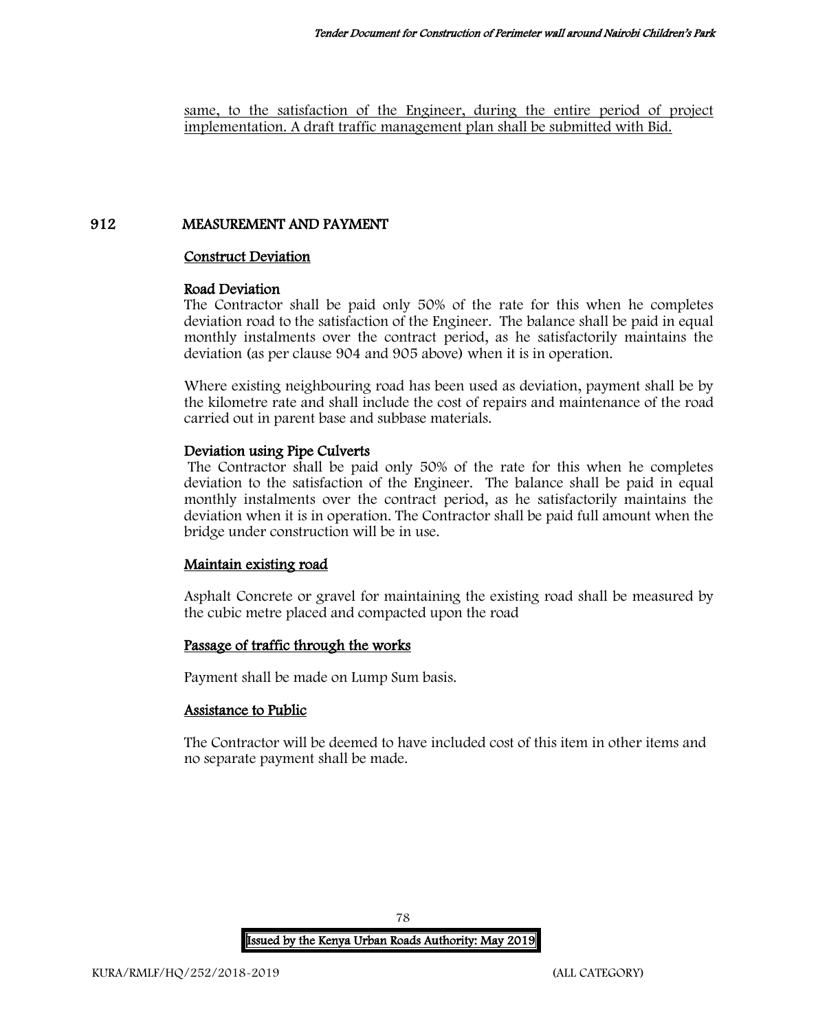same, to the satisfaction of the Engineer, during the entire period of project implementation. A draft traffic management plan shall be submitted with Bid.

## 912 MEASUREMENT AND PAYMENT

### Construct Deviation

#### Road Deviation

The Contractor shall be paid only 50% of the rate for this when he completes deviation road to the satisfaction of the Engineer. The balance shall be paid in equal monthly instalments over the contract period, as he satisfactorily maintains the deviation (as per clause 904 and 905 above) when it is in operation.

Where existing neighbouring road has been used as deviation, payment shall be by the kilometre rate and shall include the cost of repairs and maintenance of the road carried out in parent base and subbase materials.

#### Deviation using Pipe Culverts

The Contractor shall be paid only 50% of the rate for this when he completes deviation to the satisfaction of the Engineer. The balance shall be paid in equal monthly instalments over the contract period, as he satisfactorily maintains the deviation when it is in operation. The Contractor shall be paid full amount when the bridge under construction will be in use.

### Maintain existing road

Asphalt Concrete or gravel for maintaining the existing road shall be measured by the cubic metre placed and compacted upon the road

### Passage of traffic through the works

Payment shall be made on Lump Sum basis.

### Assistance to Public

The Contractor will be deemed to have included cost of this item in other items and no separate payment shall be made.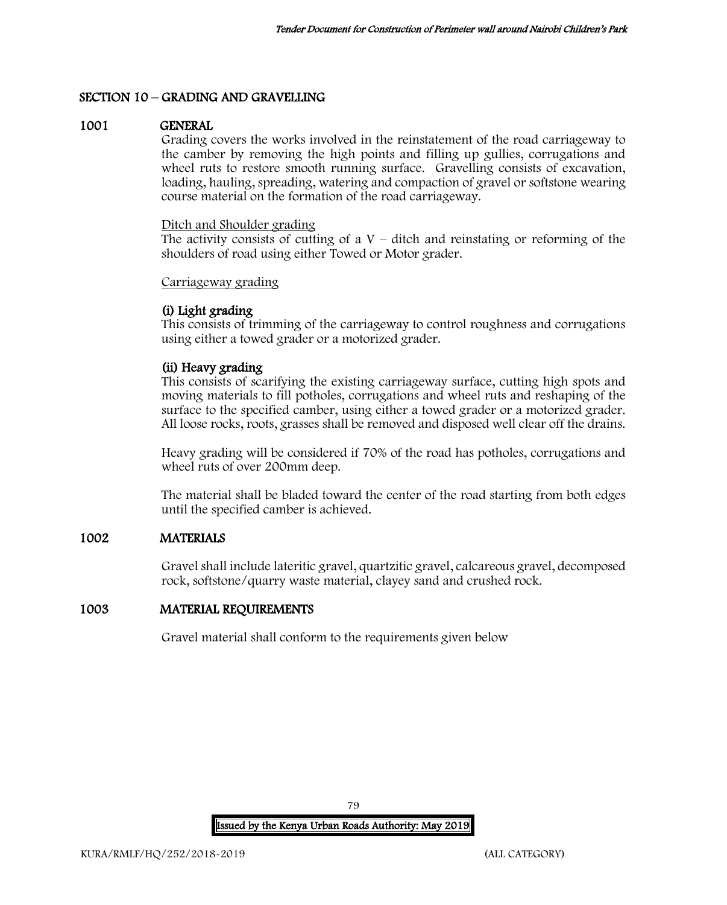## SECTION 10 – GRADING AND GRAVELLING

### 1001 GENERAL

Grading covers the works involved in the reinstatement of the road carriageway to the camber by removing the high points and filling up gullies, corrugations and wheel ruts to restore smooth running surface. Gravelling consists of excavation, loading, hauling, spreading, watering and compaction of gravel or softstone wearing course material on the formation of the road carriageway.

Ditch and Shoulder grading

The activity consists of cutting of a V – ditch and reinstating or reforming of the shoulders of road using either Towed or Motor grader.

Carriageway grading

**(i) Light grading**

This consists of trimming of the carriageway to control roughness and corrugations using either a towed grader or a motorized grader.

**(ii) Heavy grading**

This consists of scarifying the existing carriageway surface, cutting high spots and moving materials to fill potholes, corrugations and wheel ruts and reshaping of the surface to the specified camber, using either a towed grader or a motorized grader. All loose rocks, roots, grasses shall be removed and disposed well clear off the drains.

Heavy grading will be considered if 70% of the road has potholes, corrugations and wheel ruts of over 200mm deep.

The material shall be bladed toward the center of the road starting from both edges until the specified camber is achieved.

### 1002 MATERIALS

Gravel shall include lateritic gravel, quartzitic gravel, calcareous gravel, decomposed rock, softstone/quarry waste material, clayey sand and crushed rock.

### 1003 MATERIAL REQUIREMENTS

Gravel material shall conform to the requirements given below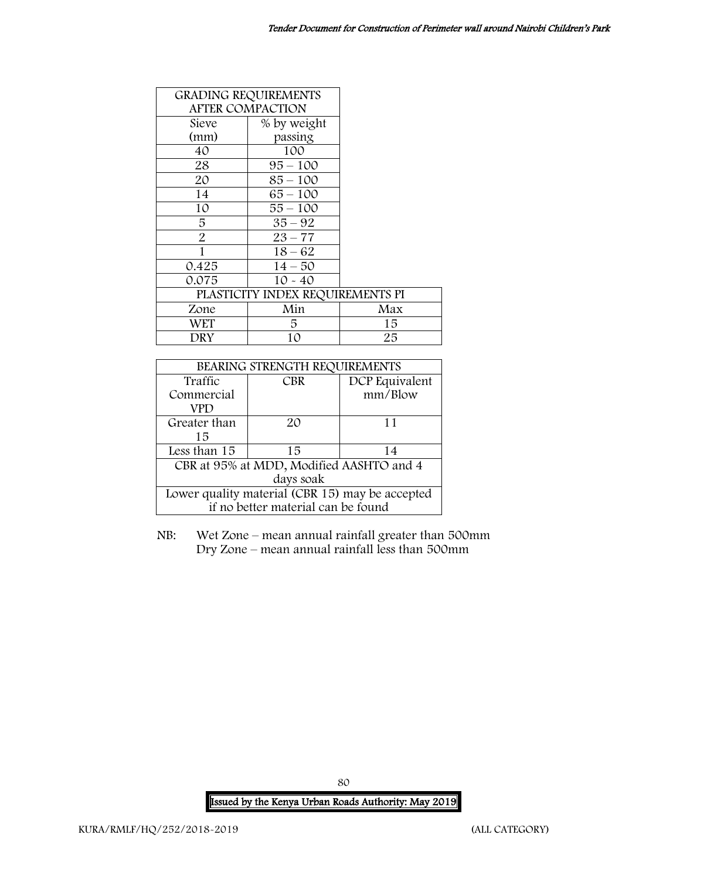| GRADING REQUIREMENTS AFTER COMPACTION | |
|---|---|
| Sieve (mm) | % by weight passing |
| 40 | 100 |
| 28 | 95 – 100 |
| 20 | 85 – 100 |
| 14 | 65 – 100 |
| 10 | 55 – 100 |
| 5 | 35 – 92 |
| 2 | 23 – 77 |
| 1 | 18 – 62 |
| 0.425 | 14 – 50 |
| 0.075 | 10 - 40 |

| PLASTICITY INDEX REQUIREMENTS PI | | |
|---|---|---|
| Zone | Min | Max |
| WET | 5 | 15 |
| DRY | 10 | 25 |

| BEARING STRENGTH REQUIREMENTS | | |
|---|---|---|
| Traffic Commercial VPD | CBR | DCP Equivalent mm/Blow |
| Greater than 15 | 20 | 11 |
| Less than 15 | 15 | 14 |
| CBR at 95% at MDD, Modified AASHTO and 4 days soak | | |
| Lower quality material (CBR 15) may be accepted if no better material can be found | | |

NB: Wet Zone – mean annual rainfall greater than 500mm
Dry Zone – mean annual rainfall less than 500mm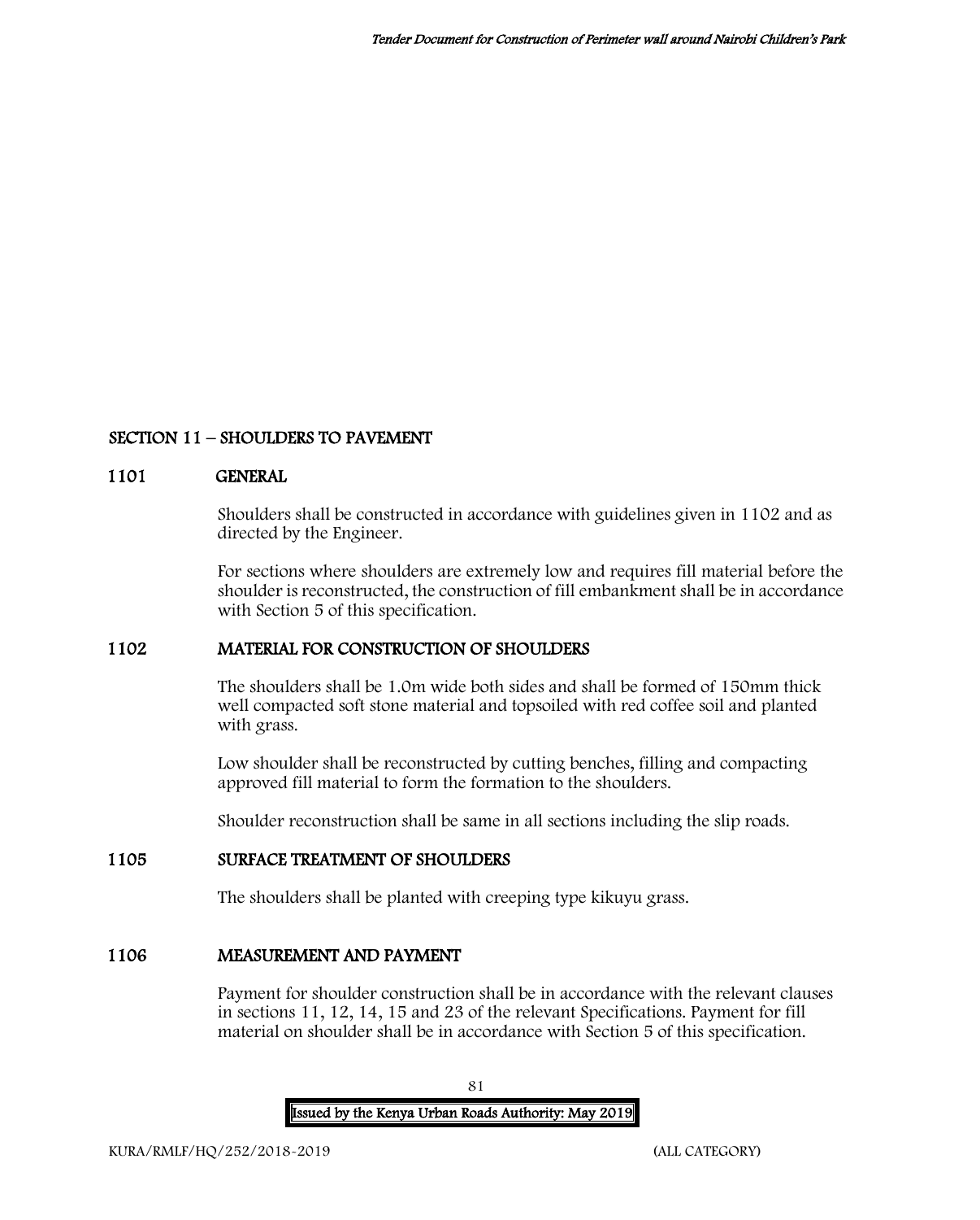## SECTION 11 – SHOULDERS TO PAVEMENT

### 1101 GENERAL

Shoulders shall be constructed in accordance with guidelines given in 1102 and as directed by the Engineer.

For sections where shoulders are extremely low and requires fill material before the shoulder is reconstructed, the construction of fill embankment shall be in accordance with Section 5 of this specification.

### 1102 MATERIAL FOR CONSTRUCTION OF SHOULDERS

The shoulders shall be 1.0m wide both sides and shall be formed of 150mm thick well compacted soft stone material and topsoiled with red coffee soil and planted with grass.

Low shoulder shall be reconstructed by cutting benches, filling and compacting approved fill material to form the formation to the shoulders.

Shoulder reconstruction shall be same in all sections including the slip roads.

### 1105 SURFACE TREATMENT OF SHOULDERS

The shoulders shall be planted with creeping type kikuyu grass.

### 1106 MEASUREMENT AND PAYMENT

Payment for shoulder construction shall be in accordance with the relevant clauses in sections 11, 12, 14, 15 and 23 of the relevant Specifications. Payment for fill material on shoulder shall be in accordance with Section 5 of this specification.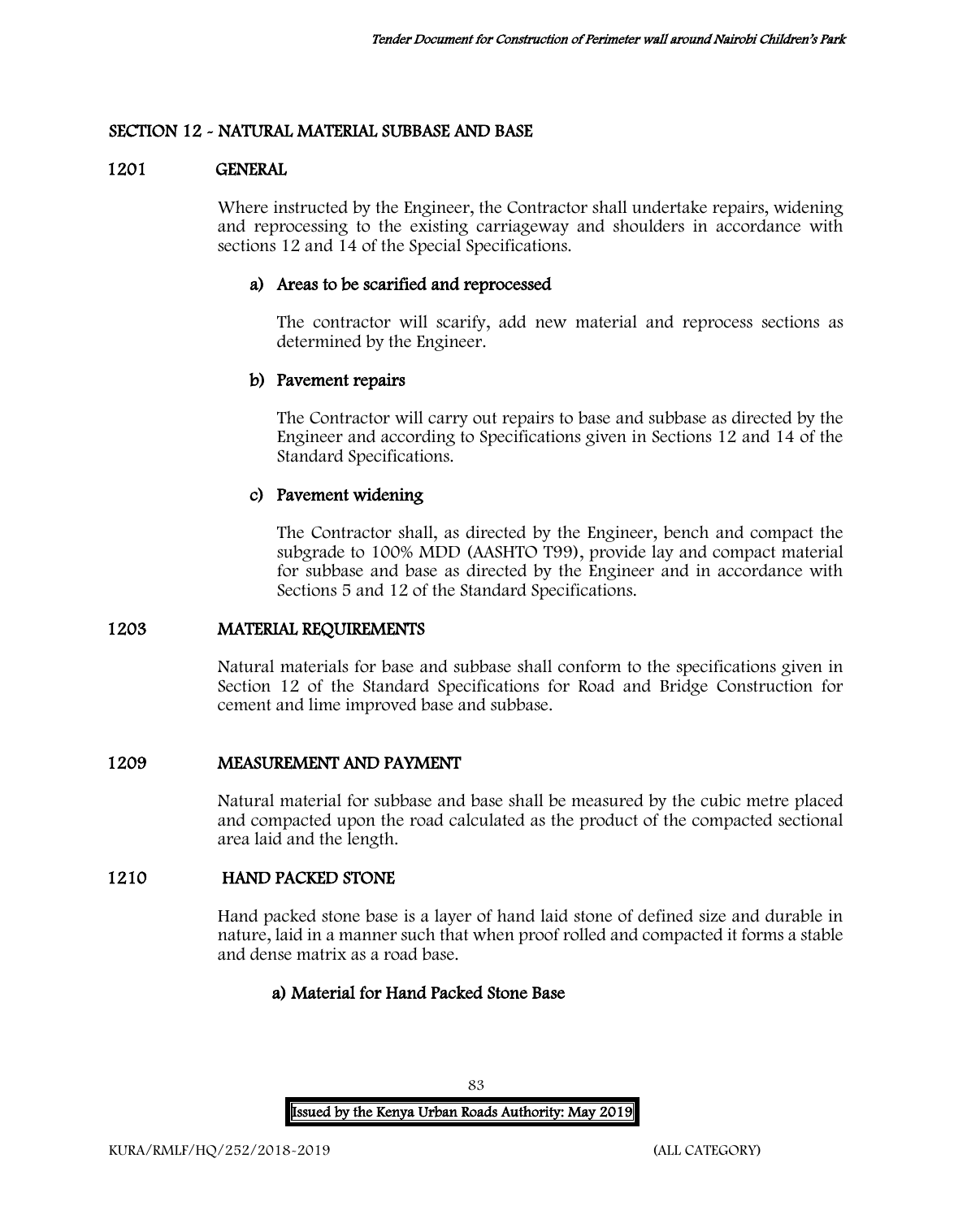## SECTION 12 - NATURAL MATERIAL SUBBASE AND BASE

### 1201 GENERAL

Where instructed by the Engineer, the Contractor shall undertake repairs, widening and reprocessing to the existing carriageway and shoulders in accordance with sections 12 and 14 of the Special Specifications.

#### a) Areas to be scarified and reprocessed

The contractor will scarify, add new material and reprocess sections as determined by the Engineer.

#### b) Pavement repairs

The Contractor will carry out repairs to base and subbase as directed by the Engineer and according to Specifications given in Sections 12 and 14 of the Standard Specifications.

#### c) Pavement widening

The Contractor shall, as directed by the Engineer, bench and compact the subgrade to 100% MDD (AASHTO T99), provide lay and compact material for subbase and base as directed by the Engineer and in accordance with Sections 5 and 12 of the Standard Specifications.

### 1203 MATERIAL REQUIREMENTS

Natural materials for base and subbase shall conform to the specifications given in Section 12 of the Standard Specifications for Road and Bridge Construction for cement and lime improved base and subbase.

### 1209 MEASUREMENT AND PAYMENT

Natural material for subbase and base shall be measured by the cubic metre placed and compacted upon the road calculated as the product of the compacted sectional area laid and the length.

### 1210 HAND PACKED STONE

Hand packed stone base is a layer of hand laid stone of defined size and durable in nature, laid in a manner such that when proof rolled and compacted it forms a stable and dense matrix as a road base.

#### a) Material for Hand Packed Stone Base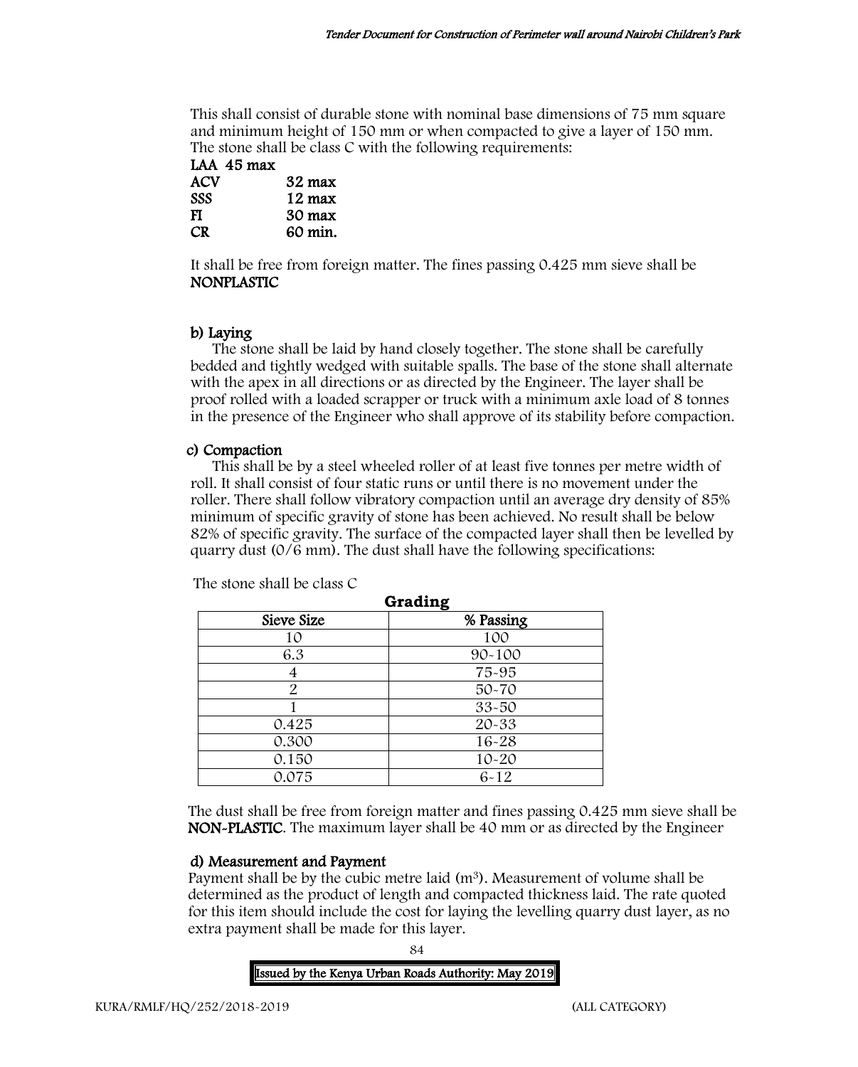This shall consist of durable stone with nominal base dimensions of 75 mm square and minimum height of 150 mm or when compacted to give a layer of 150 mm. The stone shall be class C with the following requirements:

**LAA 45 max**
**ACV 32 max**
**SSS 12 max**
**FI 30 max**
**CR 60 min.**

It shall be free from foreign matter. The fines passing 0.425 mm sieve shall be **NONPLASTIC**

**b) Laying**

The stone shall be laid by hand closely together. The stone shall be carefully bedded and tightly wedged with suitable spalls. The base of the stone shall alternate with the apex in all directions or as directed by the Engineer. The layer shall be proof rolled with a loaded scrapper or truck with a minimum axle load of 8 tonnes in the presence of the Engineer who shall approve of its stability before compaction.

**c) Compaction**

This shall be by a steel wheeled roller of at least five tonnes per metre width of roll. It shall consist of four static runs or until there is no movement under the roller. There shall follow vibratory compaction until an average dry density of 85% minimum of specific gravity of stone has been achieved. No result shall be below 82% of specific gravity. The surface of the compacted layer shall then be levelled by quarry dust (0/6 mm). The dust shall have the following specifications:

The stone shall be class C

**Grading**

| Sieve Size | % Passing |
|---|---|
| 10 | 100 |
| 6.3 | 90-100 |
| 4 | 75-95 |
| 2 | 50-70 |
| 1 | 33-50 |
| 0.425 | 20-33 |
| 0.300 | 16-28 |
| 0.150 | 10-20 |
| 0.075 | 6-12 |

The dust shall be free from foreign matter and fines passing 0.425 mm sieve shall be **NON-PLASTIC**. The maximum layer shall be 40 mm or as directed by the Engineer

**d) Measurement and Payment**

Payment shall be by the cubic metre laid ($m^3$). Measurement of volume shall be determined as the product of length and compacted thickness laid. The rate quoted for this item should include the cost for laying the levelling quarry dust layer, as no extra payment shall be made for this layer.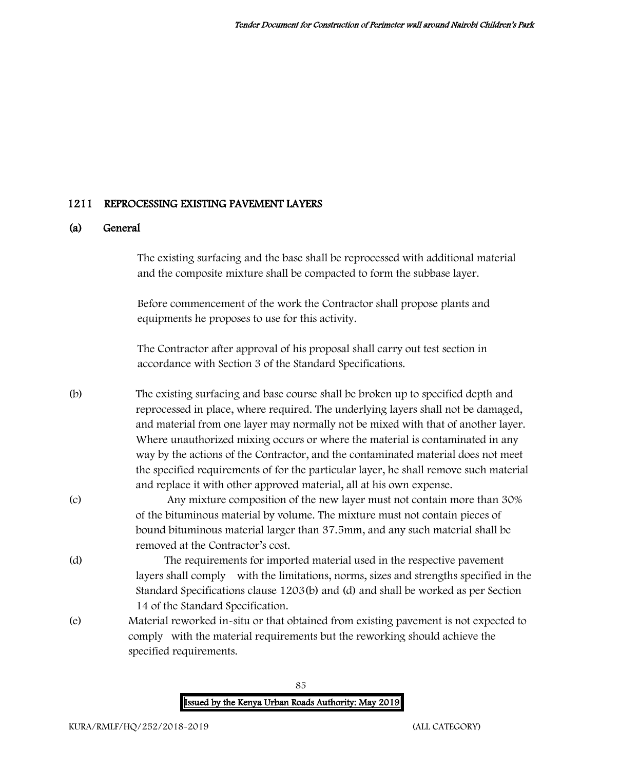## 1211 REPROCESSING EXISTING PAVEMENT LAYERS

### (a) General

The existing surfacing and the base shall be reprocessed with additional material and the composite mixture shall be compacted to form the subbase layer.

Before commencement of the work the Contractor shall propose plants and equipments he proposes to use for this activity.

The Contractor after approval of his proposal shall carry out test section in accordance with Section 3 of the Standard Specifications.

(b) The existing surfacing and base course shall be broken up to specified depth and reprocessed in place, where required. The underlying layers shall not be damaged, and material from one layer may normally not be mixed with that of another layer. Where unauthorized mixing occurs or where the material is contaminated in any way by the actions of the Contractor, and the contaminated material does not meet the specified requirements of for the particular layer, he shall remove such material and replace it with other approved material, all at his own expense.

(c) Any mixture composition of the new layer must not contain more than 30% of the bituminous material by volume. The mixture must not contain pieces of bound bituminous material larger than 37.5mm, and any such material shall be removed at the Contractor's cost.

(d) The requirements for imported material used in the respective pavement layers shall comply with the limitations, norms, sizes and strengths specified in the Standard Specifications clause 1203(b) and (d) and shall be worked as per Section 14 of the Standard Specification.

(e) Material reworked in-situ or that obtained from existing pavement is not expected to comply with the material requirements but the reworking should achieve the specified requirements.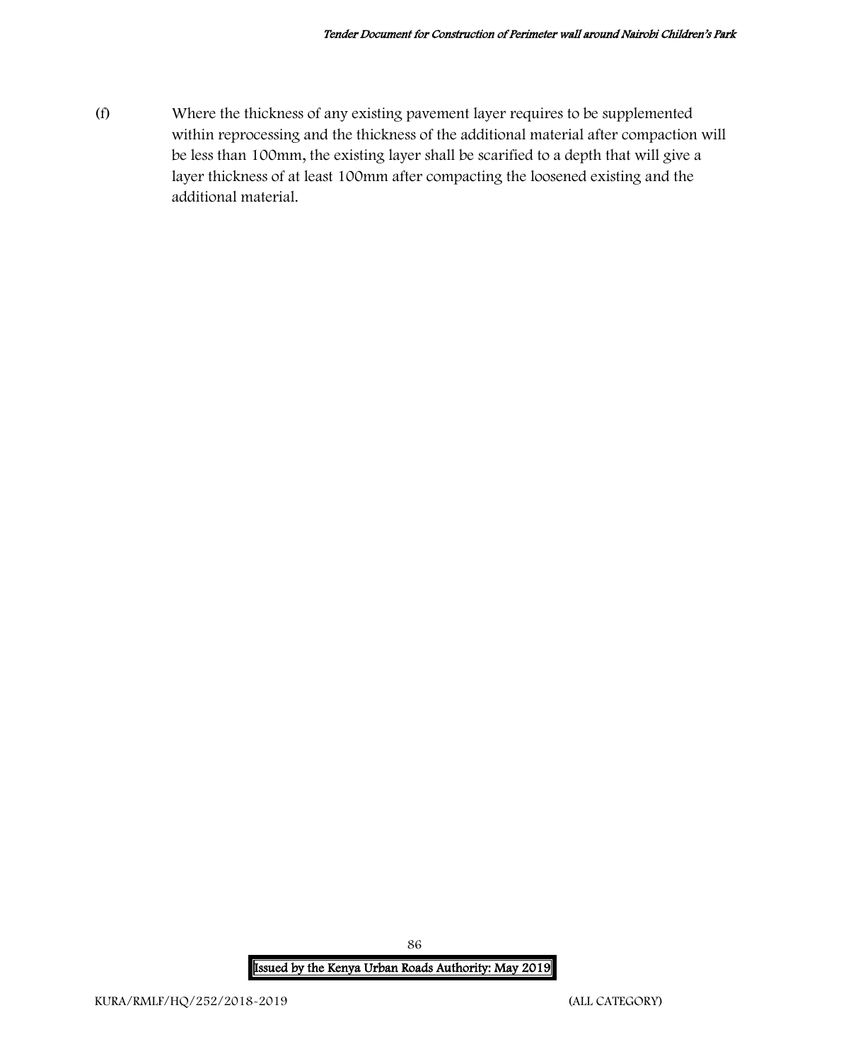(f) Where the thickness of any existing pavement layer requires to be supplemented within reprocessing and the thickness of the additional material after compaction will be less than 100mm, the existing layer shall be scarified to a depth that will give a layer thickness of at least 100mm after compacting the loosened existing and the additional material.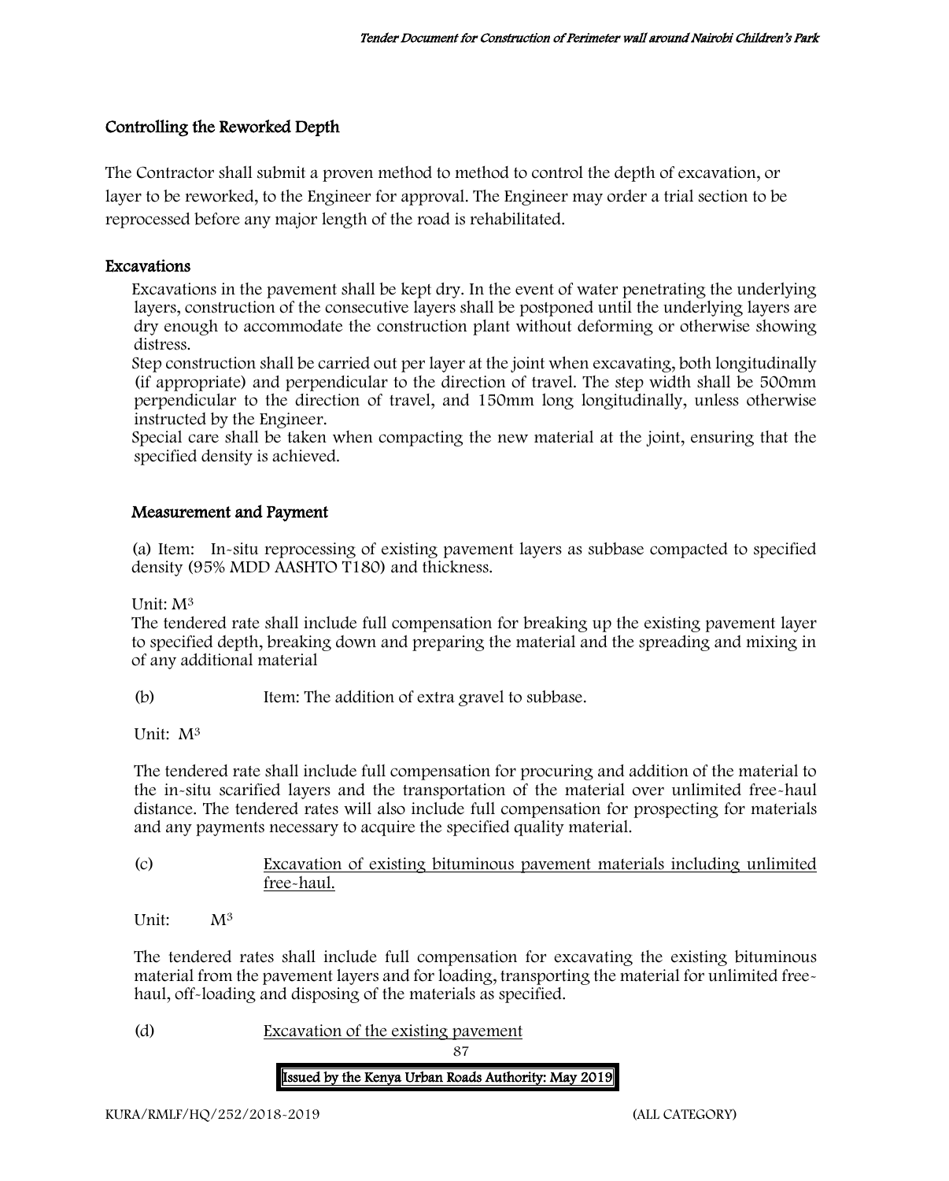### Controlling the Reworked Depth

The Contractor shall submit a proven method to method to control the depth of excavation, or layer to be reworked, to the Engineer for approval. The Engineer may order a trial section to be reprocessed before any major length of the road is rehabilitated.

### Excavations

Excavations in the pavement shall be kept dry. In the event of water penetrating the underlying layers, construction of the consecutive layers shall be postponed until the underlying layers are dry enough to accommodate the construction plant without deforming or otherwise showing distress.

Step construction shall be carried out per layer at the joint when excavating, both longitudinally (if appropriate) and perpendicular to the direction of travel. The step width shall be 500mm perpendicular to the direction of travel, and 150mm long longitudinally, unless otherwise instructed by the Engineer.

Special care shall be taken when compacting the new material at the joint, ensuring that the specified density is achieved.

### Measurement and Payment

(a) Item: In-situ reprocessing of existing pavement layers as subbase compacted to specified density (95% MDD AASHTO T180) and thickness.

Unit: $M^3$

The tendered rate shall include full compensation for breaking up the existing pavement layer to specified depth, breaking down and preparing the material and the spreading and mixing in of any additional material

(b) Item: The addition of extra gravel to subbase.

Unit: $M^3$

The tendered rate shall include full compensation for procuring and addition of the material to the in-situ scarified layers and the transportation of the material over unlimited free-haul distance. The tendered rates will also include full compensation for prospecting for materials and any payments necessary to acquire the specified quality material.

(c) <u>Excavation of existing bituminous pavement materials including unlimited free-haul.</u>

Unit: $M^3$

The tendered rates shall include full compensation for excavating the existing bituminous material from the pavement layers and for loading, transporting the material for unlimited free-haul, off-loading and disposing of the materials as specified.

(d) <u>Excavation of the existing pavement</u>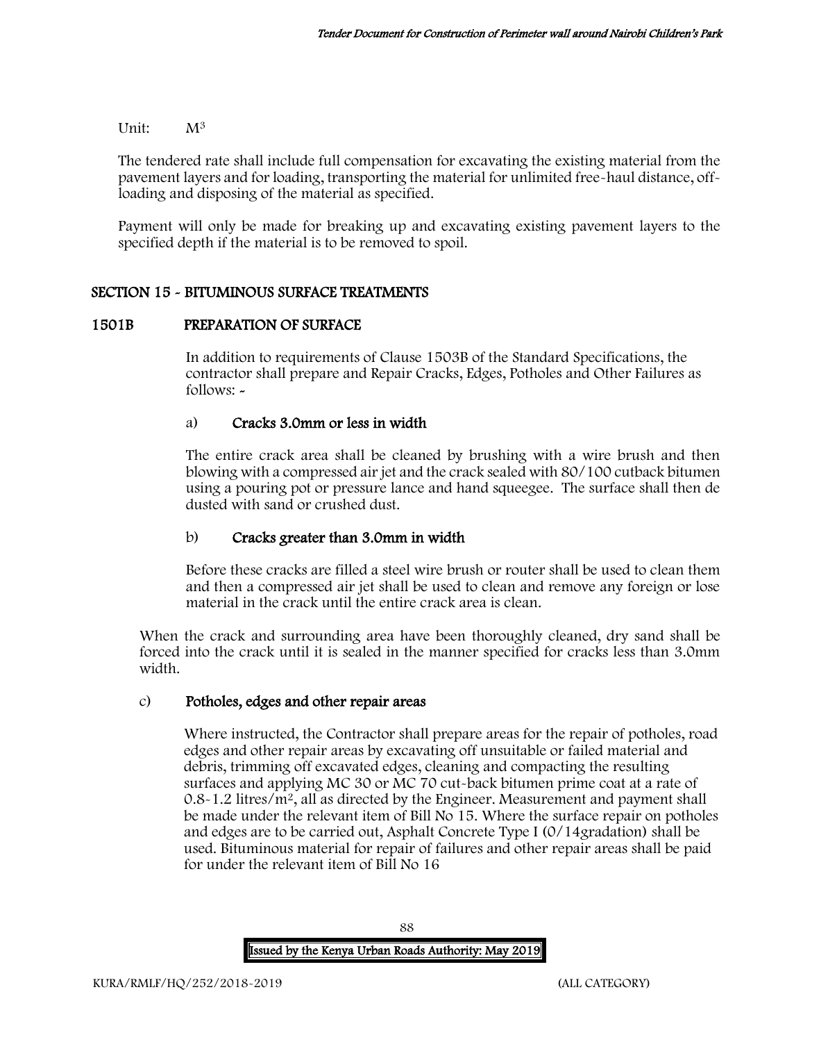Unit: $M^3$

The tendered rate shall include full compensation for excavating the existing material from the pavement layers and for loading, transporting the material for unlimited free-haul distance, off-loading and disposing of the material as specified.

Payment will only be made for breaking up and excavating existing pavement layers to the specified depth if the material is to be removed to spoil.

## SECTION 15 - BITUMINOUS SURFACE TREATMENTS

### 1501B PREPARATION OF SURFACE

In addition to requirements of Clause 1503B of the Standard Specifications, the contractor shall prepare and Repair Cracks, Edges, Potholes and Other Failures as follows: -

a) **Cracks 3.0mm or less in width**

The entire crack area shall be cleaned by brushing with a wire brush and then blowing with a compressed air jet and the crack sealed with 80/100 cutback bitumen using a pouring pot or pressure lance and hand squeegee. The surface shall then de dusted with sand or crushed dust.

b) **Cracks greater than 3.0mm in width**

Before these cracks are filled a steel wire brush or router shall be used to clean them and then a compressed air jet shall be used to clean and remove any foreign or lose material in the crack until the entire crack area is clean.

When the crack and surrounding area have been thoroughly cleaned, dry sand shall be forced into the crack until it is sealed in the manner specified for cracks less than 3.0mm width.

c) **Potholes, edges and other repair areas**

Where instructed, the Contractor shall prepare areas for the repair of potholes, road edges and other repair areas by excavating off unsuitable or failed material and debris, trimming off excavated edges, cleaning and compacting the resulting surfaces and applying MC 30 or MC 70 cut-back bitumen prime coat at a rate of 0.8-1.2 litres/$m^2$, all as directed by the Engineer. Measurement and payment shall be made under the relevant item of Bill No 15. Where the surface repair on potholes and edges are to be carried out, Asphalt Concrete Type I (0/14gradation) shall be used. Bituminous material for repair of failures and other repair areas shall be paid for under the relevant item of Bill No 16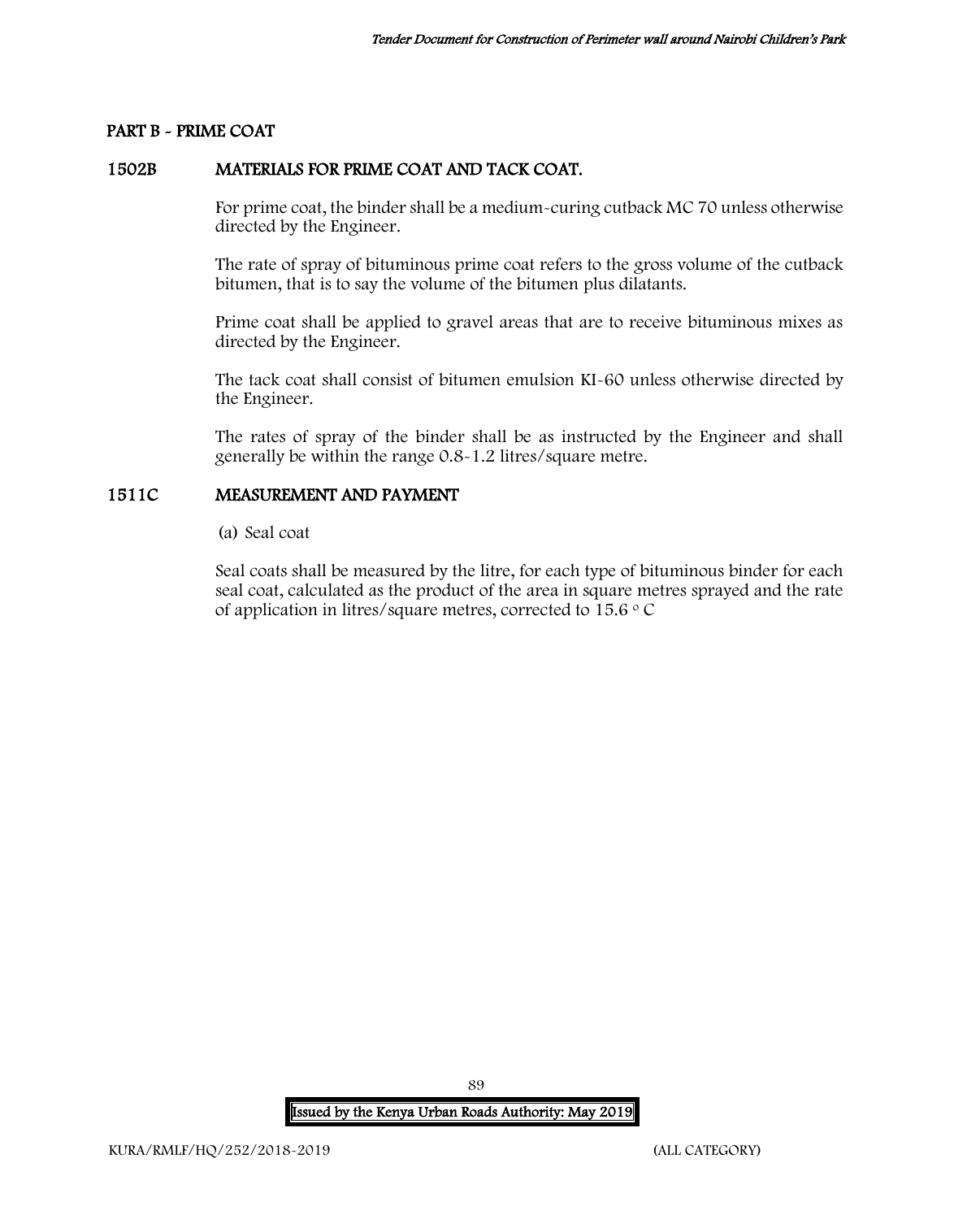## PART B - PRIME COAT

### 1502B MATERIALS FOR PRIME COAT AND TACK COAT.

For prime coat, the binder shall be a medium-curing cutback MC 70 unless otherwise directed by the Engineer.

The rate of spray of bituminous prime coat refers to the gross volume of the cutback bitumen, that is to say the volume of the bitumen plus dilatants.

Prime coat shall be applied to gravel areas that are to receive bituminous mixes as directed by the Engineer.

The tack coat shall consist of bitumen emulsion KI-60 unless otherwise directed by the Engineer.

The rates of spray of the binder shall be as instructed by the Engineer and shall generally be within the range 0.8-1.2 litres/square metre.

### 1511C MEASUREMENT AND PAYMENT

(a) Seal coat

Seal coats shall be measured by the litre, for each type of bituminous binder for each seal coat, calculated as the product of the area in square metres sprayed and the rate of application in litres/square metres, corrected to 15.6 ° C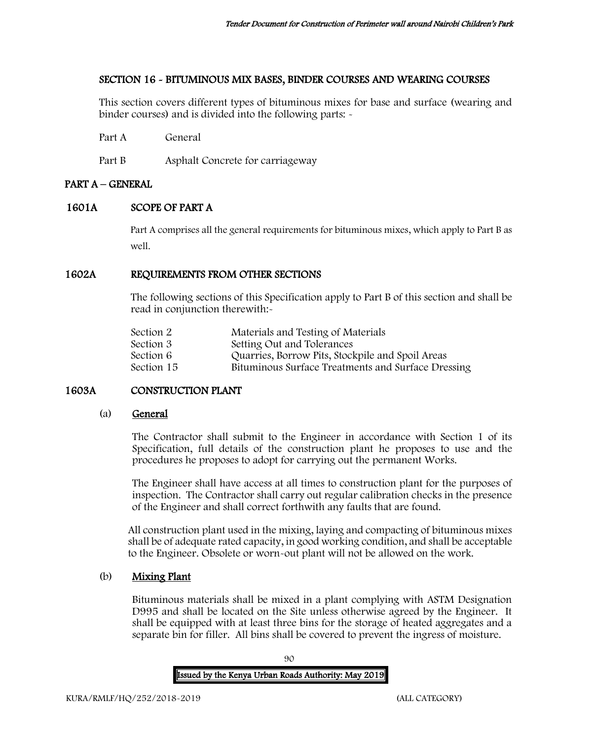## SECTION 16 - BITUMINOUS MIX BASES, BINDER COURSES AND WEARING COURSES

This section covers different types of bituminous mixes for base and surface (wearing and binder courses) and is divided into the following parts: -

Part A General

Part B Asphalt Concrete for carriageway

## PART A – GENERAL

### 1601A SCOPE OF PART A

Part A comprises all the general requirements for bituminous mixes, which apply to Part B as well.

### 1602A REQUIREMENTS FROM OTHER SECTIONS

The following sections of this Specification apply to Part B of this section and shall be read in conjunction therewith:-

| | |
|---|---|
| Section 2 | Materials and Testing of Materials |
| Section 3 | Setting Out and Tolerances |
| Section 6 | Quarries, Borrow Pits, Stockpile and Spoil Areas |
| Section 15 | Bituminous Surface Treatments and Surface Dressing |

### 1603A CONSTRUCTION PLANT

#### (a) General

The Contractor shall submit to the Engineer in accordance with Section 1 of its Specification, full details of the construction plant he proposes to use and the procedures he proposes to adopt for carrying out the permanent Works.

The Engineer shall have access at all times to construction plant for the purposes of inspection. The Contractor shall carry out regular calibration checks in the presence of the Engineer and shall correct forthwith any faults that are found.

All construction plant used in the mixing, laying and compacting of bituminous mixes shall be of adequate rated capacity, in good working condition, and shall be acceptable to the Engineer. Obsolete or worn-out plant will not be allowed on the work.

#### (b) Mixing Plant

Bituminous materials shall be mixed in a plant complying with ASTM Designation D995 and shall be located on the Site unless otherwise agreed by the Engineer. It shall be equipped with at least three bins for the storage of heated aggregates and a separate bin for filler. All bins shall be covered to prevent the ingress of moisture.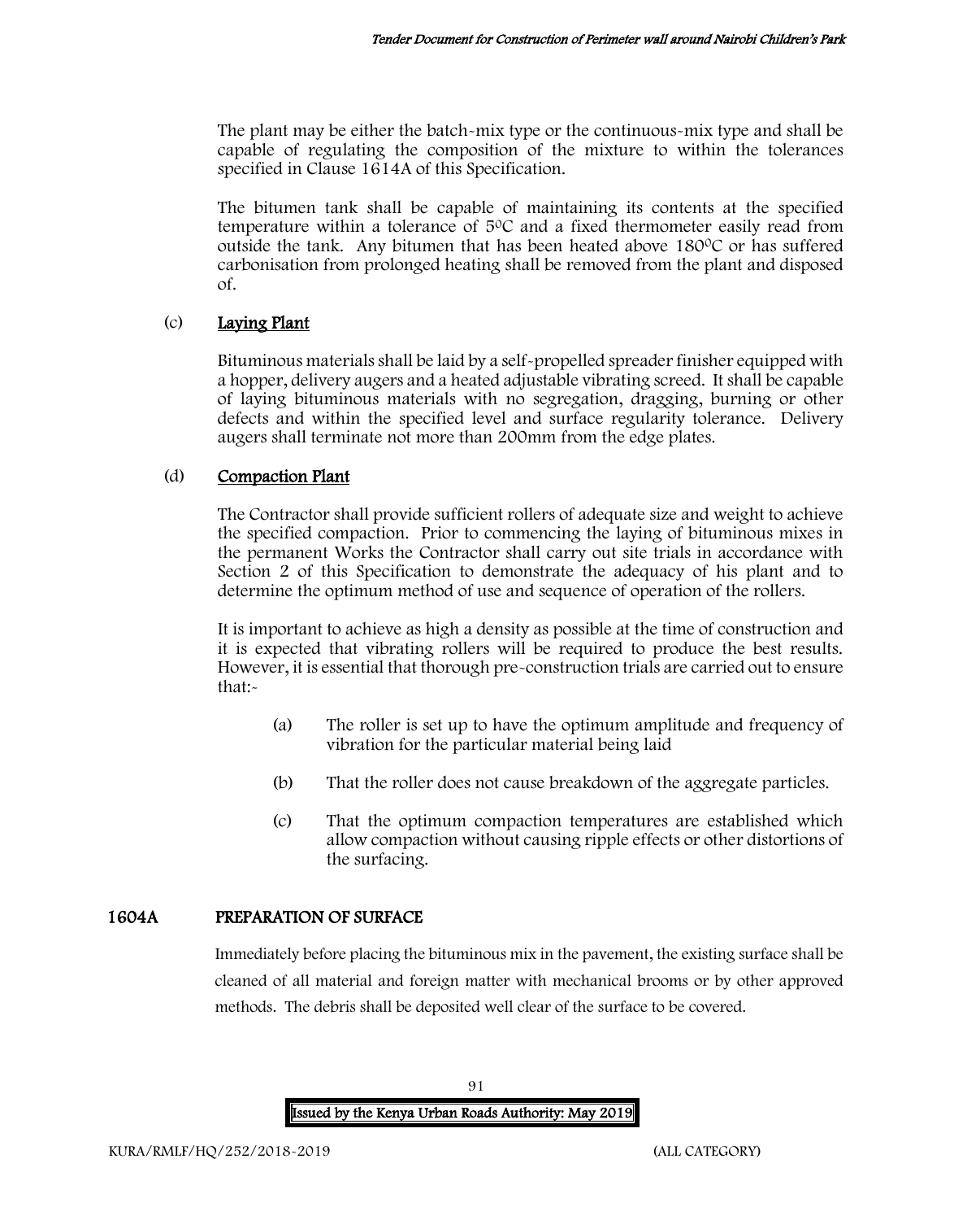The plant may be either the batch-mix type or the continuous-mix type and shall be capable of regulating the composition of the mixture to within the tolerances specified in Clause 1614A of this Specification.

The bitumen tank shall be capable of maintaining its contents at the specified temperature within a tolerance of 5$^{0}$C and a fixed thermometer easily read from outside the tank. Any bitumen that has been heated above 180$^{0}$C or has suffered carbonisation from prolonged heating shall be removed from the plant and disposed of.

(c) **Laying Plant**

Bituminous materials shall be laid by a self-propelled spreader finisher equipped with a hopper, delivery augers and a heated adjustable vibrating screed. It shall be capable of laying bituminous materials with no segregation, dragging, burning or other defects and within the specified level and surface regularity tolerance. Delivery augers shall terminate not more than 200mm from the edge plates.

(d) **Compaction Plant**

The Contractor shall provide sufficient rollers of adequate size and weight to achieve the specified compaction. Prior to commencing the laying of bituminous mixes in the permanent Works the Contractor shall carry out site trials in accordance with Section 2 of this Specification to demonstrate the adequacy of his plant and to determine the optimum method of use and sequence of operation of the rollers.

It is important to achieve as high a density as possible at the time of construction and it is expected that vibrating rollers will be required to produce the best results. However, it is essential that thorough pre-construction trials are carried out to ensure that:-

(a) The roller is set up to have the optimum amplitude and frequency of vibration for the particular material being laid

(b) That the roller does not cause breakdown of the aggregate particles.

(c) That the optimum compaction temperatures are established which allow compaction without causing ripple effects or other distortions of the surfacing.

## 1604A PREPARATION OF SURFACE

Immediately before placing the bituminous mix in the pavement, the existing surface shall be cleaned of all material and foreign matter with mechanical brooms or by other approved methods. The debris shall be deposited well clear of the surface to be covered.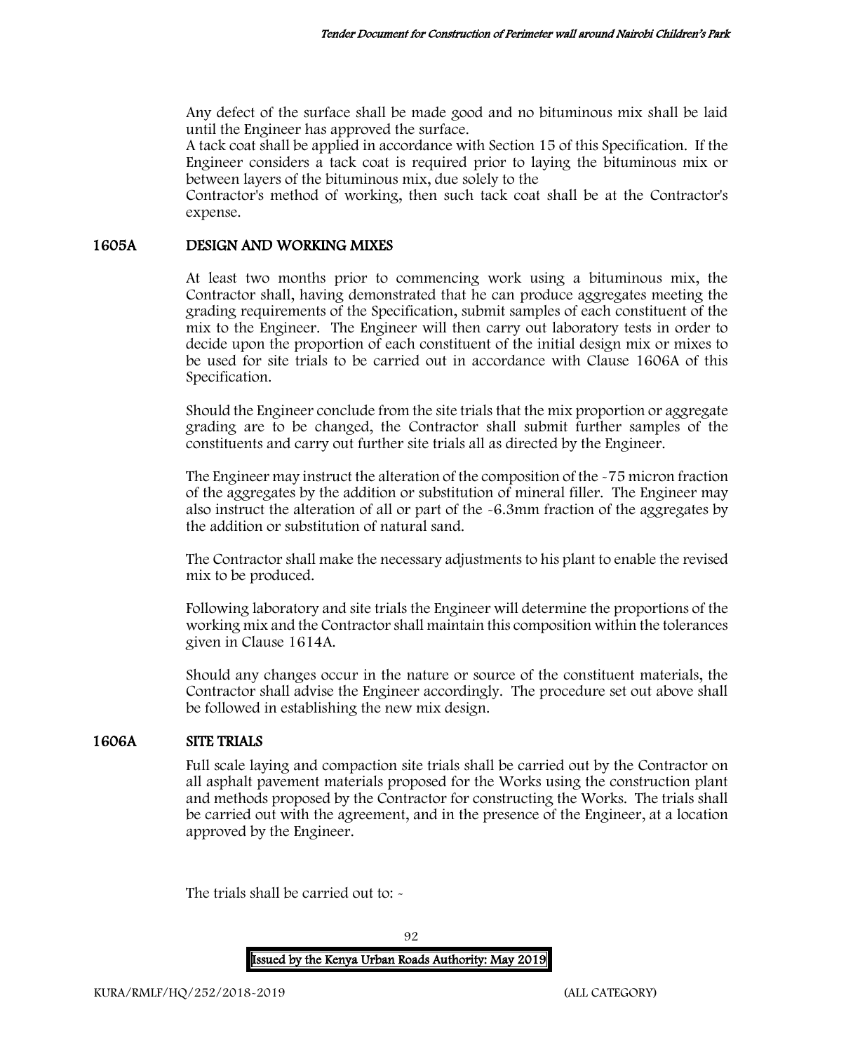Any defect of the surface shall be made good and no bituminous mix shall be laid until the Engineer has approved the surface.

A tack coat shall be applied in accordance with Section 15 of this Specification. If the Engineer considers a tack coat is required prior to laying the bituminous mix or between layers of the bituminous mix, due solely to the Contractor's method of working, then such tack coat shall be at the Contractor's expense.

## 1605A DESIGN AND WORKING MIXES

At least two months prior to commencing work using a bituminous mix, the Contractor shall, having demonstrated that he can produce aggregates meeting the grading requirements of the Specification, submit samples of each constituent of the mix to the Engineer. The Engineer will then carry out laboratory tests in order to decide upon the proportion of each constituent of the initial design mix or mixes to be used for site trials to be carried out in accordance with Clause 1606A of this Specification.

Should the Engineer conclude from the site trials that the mix proportion or aggregate grading are to be changed, the Contractor shall submit further samples of the constituents and carry out further site trials all as directed by the Engineer.

The Engineer may instruct the alteration of the composition of the -75 micron fraction of the aggregates by the addition or substitution of mineral filler. The Engineer may also instruct the alteration of all or part of the -6.3mm fraction of the aggregates by the addition or substitution of natural sand.

The Contractor shall make the necessary adjustments to his plant to enable the revised mix to be produced.

Following laboratory and site trials the Engineer will determine the proportions of the working mix and the Contractor shall maintain this composition within the tolerances given in Clause 1614A.

Should any changes occur in the nature or source of the constituent materials, the Contractor shall advise the Engineer accordingly. The procedure set out above shall be followed in establishing the new mix design.

## 1606A SITE TRIALS

Full scale laying and compaction site trials shall be carried out by the Contractor on all asphalt pavement materials proposed for the Works using the construction plant and methods proposed by the Contractor for constructing the Works. The trials shall be carried out with the agreement, and in the presence of the Engineer, at a location approved by the Engineer.

The trials shall be carried out to: -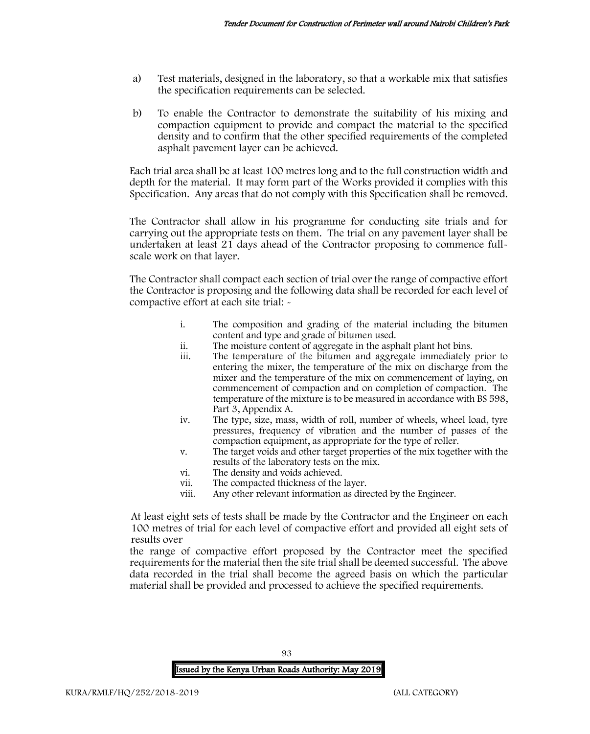a) Test materials, designed in the laboratory, so that a workable mix that satisfies the specification requirements can be selected.

b) To enable the Contractor to demonstrate the suitability of his mixing and compaction equipment to provide and compact the material to the specified density and to confirm that the other specified requirements of the completed asphalt pavement layer can be achieved.

Each trial area shall be at least 100 metres long and to the full construction width and depth for the material. It may form part of the Works provided it complies with this Specification. Any areas that do not comply with this Specification shall be removed.

The Contractor shall allow in his programme for conducting site trials and for carrying out the appropriate tests on them. The trial on any pavement layer shall be undertaken at least 21 days ahead of the Contractor proposing to commence full-scale work on that layer.

The Contractor shall compact each section of trial over the range of compactive effort the Contractor is proposing and the following data shall be recorded for each level of compactive effort at each site trial: -

i. The composition and grading of the material including the bitumen content and type and grade of bitumen used.
ii. The moisture content of aggregate in the asphalt plant hot bins.
iii. The temperature of the bitumen and aggregate immediately prior to entering the mixer, the temperature of the mix on discharge from the mixer and the temperature of the mix on commencement of laying, on commencement of compaction and on completion of compaction. The temperature of the mixture is to be measured in accordance with BS 598, Part 3, Appendix A.
iv. The type, size, mass, width of roll, number of wheels, wheel load, tyre pressures, frequency of vibration and the number of passes of the compaction equipment, as appropriate for the type of roller.
v. The target voids and other target properties of the mix together with the results of the laboratory tests on the mix.
vi. The density and voids achieved.
vii. The compacted thickness of the layer.
viii. Any other relevant information as directed by the Engineer.

At least eight sets of tests shall be made by the Contractor and the Engineer on each 100 metres of trial for each level of compactive effort and provided all eight sets of results over the range of compactive effort proposed by the Contractor meet the specified requirements for the material then the site trial shall be deemed successful. The above data recorded in the trial shall become the agreed basis on which the particular material shall be provided and processed to achieve the specified requirements.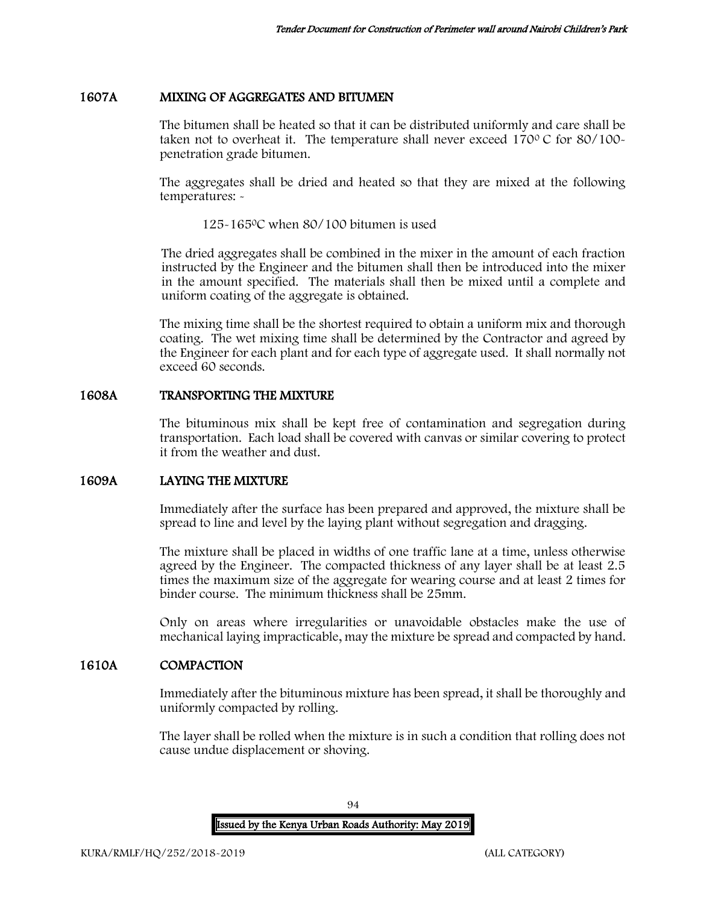## 1607A MIXING OF AGGREGATES AND BITUMEN

The bitumen shall be heated so that it can be distributed uniformly and care shall be taken not to overheat it. The temperature shall never exceed 170$^{0}$ C for 80/100-penetration grade bitumen.

The aggregates shall be dried and heated so that they are mixed at the following temperatures: -

125-165$^{0}$C when 80/100 bitumen is used

The dried aggregates shall be combined in the mixer in the amount of each fraction instructed by the Engineer and the bitumen shall then be introduced into the mixer in the amount specified. The materials shall then be mixed until a complete and uniform coating of the aggregate is obtained.

The mixing time shall be the shortest required to obtain a uniform mix and thorough coating. The wet mixing time shall be determined by the Contractor and agreed by the Engineer for each plant and for each type of aggregate used. It shall normally not exceed 60 seconds.

## 1608A TRANSPORTING THE MIXTURE

The bituminous mix shall be kept free of contamination and segregation during transportation. Each load shall be covered with canvas or similar covering to protect it from the weather and dust.

## 1609A LAYING THE MIXTURE

Immediately after the surface has been prepared and approved, the mixture shall be spread to line and level by the laying plant without segregation and dragging.

The mixture shall be placed in widths of one traffic lane at a time, unless otherwise agreed by the Engineer. The compacted thickness of any layer shall be at least 2.5 times the maximum size of the aggregate for wearing course and at least 2 times for binder course. The minimum thickness shall be 25mm.

Only on areas where irregularities or unavoidable obstacles make the use of mechanical laying impracticable, may the mixture be spread and compacted by hand.

## 1610A COMPACTION

Immediately after the bituminous mixture has been spread, it shall be thoroughly and uniformly compacted by rolling.

The layer shall be rolled when the mixture is in such a condition that rolling does not cause undue displacement or shoving.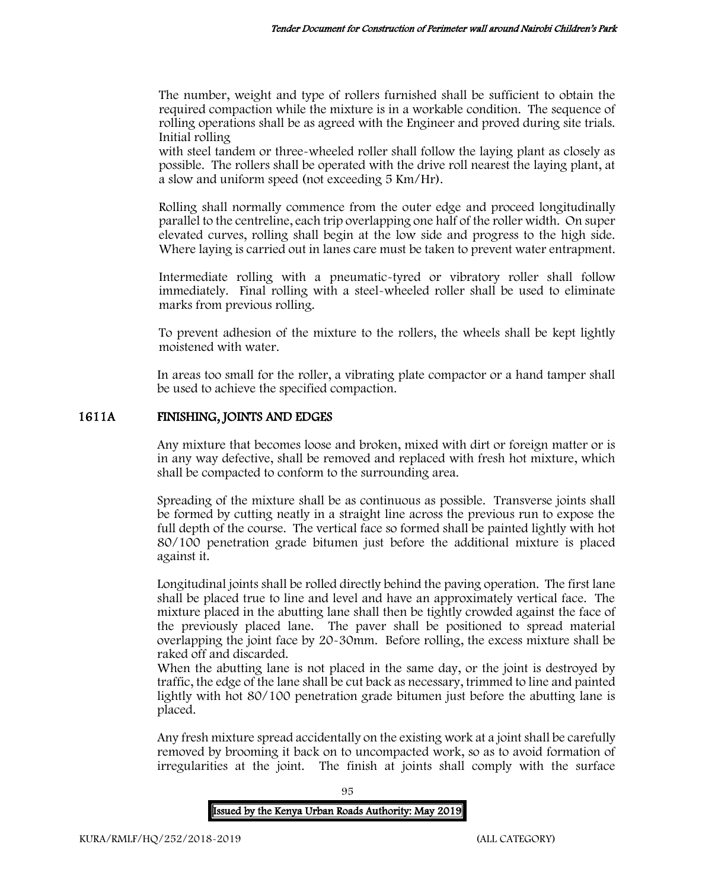The number, weight and type of rollers furnished shall be sufficient to obtain the required compaction while the mixture is in a workable condition. The sequence of rolling operations shall be as agreed with the Engineer and proved during site trials. Initial rolling
with steel tandem or three-wheeled roller shall follow the laying plant as closely as possible. The rollers shall be operated with the drive roll nearest the laying plant, at a slow and uniform speed (not exceeding 5 Km/Hr).

Rolling shall normally commence from the outer edge and proceed longitudinally parallel to the centreline, each trip overlapping one half of the roller width. On super elevated curves, rolling shall begin at the low side and progress to the high side. Where laying is carried out in lanes care must be taken to prevent water entrapment.

Intermediate rolling with a pneumatic-tyred or vibratory roller shall follow immediately. Final rolling with a steel-wheeled roller shall be used to eliminate marks from previous rolling.

To prevent adhesion of the mixture to the rollers, the wheels shall be kept lightly moistened with water.

In areas too small for the roller, a vibrating plate compactor or a hand tamper shall be used to achieve the specified compaction.

## 1611A FINISHING, JOINTS AND EDGES

Any mixture that becomes loose and broken, mixed with dirt or foreign matter or is in any way defective, shall be removed and replaced with fresh hot mixture, which shall be compacted to conform to the surrounding area.

Spreading of the mixture shall be as continuous as possible. Transverse joints shall be formed by cutting neatly in a straight line across the previous run to expose the full depth of the course. The vertical face so formed shall be painted lightly with hot 80/100 penetration grade bitumen just before the additional mixture is placed against it.

Longitudinal joints shall be rolled directly behind the paving operation. The first lane shall be placed true to line and level and have an approximately vertical face. The mixture placed in the abutting lane shall then be tightly crowded against the face of the previously placed lane. The paver shall be positioned to spread material overlapping the joint face by 20-30mm. Before rolling, the excess mixture shall be raked off and discarded.
When the abutting lane is not placed in the same day, or the joint is destroyed by traffic, the edge of the lane shall be cut back as necessary, trimmed to line and painted lightly with hot 80/100 penetration grade bitumen just before the abutting lane is placed.

Any fresh mixture spread accidentally on the existing work at a joint shall be carefully removed by brooming it back on to uncompacted work, so as to avoid formation of irregularities at the joint. The finish at joints shall comply with the surface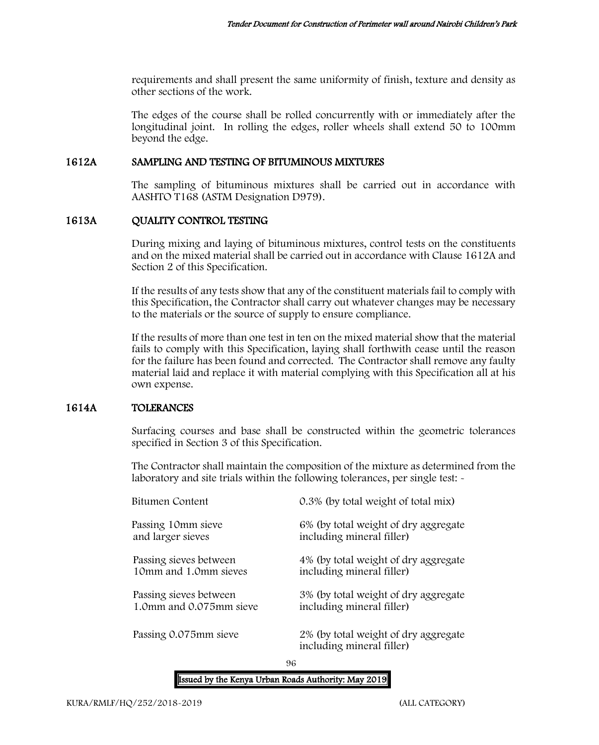requirements and shall present the same uniformity of finish, texture and density as other sections of the work.

The edges of the course shall be rolled concurrently with or immediately after the longitudinal joint. In rolling the edges, roller wheels shall extend 50 to 100mm beyond the edge.

## 1612A SAMPLING AND TESTING OF BITUMINOUS MIXTURES

The sampling of bituminous mixtures shall be carried out in accordance with AASHTO T168 (ASTM Designation D979).

## 1613A QUALITY CONTROL TESTING

During mixing and laying of bituminous mixtures, control tests on the constituents and on the mixed material shall be carried out in accordance with Clause 1612A and Section 2 of this Specification.

If the results of any tests show that any of the constituent materials fail to comply with this Specification, the Contractor shall carry out whatever changes may be necessary to the materials or the source of supply to ensure compliance.

If the results of more than one test in ten on the mixed material show that the material fails to comply with this Specification, laying shall forthwith cease until the reason for the failure has been found and corrected. The Contractor shall remove any faulty material laid and replace it with material complying with this Specification all at his own expense.

## 1614A TOLERANCES

Surfacing courses and base shall be constructed within the geometric tolerances specified in Section 3 of this Specification.

The Contractor shall maintain the composition of the mixture as determined from the laboratory and site trials within the following tolerances, per single test: -

| | |
|---|---|
| Bitumen Content | 0.3% (by total weight of total mix) |
| Passing 10mm sieve and larger sieves | 6% (by total weight of dry aggregate including mineral filler) |
| Passing sieves between 10mm and 1.0mm sieves | 4% (by total weight of dry aggregate including mineral filler) |
| Passing sieves between 1.0mm and 0.075mm sieve | 3% (by total weight of dry aggregate including mineral filler) |
| Passing 0.075mm sieve | 2% (by total weight of dry aggregate including mineral filler) |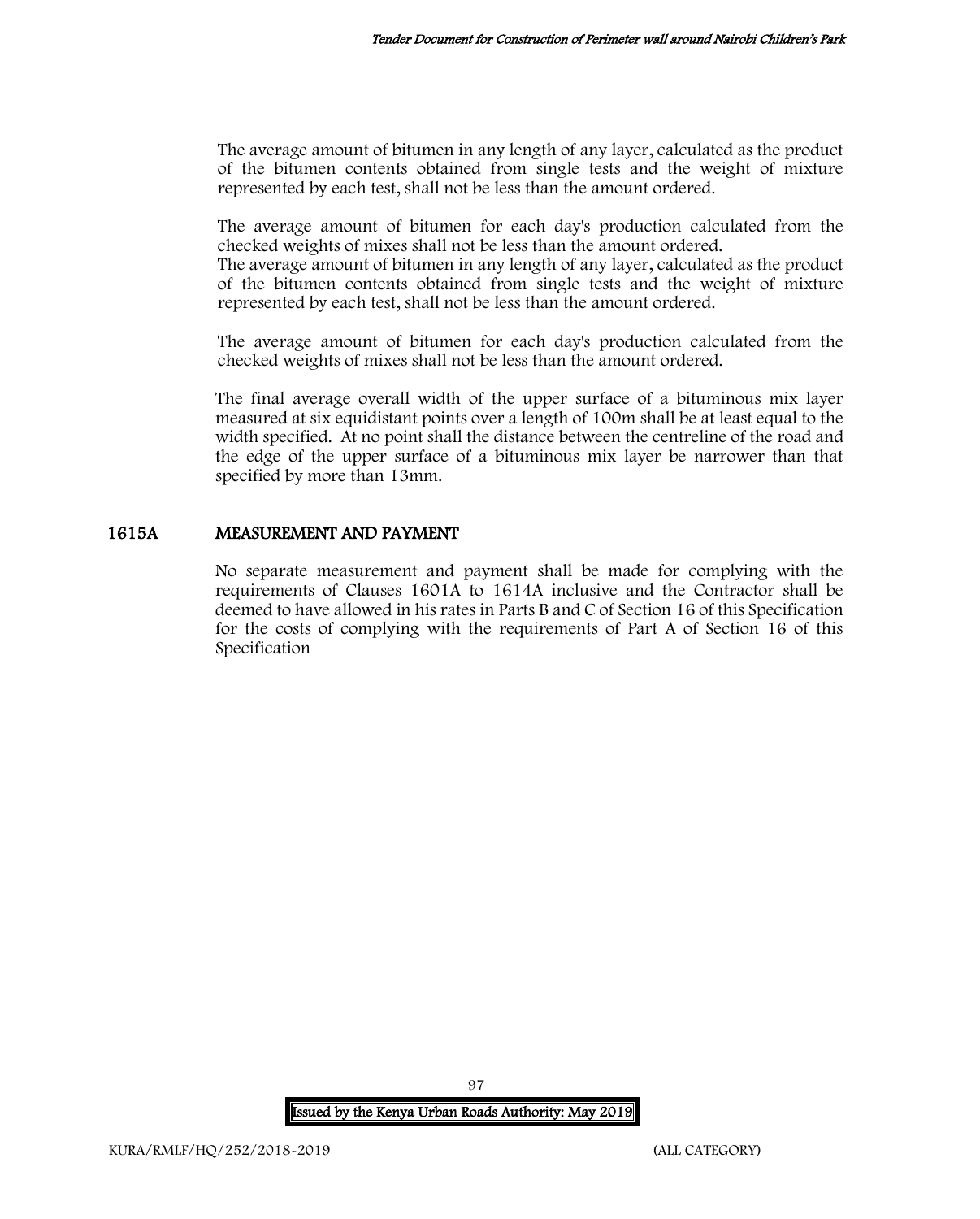The average amount of bitumen in any length of any layer, calculated as the product of the bitumen contents obtained from single tests and the weight of mixture represented by each test, shall not be less than the amount ordered.

The average amount of bitumen for each day's production calculated from the checked weights of mixes shall not be less than the amount ordered.
The average amount of bitumen in any length of any layer, calculated as the product of the bitumen contents obtained from single tests and the weight of mixture represented by each test, shall not be less than the amount ordered.

The average amount of bitumen for each day's production calculated from the checked weights of mixes shall not be less than the amount ordered.

The final average overall width of the upper surface of a bituminous mix layer measured at six equidistant points over a length of 100m shall be at least equal to the width specified. At no point shall the distance between the centreline of the road and the edge of the upper surface of a bituminous mix layer be narrower than that specified by more than 13mm.

## 1615A MEASUREMENT AND PAYMENT

No separate measurement and payment shall be made for complying with the requirements of Clauses 1601A to 1614A inclusive and the Contractor shall be deemed to have allowed in his rates in Parts B and C of Section 16 of this Specification for the costs of complying with the requirements of Part A of Section 16 of this Specification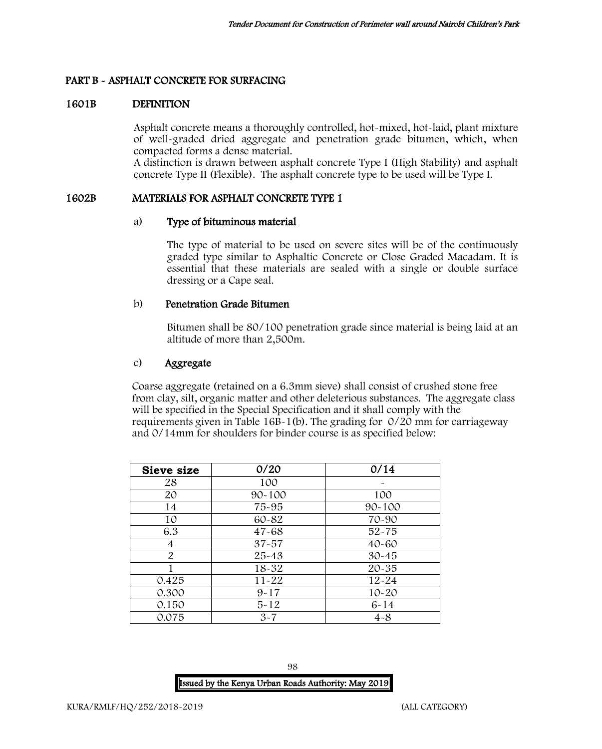## PART B - ASPHALT CONCRETE FOR SURFACING

### 1601B DEFINITION

Asphalt concrete means a thoroughly controlled, hot-mixed, hot-laid, plant mixture of well-graded dried aggregate and penetration grade bitumen, which, when compacted forms a dense material.

A distinction is drawn between asphalt concrete Type I (High Stability) and asphalt concrete Type II (Flexible). The asphalt concrete type to be used will be Type I.

### 1602B MATERIALS FOR ASPHALT CONCRETE TYPE 1

#### a) Type of bituminous material

The type of material to be used on severe sites will be of the continuously graded type similar to Asphaltic Concrete or Close Graded Macadam. It is essential that these materials are sealed with a single or double surface dressing or a Cape seal.

#### b) Penetration Grade Bitumen

Bitumen shall be 80/100 penetration grade since material is being laid at an altitude of more than 2,500m.

#### c) Aggregate

Coarse aggregate (retained on a 6.3mm sieve) shall consist of crushed stone free from clay, silt, organic matter and other deleterious substances. The aggregate class will be specified in the Special Specification and it shall comply with the requirements given in Table 16B-1(b). The grading for 0/20 mm for carriageway and 0/14mm for shoulders for binder course is as specified below:

| Sieve size | 0/20 | 0/14 |
|---|---|---|
| 28 | 100 | - |
| 20 | 90-100 | 100 |
| 14 | 75-95 | 90-100 |
| 10 | 60-82 | 70-90 |
| 6.3 | 47-68 | 52-75 |
| 4 | 37-57 | 40-60 |
| 2 | 25-43 | 30-45 |
| 1 | 18-32 | 20-35 |
| 0.425 | 11-22 | 12-24 |
| 0.300 | 9-17 | 10-20 |
| 0.150 | 5-12 | 6-14 |
| 0.075 | 3-7 | 4-8 |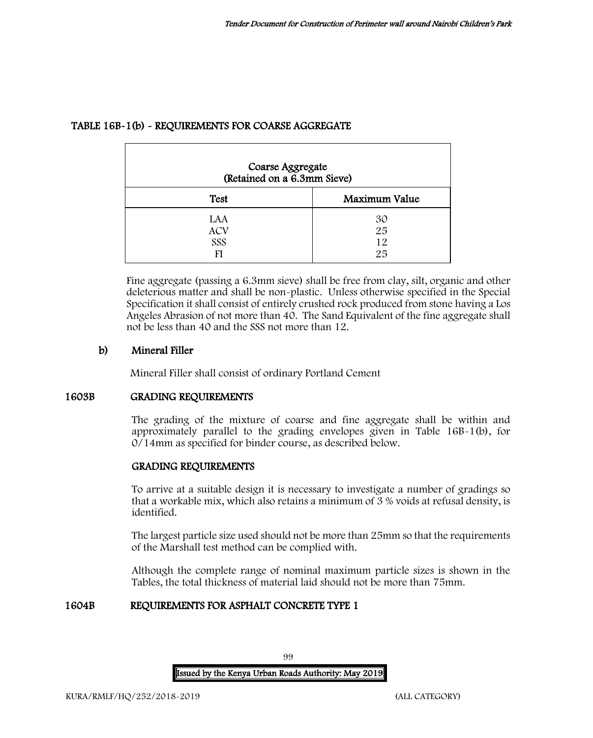## TABLE 16B-1(b) - REQUIREMENTS FOR COARSE AGGREGATE

| Coarse Aggregate (Retained on a 6.3mm Sieve) | |
|---|---|
| **Test** | **Maximum Value** |
| LAA | 30 |
| ACV | 25 |
| SSS | 12 |
| FI | 25 |

Fine aggregate (passing a 6.3mm sieve) shall be free from clay, silt, organic and other deleterious matter and shall be non-plastic. Unless otherwise specified in the Special Specification it shall consist of entirely crushed rock produced from stone having a Los Angeles Abrasion of not more than 40. The Sand Equivalent of the fine aggregate shall not be less than 40 and the SSS not more than 12.

### b) Mineral Filler

Mineral Filler shall consist of ordinary Portland Cement

## 1603B GRADING REQUIREMENTS

The grading of the mixture of coarse and fine aggregate shall be within and approximately parallel to the grading envelopes given in Table 16B-1(b), for 0/14mm as specified for binder course, as described below.

### GRADING REQUIREMENTS

To arrive at a suitable design it is necessary to investigate a number of gradings so that a workable mix, which also retains a minimum of 3 % voids at refusal density, is identified.

The largest particle size used should not be more than 25mm so that the requirements of the Marshall test method can be complied with.

Although the complete range of nominal maximum particle sizes is shown in the Tables, the total thickness of material laid should not be more than 75mm.

## 1604B REQUIREMENTS FOR ASPHALT CONCRETE TYPE 1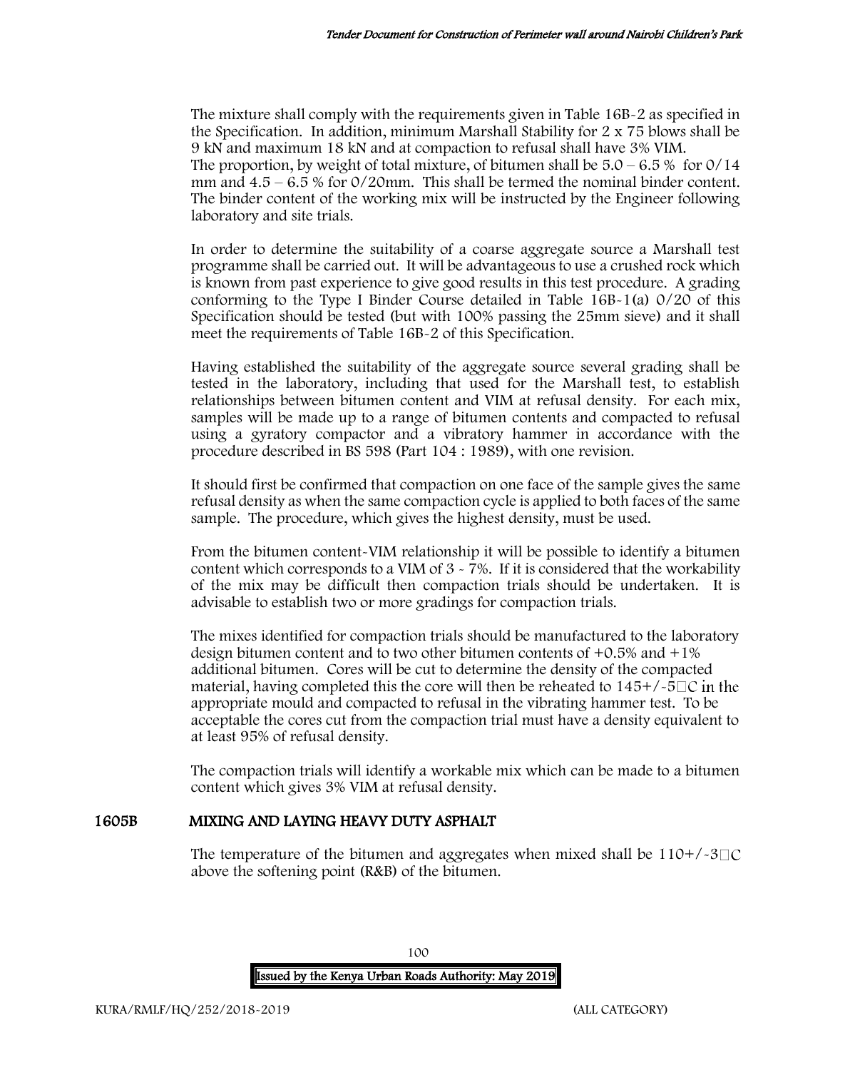The mixture shall comply with the requirements given in Table 16B-2 as specified in the Specification. In addition, minimum Marshall Stability for 2 x 75 blows shall be 9 kN and maximum 18 kN and at compaction to refusal shall have 3% VIM.
The proportion, by weight of total mixture, of bitumen shall be 5.0 – 6.5 % for 0/14 mm and 4.5 – 6.5 % for 0/20mm. This shall be termed the nominal binder content. The binder content of the working mix will be instructed by the Engineer following laboratory and site trials.

In order to determine the suitability of a coarse aggregate source a Marshall test programme shall be carried out. It will be advantageous to use a crushed rock which is known from past experience to give good results in this test procedure. A grading conforming to the Type I Binder Course detailed in Table 16B-1(a) 0/20 of this Specification should be tested (but with 100% passing the 25mm sieve) and it shall meet the requirements of Table 16B-2 of this Specification.

Having established the suitability of the aggregate source several grading shall be tested in the laboratory, including that used for the Marshall test, to establish relationships between bitumen content and VIM at refusal density. For each mix, samples will be made up to a range of bitumen contents and compacted to refusal using a gyratory compactor and a vibratory hammer in accordance with the procedure described in BS 598 (Part 104 : 1989), with one revision.

It should first be confirmed that compaction on one face of the sample gives the same refusal density as when the same compaction cycle is applied to both faces of the same sample. The procedure, which gives the highest density, must be used.

From the bitumen content-VIM relationship it will be possible to identify a bitumen content which corresponds to a VIM of 3 - 7%. If it is considered that the workability of the mix may be difficult then compaction trials should be undertaken. It is advisable to establish two or more gradings for compaction trials.

The mixes identified for compaction trials should be manufactured to the laboratory design bitumen content and to two other bitumen contents of +0.5% and +1% additional bitumen. Cores will be cut to determine the density of the compacted material, having completed this the core will then be reheated to 145+/-5°C in the appropriate mould and compacted to refusal in the vibrating hammer test. To be acceptable the cores cut from the compaction trial must have a density equivalent to at least 95% of refusal density.

The compaction trials will identify a workable mix which can be made to a bitumen content which gives 3% VIM at refusal density.

## 1605B MIXING AND LAYING HEAVY DUTY ASPHALT

The temperature of the bitumen and aggregates when mixed shall be 110+/-3°C above the softening point (R&B) of the bitumen.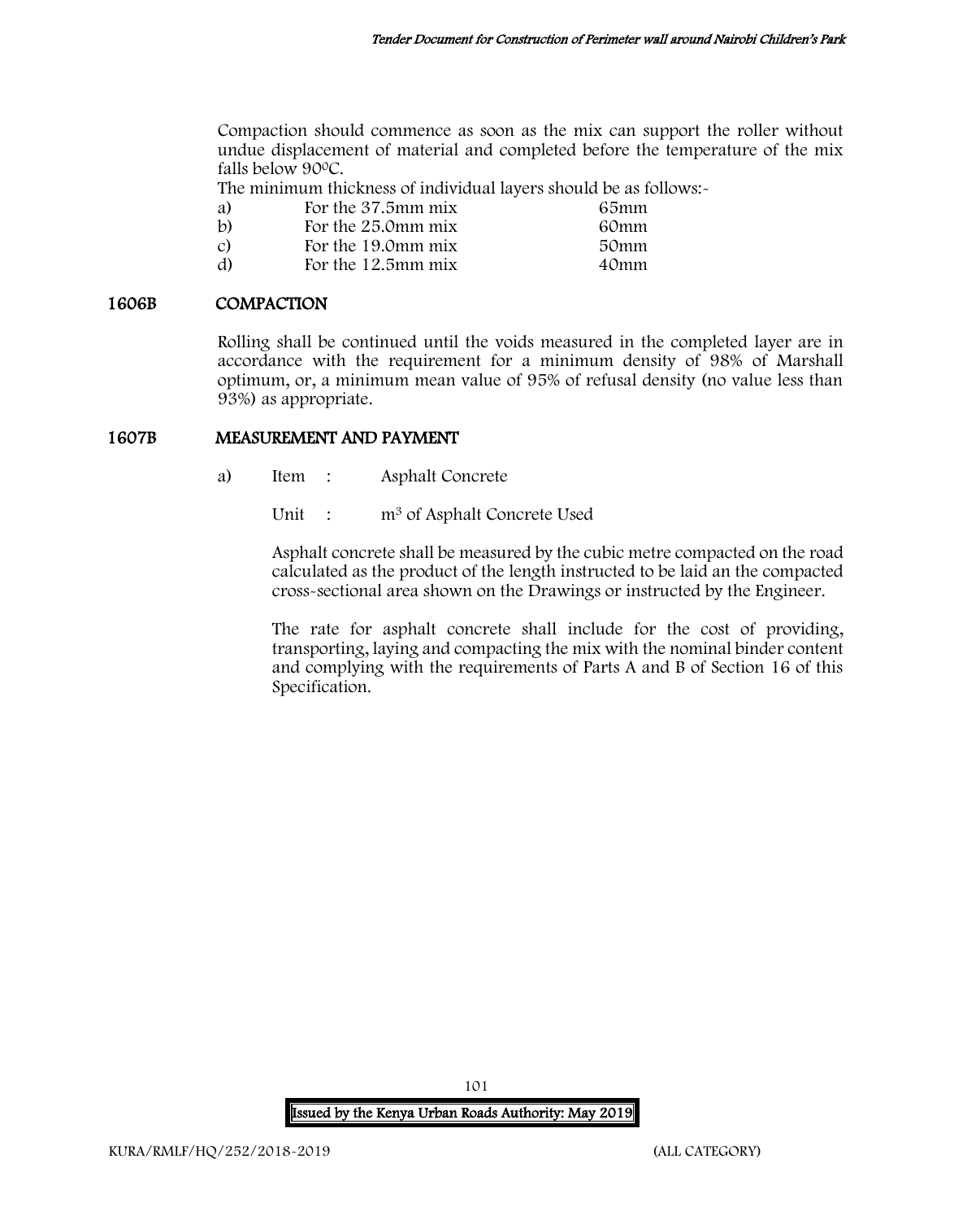Compaction should commence as soon as the mix can support the roller without undue displacement of material and completed before the temperature of the mix falls below 90$^{0}$C.

The minimum thickness of individual layers should be as follows:-

| | | |
|---|---|---|
| a) | For the 37.5mm mix | 65mm |
| b) | For the 25.0mm mix | 60mm |
| c) | For the 19.0mm mix | 50mm |
| d) | For the 12.5mm mix | 40mm |

## 1606B COMPACTION

Rolling shall be continued until the voids measured in the completed layer are in accordance with the requirement for a minimum density of 98% of Marshall optimum, or, a minimum mean value of 95% of refusal density (no value less than 93%) as appropriate.

## 1607B MEASUREMENT AND PAYMENT

a) Item : Asphalt Concrete

Unit : m$^3$ of Asphalt Concrete Used

Asphalt concrete shall be measured by the cubic metre compacted on the road calculated as the product of the length instructed to be laid an the compacted cross-sectional area shown on the Drawings or instructed by the Engineer.

The rate for asphalt concrete shall include for the cost of providing, transporting, laying and compacting the mix with the nominal binder content and complying with the requirements of Parts A and B of Section 16 of this Specification.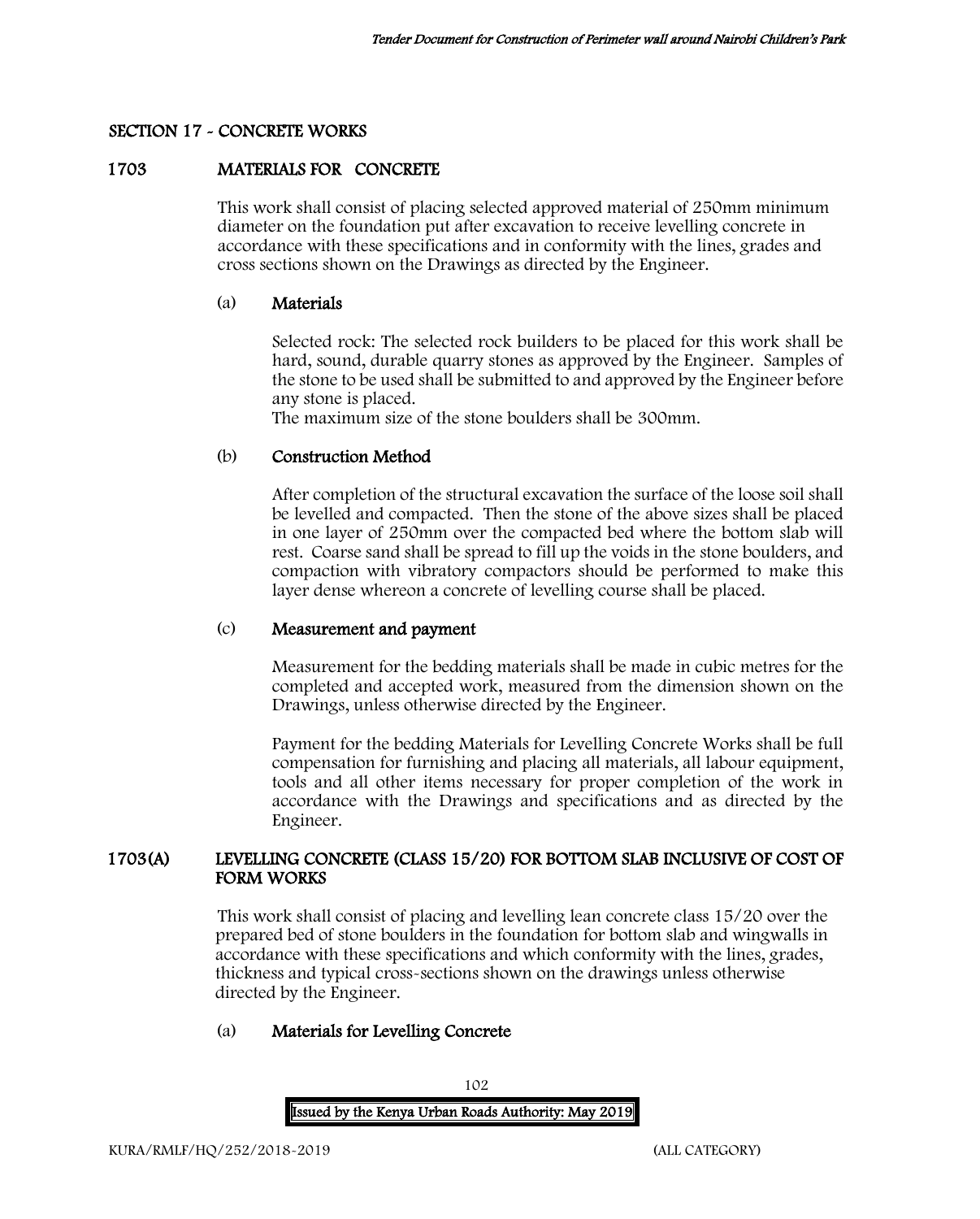## SECTION 17 - CONCRETE WORKS

### 1703 MATERIALS FOR CONCRETE

This work shall consist of placing selected approved material of 250mm minimum diameter on the foundation put after excavation to receive levelling concrete in accordance with these specifications and in conformity with the lines, grades and cross sections shown on the Drawings as directed by the Engineer.

#### (a) Materials

Selected rock: The selected rock builders to be placed for this work shall be hard, sound, durable quarry stones as approved by the Engineer. Samples of the stone to be used shall be submitted to and approved by the Engineer before any stone is placed.
The maximum size of the stone boulders shall be 300mm.

#### (b) Construction Method

After completion of the structural excavation the surface of the loose soil shall be levelled and compacted. Then the stone of the above sizes shall be placed in one layer of 250mm over the compacted bed where the bottom slab will rest. Coarse sand shall be spread to fill up the voids in the stone boulders, and compaction with vibratory compactors should be performed to make this layer dense whereon a concrete of levelling course shall be placed.

#### (c) Measurement and payment

Measurement for the bedding materials shall be made in cubic metres for the completed and accepted work, measured from the dimension shown on the Drawings, unless otherwise directed by the Engineer.

Payment for the bedding Materials for Levelling Concrete Works shall be full compensation for furnishing and placing all materials, all labour equipment, tools and all other items necessary for proper completion of the work in accordance with the Drawings and specifications and as directed by the Engineer.

### 1703(A) LEVELLING CONCRETE (CLASS 15/20) FOR BOTTOM SLAB INCLUSIVE OF COST OF FORM WORKS

This work shall consist of placing and levelling lean concrete class 15/20 over the prepared bed of stone boulders in the foundation for bottom slab and wingwalls in accordance with these specifications and which conformity with the lines, grades, thickness and typical cross-sections shown on the drawings unless otherwise directed by the Engineer.

#### (a) Materials for Levelling Concrete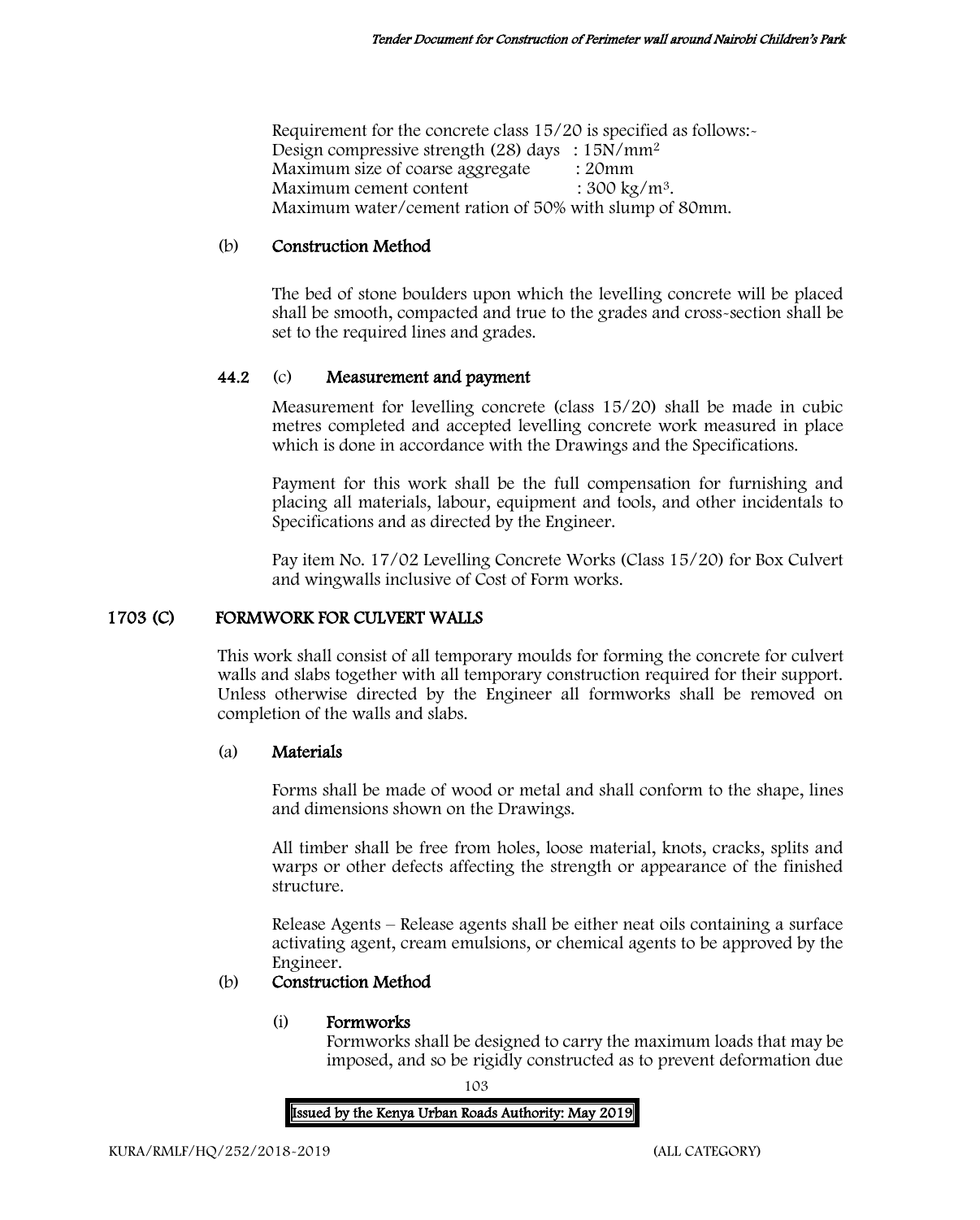Requirement for the concrete class 15/20 is specified as follows:-
Design compressive strength (28) days : $15N/mm^2$
Maximum size of coarse aggregate : 20mm
Maximum cement content : $300\ kg/m^3$.
Maximum water/cement ration of 50% with slump of 80mm.

(b) **Construction Method**

The bed of stone boulders upon which the levelling concrete will be placed shall be smooth, compacted and true to the grades and cross-section shall be set to the required lines and grades.

**44.2** (c) **Measurement and payment**

Measurement for levelling concrete (class 15/20) shall be made in cubic metres completed and accepted levelling concrete work measured in place which is done in accordance with the Drawings and the Specifications.

Payment for this work shall be the full compensation for furnishing and placing all materials, labour, equipment and tools, and other incidentals to Specifications and as directed by the Engineer.

Pay item No. 17/02 Levelling Concrete Works (Class 15/20) for Box Culvert and wingwalls inclusive of Cost of Form works.

## 1703 (C) FORMWORK FOR CULVERT WALLS

This work shall consist of all temporary moulds for forming the concrete for culvert walls and slabs together with all temporary construction required for their support. Unless otherwise directed by the Engineer all formworks shall be removed on completion of the walls and slabs.

(a) **Materials**

Forms shall be made of wood or metal and shall conform to the shape, lines and dimensions shown on the Drawings.

All timber shall be free from holes, loose material, knots, cracks, splits and warps or other defects affecting the strength or appearance of the finished structure.

Release Agents – Release agents shall be either neat oils containing a surface activating agent, cream emulsions, or chemical agents to be approved by the Engineer.

(b) **Construction Method**

(i) **Formworks**

Formworks shall be designed to carry the maximum loads that may be imposed, and so be rigidly constructed as to prevent deformation due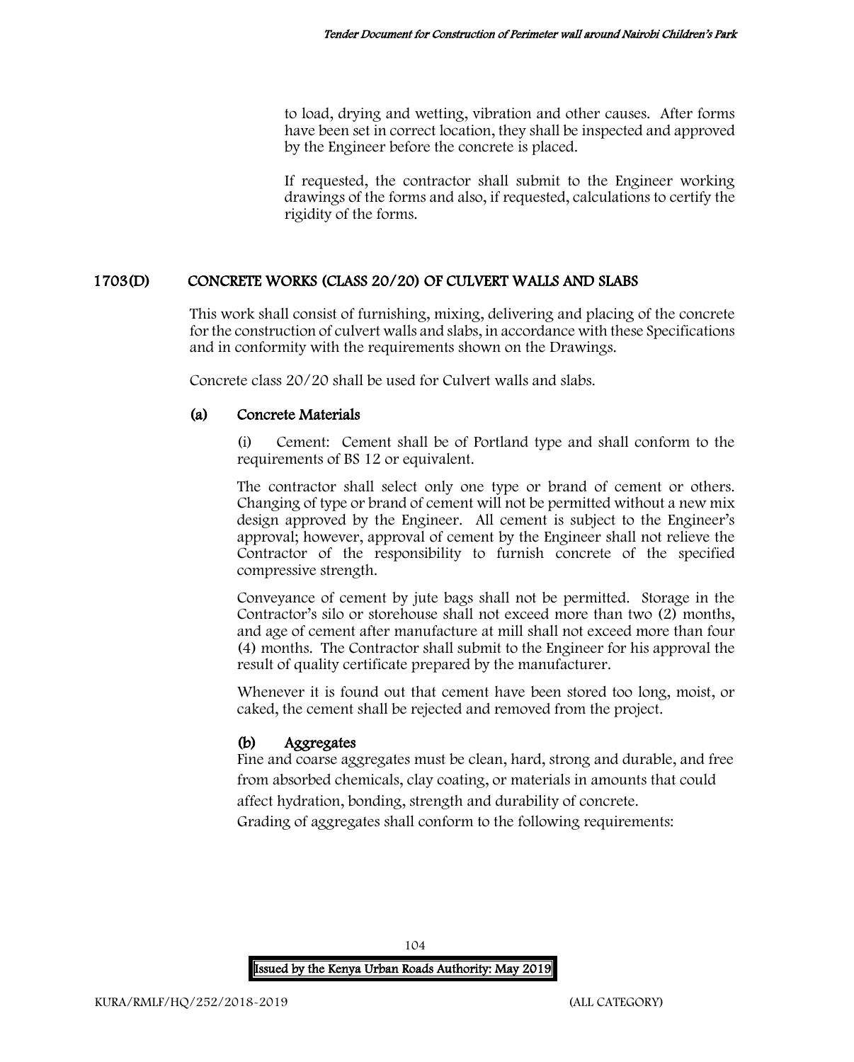to load, drying and wetting, vibration and other causes. After forms have been set in correct location, they shall be inspected and approved by the Engineer before the concrete is placed.

If requested, the contractor shall submit to the Engineer working drawings of the forms and also, if requested, calculations to certify the rigidity of the forms.

## 1703(D) CONCRETE WORKS (CLASS 20/20) OF CULVERT WALLS AND SLABS

This work shall consist of furnishing, mixing, delivering and placing of the concrete for the construction of culvert walls and slabs, in accordance with these Specifications and in conformity with the requirements shown on the Drawings.

Concrete class 20/20 shall be used for Culvert walls and slabs.

### (a) Concrete Materials

(i) Cement: Cement shall be of Portland type and shall conform to the requirements of BS 12 or equivalent.

The contractor shall select only one type or brand of cement or others. Changing of type or brand of cement will not be permitted without a new mix design approved by the Engineer. All cement is subject to the Engineer's approval; however, approval of cement by the Engineer shall not relieve the Contractor of the responsibility to furnish concrete of the specified compressive strength.

Conveyance of cement by jute bags shall not be permitted. Storage in the Contractor's silo or storehouse shall not exceed more than two (2) months, and age of cement after manufacture at mill shall not exceed more than four (4) months. The Contractor shall submit to the Engineer for his approval the result of quality certificate prepared by the manufacturer.

Whenever it is found out that cement have been stored too long, moist, or caked, the cement shall be rejected and removed from the project.

### (b) Aggregates

Fine and coarse aggregates must be clean, hard, strong and durable, and free from absorbed chemicals, clay coating, or materials in amounts that could affect hydration, bonding, strength and durability of concrete.

Grading of aggregates shall conform to the following requirements: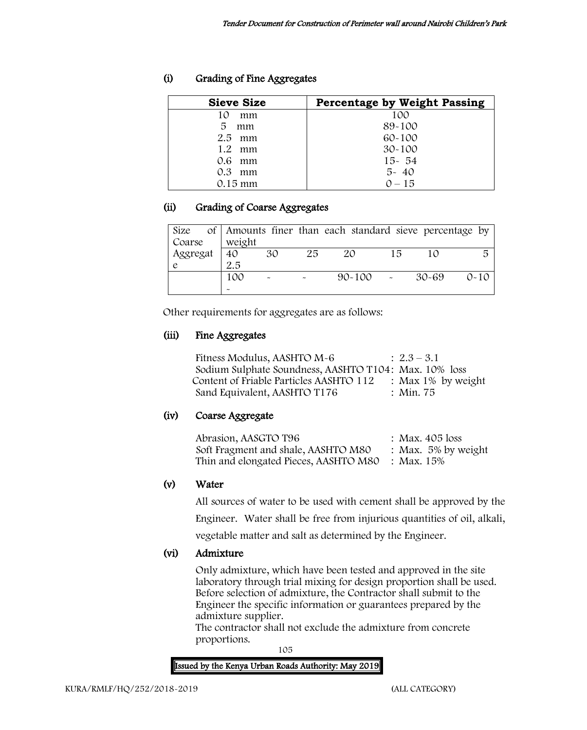### (i) Grading of Fine Aggregates

| Sieve Size | Percentage by Weight Passing |
|---|---|
| 10 mm | 100 |
| 5 mm | 89-100 |
| 2.5 mm | 60-100 |
| 1.2 mm | 30-100 |
| 0.6 mm | 15- 54 |
| 0.3 mm | 5- 40 |
| 0.15 mm | 0 – 15 |

### (ii) Grading of Coarse Aggregates

| Size of Coarse Aggregate | Amounts finer than each standard sieve percentage by weight | | | | | | |
|---|---|---|---|---|---|---|---|
| | 40 2.5 | 30 | 25 | 20 | 15 | 10 | 5 |
| | 100 - | - | - | 90-100 | - | 30-69 | 0-10 |

Other requirements for aggregates are as follows:

### (iii) Fine Aggregates

Fitness Modulus, AASHTO M-6 : 2.3 – 3.1
Sodium Sulphate Soundness, AASHTO T104: Max. 10% loss
Content of Friable Particles AASHTO 112 : Max 1% by weight
Sand Equivalent, AASHTO T176 : Min. 75

### (iv) Coarse Aggregate

Abrasion, AASGTO T96 : Max. 405 loss
Soft Fragment and shale, AASHTO M80 : Max. 5% by weight
Thin and elongated Pieces, AASHTO M80 : Max. 15%

### (v) Water

All sources of water to be used with cement shall be approved by the Engineer. Water shall be free from injurious quantities of oil, alkali, vegetable matter and salt as determined by the Engineer.

### (vi) Admixture

Only admixture, which have been tested and approved in the site laboratory through trial mixing for design proportion shall be used. Before selection of admixture, the Contractor shall submit to the Engineer the specific information or guarantees prepared by the admixture supplier.
The contractor shall not exclude the admixture from concrete proportions.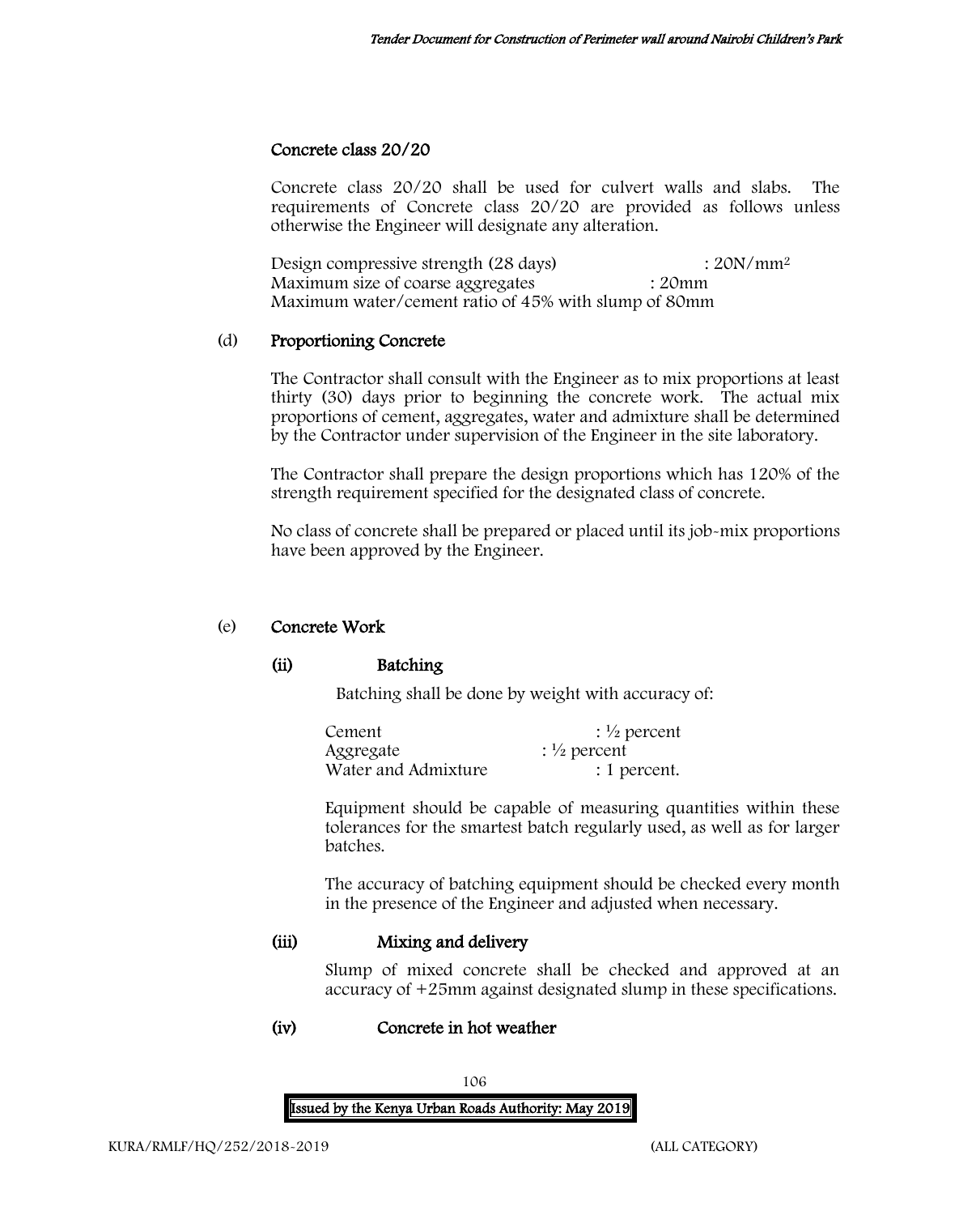### Concrete class 20/20

Concrete class 20/20 shall be used for culvert walls and slabs. The requirements of Concrete class 20/20 are provided as follows unless otherwise the Engineer will designate any alteration.

Design compressive strength (28 days) : $20N/mm^2$
Maximum size of coarse aggregates : 20mm
Maximum water/cement ratio of 45% with slump of 80mm

### (d) Proportioning Concrete

The Contractor shall consult with the Engineer as to mix proportions at least thirty (30) days prior to beginning the concrete work. The actual mix proportions of cement, aggregates, water and admixture shall be determined by the Contractor under supervision of the Engineer in the site laboratory.

The Contractor shall prepare the design proportions which has 120% of the strength requirement specified for the designated class of concrete.

No class of concrete shall be prepared or placed until its job-mix proportions have been approved by the Engineer.

### (e) Concrete Work

#### (ii) Batching

Batching shall be done by weight with accuracy of:

Cement : ½ percent
Aggregate : ½ percent
Water and Admixture : 1 percent.

Equipment should be capable of measuring quantities within these tolerances for the smartest batch regularly used, as well as for larger batches.

The accuracy of batching equipment should be checked every month in the presence of the Engineer and adjusted when necessary.

#### (iii) Mixing and delivery

Slump of mixed concrete shall be checked and approved at an accuracy of +25mm against designated slump in these specifications.

#### (iv) Concrete in hot weather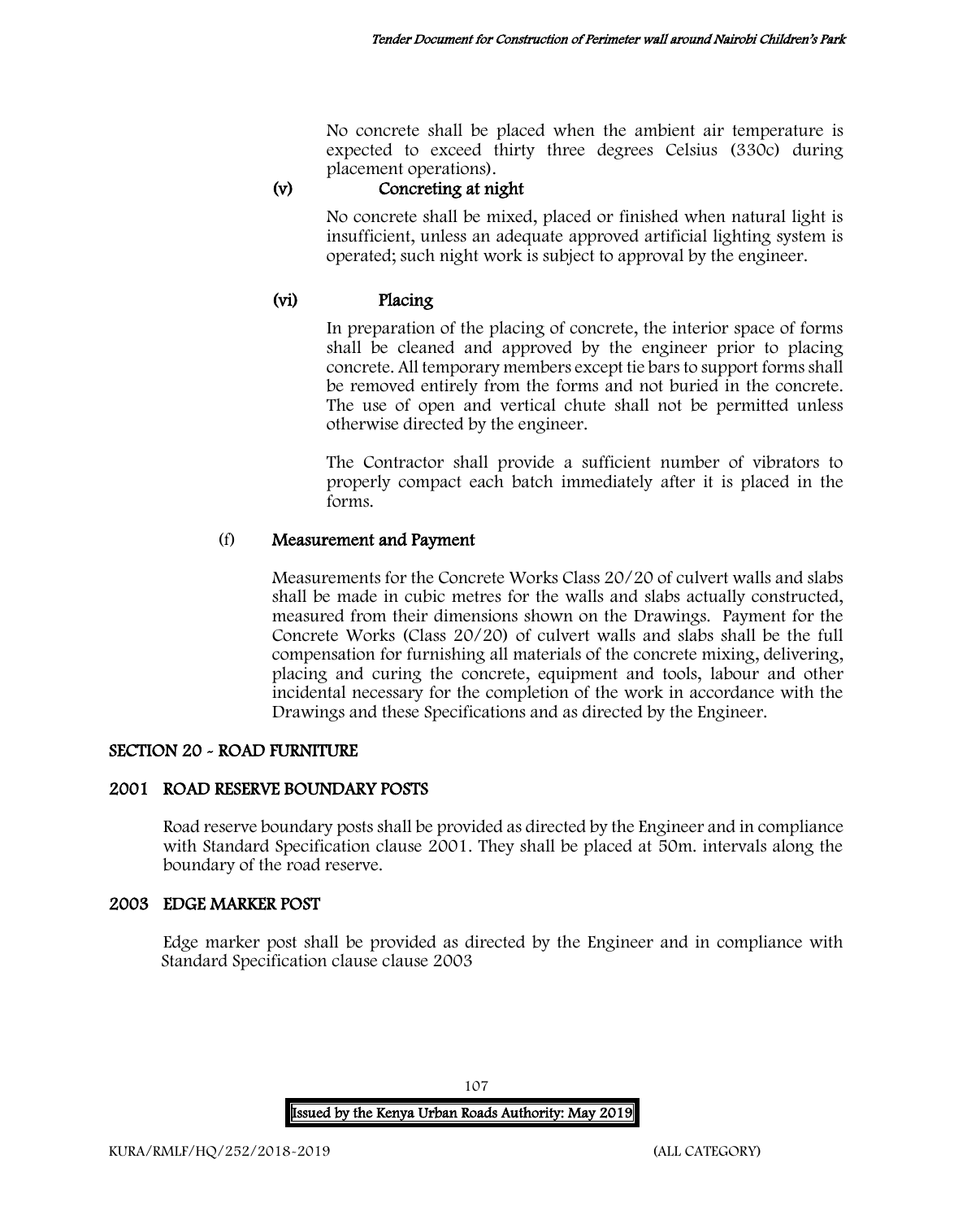No concrete shall be placed when the ambient air temperature is expected to exceed thirty three degrees Celsius (330c) during placement operations).

**(v) Concreting at night**

No concrete shall be mixed, placed or finished when natural light is insufficient, unless an adequate approved artificial lighting system is operated; such night work is subject to approval by the engineer.

**(vi) Placing**

In preparation of the placing of concrete, the interior space of forms shall be cleaned and approved by the engineer prior to placing concrete. All temporary members except tie bars to support forms shall be removed entirely from the forms and not buried in the concrete. The use of open and vertical chute shall not be permitted unless otherwise directed by the engineer.

The Contractor shall provide a sufficient number of vibrators to properly compact each batch immediately after it is placed in the forms.

**(f) Measurement and Payment**

Measurements for the Concrete Works Class 20/20 of culvert walls and slabs shall be made in cubic metres for the walls and slabs actually constructed, measured from their dimensions shown on the Drawings. Payment for the Concrete Works (Class 20/20) of culvert walls and slabs shall be the full compensation for furnishing all materials of the concrete mixing, delivering, placing and curing the concrete, equipment and tools, labour and other incidental necessary for the completion of the work in accordance with the Drawings and these Specifications and as directed by the Engineer.

## SECTION 20 - ROAD FURNITURE

### 2001 ROAD RESERVE BOUNDARY POSTS

Road reserve boundary posts shall be provided as directed by the Engineer and in compliance with Standard Specification clause 2001. They shall be placed at 50m. intervals along the boundary of the road reserve.

### 2003 EDGE MARKER POST

Edge marker post shall be provided as directed by the Engineer and in compliance with Standard Specification clause clause 2003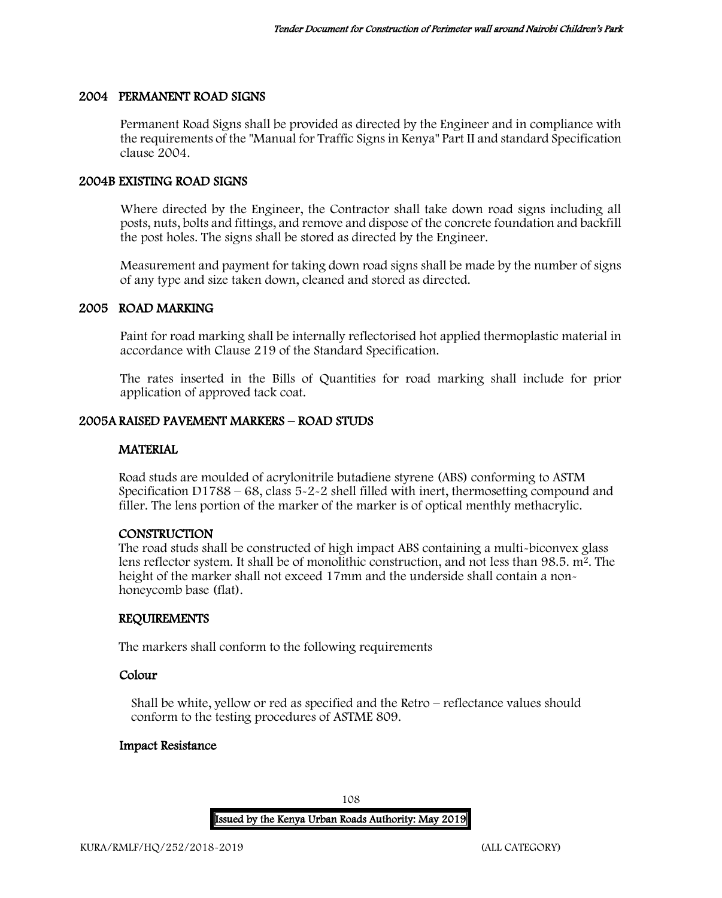## 2004 PERMANENT ROAD SIGNS

Permanent Road Signs shall be provided as directed by the Engineer and in compliance with the requirements of the "Manual for Traffic Signs in Kenya" Part II and standard Specification clause 2004.

## 2004B EXISTING ROAD SIGNS

Where directed by the Engineer, the Contractor shall take down road signs including all posts, nuts, bolts and fittings, and remove and dispose of the concrete foundation and backfill the post holes. The signs shall be stored as directed by the Engineer.

Measurement and payment for taking down road signs shall be made by the number of signs of any type and size taken down, cleaned and stored as directed.

## 2005 ROAD MARKING

Paint for road marking shall be internally reflectorised hot applied thermoplastic material in accordance with Clause 219 of the Standard Specification.

The rates inserted in the Bills of Quantities for road marking shall include for prior application of approved tack coat.

## 2005A RAISED PAVEMENT MARKERS – ROAD STUDS

### MATERIAL

Road studs are moulded of acrylonitrile butadiene styrene (ABS) conforming to ASTM Specification D1788 – 68, class 5-2-2 shell filled with inert, thermosetting compound and filler. The lens portion of the marker of the marker is of optical menthly methacrylic.

### CONSTRUCTION

The road studs shall be constructed of high impact ABS containing a multi-biconvex glass lens reflector system. It shall be of monolithic construction, and not less than 98.5. $m^2$. The height of the marker shall not exceed 17mm and the underside shall contain a non-honeycomb base (flat).

### REQUIREMENTS

The markers shall conform to the following requirements

#### Colour

Shall be white, yellow or red as specified and the Retro – reflectance values should conform to the testing procedures of ASTME 809.

#### Impact Resistance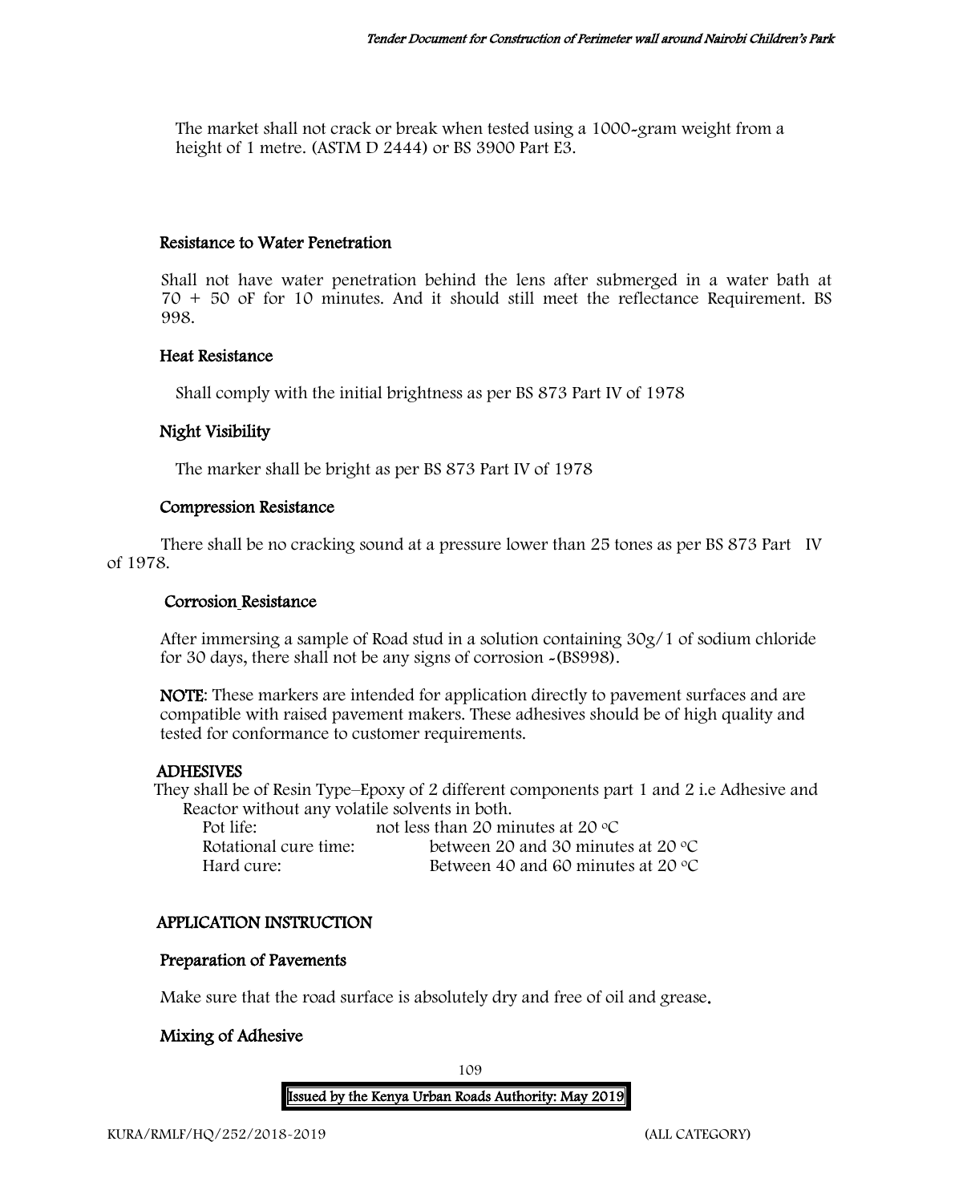The market shall not crack or break when tested using a 1000-gram weight from a height of 1 metre. (ASTM D 2444) or BS 3900 Part E3.

**Resistance to Water Penetration**

Shall not have water penetration behind the lens after submerged in a water bath at 70 + 50 oF for 10 minutes. And it should still meet the reflectance Requirement. BS 998.

**Heat Resistance**

Shall comply with the initial brightness as per BS 873 Part IV of 1978

**Night Visibility**

The marker shall be bright as per BS 873 Part IV of 1978

**Compression Resistance**

There shall be no cracking sound at a pressure lower than 25 tones as per BS 873 Part IV of 1978.

**Corrosion Resistance**

After immersing a sample of Road stud in a solution containing 30g/1 of sodium chloride for 30 days, there shall not be any signs of corrosion -(BS998).

**NOTE**: These markers are intended for application directly to pavement surfaces and are compatible with raised pavement makers. These adhesives should be of high quality and tested for conformance to customer requirements.

**ADHESIVES**

They shall be of Resin Type–Epoxy of 2 different components part 1 and 2 i.e Adhesive and Reactor without any volatile solvents in both.

| | |
|---|---|
| Pot life: | not less than 20 minutes at 20 °C |
| Rotational cure time: | between 20 and 30 minutes at 20 °C |
| Hard cure: | Between 40 and 60 minutes at 20 °C |

**APPLICATION INSTRUCTION**

**Preparation of Pavements**

Make sure that the road surface is absolutely dry and free of oil and grease.

**Mixing of Adhesive**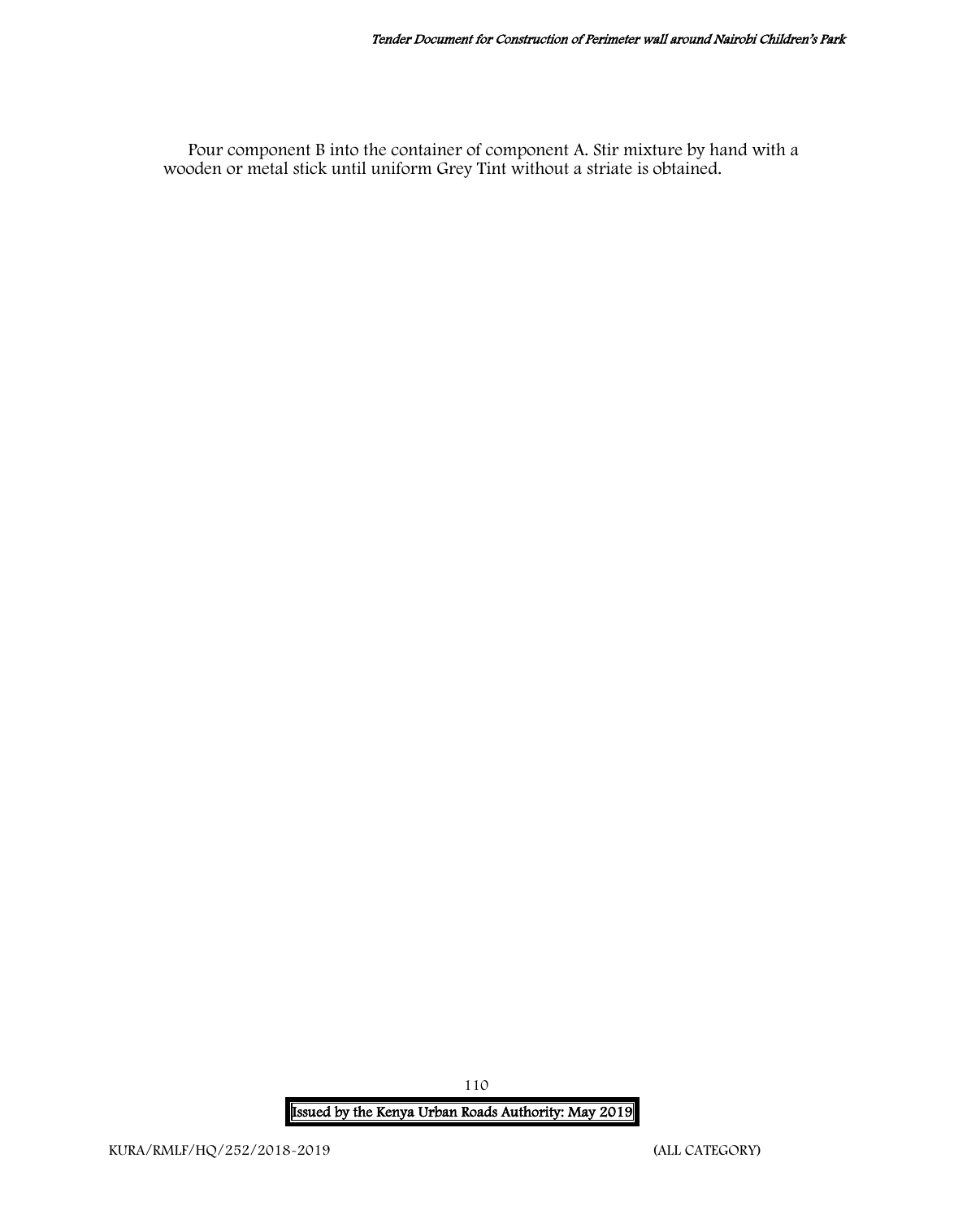Pour component B into the container of component A. Stir mixture by hand with a wooden or metal stick until uniform Grey Tint without a striate is obtained.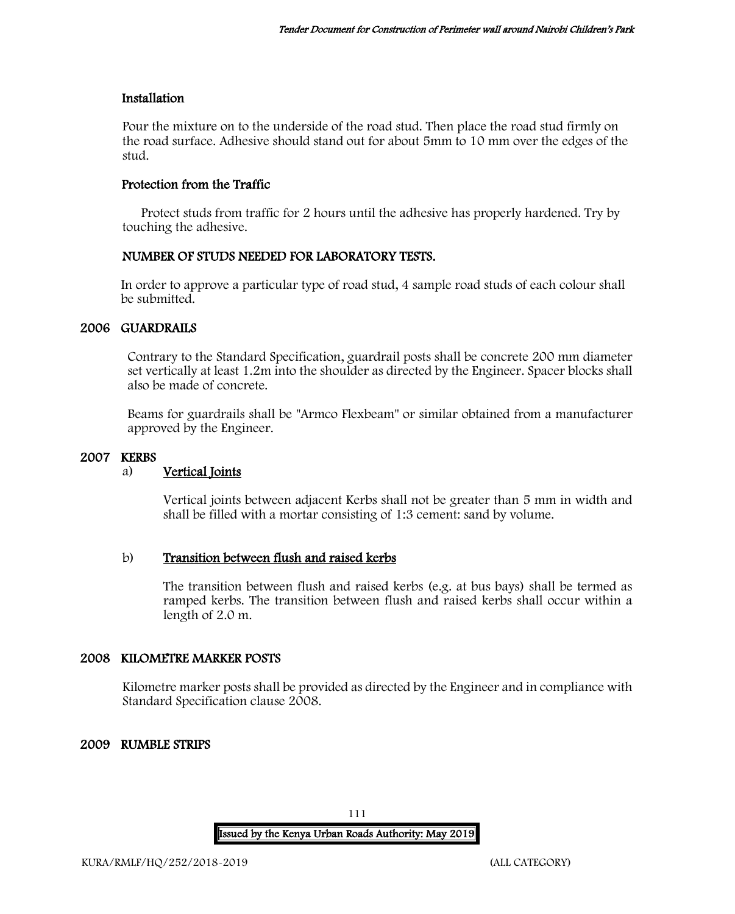### Installation

Pour the mixture on to the underside of the road stud. Then place the road stud firmly on the road surface. Adhesive should stand out for about 5mm to 10 mm over the edges of the stud.

### Protection from the Traffic

Protect studs from traffic for 2 hours until the adhesive has properly hardened. Try by touching the adhesive.

### NUMBER OF STUDS NEEDED FOR LABORATORY TESTS.

In order to approve a particular type of road stud, 4 sample road studs of each colour shall be submitted.

## 2006 GUARDRAILS

Contrary to the Standard Specification, guardrail posts shall be concrete 200 mm diameter set vertically at least 1.2m into the shoulder as directed by the Engineer. Spacer blocks shall also be made of concrete.

Beams for guardrails shall be "Armco Flexbeam" or similar obtained from a manufacturer approved by the Engineer.

## 2007 KERBS

a) **Vertical Joints**

Vertical joints between adjacent Kerbs shall not be greater than 5 mm in width and shall be filled with a mortar consisting of 1:3 cement: sand by volume.

b) **Transition between flush and raised kerbs**

The transition between flush and raised kerbs (e.g. at bus bays) shall be termed as ramped kerbs. The transition between flush and raised kerbs shall occur within a length of 2.0 m.

## 2008 KILOMETRE MARKER POSTS

Kilometre marker posts shall be provided as directed by the Engineer and in compliance with Standard Specification clause 2008.

## 2009 RUMBLE STRIPS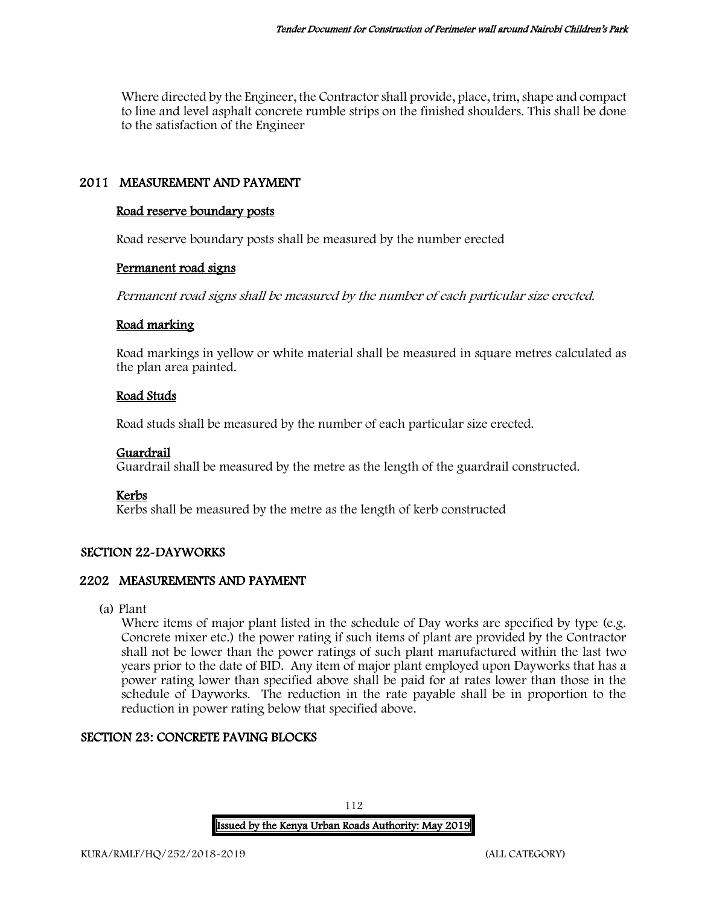Where directed by the Engineer, the Contractor shall provide, place, trim, shape and compact to line and level asphalt concrete rumble strips on the finished shoulders. This shall be done to the satisfaction of the Engineer

## 2011 MEASUREMENT AND PAYMENT

### Road reserve boundary posts

Road reserve boundary posts shall be measured by the number erected

### Permanent road signs

*Permanent road signs shall be measured by the number of each particular size erected.*

### Road marking

Road markings in yellow or white material shall be measured in square metres calculated as the plan area painted.

### Road Studs

Road studs shall be measured by the number of each particular size erected.

### Guardrail

Guardrail shall be measured by the metre as the length of the guardrail constructed.

### Kerbs

Kerbs shall be measured by the metre as the length of kerb constructed

## SECTION 22-DAYWORKS

## 2202 MEASUREMENTS AND PAYMENT

(a) Plant

Where items of major plant listed in the schedule of Day works are specified by type (e.g. Concrete mixer etc.) the power rating if such items of plant are provided by the Contractor shall not be lower than the power ratings of such plant manufactured within the last two years prior to the date of BID. Any item of major plant employed upon Dayworks that has a power rating lower than specified above shall be paid for at rates lower than those in the schedule of Dayworks. The reduction in the rate payable shall be in proportion to the reduction in power rating below that specified above.

## SECTION 23: CONCRETE PAVING BLOCKS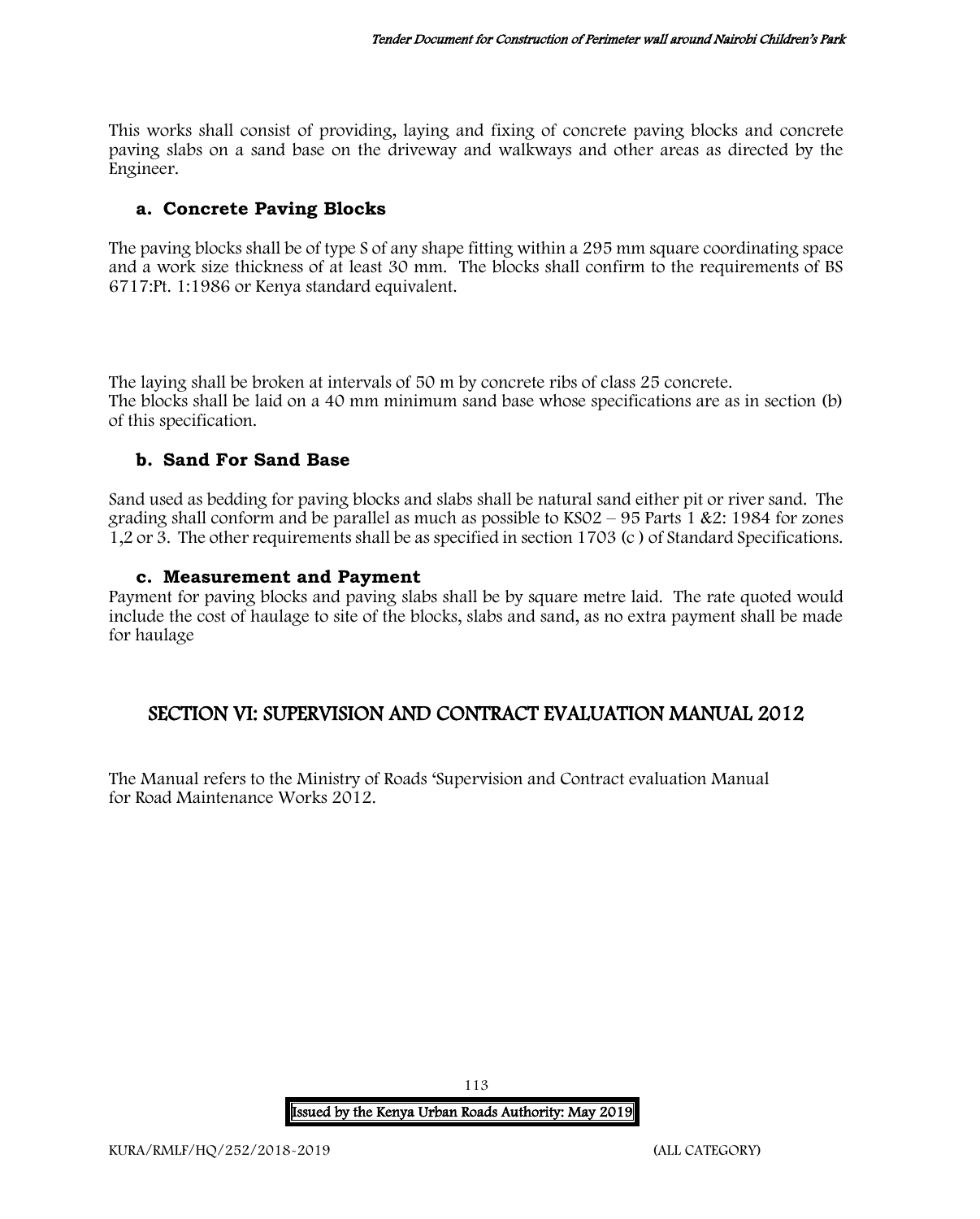This works shall consist of providing, laying and fixing of concrete paving blocks and concrete paving slabs on a sand base on the driveway and walkways and other areas as directed by the Engineer.

### a. Concrete Paving Blocks

The paving blocks shall be of type S of any shape fitting within a 295 mm square coordinating space and a work size thickness of at least 30 mm. The blocks shall confirm to the requirements of BS 6717:Pt. 1:1986 or Kenya standard equivalent.

The laying shall be broken at intervals of 50 m by concrete ribs of class 25 concrete.
The blocks shall be laid on a 40 mm minimum sand base whose specifications are as in section (b) of this specification.

### b. Sand For Sand Base

Sand used as bedding for paving blocks and slabs shall be natural sand either pit or river sand. The grading shall conform and be parallel as much as possible to KS02 – 95 Parts 1 &2: 1984 for zones 1,2 or 3. The other requirements shall be as specified in section 1703 (c ) of Standard Specifications.

### c. Measurement and Payment

Payment for paving blocks and paving slabs shall be by square metre laid. The rate quoted would include the cost of haulage to site of the blocks, slabs and sand, as no extra payment shall be made for haulage

## SECTION VI: SUPERVISION AND CONTRACT EVALUATION MANUAL 2012

The Manual refers to the Ministry of Roads 'Supervision and Contract evaluation Manual for Road Maintenance Works 2012.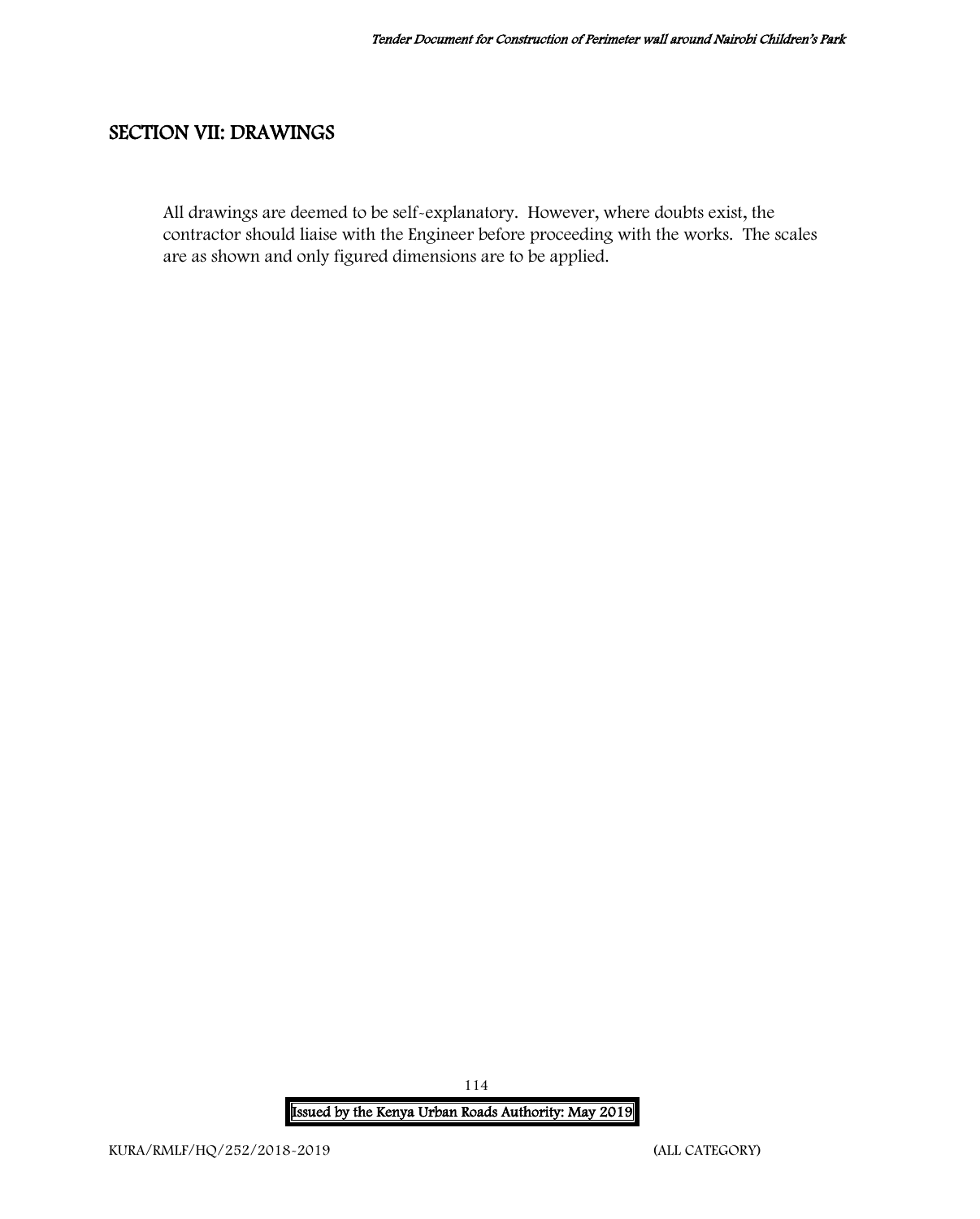## SECTION VII: DRAWINGS

All drawings are deemed to be self-explanatory. However, where doubts exist, the contractor should liaise with the Engineer before proceeding with the works. The scales are as shown and only figured dimensions are to be applied.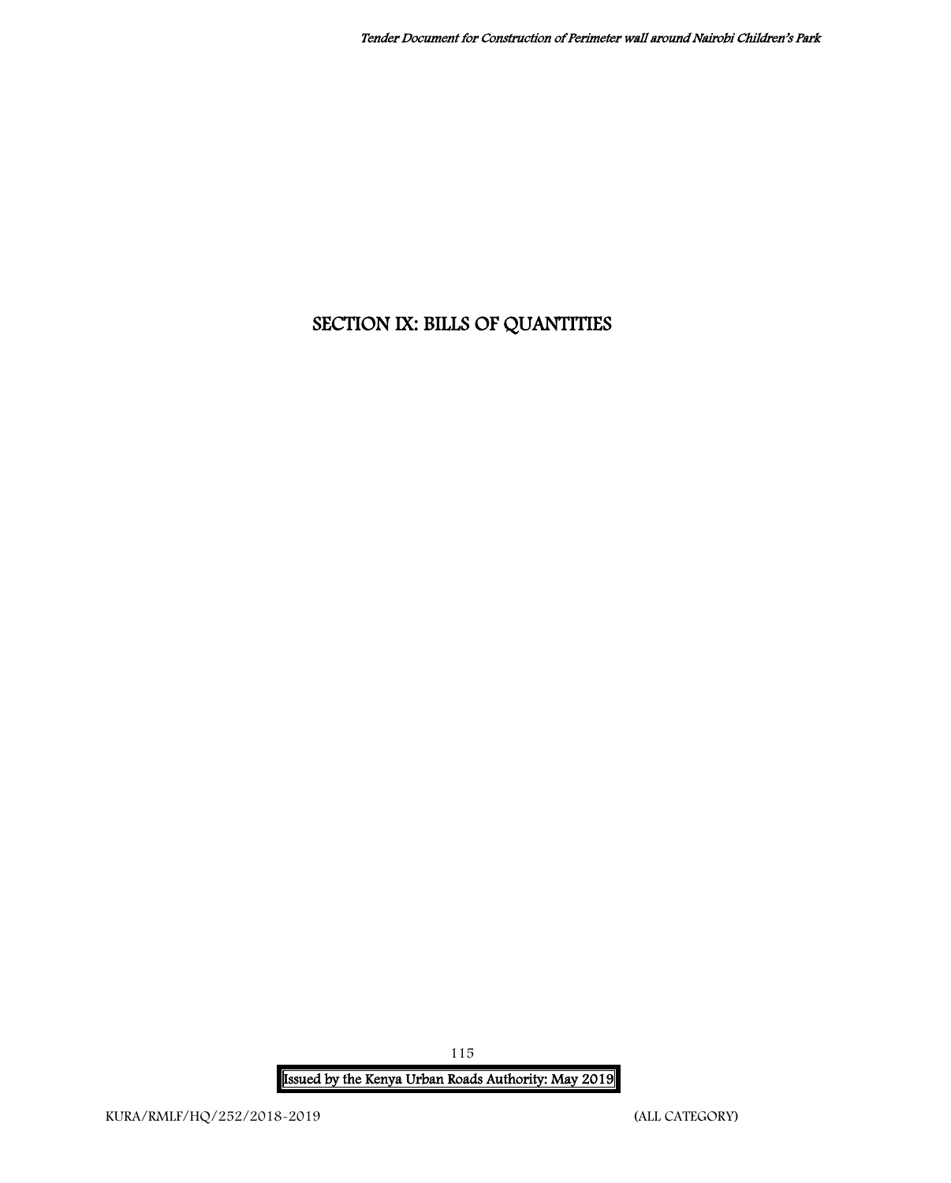# SECTION IX: BILLS OF QUANTITIES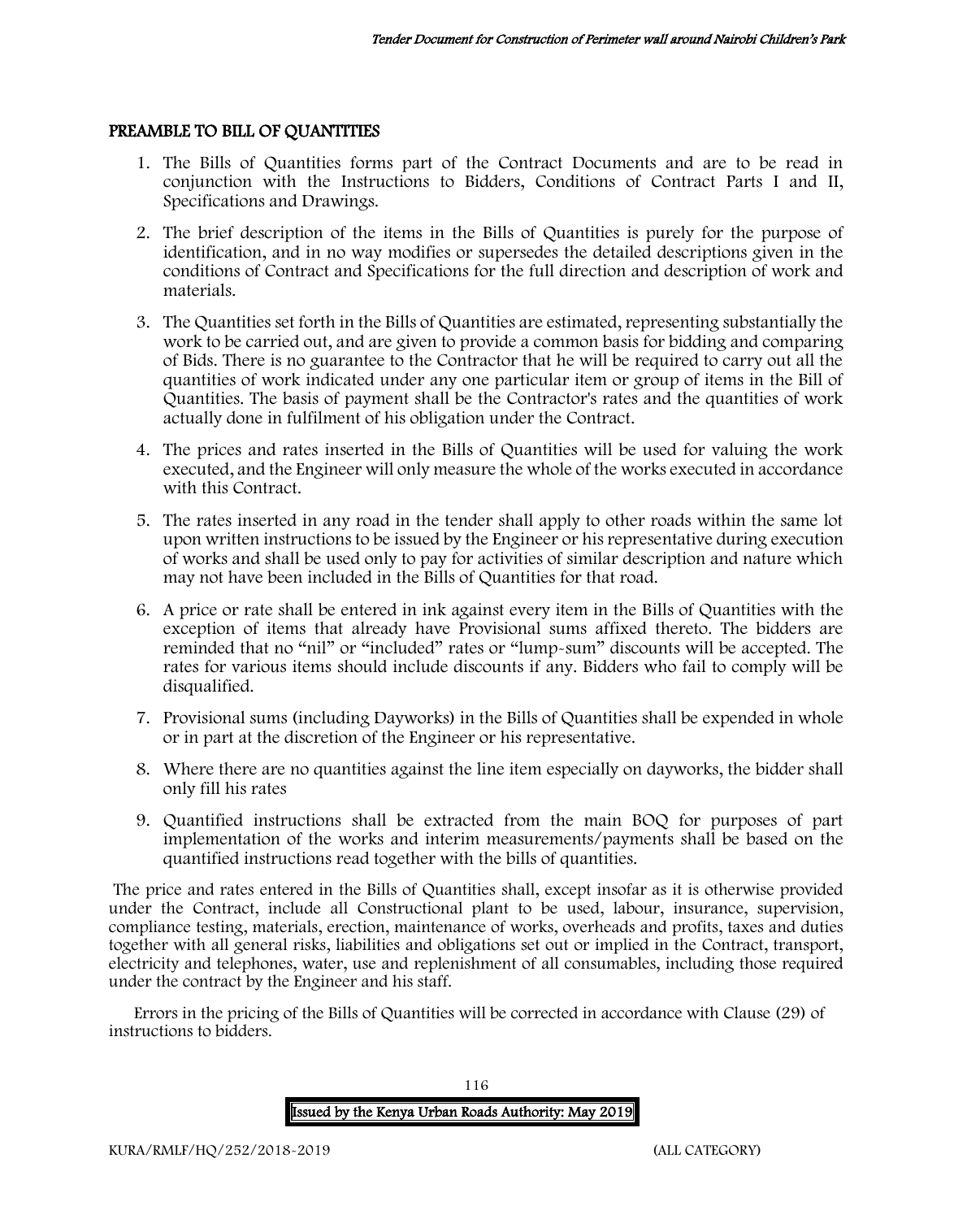## PREAMBLE TO BILL OF QUANTITIES

1. The Bills of Quantities forms part of the Contract Documents and are to be read in conjunction with the Instructions to Bidders, Conditions of Contract Parts I and II, Specifications and Drawings.
2. The brief description of the items in the Bills of Quantities is purely for the purpose of identification, and in no way modifies or supersedes the detailed descriptions given in the conditions of Contract and Specifications for the full direction and description of work and materials.
3. The Quantities set forth in the Bills of Quantities are estimated, representing substantially the work to be carried out, and are given to provide a common basis for bidding and comparing of Bids. There is no guarantee to the Contractor that he will be required to carry out all the quantities of work indicated under any one particular item or group of items in the Bill of Quantities. The basis of payment shall be the Contractor's rates and the quantities of work actually done in fulfilment of his obligation under the Contract.
4. The prices and rates inserted in the Bills of Quantities will be used for valuing the work executed, and the Engineer will only measure the whole of the works executed in accordance with this Contract.
5. The rates inserted in any road in the tender shall apply to other roads within the same lot upon written instructions to be issued by the Engineer or his representative during execution of works and shall be used only to pay for activities of similar description and nature which may not have been included in the Bills of Quantities for that road.
6. A price or rate shall be entered in ink against every item in the Bills of Quantities with the exception of items that already have Provisional sums affixed thereto. The bidders are reminded that no "nil" or "included" rates or "lump-sum" discounts will be accepted. The rates for various items should include discounts if any. Bidders who fail to comply will be disqualified.
7. Provisional sums (including Dayworks) in the Bills of Quantities shall be expended in whole or in part at the discretion of the Engineer or his representative.
8. Where there are no quantities against the line item especially on dayworks, the bidder shall only fill his rates
9. Quantified instructions shall be extracted from the main BOQ for purposes of part implementation of the works and interim measurements/payments shall be based on the quantified instructions read together with the bills of quantities.

The price and rates entered in the Bills of Quantities shall, except insofar as it is otherwise provided under the Contract, include all Constructional plant to be used, labour, insurance, supervision, compliance testing, materials, erection, maintenance of works, overheads and profits, taxes and duties together with all general risks, liabilities and obligations set out or implied in the Contract, transport, electricity and telephones, water, use and replenishment of all consumables, including those required under the contract by the Engineer and his staff.

Errors in the pricing of the Bills of Quantities will be corrected in accordance with Clause (29) of instructions to bidders.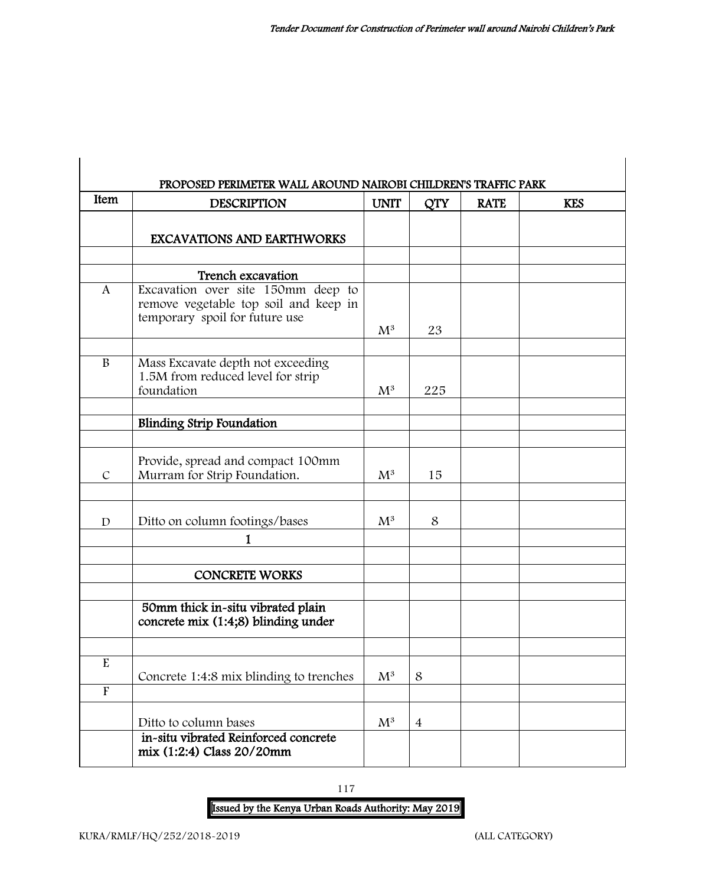| PROPOSED PERIMETER WALL AROUND NAIROBI CHILDREN'S TRAFFIC PARK | | | | | |
|---|---|---|---|---|---|
| **Item** | **DESCRIPTION** | **UNIT** | **QTY** | **RATE** | **KES** |
| | **EXCAVATIONS AND EARTHWORKS** | | | | |
| | | | | | |
| | **Trench excavation** | | | | |
| A | Excavation over site 150mm deep to remove vegetable top soil and keep in temporary spoil for future use | $M^3$ | 23 | | |
| | | | | | |
| B | Mass Excavate depth not exceeding 1.5M from reduced level for strip foundation | $M^3$ | 225 | | |
| | | | | | |
| | **Blinding Strip Foundation** | | | | |
| | | | | | |
| C | Provide, spread and compact 100mm Murram for Strip Foundation. | $M^3$ | 15 | | |
| | | | | | |
| D | Ditto on column footings/bases | $M^3$ | 8 | | |
| | **1** | | | | |
| | | | | | |
| | **CONCRETE WORKS** | | | | |
| | | | | | |
| | **50mm thick in-situ vibrated plain concrete mix (1:4;8) blinding under** | | | | |
| | | | | | |
| E | Concrete 1:4:8 mix blinding to trenches | $M^3$ | 8 | | |
| F | | | | | |
| | Ditto to column bases | $M^3$ | 4 | | |
| | **in-situ vibrated Reinforced concrete mix (1:2:4) Class 20/20mm** | | | | |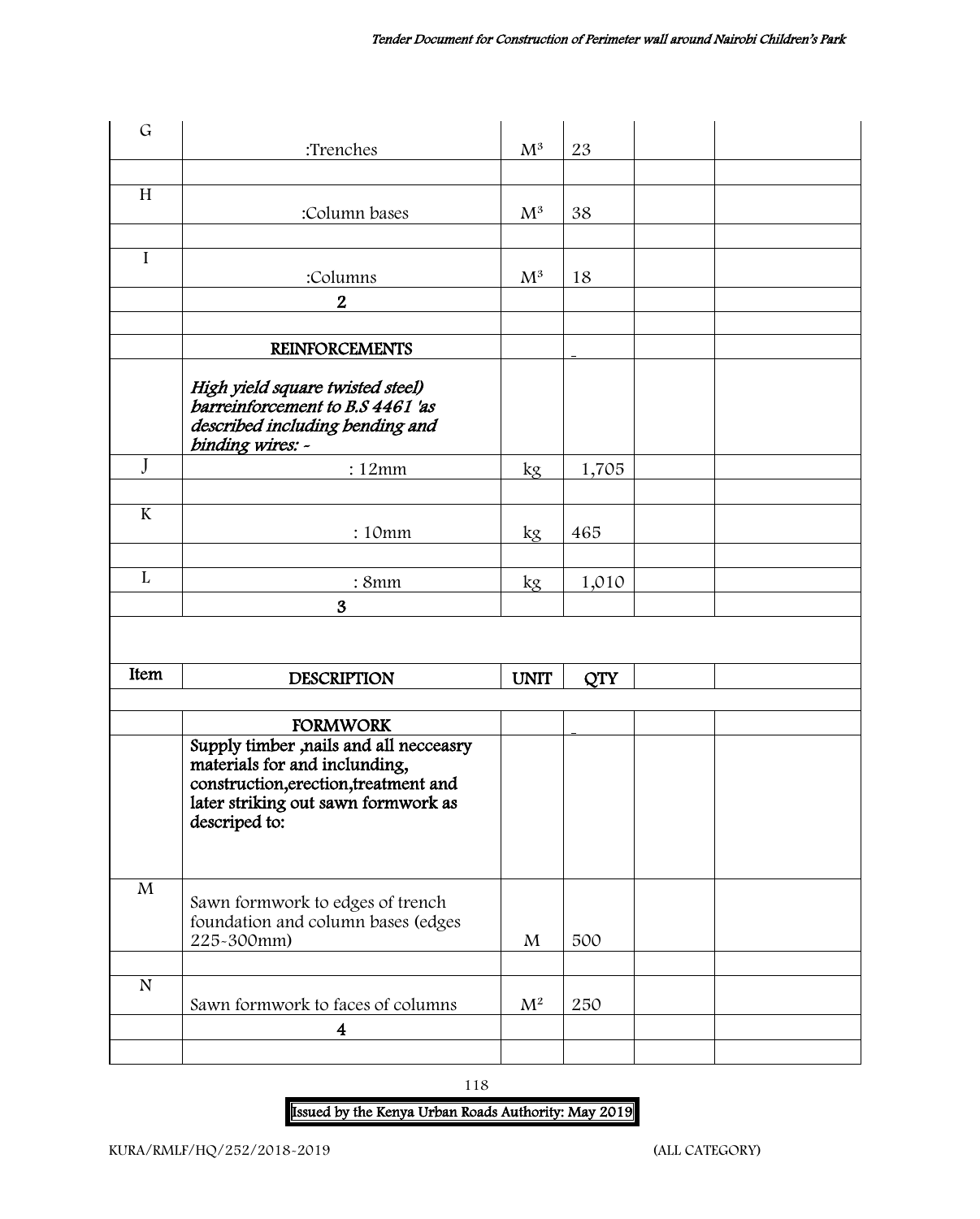| G | :Trenches | M³ | 23 | | |
|---|---|---|---|---|---|
| | | | | | |
| H | :Column bases | M³ | 38 | | |
| | | | | | |
| I | :Columns | M³ | 18 | | |
| | **2** | | | | |
| | | | | | |
| | **REINFORCEMENTS** | | - | | |
| | ***High yield square twisted steel) barreinforcement to B.S 4461 'as described including bending and binding wires: -*** | | | | |
| J | : 12mm | kg | 1,705 | | |
| | | | | | |
| K | : 10mm | kg | 465 | | |
| | | | | | |
| L | : 8mm | kg | 1,010 | | |
| | **3** | | | | |

| Item | DESCRIPTION | UNIT | QTY | | |
|---|---|---|---|---|---|
| | | | | | |
| | **FORMWORK** | | - | | |
| | **Supply timber ,nails and all neccեasry materials for and inclunding, construction,erection,treatment and later striking out sawn formwork as descriped to:** | | | | |
| M | Sawn formwork to edges of trench foundation and column bases (edges 225-300mm) | M | 500 | | |
| | | | | | |
| N | Sawn formwork to faces of columns | M² | 250 | | |
| | **4** | | | | |
| | | | | | |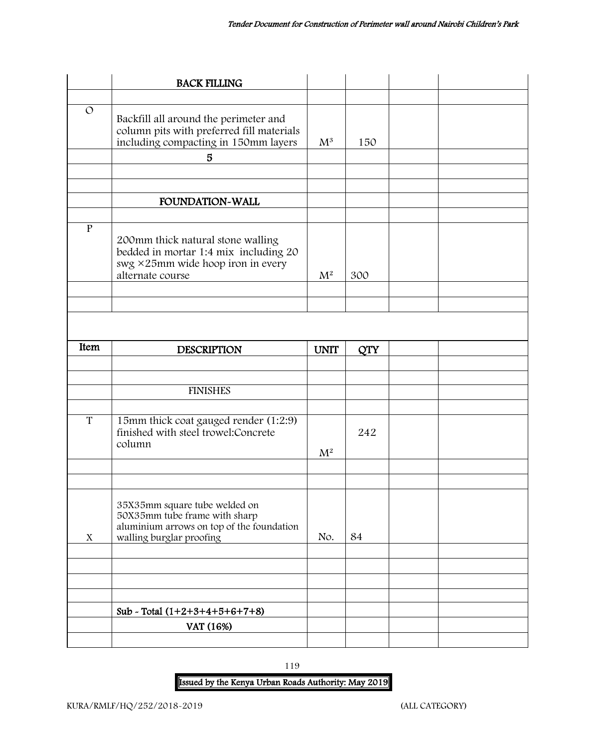| | BACK FILLING | | | | |
|---|---|---|---|---|---|
| | | | | | |
| O | Backfill all around the perimeter and column pits with preferred fill materials including compacting in 150mm layers | $M^3$ | 150 | | |
| | 5 | | | | |
| | | | | | |
| | | | | | |
| | FOUNDATION-WALL | | | | |
| | | | | | |
| P | 200mm thick natural stone walling bedded in mortar 1:4 mix including 20 swg ×25mm wide hoop iron in every alternate course | $M^2$ | 300 | | |
| | | | | | |
| | | | | | |

| Item | DESCRIPTION | UNIT | QTY | | |
|---|---|---|---|---|---|
| | | | | | |
| | | | | | |
| | FINISHES | | | | |
| | | | | | |
| T | 15mm thick coat gauged render (1:2:9) finished with steel trowel:Concrete column | $M^2$ | 242 | | |
| | | | | | |
| | | | | | |
| X | 35X35mm square tube welded on 50X35mm tube frame with sharp aluminium arrows on top of the foundation walling burglar proofing | No. | 84 | | |
| | | | | | |
| | | | | | |
| | | | | | |
| | | | | | |
| | Sub - Total (1+2+3+4+5+6+7+8) | | | | |
| | VAT (16%) | | | | |
| | | | | | |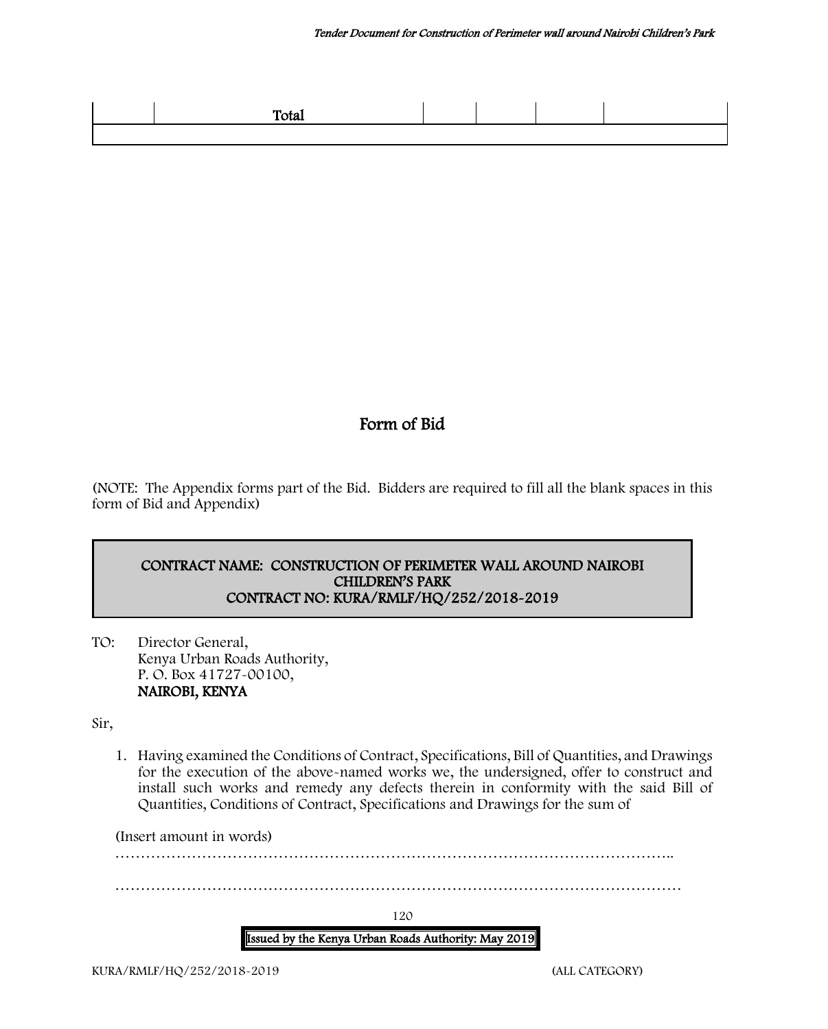|  | Total |  |  |  |  |
|---|---|---|---|---|---|
|  |  |  |  |  |  |

## Form of Bid

(NOTE: The Appendix forms part of the Bid. Bidders are required to fill all the blank spaces in this form of Bid and Appendix)

**CONTRACT NAME: CONSTRUCTION OF PERIMETER WALL AROUND NAIROBI CHILDREN'S PARK**
**CONTRACT NO: KURA/RMLF/HQ/252/2018-2019**

TO: Director General,
Kenya Urban Roads Authority,
P. O. Box 41727-00100,
**NAIROBI, KENYA**

Sir,

1. Having examined the Conditions of Contract, Specifications, Bill of Quantities, and Drawings for the execution of the above-named works we, the undersigned, offer to construct and install such works and remedy any defects therein in conformity with the said Bill of Quantities, Conditions of Contract, Specifications and Drawings for the sum of

(Insert amount in words)

……………………………………………………………………………………………………..

…………………………………………………………………………………………………………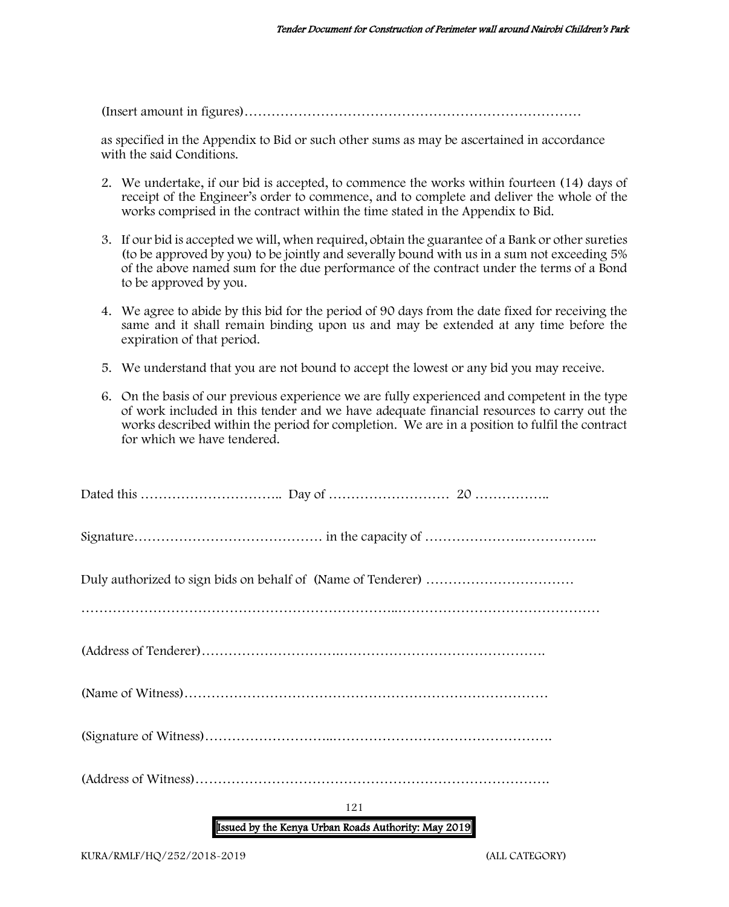(Insert amount in figures)…………………………………………………………………

as specified in the Appendix to Bid or such other sums as may be ascertained in accordance with the said Conditions.

2. We undertake, if our bid is accepted, to commence the works within fourteen (14) days of receipt of the Engineer's order to commence, and to complete and deliver the whole of the works comprised in the contract within the time stated in the Appendix to Bid.
3. If our bid is accepted we will, when required, obtain the guarantee of a Bank or other sureties (to be approved by you) to be jointly and severally bound with us in a sum not exceeding 5% of the above named sum for the due performance of the contract under the terms of a Bond to be approved by you.
4. We agree to abide by this bid for the period of 90 days from the date fixed for receiving the same and it shall remain binding upon us and may be extended at any time before the expiration of that period.
5. We understand that you are not bound to accept the lowest or any bid you may receive.
6. On the basis of our previous experience we are fully experienced and competent in the type of work included in this tender and we have adequate financial resources to carry out the works described within the period for completion. We are in a position to fulfil the contract for which we have tendered.

Dated this ………………………….. Day of ……………………… 20 ……………..

Signature…………………………………… in the capacity of …………………..……………..

Duly authorized to sign bids on behalf of (Name of Tenderer) ……………………………

………………………………………………………..………………………………………

(Address of Tenderer)………………………..……………………………………….

(Name of Witness)………………………………………………………………………

(Signature of Witness)……………………..………………………………………….

(Address of Witness)…………………………………………………………………….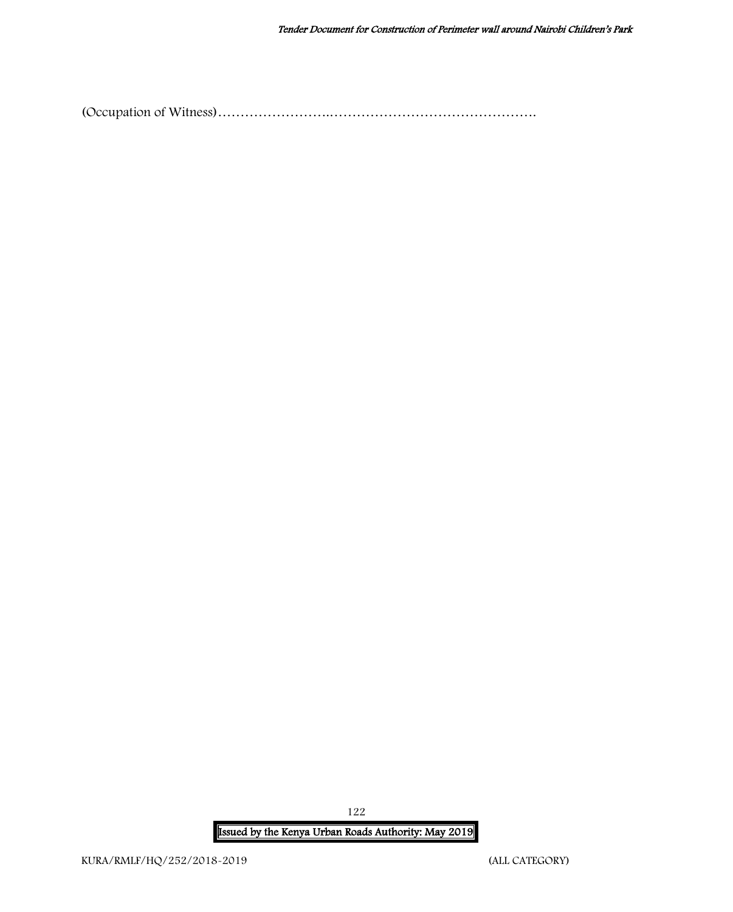(Occupation of Witness)……………………..……………………………………….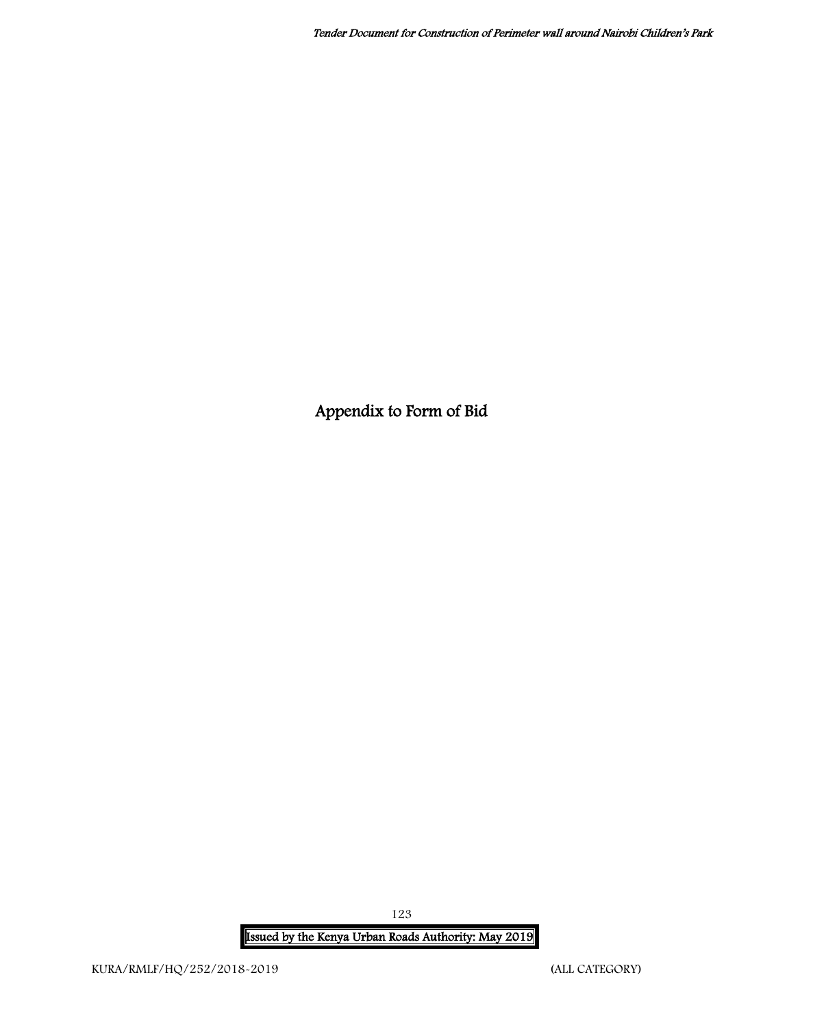# Appendix to Form of Bid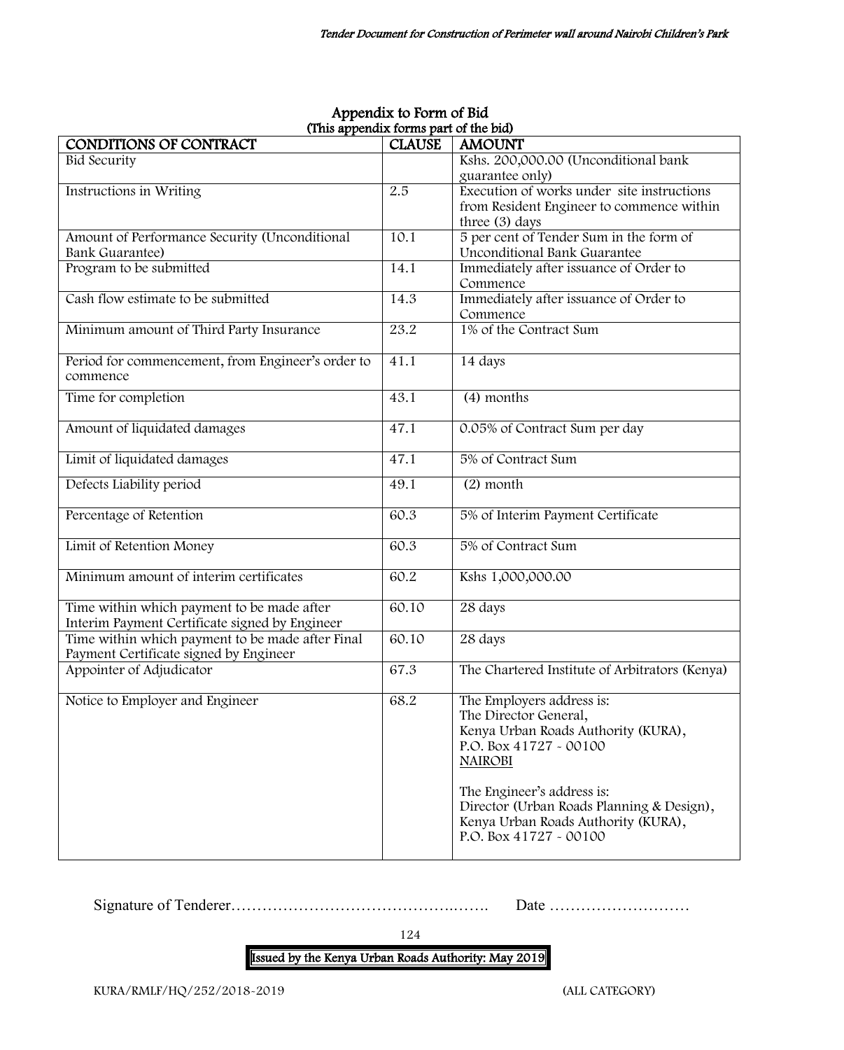## Appendix to Form of Bid

(This appendix forms part of the bid)

| CONDITIONS OF CONTRACT | CLAUSE | AMOUNT |
|---|---|---|
| Bid Security | | Kshs. 200,000.00 (Unconditional bank guarantee only) |
| Instructions in Writing | 2.5 | Execution of works under site instructions from Resident Engineer to commence within three (3) days |
| Amount of Performance Security (Unconditional Bank Guarantee) | 10.1 | 5 per cent of Tender Sum in the form of Unconditional Bank Guarantee |
| Program to be submitted | 14.1 | Immediately after issuance of Order to Commence |
| Cash flow estimate to be submitted | 14.3 | Immediately after issuance of Order to Commence |
| Minimum amount of Third Party Insurance | 23.2 | 1% of the Contract Sum |
| Period for commencement, from Engineer's order to commence | 41.1 | 14 days |
| Time for completion | 43.1 | (4) months |
| Amount of liquidated damages | 47.1 | 0.05% of Contract Sum per day |
| Limit of liquidated damages | 47.1 | 5% of Contract Sum |
| Defects Liability period | 49.1 | (2) month |
| Percentage of Retention | 60.3 | 5% of Interim Payment Certificate |
| Limit of Retention Money | 60.3 | 5% of Contract Sum |
| Minimum amount of interim certificates | 60.2 | Kshs 1,000,000.00 |
| Time within which payment to be made after Interim Payment Certificate signed by Engineer | 60.10 | 28 days |
| Time within which payment to be made after Final Payment Certificate signed by Engineer | 60.10 | 28 days |
| Appointer of Adjudicator | 67.3 | The Chartered Institute of Arbitrators (Kenya) |
| Notice to Employer and Engineer | 68.2 | The Employers address is:<br>The Director General,<br>Kenya Urban Roads Authority (KURA),<br>P.O. Box 41727 - 00100<br>NAIROBI<br><br>The Engineer's address is:<br>Director (Urban Roads Planning & Design),<br>Kenya Urban Roads Authority (KURA),<br>P.O. Box 41727 - 00100 |

Signature of Tenderer……………………………………….……. Date ………………………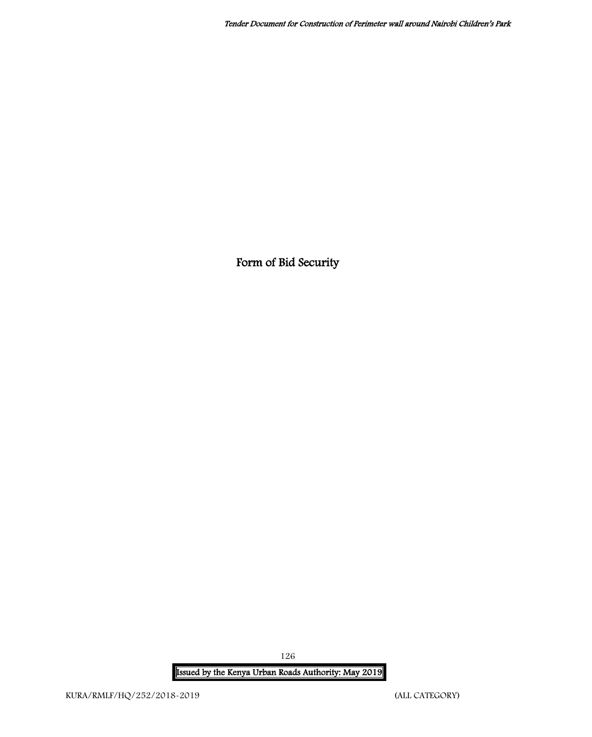# Form of Bid Security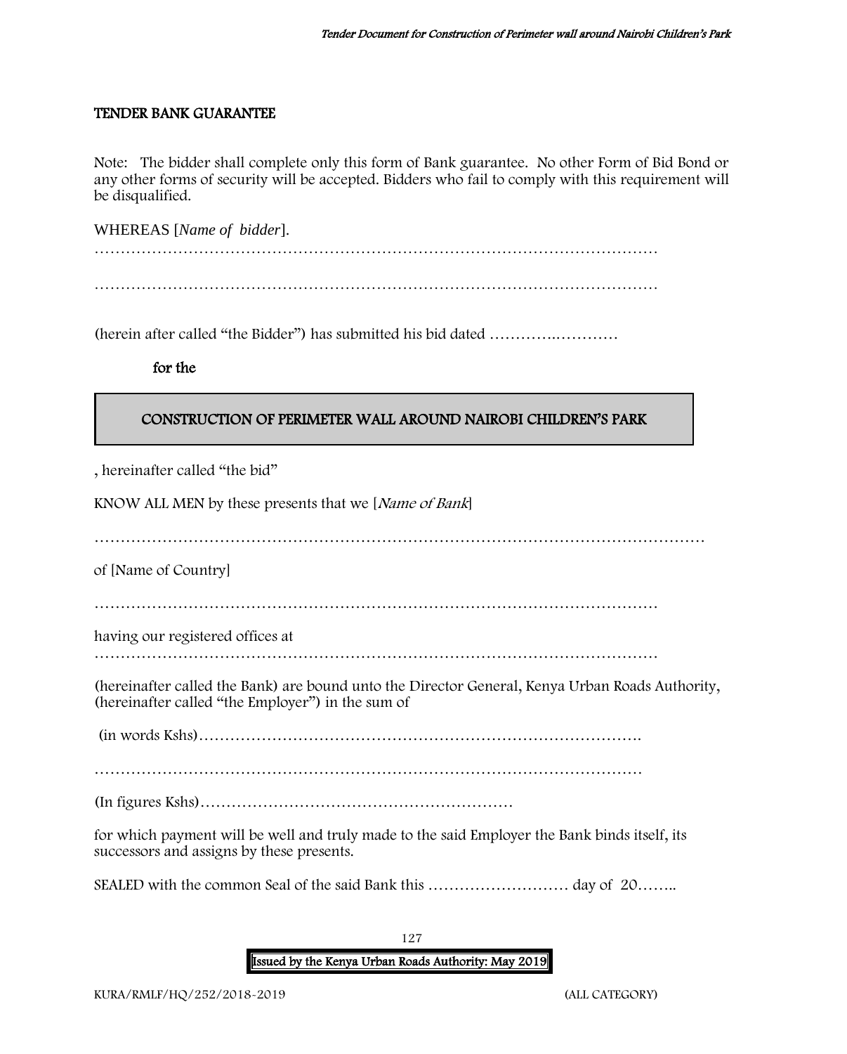## TENDER BANK GUARANTEE

Note: The bidder shall complete only this form of Bank guarantee. No other Form of Bid Bond or any other forms of security will be accepted. Bidders who fail to comply with this requirement will be disqualified.

WHEREAS [*Name of bidder*].

…………………………………………………………………………………………………

…………………………………………………………………………………………………

(herein after called "the Bidder") has submitted his bid dated ………….…………

**for the**

| **CONSTRUCTION OF PERIMETER WALL AROUND NAIROBI CHILDREN'S PARK** |
|---|

, hereinafter called "the bid"

KNOW ALL MEN by these presents that we [*Name of Bank*]

……………………………………………………………………………………………………

of [Name of Country]

…………………………………………………………………………………………………

having our registered offices at

…………………………………………………………………………………………………

(hereinafter called the Bank) are bound unto the Director General, Kenya Urban Roads Authority, (hereinafter called "the Employer") in the sum of

(in words Kshs)…………………………………………………………………………….

…………………………………………………………………………………………

(In figures Kshs)……………………………………………………

for which payment will be well and truly made to the said Employer the Bank binds itself, its successors and assigns by these presents.

SEALED with the common Seal of the said Bank this ……………………… day of 20……..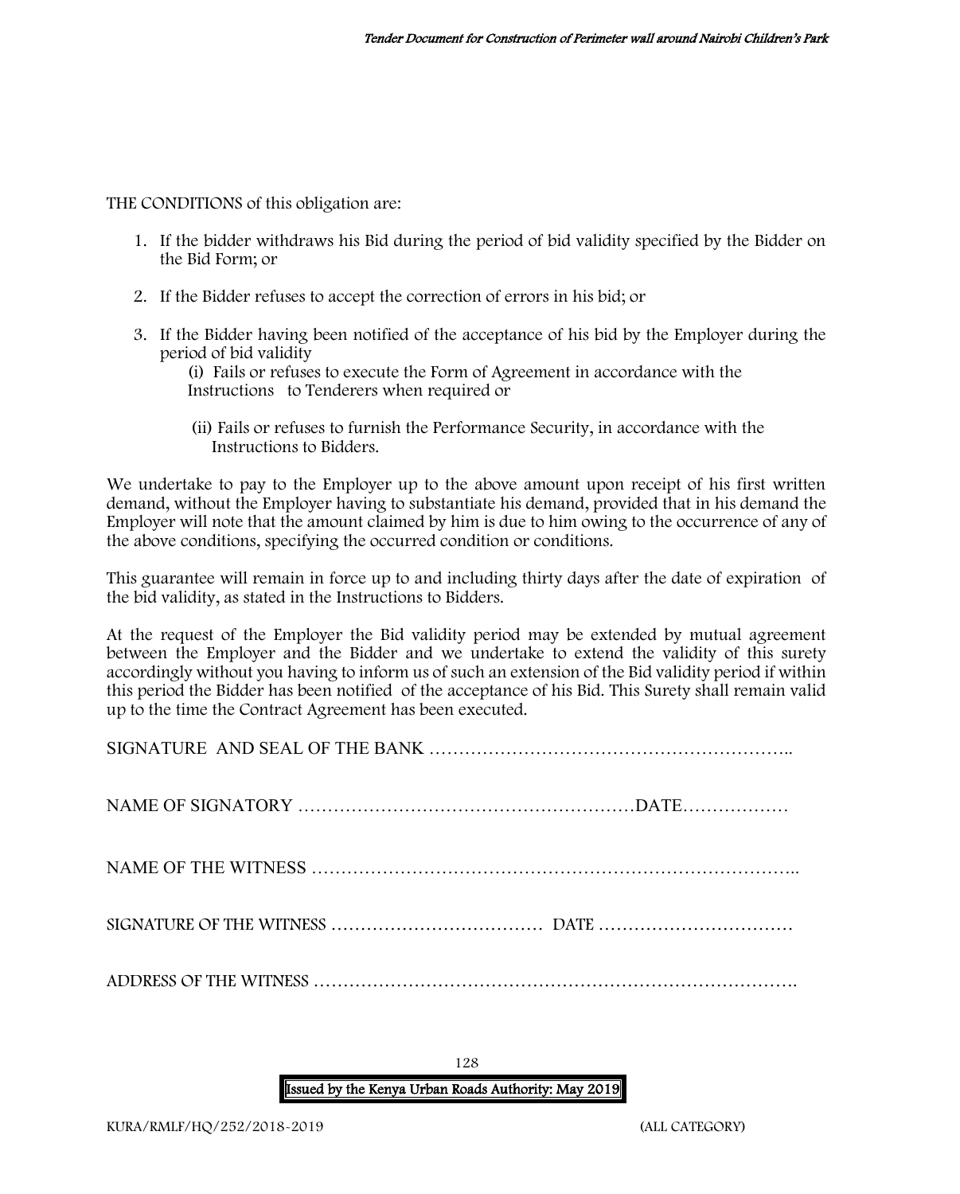THE CONDITIONS of this obligation are:

1. If the bidder withdraws his Bid during the period of bid validity specified by the Bidder on the Bid Form; or

2. If the Bidder refuses to accept the correction of errors in his bid; or

3. If the Bidder having been notified of the acceptance of his bid by the Employer during the period of bid validity

   (i) Fails or refuses to execute the Form of Agreement in accordance with the Instructions to Tenderers when required or

   (ii) Fails or refuses to furnish the Performance Security, in accordance with the Instructions to Bidders.

We undertake to pay to the Employer up to the above amount upon receipt of his first written demand, without the Employer having to substantiate his demand, provided that in his demand the Employer will note that the amount claimed by him is due to him owing to the occurrence of any of the above conditions, specifying the occurred condition or conditions.

This guarantee will remain in force up to and including thirty days after the date of expiration of the bid validity, as stated in the Instructions to Bidders.

At the request of the Employer the Bid validity period may be extended by mutual agreement between the Employer and the Bidder and we undertake to extend the validity of this surety accordingly without you having to inform us of such an extension of the Bid validity period if within this period the Bidder has been notified of the acceptance of his Bid. This Surety shall remain valid up to the time the Contract Agreement has been executed.

SIGNATURE AND SEAL OF THE BANK …………………………………………………..

NAME OF SIGNATORY ………………………………………………DATE………………

NAME OF THE WITNESS ………………………………………………………………..

SIGNATURE OF THE WITNESS ……………………………… DATE ……………………………

ADDRESS OF THE WITNESS ……………………………………………………………….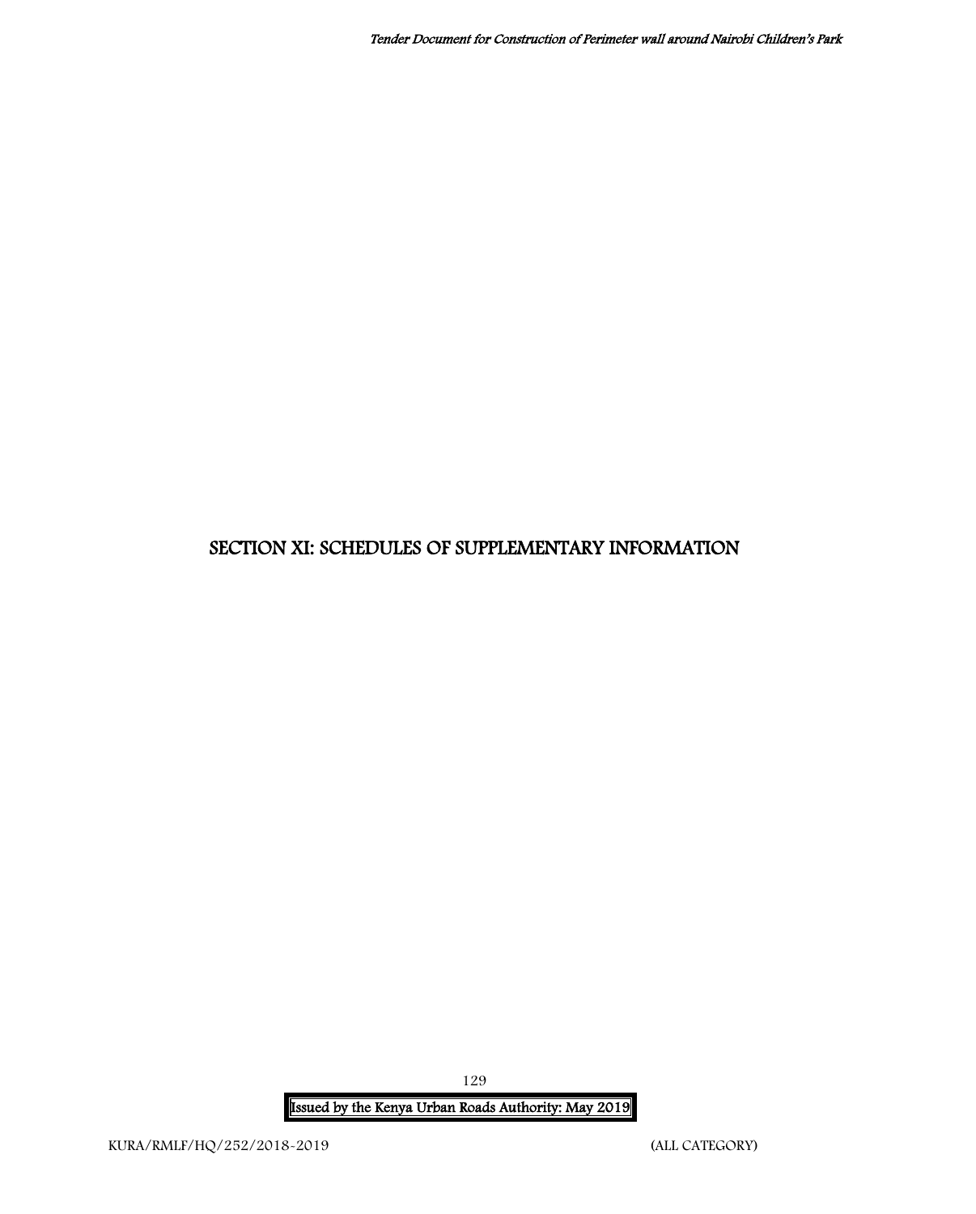# SECTION XI: SCHEDULES OF SUPPLEMENTARY INFORMATION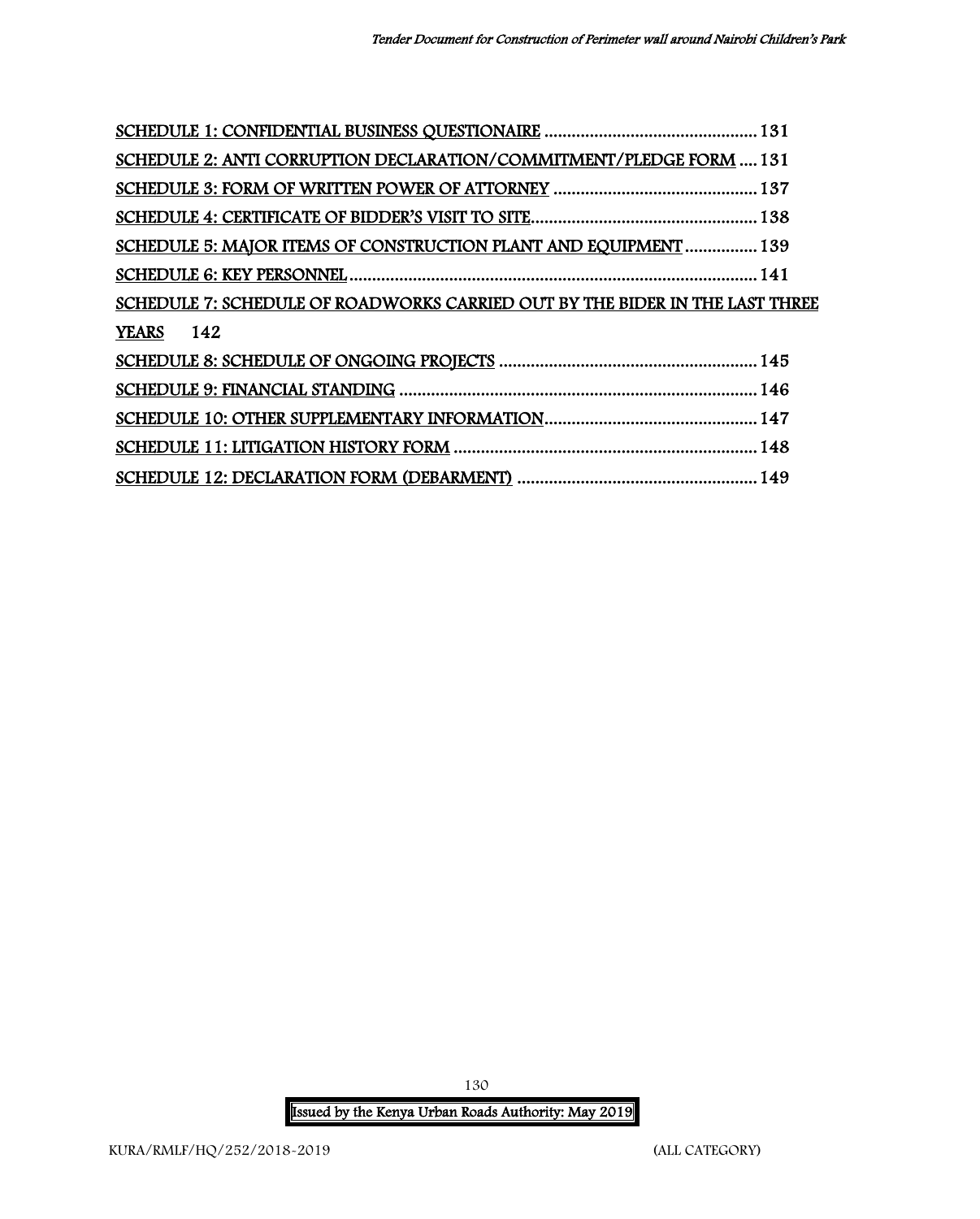SCHEDULE 1: CONFIDENTIAL BUSINESS QUESTIONAIRE ............................................... 131
SCHEDULE 2: ANTI CORRUPTION DECLARATION/COMMITMENT/PLEDGE FORM .... 131
SCHEDULE 3: FORM OF WRITTEN POWER OF ATTORNEY ............................................. 137
SCHEDULE 4: CERTIFICATE OF BIDDER'S VISIT TO SITE................................................. 138
SCHEDULE 5: MAJOR ITEMS OF CONSTRUCTION PLANT AND EQUIPMENT ................ 139
SCHEDULE 6: KEY PERSONNEL.......................................................................................... 141
SCHEDULE 7: SCHEDULE OF ROADWORKS CARRIED OUT BY THE BIDER IN THE LAST THREE YEARS 142
SCHEDULE 8: SCHEDULE OF ONGOING PROJECTS ......................................................... 145
SCHEDULE 9: FINANCIAL STANDING ............................................................................... 146
SCHEDULE 10: OTHER SUPPLEMENTARY INFORMATION............................................... 147
SCHEDULE 11: LITIGATION HISTORY FORM ................................................................... 148
SCHEDULE 12: DECLARATION FORM (DEBARMENT) ..................................................... 149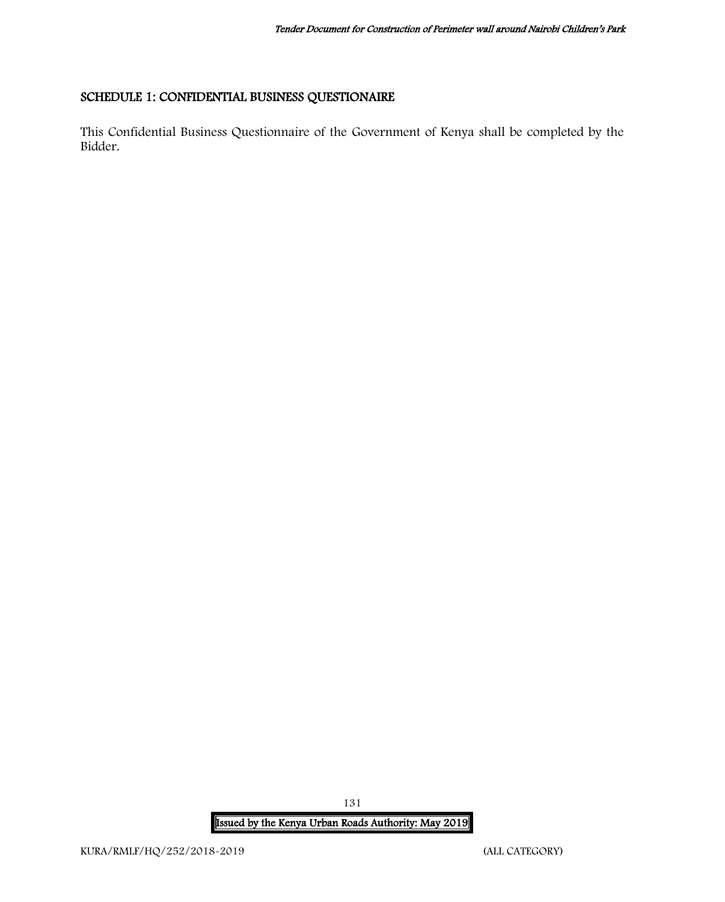## SCHEDULE 1: CONFIDENTIAL BUSINESS QUESTIONAIRE

This Confidential Business Questionnaire of the Government of Kenya shall be completed by the Bidder.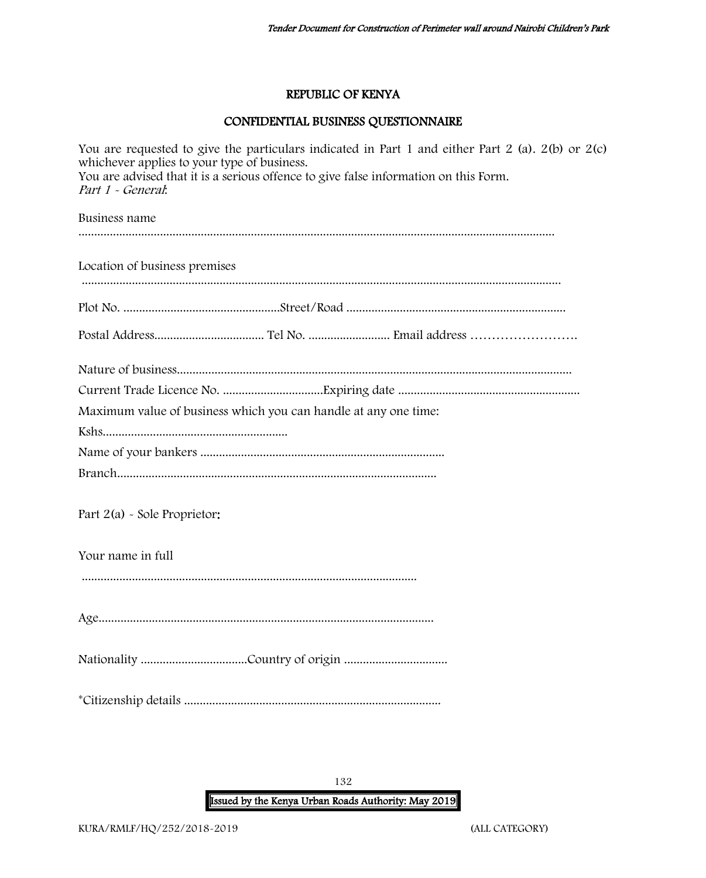## REPUBLIC OF KENYA

## CONFIDENTIAL BUSINESS QUESTIONNAIRE

You are requested to give the particulars indicated in Part 1 and either Part 2 (a). 2(b) or 2(c) whichever applies to your type of business.
You are advised that it is a serious offence to give false information on this Form.
*Part 1 - General*:

Business name

......................................................................................................................................................

Location of business premises

......................................................................................................................................................

Plot No. ..................................................Street/Road ......................................................................

Postal Address................................... Tel No. .......................... Email address …………………….

Nature of business.............................................................................................................................

Current Trade Licence No. ................................Expiring date .........................................................

Maximum value of business which you can handle at any one time:

Kshs...........................................................

Name of your bankers .............................................................................

Branch.....................................................................................................

Part 2(a) - Sole Proprietor:

Your name in full

..........................................................................................................

Age..........................................................................................................

Nationality ..................................Country of origin .................................

*Citizenship details .................................................................................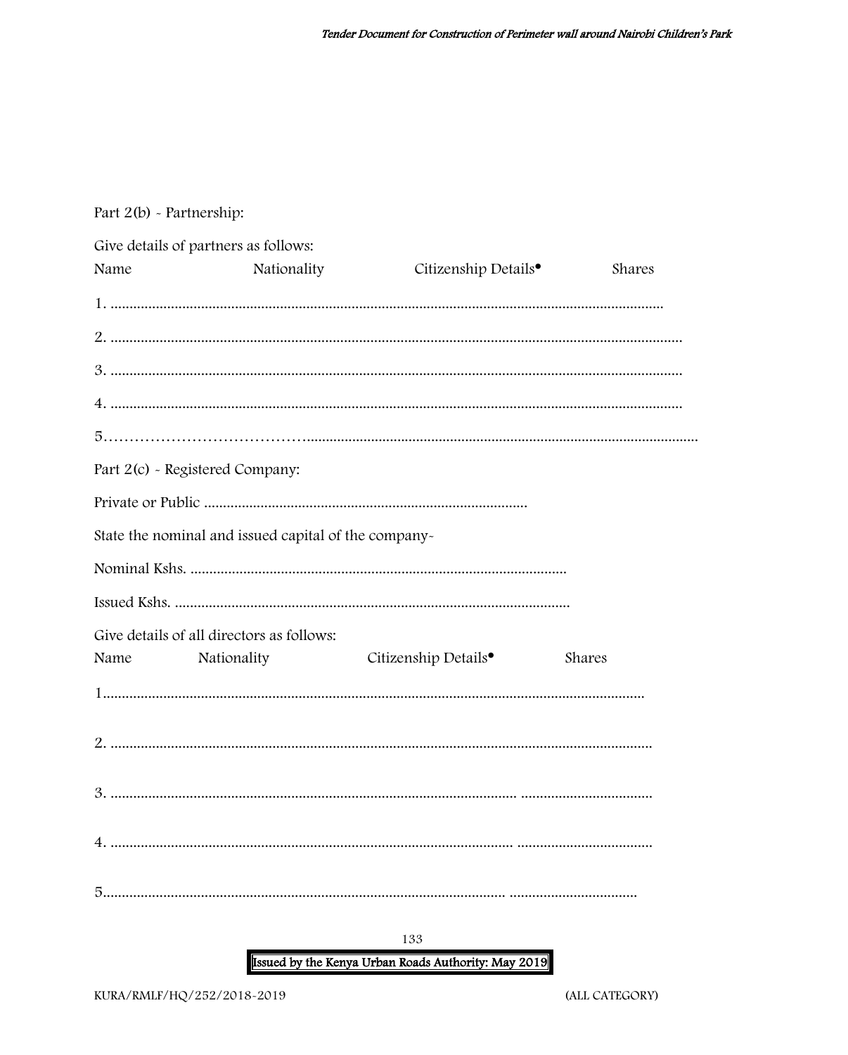Part 2(b) - Partnership:

Give details of partners as follows:

Name Nationality Citizenship Details• Shares

1. ...............................................................................................................................................

2. .....................................................................................................................................................

3. .....................................................................................................................................................

4. .....................................................................................................................................................

5………………………………….......................................................................................................

Part 2(c) - Registered Company:

Private or Public .....................................................................................

State the nominal and issued capital of the company-

Nominal Kshs. ...................................................................................................

Issued Kshs. ........................................................................................................

Give details of all directors as follows:

Name Nationality Citizenship Details• Shares

1...............................................................................................................................................

2. ..............................................................................................................................................

3. ............................................................................................................ ...................................

4. ........................................................................................................... ...................................

5............................................................................................................ ..................................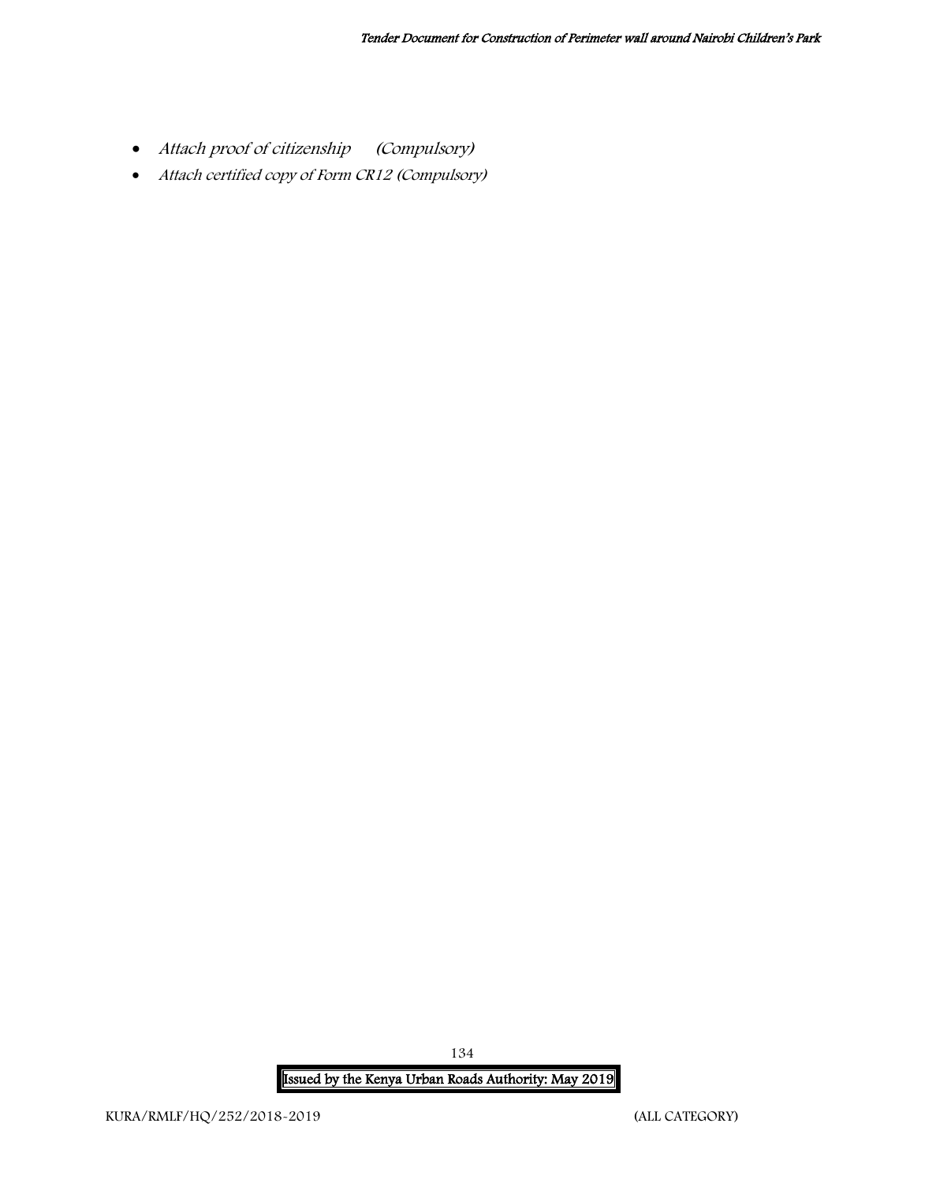- *Attach proof of citizenship (Compulsory)*
- *Attach certified copy of Form CR12 (Compulsory)*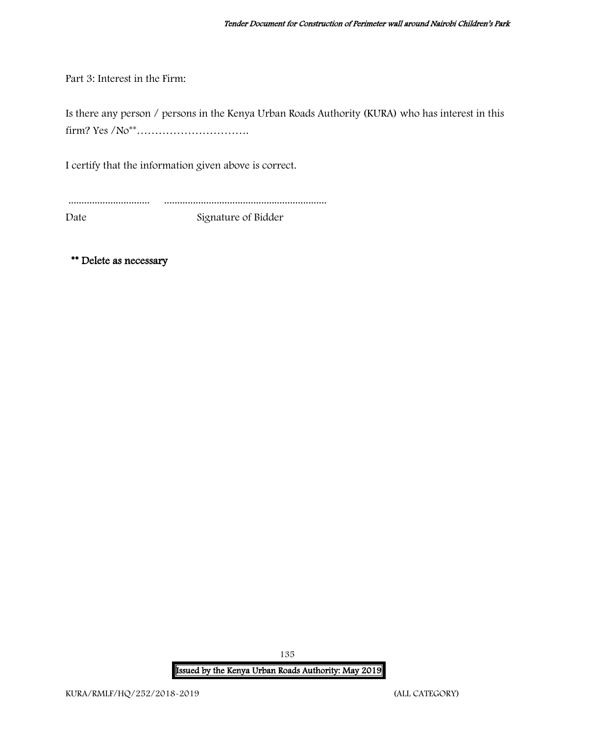Part 3: Interest in the Firm:

Is there any person / persons in the Kenya Urban Roads Authority (KURA) who has interest in this firm? Yes /No**………………………….

I certify that the information given above is correct.

............................... .............................................................

Date Signature of Bidder

** Delete as necessary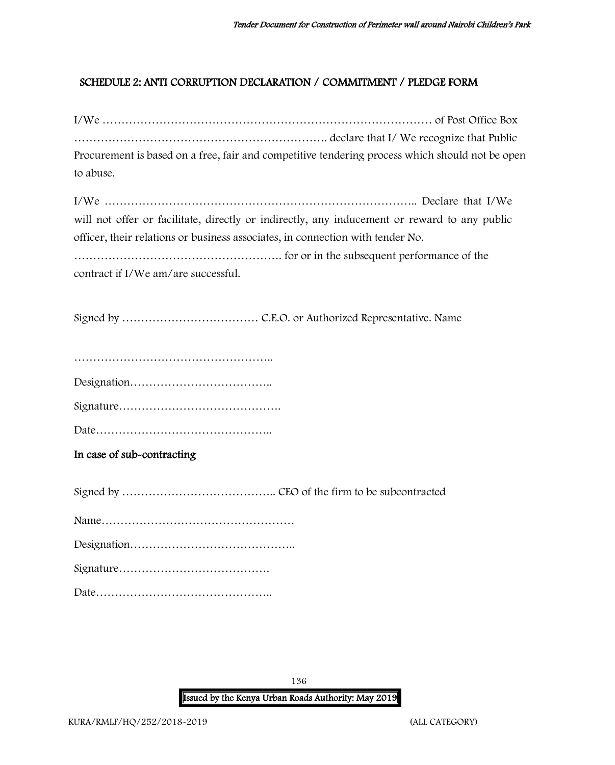## SCHEDULE 2: ANTI CORRUPTION DECLARATION / COMMITMENT / PLEDGE FORM

I/We ……………………………………………………………………………… of Post Office Box ………………………………………………………… declare that I/ We recognize that Public Procurement is based on a free, fair and competitive tendering process which should not be open to abuse.

I/We ……………………………………………………………………….. Declare that I/We will not offer or facilitate, directly or indirectly, any inducement or reward to any public officer, their relations or business associates, in connection with tender No. ………………………………………………. for or in the subsequent performance of the contract if I/We am/are successful.

Signed by ……………………………… C.E.O. or Authorized Representative. Name

……………………………………………..

Designation………………………………..

Signature…………………………………….

Date………………………………………..

**In case of sub-contracting**

Signed by ………………………………….. CEO of the firm to be subcontracted

Name……………………………………………

Designation……………………………………..

Signature………………………………….

Date………………………………………..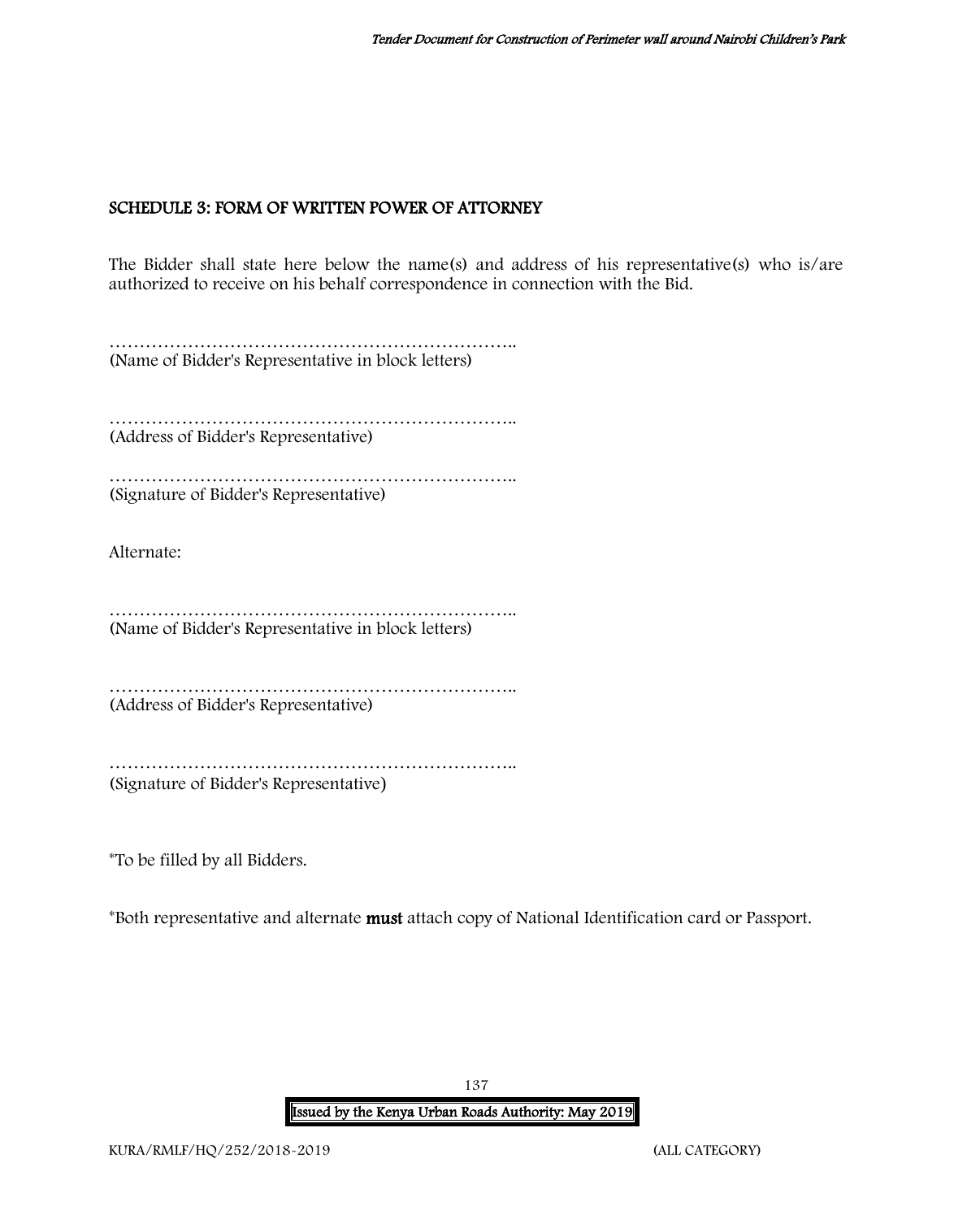## SCHEDULE 3: FORM OF WRITTEN POWER OF ATTORNEY

The Bidder shall state here below the name(s) and address of his representative(s) who is/are authorized to receive on his behalf correspondence in connection with the Bid.

…………………………………………………………..
(Name of Bidder's Representative in block letters)

…………………………………………………………..
(Address of Bidder's Representative)

…………………………………………………………..
(Signature of Bidder's Representative)

Alternate:

…………………………………………………………..
(Name of Bidder's Representative in block letters)

…………………………………………………………..
(Address of Bidder's Representative)

…………………………………………………………..
(Signature of Bidder's Representative)

*To be filled by all Bidders.

*Both representative and alternate **must** attach copy of National Identification card or Passport.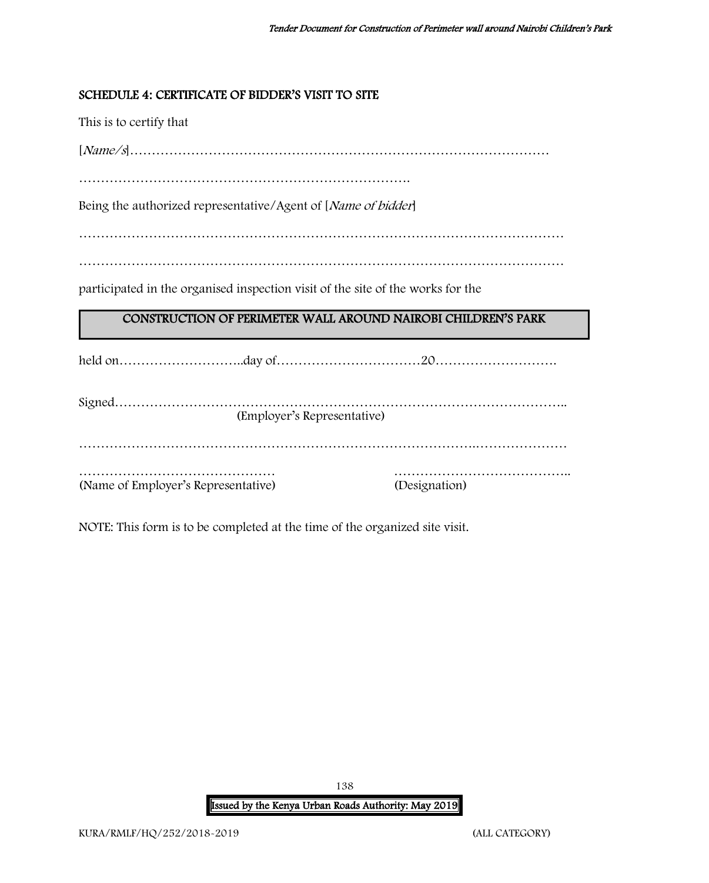## SCHEDULE 4: CERTIFICATE OF BIDDER'S VISIT TO SITE

This is to certify that

[*Name/s*]……………………………………………………………………………………

………………………………………………………………….

Being the authorized representative/Agent of [*Name of bidder*]

…………………………………………………………………………………………………

…………………………………………………………………………………………………

participated in the organised inspection visit of the site of the works for the

**CONSTRUCTION OF PERIMETER WALL AROUND NAIROBI CHILDREN'S PARK**

held on………………………..day of……………………………20……………………….

Signed………………………………………………………………………………………..
(Employer's Representative)

………………………………………………………………………………….…………………

……………………………………… (Name of Employer's Representative)

………………………………….. (Designation)

NOTE: This form is to be completed at the time of the organized site visit.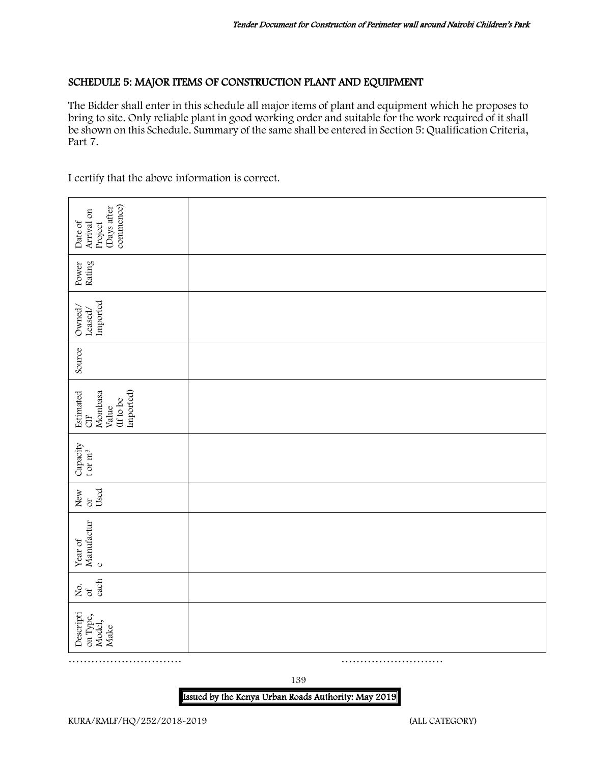## SCHEDULE 5: MAJOR ITEMS OF CONSTRUCTION PLANT AND EQUIPMENT

The Bidder shall enter in this schedule all major items of plant and equipment which he proposes to bring to site. Only reliable plant in good working order and suitable for the work required of it shall be shown on this Schedule. Summary of the same shall be entered in Section 5: Qualification Criteria, Part 7.

I certify that the above information is correct.

| Description Type, Model, Make | No. of each | Year of Manufacture | New or Used | Capacity t or $m^3$ | Estimated CIF Mombasa Value (If to be Imported) | Source | Owned/ Leased/ Imported | Power Rating | Date of Arrival on Project (Days after commence) |
|---|---|---|---|---|---|---|---|---|---|
| | | | | | | | | | |

………………………… ………………………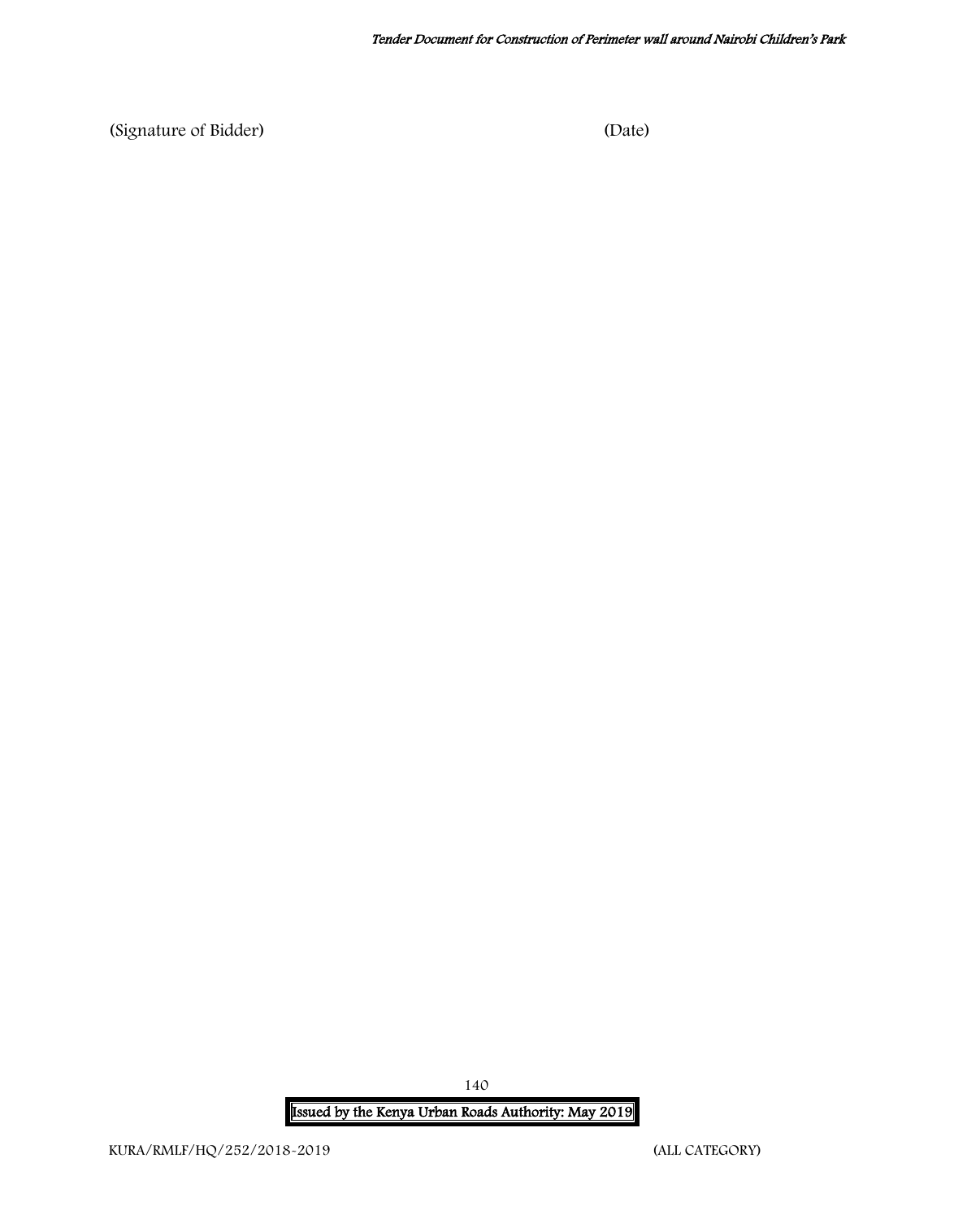(Signature of Bidder)                                                    (Date)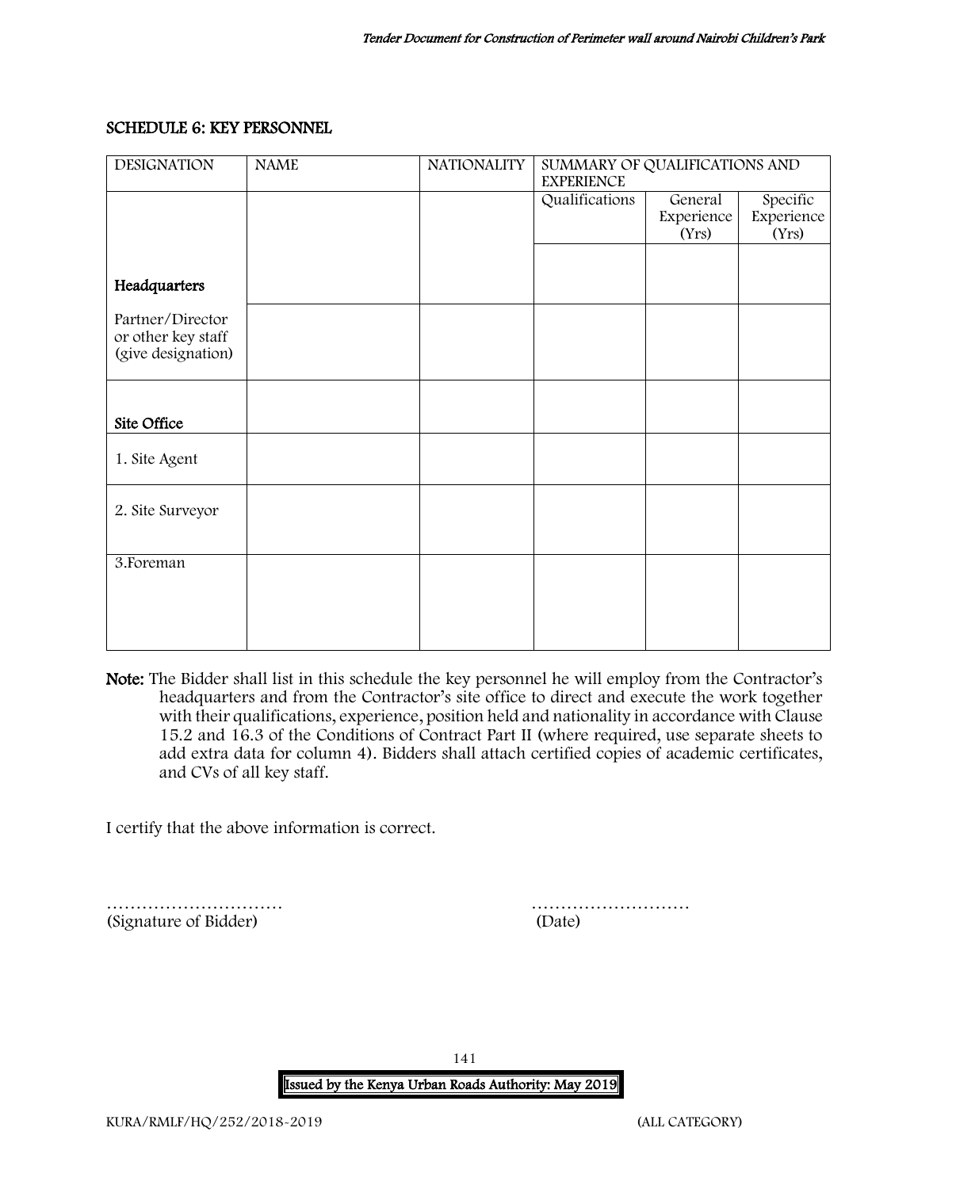## SCHEDULE 6: KEY PERSONNEL

| DESIGNATION | NAME | NATIONALITY | SUMMARY OF QUALIFICATIONS AND EXPERIENCE | | |
|---|---|---|---|---|---|
| | | | Qualifications | General Experience (Yrs) | Specific Experience (Yrs) |
| **Headquarters** | | | | | |
| Partner/Director or other key staff (give designation) | | | | | |
| **Site Office** | | | | | |
| 1. Site Agent | | | | | |
| 2. Site Surveyor | | | | | |
| 3.Foreman | | | | | |

**Note:** The Bidder shall list in this schedule the key personnel he will employ from the Contractor's headquarters and from the Contractor's site office to direct and execute the work together with their qualifications, experience, position held and nationality in accordance with Clause 15.2 and 16.3 of the Conditions of Contract Part II (where required, use separate sheets to add extra data for column 4). Bidders shall attach certified copies of academic certificates, and CVs of all key staff.

I certify that the above information is correct.

………………………… ………………………

(Signature of Bidder) (Date)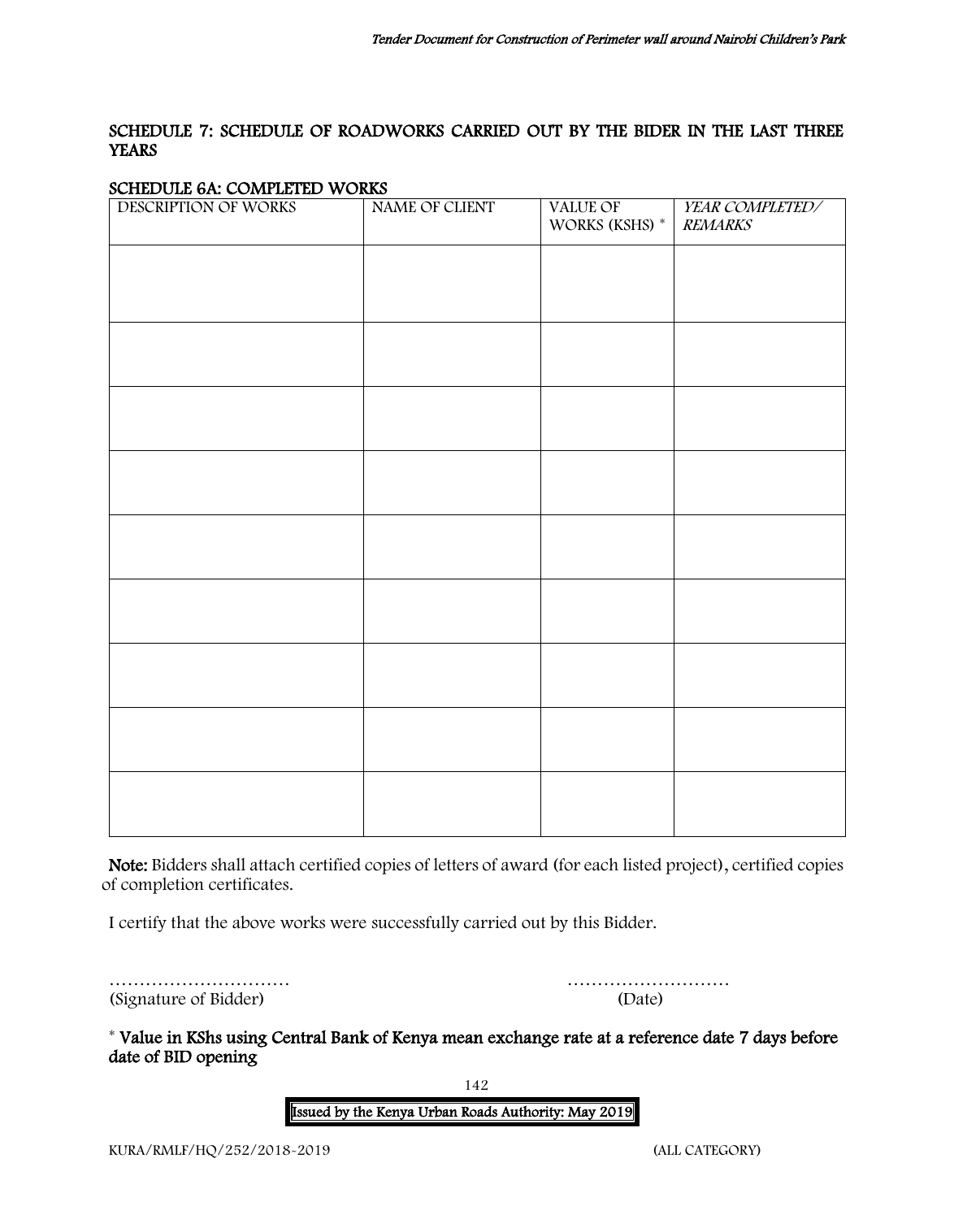## SCHEDULE 7: SCHEDULE OF ROADWORKS CARRIED OUT BY THE BIDER IN THE LAST THREE YEARS

### SCHEDULE 6A: COMPLETED WORKS

| DESCRIPTION OF WORKS | NAME OF CLIENT | VALUE OF WORKS (KSHS) * | *YEAR COMPLETED/ REMARKS* |
|---|---|---|---|
| | | | |
| | | | |
| | | | |
| | | | |
| | | | |
| | | | |
| | | | |
| | | | |
| | | | |

**Note:** Bidders shall attach certified copies of letters of award (for each listed project), certified copies of completion certificates.

I certify that the above works were successfully carried out by this Bidder.

………………………… ……………………… 
(Signature of Bidder) (Date)

**\* Value in KShs using Central Bank of Kenya mean exchange rate at a reference date 7 days before date of BID opening**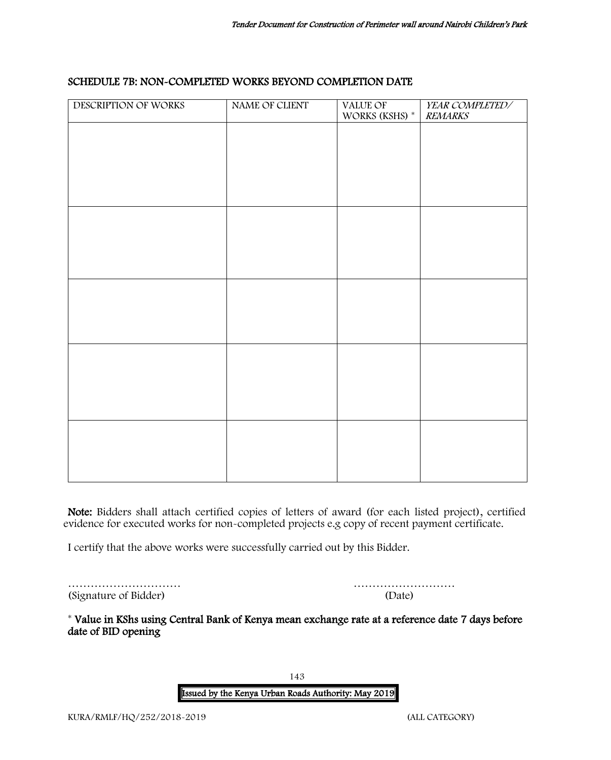## SCHEDULE 7B: NON-COMPLETED WORKS BEYOND COMPLETION DATE

| DESCRIPTION OF WORKS | NAME OF CLIENT | VALUE OF WORKS (KSHS) * | *YEAR COMPLETED/ REMARKS* |
|---|---|---|---|
| | | | |
| | | | |
| | | | |
| | | | |
| | | | |

**Note:** Bidders shall attach certified copies of letters of award (for each listed project), certified evidence for executed works for non-completed projects e.g copy of recent payment certificate.

I certify that the above works were successfully carried out by this Bidder.

………………………… ………………………

(Signature of Bidder) (Date)

* **Value in KShs using Central Bank of Kenya mean exchange rate at a reference date 7 days before date of BID opening**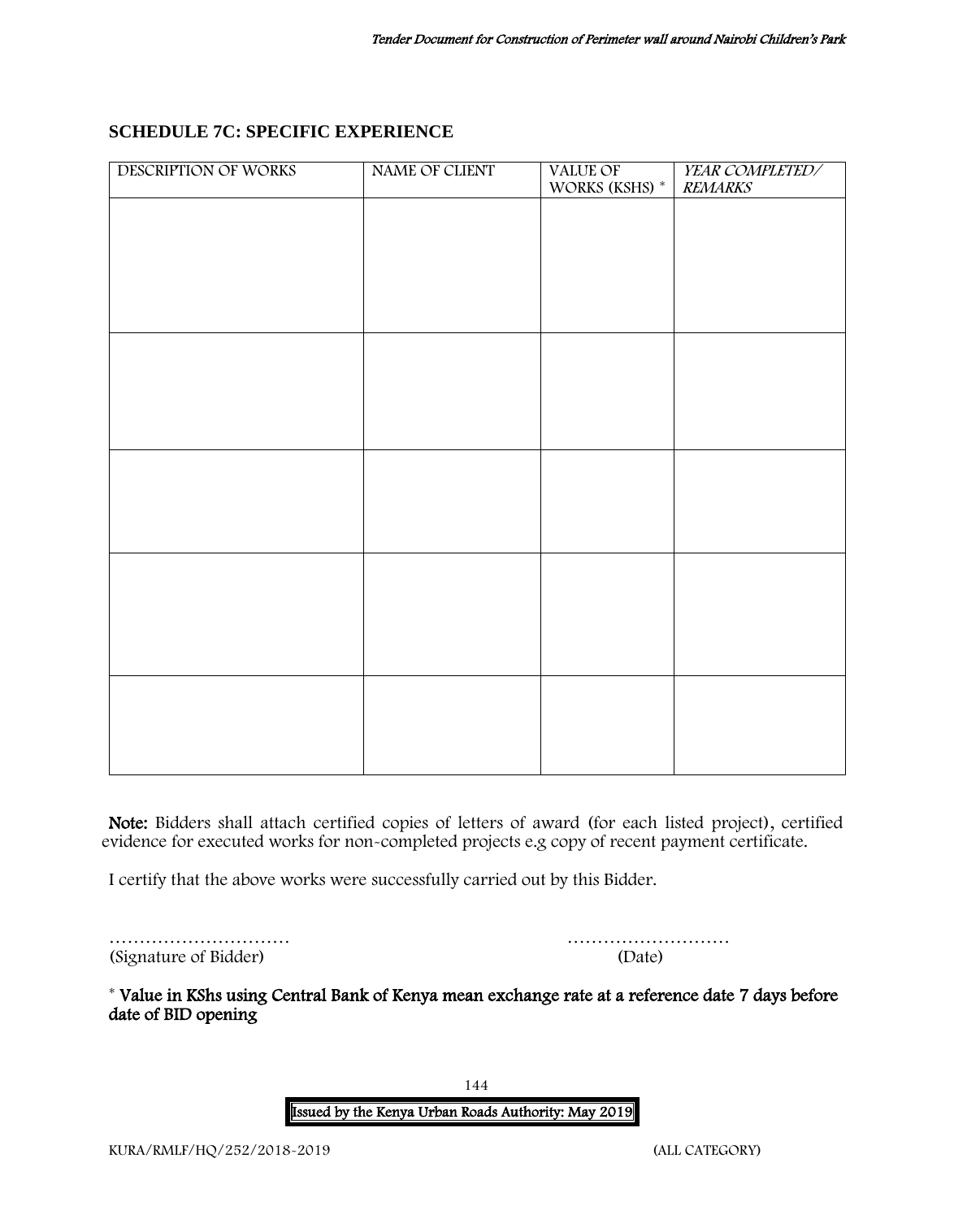## SCHEDULE 7C: SPECIFIC EXPERIENCE

| DESCRIPTION OF WORKS | NAME OF CLIENT | VALUE OF WORKS (KSHS) * | *YEAR COMPLETED/ REMARKS* |
|---|---|---|---|
| | | | |
| | | | |
| | | | |
| | | | |
| | | | |

**Note:** Bidders shall attach certified copies of letters of award (for each listed project), certified evidence for executed works for non-completed projects e.g copy of recent payment certificate.

I certify that the above works were successfully carried out by this Bidder.

………………………… ………………………
(Signature of Bidder) (Date)

\* **Value in KShs using Central Bank of Kenya mean exchange rate at a reference date 7 days before date of BID opening**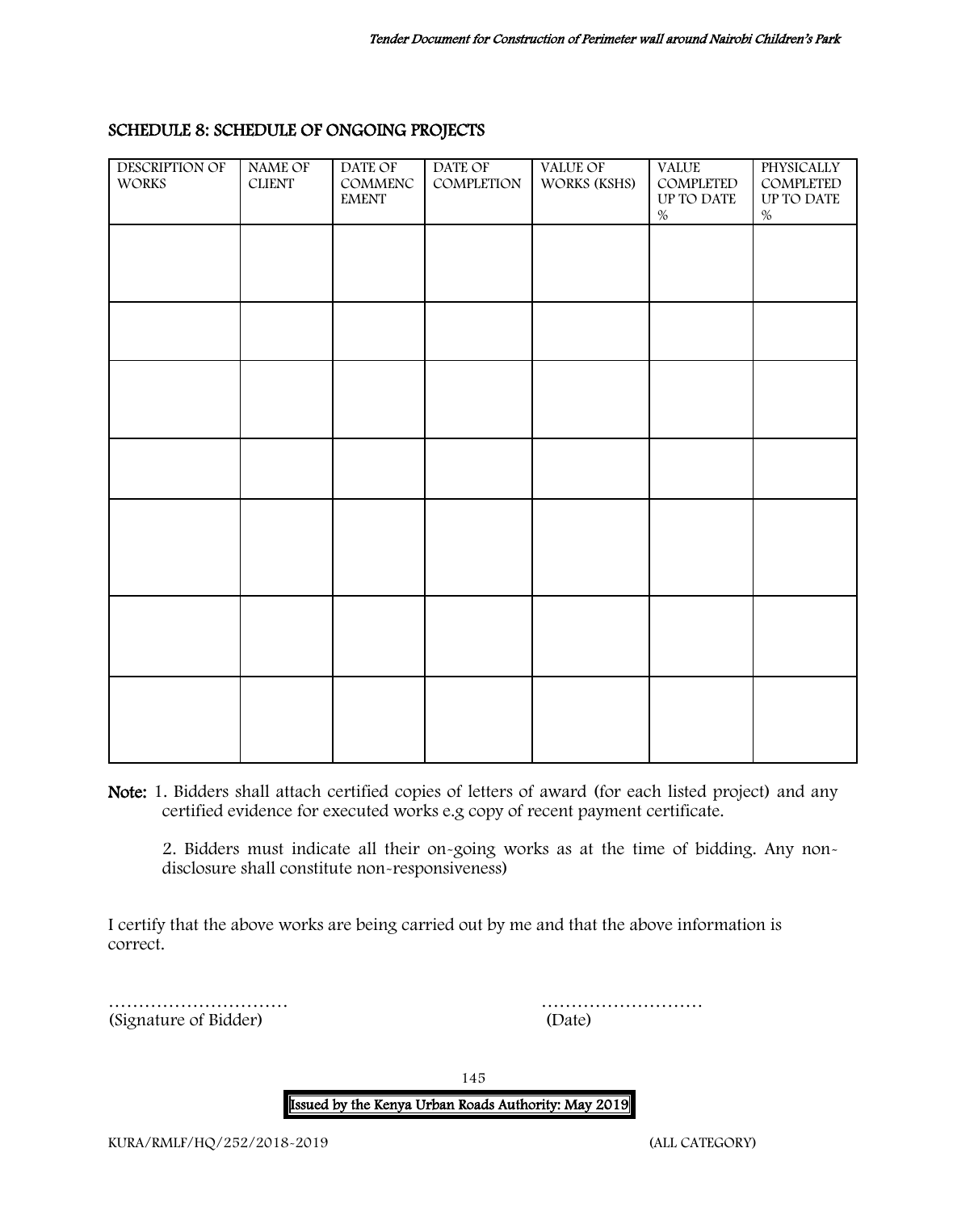## SCHEDULE 8: SCHEDULE OF ONGOING PROJECTS

| DESCRIPTION OF WORKS | NAME OF CLIENT | DATE OF COMMENCEMENT | DATE OF COMPLETION | VALUE OF WORKS (KSHS) | VALUE COMPLETED UP TO DATE % | PHYSICALLY COMPLETED UP TO DATE % |
|---|---|---|---|---|---|---|
| | | | | | | |
| | | | | | | |
| | | | | | | |
| | | | | | | |
| | | | | | | |
| | | | | | | |
| | | | | | | |

**Note:** 1. Bidders shall attach certified copies of letters of award (for each listed project) and any certified evidence for executed works e.g copy of recent payment certificate.

2. Bidders must indicate all their on-going works as at the time of bidding. Any non-disclosure shall constitute non-responsiveness)

I certify that the above works are being carried out by me and that the above information is correct.

…………………………  
(Signature of Bidder)

………………………  
(Date)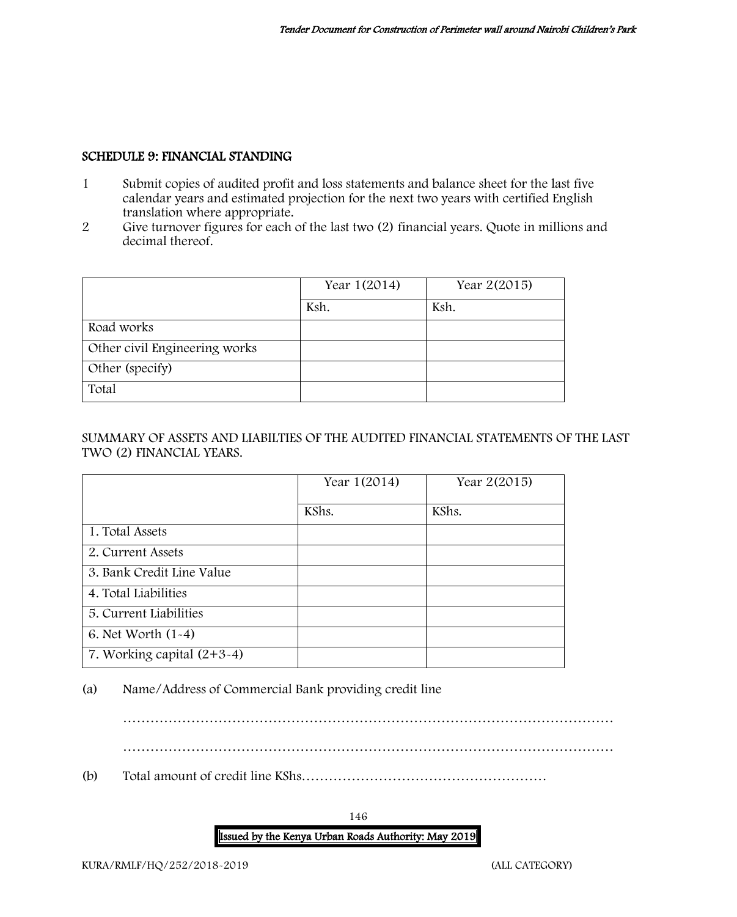## SCHEDULE 9: FINANCIAL STANDING

1. Submit copies of audited profit and loss statements and balance sheet for the last five calendar years and estimated projection for the next two years with certified English translation where appropriate.
2. Give turnover figures for each of the last two (2) financial years. Quote in millions and decimal thereof.

| | Year 1(2014) | Year 2(2015) |
|---|---|---|
| | Ksh. | Ksh. |
| Road works | | |
| Other civil Engineering works | | |
| Other (specify) | | |
| Total | | |

SUMMARY OF ASSETS AND LIABILTIES OF THE AUDITED FINANCIAL STATEMENTS OF THE LAST TWO (2) FINANCIAL YEARS.

| | Year 1(2014) | Year 2(2015) |
|---|---|---|
| | KShs. | KShs. |
| 1. Total Assets | | |
| 2. Current Assets | | |
| 3. Bank Credit Line Value | | |
| 4. Total Liabilities | | |
| 5. Current Liabilities | | |
| 6. Net Worth (1-4) | | |
| 7. Working capital (2+3-4) | | |

(a) Name/Address of Commercial Bank providing credit line

…………………………………………………………………………………………………

…………………………………………………………………………………………………

(b) Total amount of credit line KShs………………………………………………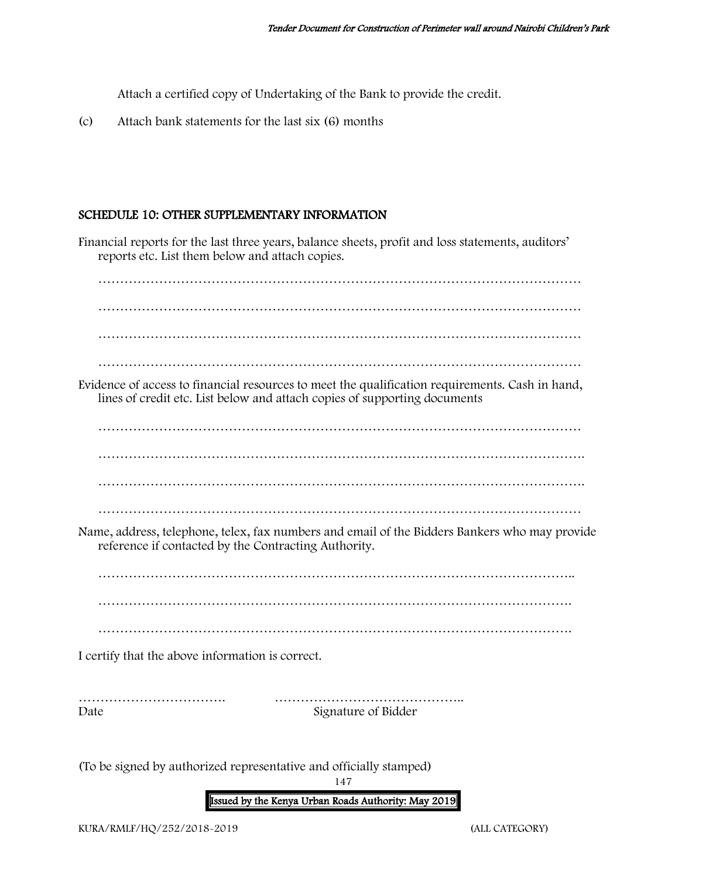Attach a certified copy of Undertaking of the Bank to provide the credit.

(c) Attach bank statements for the last six (6) months

## SCHEDULE 10: OTHER SUPPLEMENTARY INFORMATION

Financial reports for the last three years, balance sheets, profit and loss statements, auditors' reports etc. List them below and attach copies.

…………………………………………………………………………………………………

…………………………………………………………………………………………………

…………………………………………………………………………………………………

…………………………………………………………………………………………………

Evidence of access to financial resources to meet the qualification requirements. Cash in hand, lines of credit etc. List below and attach copies of supporting documents

…………………………………………………………………………………………………

………………………………………………………………………………………………….

………………………………………………………………………………………………….

…………………………………………………………………………………………………

Name, address, telephone, telex, fax numbers and email of the Bidders Bankers who may provide reference if contacted by the Contracting Authority.

………………………………………………………………………………………………..

……………………………………………………………………………………………….

……………………………………………………………………………………………….

I certify that the above information is correct.

……………………………. ……………………………………..

Date Signature of Bidder

(To be signed by authorized representative and officially stamped)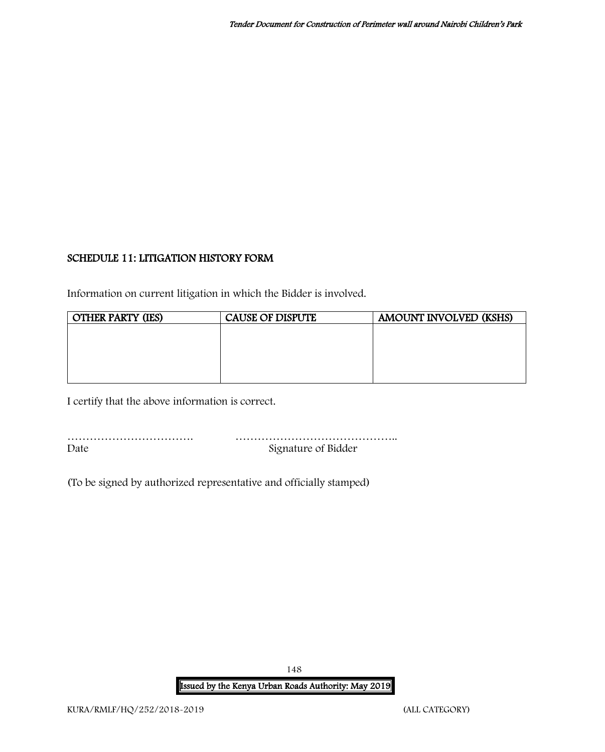## SCHEDULE 11: LITIGATION HISTORY FORM

Information on current litigation in which the Bidder is involved.

| OTHER PARTY (IES) | CAUSE OF DISPUTE | AMOUNT INVOLVED (KSHS) |
|---|---|---|
| | | |

I certify that the above information is correct.

……………………………. ……………………………………..
Date Signature of Bidder

(To be signed by authorized representative and officially stamped)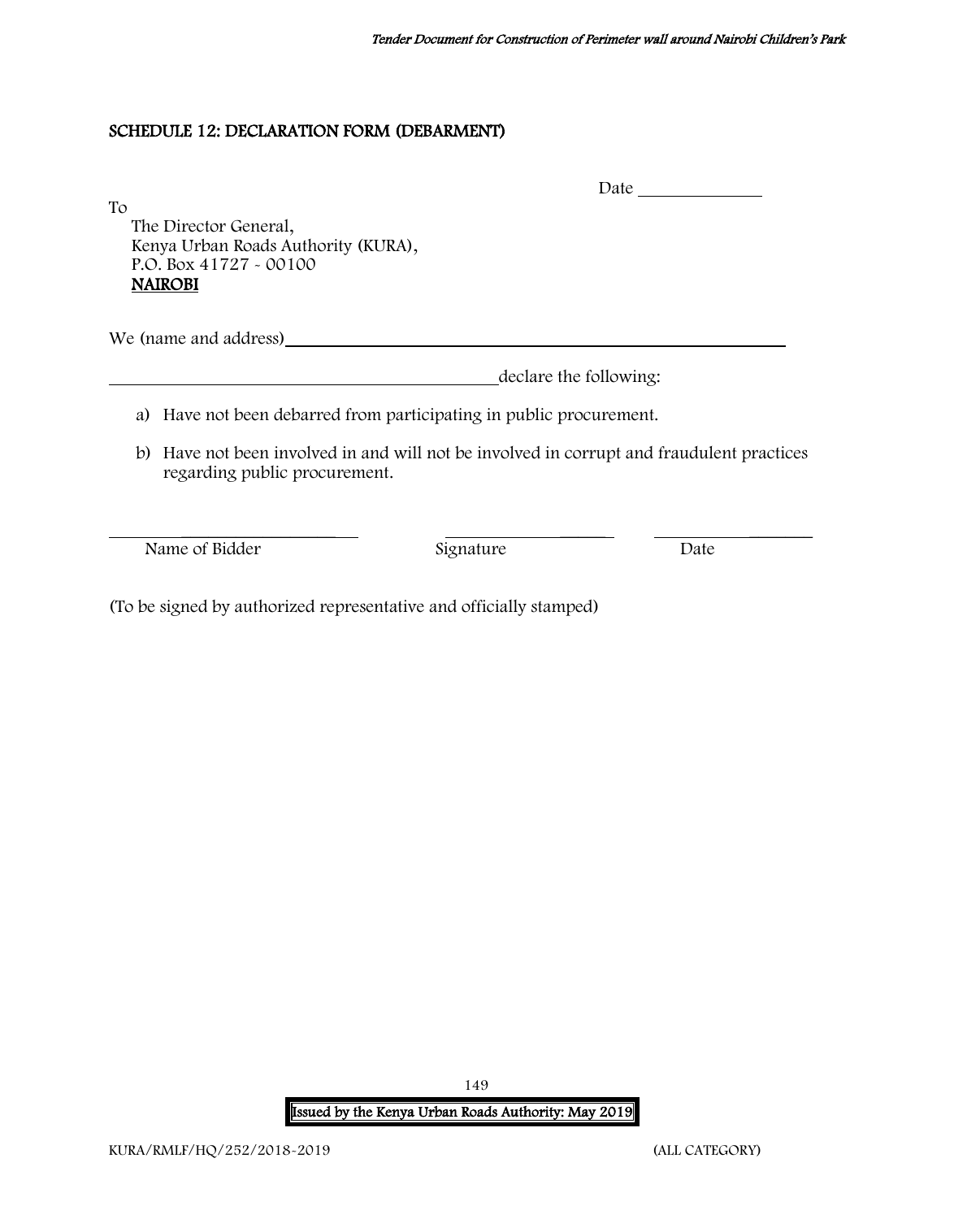## SCHEDULE 12: DECLARATION FORM (DEBARMENT)

Date ______________

To

The Director General,
Kenya Urban Roads Authority (KURA),
P.O. Box 41727 - 00100
**NAIROBI**

We (name and address)____________________________________________________________

____________________________________________declare the following:

a) Have not been debarred from participating in public procurement.

b) Have not been involved in and will not be involved in corrupt and fraudulent practices regarding public procurement.

| ____________________________ | ____________________ | ____________________ |
|---|---|---|
| Name of Bidder | Signature | Date |

(To be signed by authorized representative and officially stamped)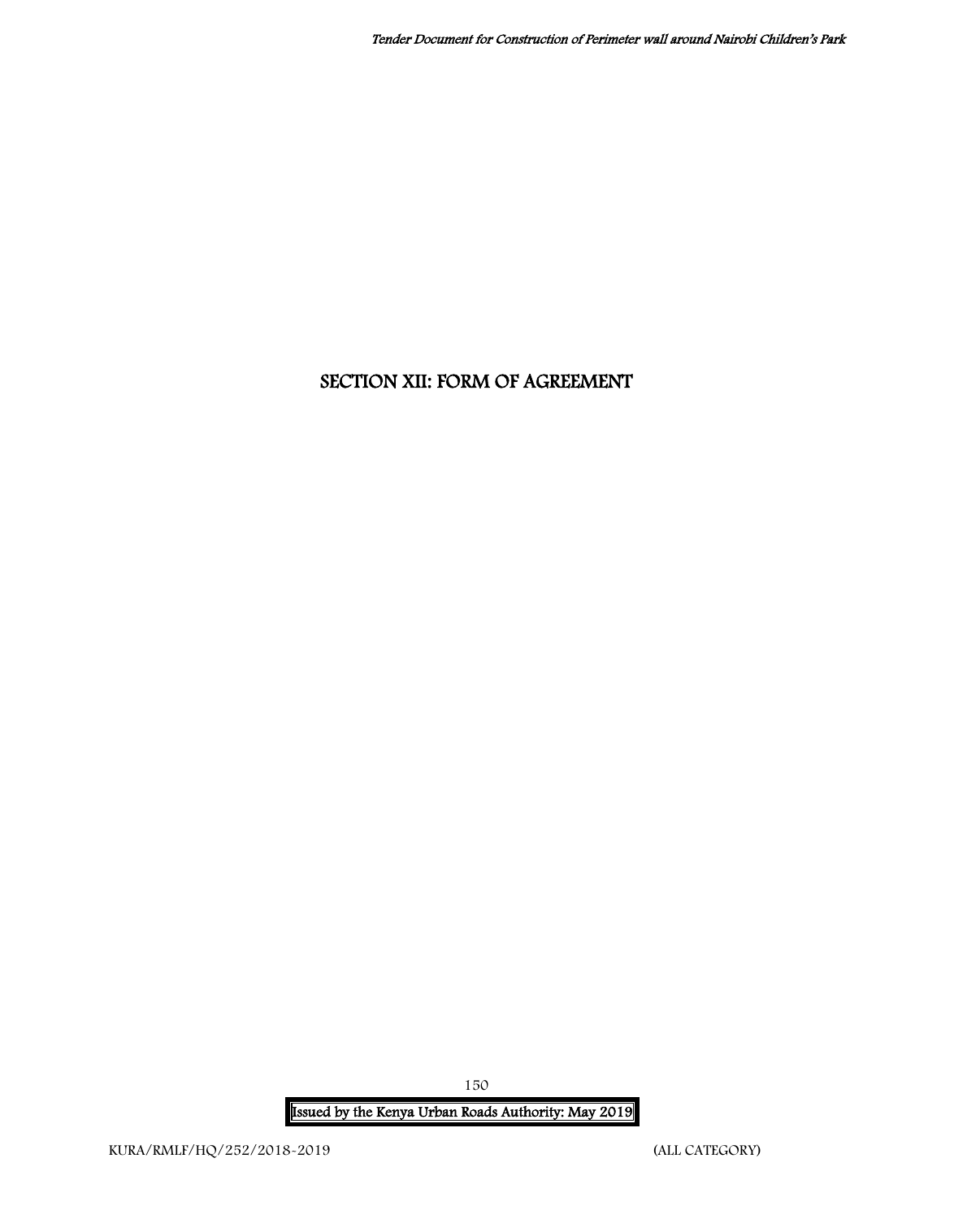# SECTION XII: FORM OF AGREEMENT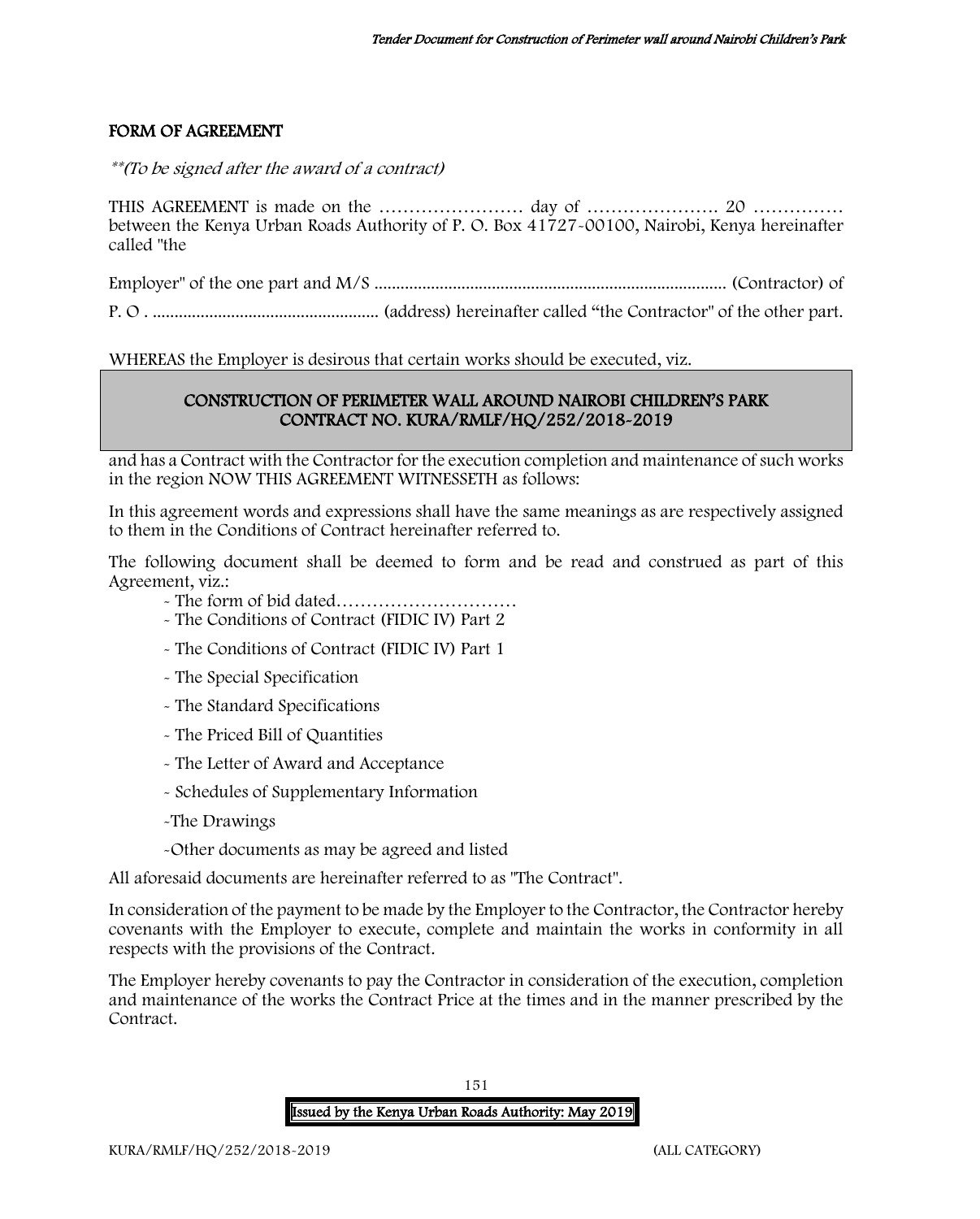## FORM OF AGREEMENT

*\*\*(To be signed after the award of a contract)*

THIS AGREEMENT is made on the …………………… day of …………………. 20 …………… between the Kenya Urban Roads Authority of P. O. Box 41727-00100, Nairobi, Kenya hereinafter called "the

Employer" of the one part and M/S ................................................................................ (Contractor) of

P. O . .................................................... (address) hereinafter called "the Contractor" of the other part.

WHEREAS the Employer is desirous that certain works should be executed, viz.

**CONSTRUCTION OF PERIMETER WALL AROUND NAIROBI CHILDREN'S PARK**
**CONTRACT NO. KURA/RMLF/HQ/252/2018-2019**

and has a Contract with the Contractor for the execution completion and maintenance of such works in the region NOW THIS AGREEMENT WITNESSETH as follows:

In this agreement words and expressions shall have the same meanings as are respectively assigned to them in the Conditions of Contract hereinafter referred to.

The following document shall be deemed to form and be read and construed as part of this Agreement, viz.:

- The form of bid dated…………………………
- The Conditions of Contract (FIDIC IV) Part 2
- The Conditions of Contract (FIDIC IV) Part 1
- The Special Specification
- The Standard Specifications
- The Priced Bill of Quantities
- The Letter of Award and Acceptance
- Schedules of Supplementary Information
- The Drawings
- Other documents as may be agreed and listed

All aforesaid documents are hereinafter referred to as "The Contract".

In consideration of the payment to be made by the Employer to the Contractor, the Contractor hereby covenants with the Employer to execute, complete and maintain the works in conformity in all respects with the provisions of the Contract.

The Employer hereby covenants to pay the Contractor in consideration of the execution, completion and maintenance of the works the Contract Price at the times and in the manner prescribed by the Contract.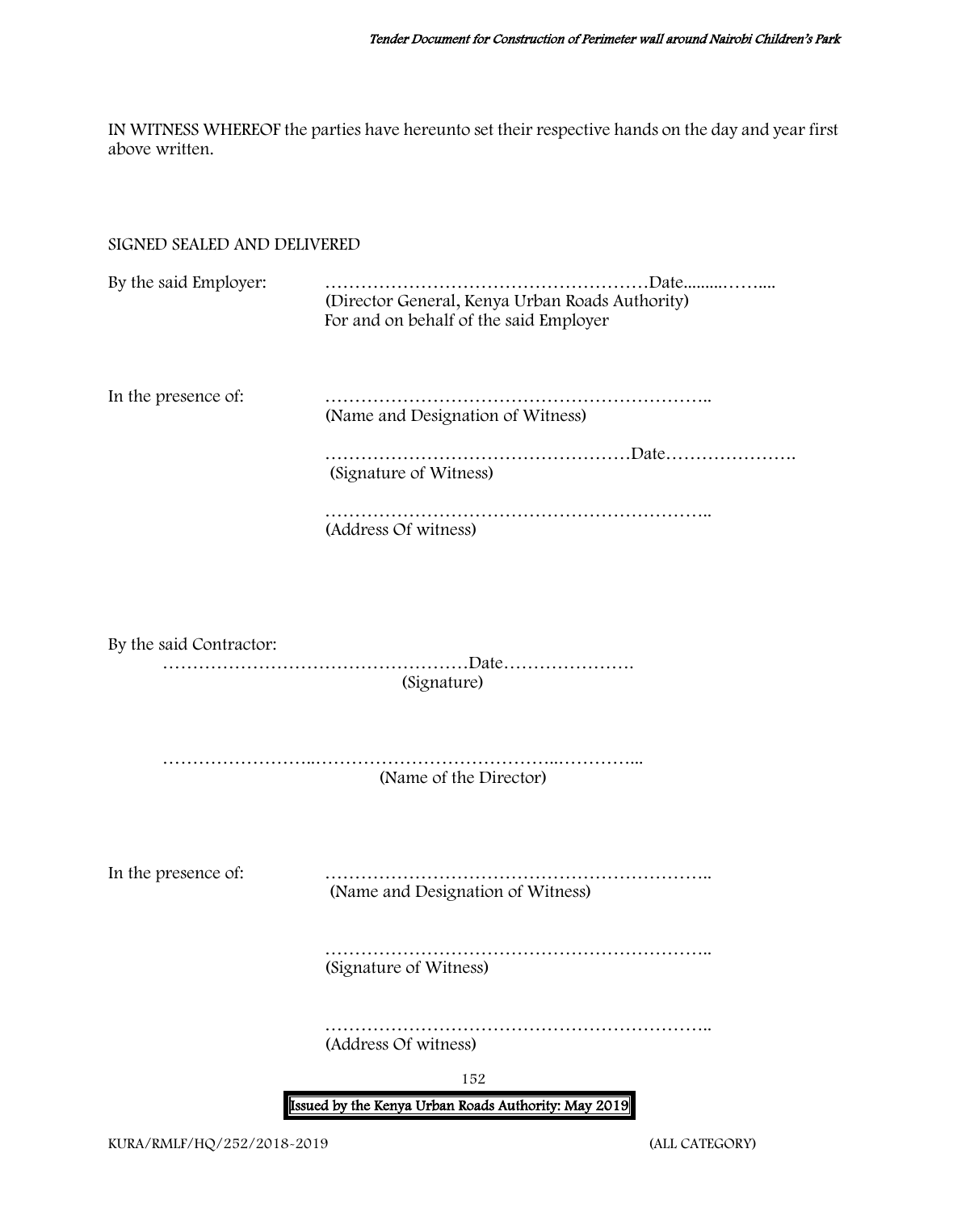IN WITNESS WHEREOF the parties have hereunto set their respective hands on the day and year first above written.

SIGNED SEALED AND DELIVERED

By the said Employer: ………………………………………………Date.........…….... (Director General, Kenya Urban Roads Authority) For and on behalf of the said Employer

In the presence of: ……………………………………………………….. (Name and Designation of Witness)

…………………………………………… Date…………………. (Signature of Witness)

……………………………………………………….. (Address Of witness)

By the said Contractor:

……………………………………………Date…………………. (Signature)

…………………..………………………………..………….. (Name of the Director)

In the presence of: ……………………………………………………….. (Name and Designation of Witness)

……………………………………………………….. (Signature of Witness)

……………………………………………………….. (Address Of witness)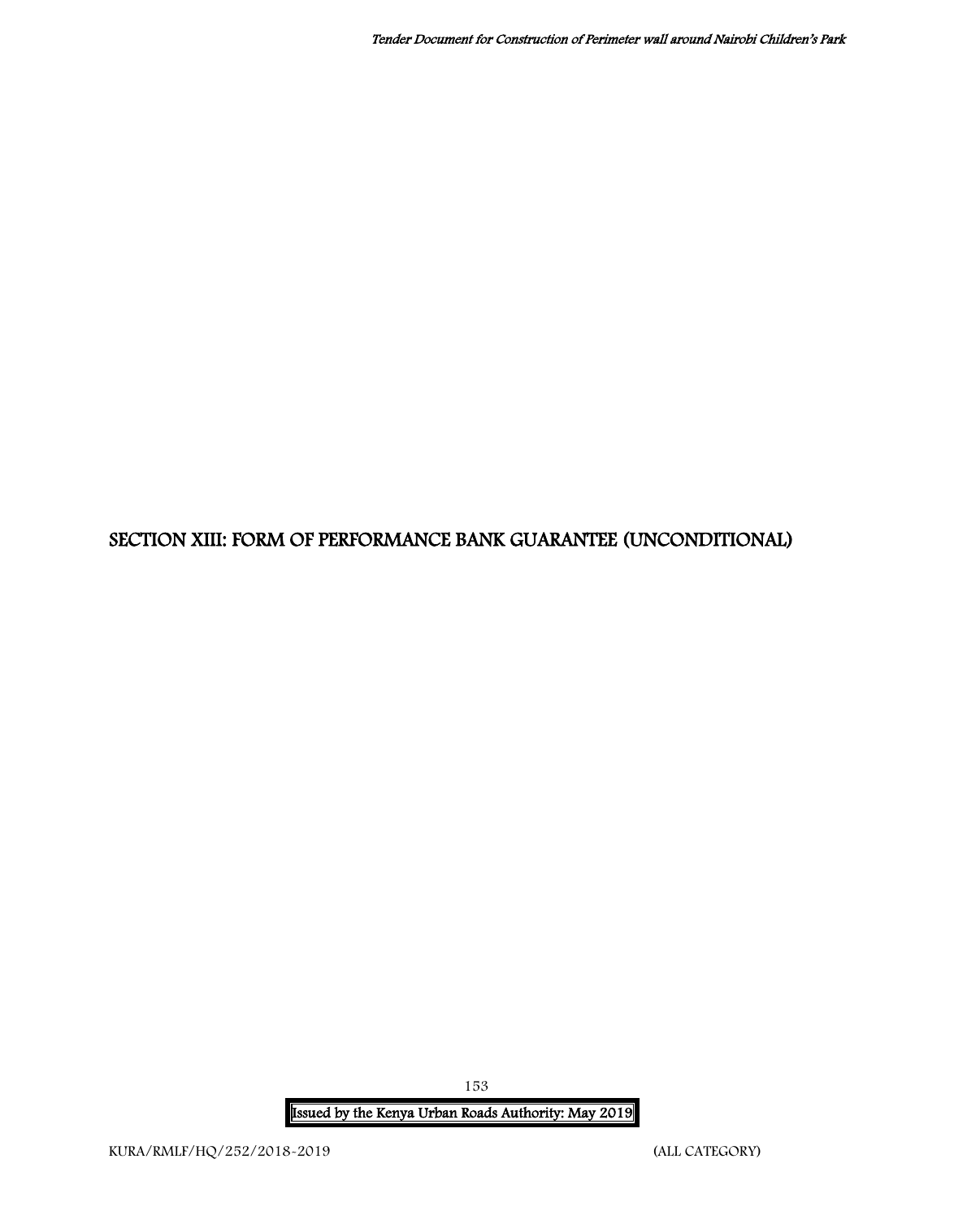# SECTION XIII: FORM OF PERFORMANCE BANK GUARANTEE (UNCONDITIONAL)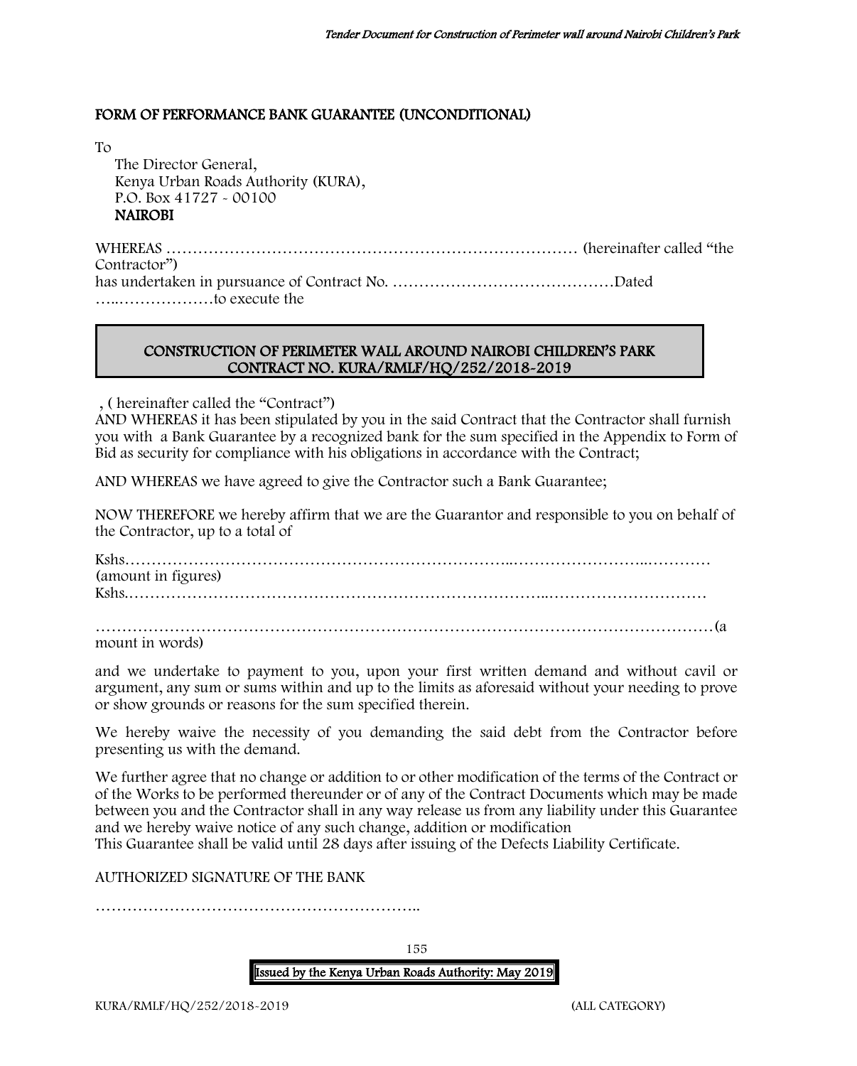## FORM OF PERFORMANCE BANK GUARANTEE (UNCONDITIONAL)

To

The Director General,
Kenya Urban Roads Authority (KURA),
P.O. Box 41727 - 00100
**NAIROBI**

WHEREAS …………………………………………………………………… (hereinafter called "the Contractor")
has undertaken in pursuance of Contract No. ……………………………………Dated …..………………to execute the

**CONSTRUCTION OF PERIMETER WALL AROUND NAIROBI CHILDREN'S PARK
CONTRACT NO. KURA/RMLF/HQ/252/2018-2019**

, ( hereinafter called the "Contract")
AND WHEREAS it has been stipulated by you in the said Contract that the Contractor shall furnish you with a Bank Guarantee by a recognized bank for the sum specified in the Appendix to Form of Bid as security for compliance with his obligations in accordance with the Contract;

AND WHEREAS we have agreed to give the Contractor such a Bank Guarantee;

NOW THEREFORE we hereby affirm that we are the Guarantor and responsible to you on behalf of the Contractor, up to a total of

Kshs……………………………………………………………..…………………..…………
(amount in figures)
Kshs.……………………………………………………………………..…………………………

……………………………………………………………………………………………………(amount in words)

and we undertake to payment to you, upon your first written demand and without cavil or argument, any sum or sums within and up to the limits as aforesaid without your needing to prove or show grounds or reasons for the sum specified therein.

We hereby waive the necessity of you demanding the said debt from the Contractor before presenting us with the demand.

We further agree that no change or addition to or other modification of the terms of the Contract or of the Works to be performed thereunder or of any of the Contract Documents which may be made between you and the Contractor shall in any way release us from any liability under this Guarantee and we hereby waive notice of any such change, addition or modification
This Guarantee shall be valid until 28 days after issuing of the Defects Liability Certificate.

AUTHORIZED SIGNATURE OF THE BANK

……………………………………………………..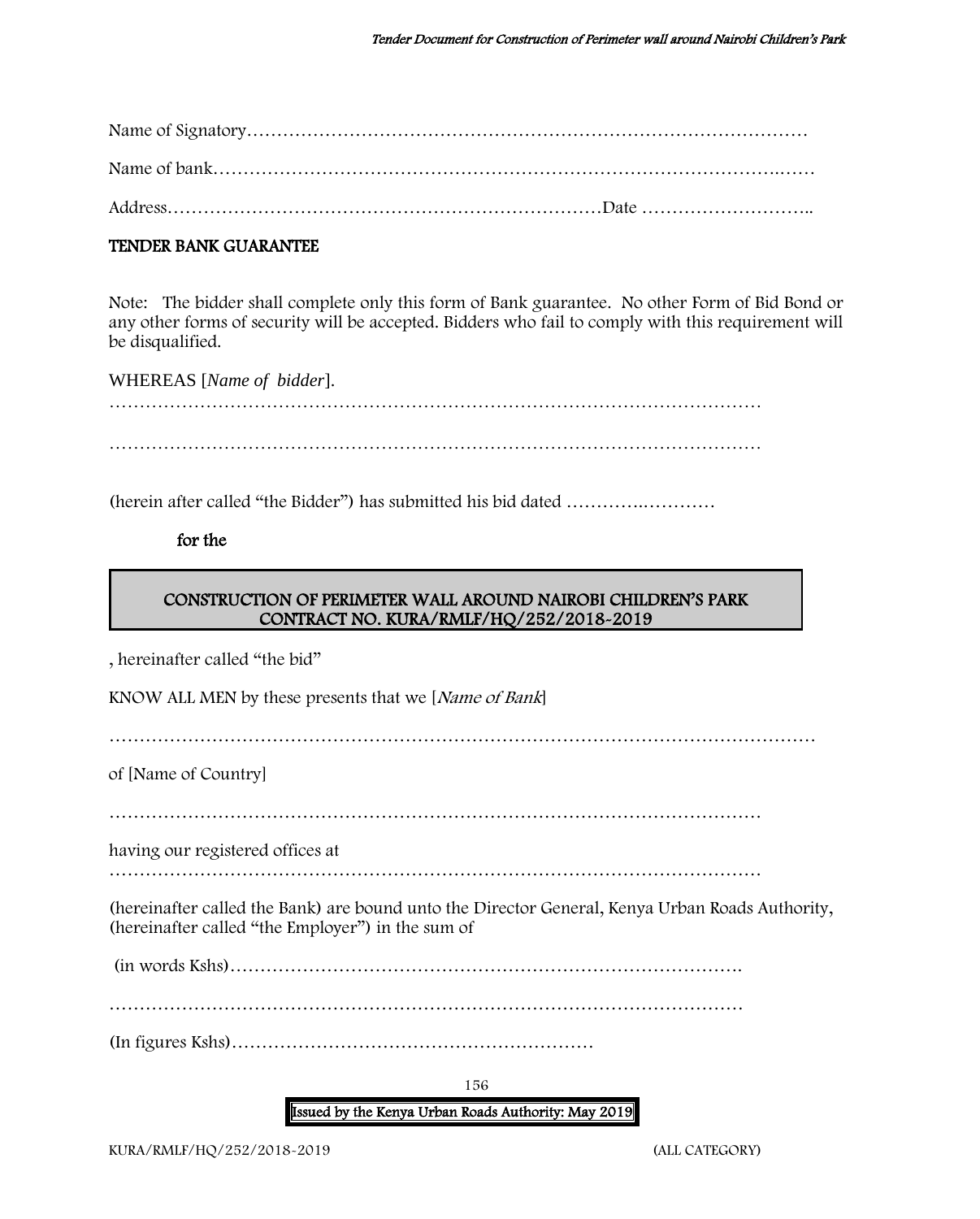Name of Signatory……………………………………………………………………………………

Name of bank……………………………………………………………………………………

Address………………………………………………………………Date ………………………..

**TENDER BANK GUARANTEE**

Note: The bidder shall complete only this form of Bank guarantee. No other Form of Bid Bond or any other forms of security will be accepted. Bidders who fail to comply with this requirement will be disqualified.

WHEREAS [*Name of bidder*].

……………………………………………………………………………………………

……………………………………………………………………………………………

(herein after called "the Bidder") has submitted his bid dated ………….…………

**for the**

| **CONSTRUCTION OF PERIMETER WALL AROUND NAIROBI CHILDREN'S PARK** **CONTRACT NO. KURA/RMLF/HQ/252/2018-2019** |
|---|

, hereinafter called "the bid"

KNOW ALL MEN by these presents that we [*Name of Bank*]

……………………………………………………………………………………………………

of [Name of Country]

……………………………………………………………………………………………

having our registered offices at

……………………………………………………………………………………………

(hereinafter called the Bank) are bound unto the Director General, Kenya Urban Roads Authority, (hereinafter called "the Employer") in the sum of

(in words Kshs)……………………………………………………………………….

…………………………………………………………………………………………

(In figures Kshs)……………………………………………………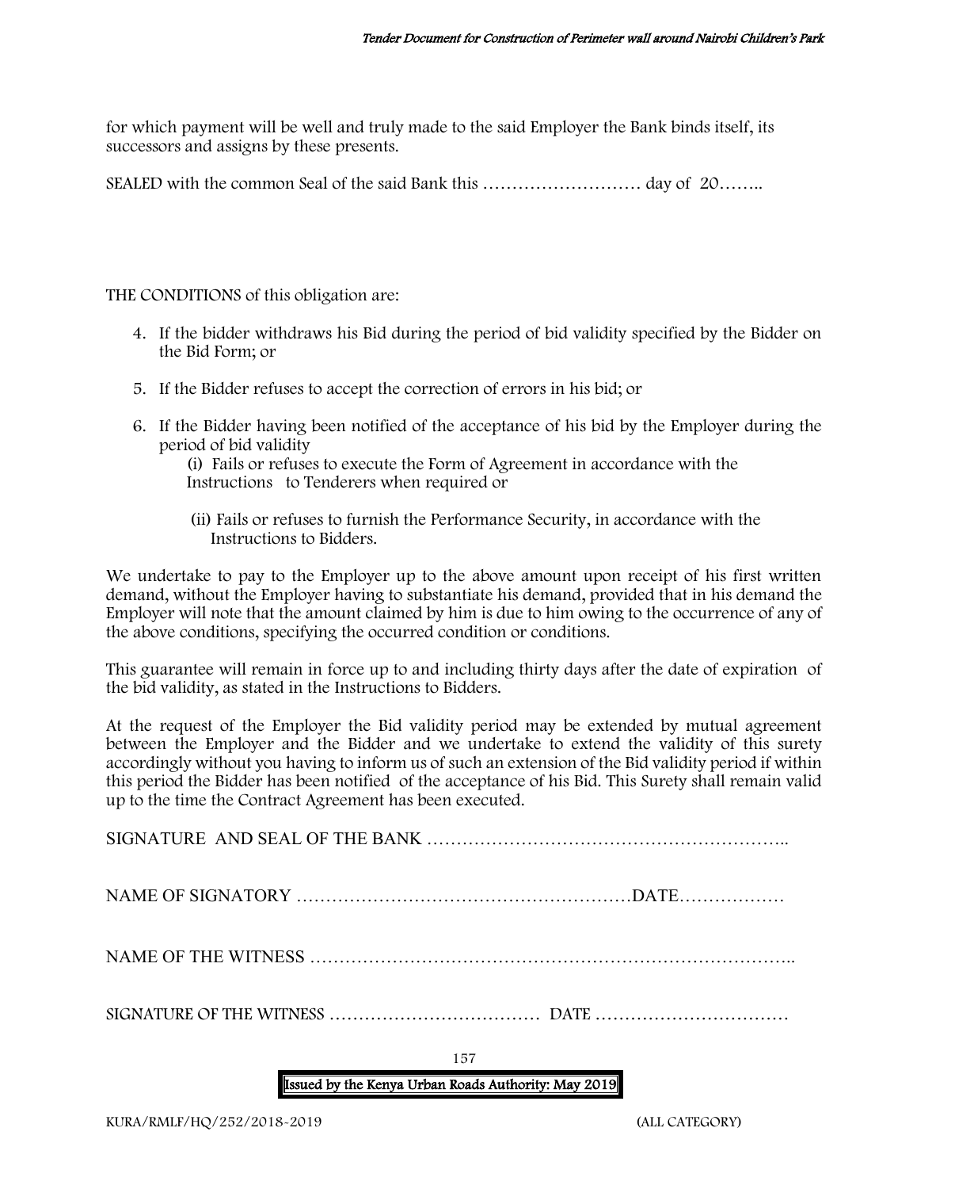for which payment will be well and truly made to the said Employer the Bank binds itself, its successors and assigns by these presents.

SEALED with the common Seal of the said Bank this ……………………… day of 20……..

THE CONDITIONS of this obligation are:

4. If the bidder withdraws his Bid during the period of bid validity specified by the Bidder on the Bid Form; or
5. If the Bidder refuses to accept the correction of errors in his bid; or
6. If the Bidder having been notified of the acceptance of his bid by the Employer during the period of bid validity

   (i) Fails or refuses to execute the Form of Agreement in accordance with the Instructions to Tenderers when required or

   (ii) Fails or refuses to furnish the Performance Security, in accordance with the Instructions to Bidders.

We undertake to pay to the Employer up to the above amount upon receipt of his first written demand, without the Employer having to substantiate his demand, provided that in his demand the Employer will note that the amount claimed by him is due to him owing to the occurrence of any of the above conditions, specifying the occurred condition or conditions.

This guarantee will remain in force up to and including thirty days after the date of expiration of the bid validity, as stated in the Instructions to Bidders.

At the request of the Employer the Bid validity period may be extended by mutual agreement between the Employer and the Bidder and we undertake to extend the validity of this surety accordingly without you having to inform us of such an extension of the Bid validity period if within this period the Bidder has been notified of the acceptance of his Bid. This Surety shall remain valid up to the time the Contract Agreement has been executed.

SIGNATURE AND SEAL OF THE BANK ……………………………………………………..

NAME OF SIGNATORY …………………………………………………DATE………………

NAME OF THE WITNESS ………………………………………………………………………..

SIGNATURE OF THE WITNESS ……………………………… DATE ……………………………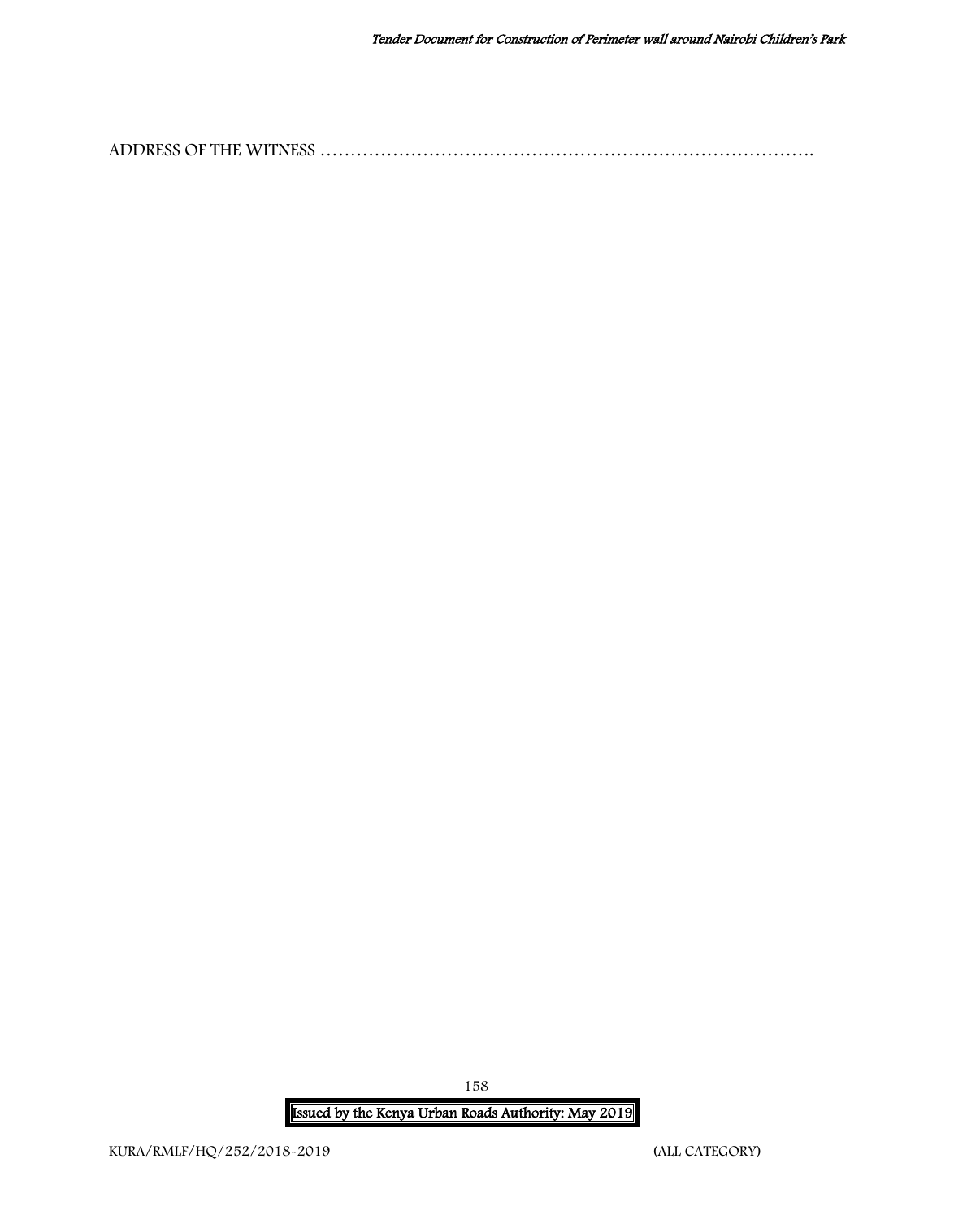ADDRESS OF THE WITNESS ……………………………………………………………………….